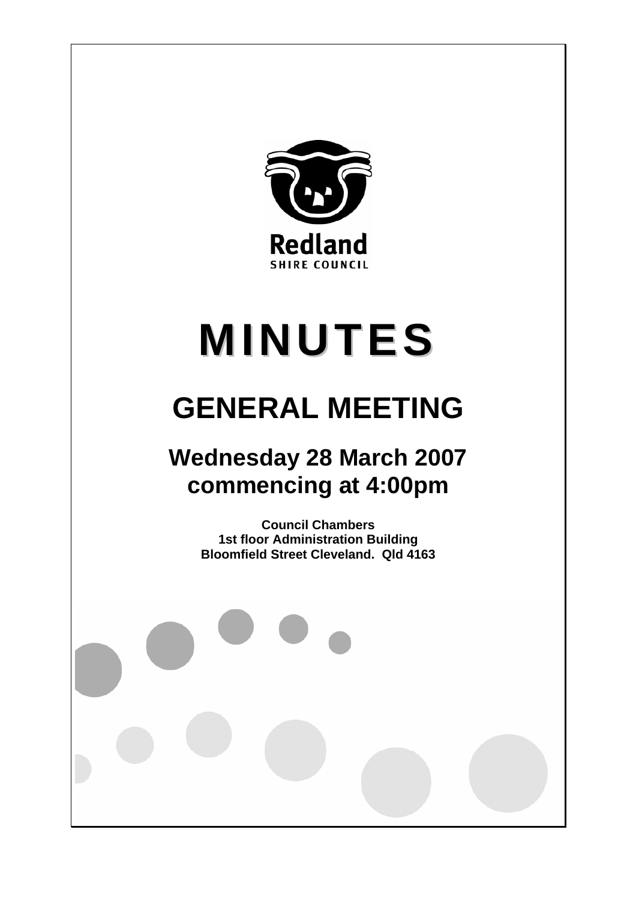Redland

SHIRE COUNCIL

# MINUTES

# GENERAL MEETING

## Wednesday 28 March 2007 commencing at 4:00pm

**Council Chambers**
**1st floor Administration Building**
**Bloomfield Street Cleveland. Qld 4163**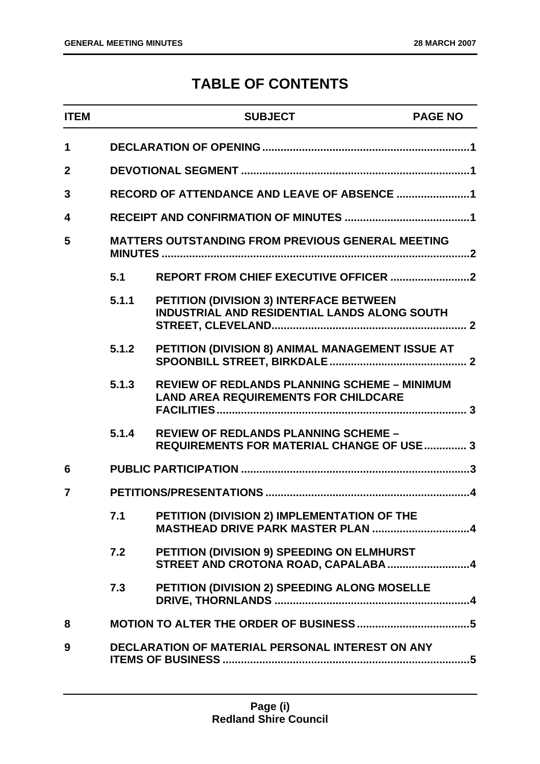# TABLE OF CONTENTS

| ITEM | | SUBJECT | PAGE NO |
|---|---|---|---|
| 1 | | DECLARATION OF OPENING | 1 |
| 2 | | DEVOTIONAL SEGMENT | 1 |
| 3 | | RECORD OF ATTENDANCE AND LEAVE OF ABSENCE | 1 |
| 4 | | RECEIPT AND CONFIRMATION OF MINUTES | 1 |
| 5 | | MATTERS OUTSTANDING FROM PREVIOUS GENERAL MEETING MINUTES | 2 |
| | 5.1 | REPORT FROM CHIEF EXECUTIVE OFFICER | 2 |
| | 5.1.1 | PETITION (DIVISION 3) INTERFACE BETWEEN INDUSTRIAL AND RESIDENTIAL LANDS ALONG SOUTH STREET, CLEVELAND | 2 |
| | 5.1.2 | PETITION (DIVISION 8) ANIMAL MANAGEMENT ISSUE AT SPOONBILL STREET, BIRKDALE | 2 |
| | 5.1.3 | REVIEW OF REDLANDS PLANNING SCHEME – MINIMUM LAND AREA REQUIREMENTS FOR CHILDCARE FACILITIES | 3 |
| | 5.1.4 | REVIEW OF REDLANDS PLANNING SCHEME – REQUIREMENTS FOR MATERIAL CHANGE OF USE | 3 |
| 6 | | PUBLIC PARTICIPATION | 3 |
| 7 | | PETITIONS/PRESENTATIONS | 4 |
| | 7.1 | PETITION (DIVISION 2) IMPLEMENTATION OF THE MASTHEAD DRIVE PARK MASTER PLAN | 4 |
| | 7.2 | PETITION (DIVISION 9) SPEEDING ON ELMHURST STREET AND CROTONA ROAD, CAPALABA | 4 |
| | 7.3 | PETITION (DIVISION 2) SPEEDING ALONG MOSELLE DRIVE, THORNLANDS | 4 |
| 8 | | MOTION TO ALTER THE ORDER OF BUSINESS | 5 |
| 9 | | DECLARATION OF MATERIAL PERSONAL INTEREST ON ANY ITEMS OF BUSINESS | 5 |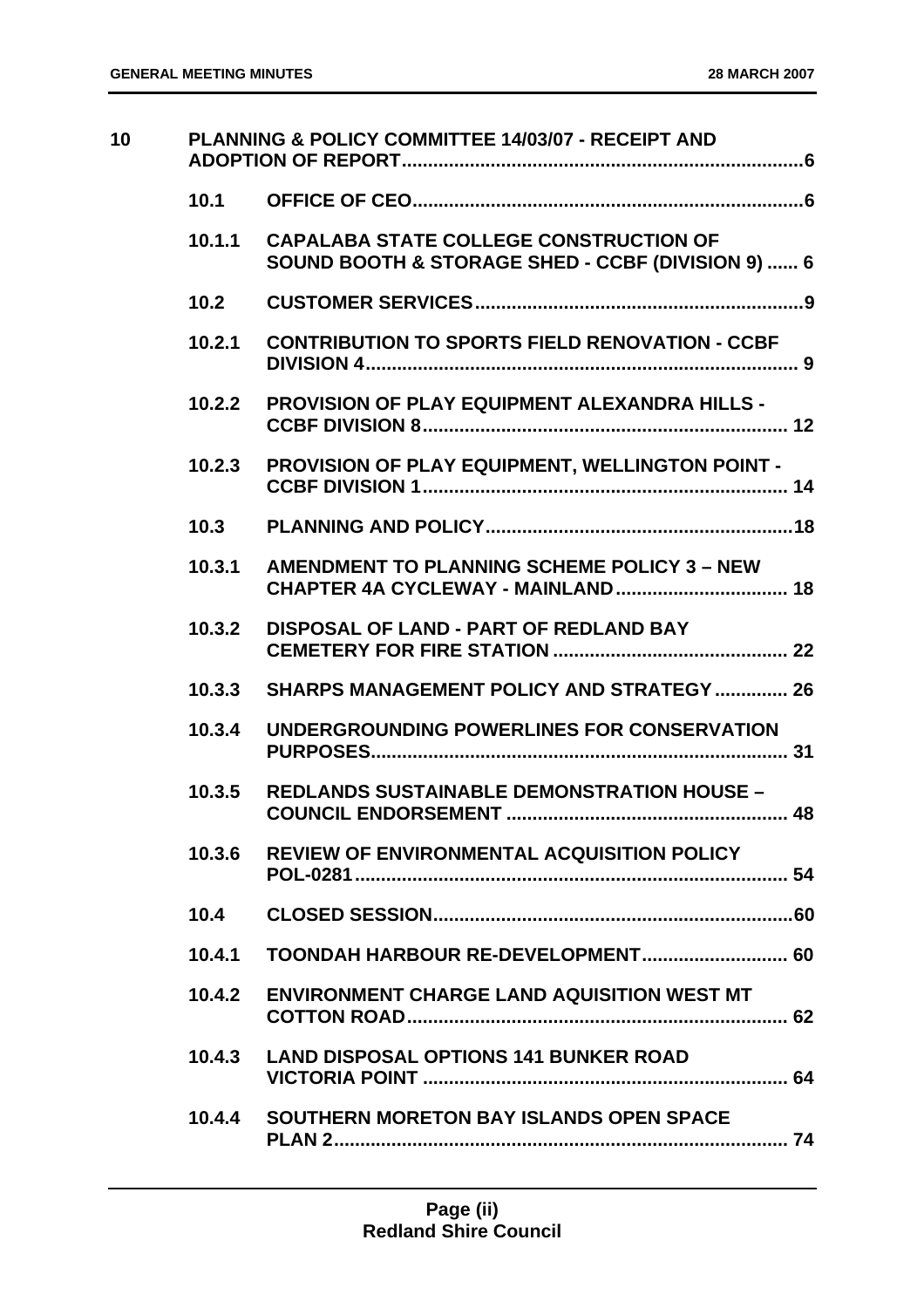| | | | |
|---|---|---|---|
| **10** | **PLANNING & POLICY COMMITTEE 14/03/07 - RECEIPT AND ADOPTION OF REPORT** | | **6** |
| | **10.1** | **OFFICE OF CEO** | **6** |
| | **10.1.1** | **CAPALABA STATE COLLEGE CONSTRUCTION OF SOUND BOOTH & STORAGE SHED - CCBF (DIVISION 9)** | **6** |
| | **10.2** | **CUSTOMER SERVICES** | **9** |
| | **10.2.1** | **CONTRIBUTION TO SPORTS FIELD RENOVATION - CCBF DIVISION 4** | **9** |
| | **10.2.2** | **PROVISION OF PLAY EQUIPMENT ALEXANDRA HILLS - CCBF DIVISION 8** | **12** |
| | **10.2.3** | **PROVISION OF PLAY EQUIPMENT, WELLINGTON POINT - CCBF DIVISION 1** | **14** |
| | **10.3** | **PLANNING AND POLICY** | **18** |
| | **10.3.1** | **AMENDMENT TO PLANNING SCHEME POLICY 3 – NEW CHAPTER 4A CYCLEWAY - MAINLAND** | **18** |
| | **10.3.2** | **DISPOSAL OF LAND - PART OF REDLAND BAY CEMETERY FOR FIRE STATION** | **22** |
| | **10.3.3** | **SHARPS MANAGEMENT POLICY AND STRATEGY** | **26** |
| | **10.3.4** | **UNDERGROUNDING POWERLINES FOR CONSERVATION PURPOSES** | **31** |
| | **10.3.5** | **REDLANDS SUSTAINABLE DEMONSTRATION HOUSE – COUNCIL ENDORSEMENT** | **48** |
| | **10.3.6** | **REVIEW OF ENVIRONMENTAL ACQUISITION POLICY POL-0281** | **54** |
| | **10.4** | **CLOSED SESSION** | **60** |
| | **10.4.1** | **TOONDAH HARBOUR RE-DEVELOPMENT** | **60** |
| | **10.4.2** | **ENVIRONMENT CHARGE LAND AQUISITION WEST MT COTTON ROAD** | **62** |
| | **10.4.3** | **LAND DISPOSAL OPTIONS 141 BUNKER ROAD VICTORIA POINT** | **64** |
| | **10.4.4** | **SOUTHERN MORETON BAY ISLANDS OPEN SPACE PLAN 2** | **74** |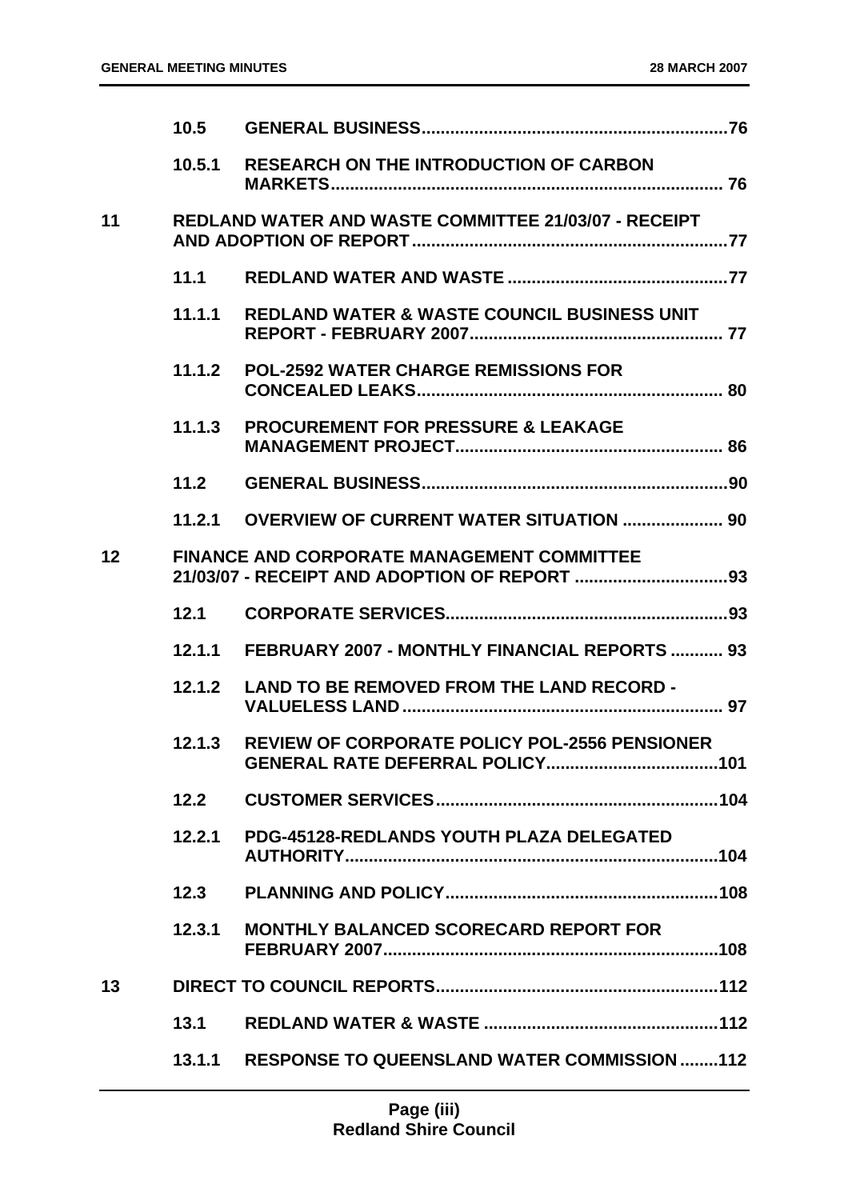| | | | |
|---|---|---|---|
| | 10.5 | GENERAL BUSINESS | 76 |
| | 10.5.1 | RESEARCH ON THE INTRODUCTION OF CARBON MARKETS | 76 |
| 11 | | REDLAND WATER AND WASTE COMMITTEE 21/03/07 - RECEIPT AND ADOPTION OF REPORT | 77 |
| | 11.1 | REDLAND WATER AND WASTE | 77 |
| | 11.1.1 | REDLAND WATER & WASTE COUNCIL BUSINESS UNIT REPORT - FEBRUARY 2007 | 77 |
| | 11.1.2 | POL-2592 WATER CHARGE REMISSIONS FOR CONCEALED LEAKS | 80 |
| | 11.1.3 | PROCUREMENT FOR PRESSURE & LEAKAGE MANAGEMENT PROJECT | 86 |
| | 11.2 | GENERAL BUSINESS | 90 |
| | 11.2.1 | OVERVIEW OF CURRENT WATER SITUATION | 90 |
| 12 | | FINANCE AND CORPORATE MANAGEMENT COMMITTEE 21/03/07 - RECEIPT AND ADOPTION OF REPORT | 93 |
| | 12.1 | CORPORATE SERVICES | 93 |
| | 12.1.1 | FEBRUARY 2007 - MONTHLY FINANCIAL REPORTS | 93 |
| | 12.1.2 | LAND TO BE REMOVED FROM THE LAND RECORD - VALUELESS LAND | 97 |
| | 12.1.3 | REVIEW OF CORPORATE POLICY POL-2556 PENSIONER GENERAL RATE DEFERRAL POLICY | 101 |
| | 12.2 | CUSTOMER SERVICES | 104 |
| | 12.2.1 | PDG-45128-REDLANDS YOUTH PLAZA DELEGATED AUTHORITY | 104 |
| | 12.3 | PLANNING AND POLICY | 108 |
| | 12.3.1 | MONTHLY BALANCED SCORECARD REPORT FOR FEBRUARY 2007 | 108 |
| 13 | | DIRECT TO COUNCIL REPORTS | 112 |
| | 13.1 | REDLAND WATER & WASTE | 112 |
| | 13.1.1 | RESPONSE TO QUEENSLAND WATER COMMISSION | 112 |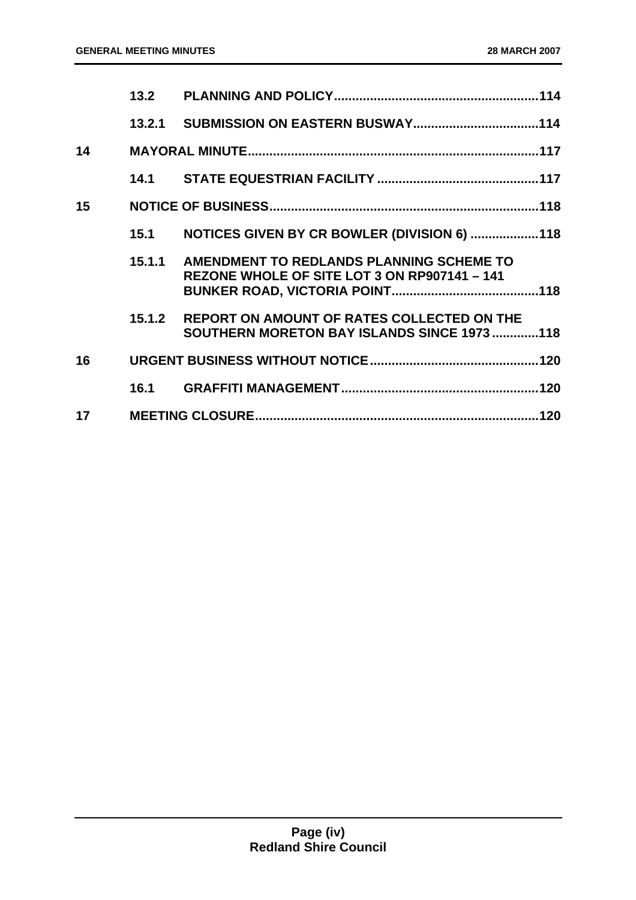| | | | |
|---|---|---|---|
| | 13.2 | PLANNING AND POLICY | 114 |
| | 13.2.1 | SUBMISSION ON EASTERN BUSWAY | 114 |
| 14 | | MAYORAL MINUTE | 117 |
| | 14.1 | STATE EQUESTRIAN FACILITY | 117 |
| 15 | | NOTICE OF BUSINESS | 118 |
| | 15.1 | NOTICES GIVEN BY CR BOWLER (DIVISION 6) | 118 |
| | 15.1.1 | AMENDMENT TO REDLANDS PLANNING SCHEME TO REZONE WHOLE OF SITE LOT 3 ON RP907141 – 141 BUNKER ROAD, VICTORIA POINT | 118 |
| | 15.1.2 | REPORT ON AMOUNT OF RATES COLLECTED ON THE SOUTHERN MORETON BAY ISLANDS SINCE 1973 | 118 |
| 16 | | URGENT BUSINESS WITHOUT NOTICE | 120 |
| | 16.1 | GRAFFITI MANAGEMENT | 120 |
| 17 | | MEETING CLOSURE | 120 |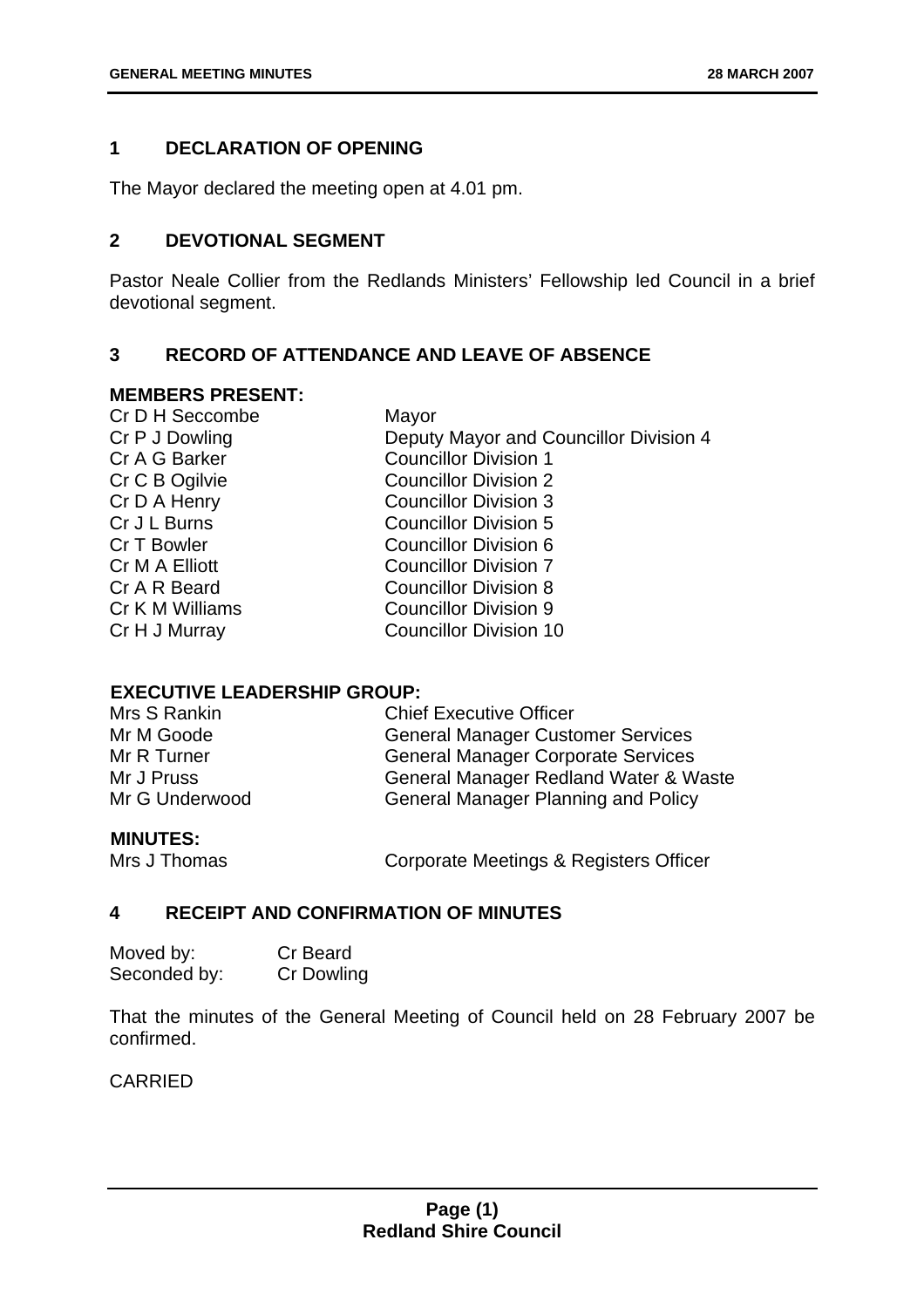## 1 DECLARATION OF OPENING

The Mayor declared the meeting open at 4.01 pm.

## 2 DEVOTIONAL SEGMENT

Pastor Neale Collier from the Redlands Ministers' Fellowship led Council in a brief devotional segment.

## 3 RECORD OF ATTENDANCE AND LEAVE OF ABSENCE

**MEMBERS PRESENT:**

| | |
|---|---|
| Cr D H Seccombe | Mayor |
| Cr P J Dowling | Deputy Mayor and Councillor Division 4 |
| Cr A G Barker | Councillor Division 1 |
| Cr C B Ogilvie | Councillor Division 2 |
| Cr D A Henry | Councillor Division 3 |
| Cr J L Burns | Councillor Division 5 |
| Cr T Bowler | Councillor Division 6 |
| Cr M A Elliott | Councillor Division 7 |
| Cr A R Beard | Councillor Division 8 |
| Cr K M Williams | Councillor Division 9 |
| Cr H J Murray | Councillor Division 10 |

**EXECUTIVE LEADERSHIP GROUP:**

| | |
|---|---|
| Mrs S Rankin | Chief Executive Officer |
| Mr M Goode | General Manager Customer Services |
| Mr R Turner | General Manager Corporate Services |
| Mr J Pruss | General Manager Redland Water & Waste |
| Mr G Underwood | General Manager Planning and Policy |

**MINUTES:**

| | |
|---|---|
| Mrs J Thomas | Corporate Meetings & Registers Officer |

## 4 RECEIPT AND CONFIRMATION OF MINUTES

| | |
|---|---|
| Moved by: | Cr Beard |
| Seconded by: | Cr Dowling |

That the minutes of the General Meeting of Council held on 28 February 2007 be confirmed.

CARRIED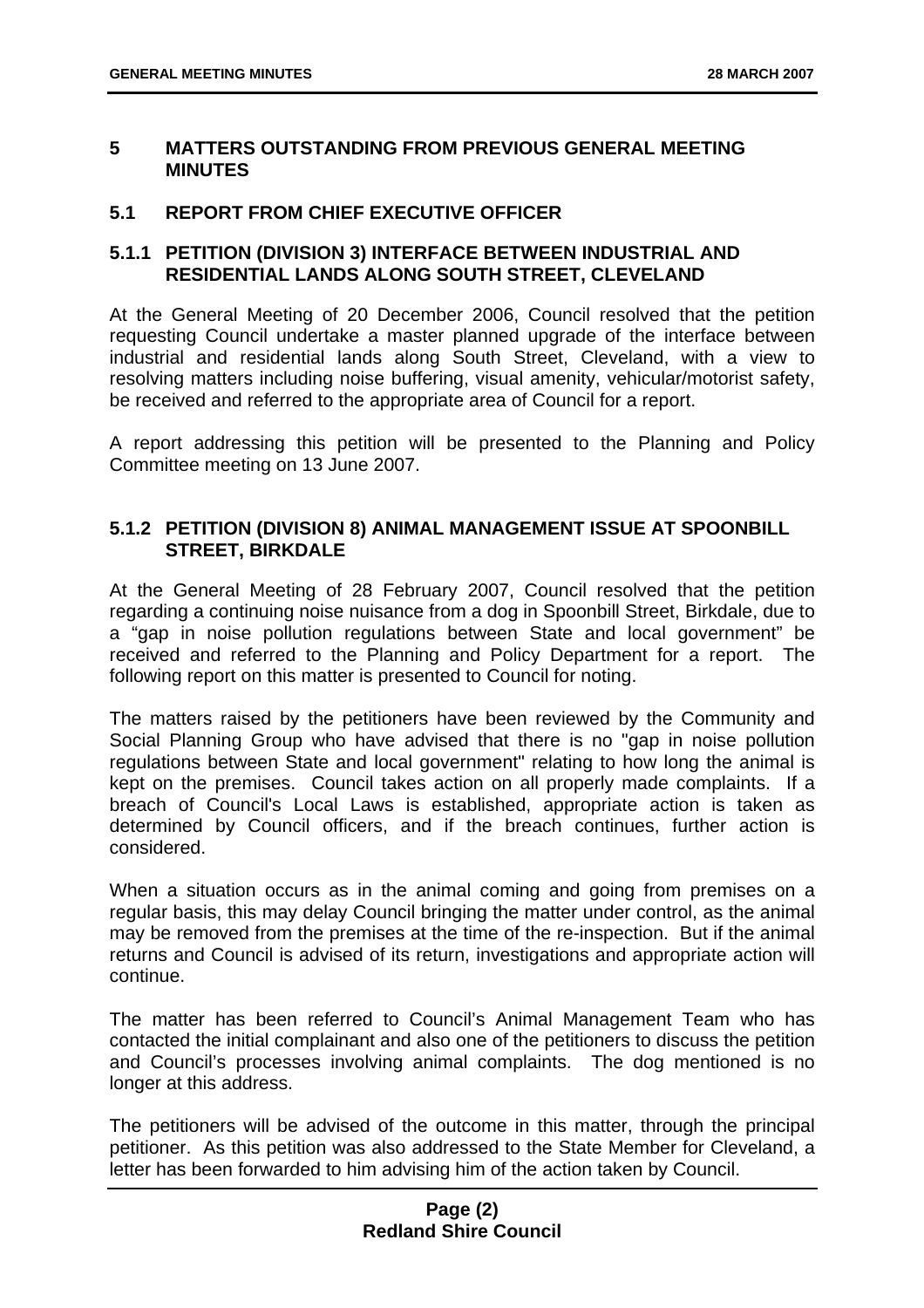## 5 MATTERS OUTSTANDING FROM PREVIOUS GENERAL MEETING MINUTES

### 5.1 REPORT FROM CHIEF EXECUTIVE OFFICER

#### 5.1.1 PETITION (DIVISION 3) INTERFACE BETWEEN INDUSTRIAL AND RESIDENTIAL LANDS ALONG SOUTH STREET, CLEVELAND

At the General Meeting of 20 December 2006, Council resolved that the petition requesting Council undertake a master planned upgrade of the interface between industrial and residential lands along South Street, Cleveland, with a view to resolving matters including noise buffering, visual amenity, vehicular/motorist safety, be received and referred to the appropriate area of Council for a report.

A report addressing this petition will be presented to the Planning and Policy Committee meeting on 13 June 2007.

#### 5.1.2 PETITION (DIVISION 8) ANIMAL MANAGEMENT ISSUE AT SPOONBILL STREET, BIRKDALE

At the General Meeting of 28 February 2007, Council resolved that the petition regarding a continuing noise nuisance from a dog in Spoonbill Street, Birkdale, due to a "gap in noise pollution regulations between State and local government" be received and referred to the Planning and Policy Department for a report. The following report on this matter is presented to Council for noting.

The matters raised by the petitioners have been reviewed by the Community and Social Planning Group who have advised that there is no "gap in noise pollution regulations between State and local government" relating to how long the animal is kept on the premises. Council takes action on all properly made complaints. If a breach of Council's Local Laws is established, appropriate action is taken as determined by Council officers, and if the breach continues, further action is considered.

When a situation occurs as in the animal coming and going from premises on a regular basis, this may delay Council bringing the matter under control, as the animal may be removed from the premises at the time of the re-inspection. But if the animal returns and Council is advised of its return, investigations and appropriate action will continue.

The matter has been referred to Council's Animal Management Team who has contacted the initial complainant and also one of the petitioners to discuss the petition and Council's processes involving animal complaints. The dog mentioned is no longer at this address.

The petitioners will be advised of the outcome in this matter, through the principal petitioner. As this petition was also addressed to the State Member for Cleveland, a letter has been forwarded to him advising him of the action taken by Council.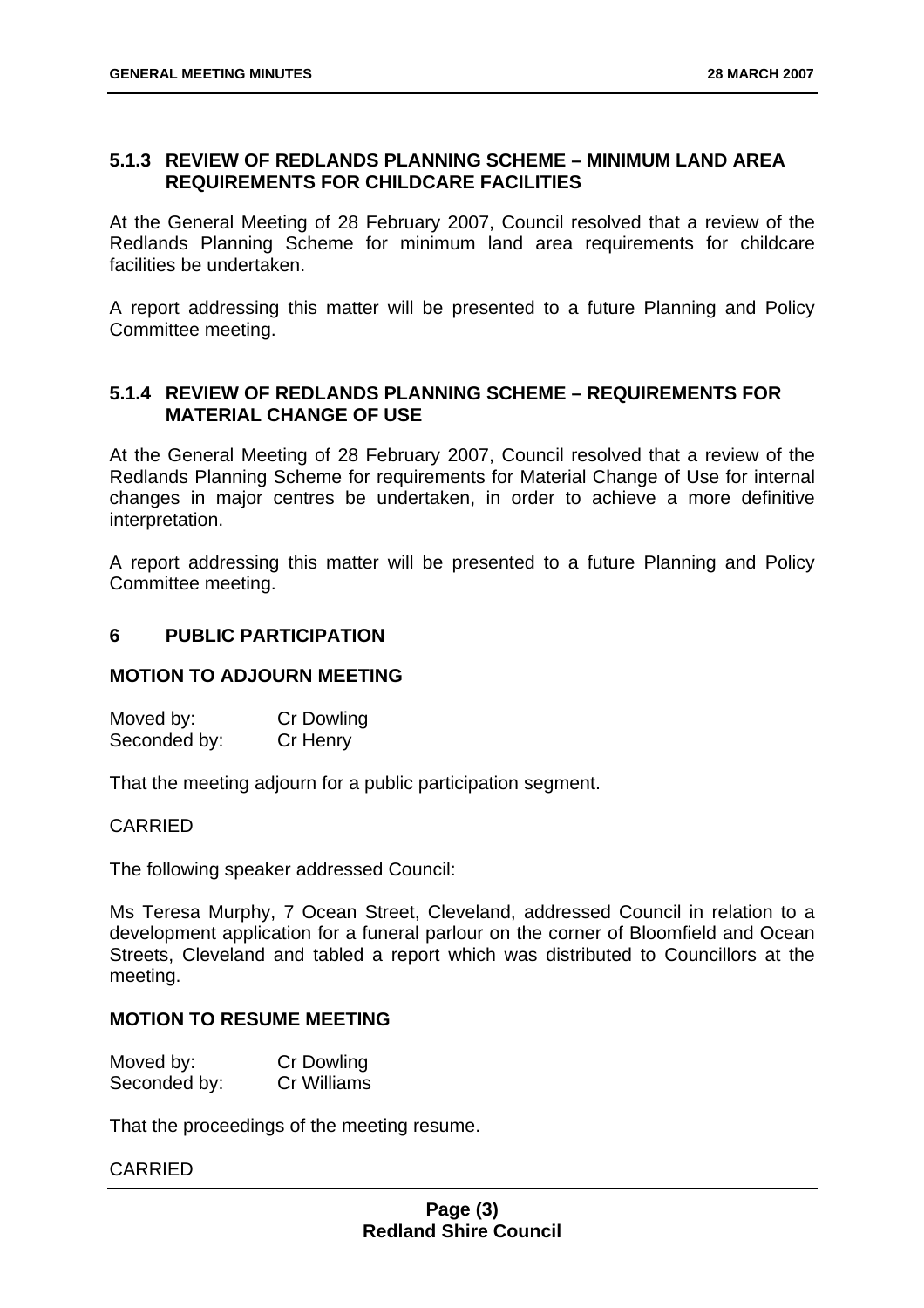### 5.1.3 REVIEW OF REDLANDS PLANNING SCHEME – MINIMUM LAND AREA REQUIREMENTS FOR CHILDCARE FACILITIES

At the General Meeting of 28 February 2007, Council resolved that a review of the Redlands Planning Scheme for minimum land area requirements for childcare facilities be undertaken.

A report addressing this matter will be presented to a future Planning and Policy Committee meeting.

### 5.1.4 REVIEW OF REDLANDS PLANNING SCHEME – REQUIREMENTS FOR MATERIAL CHANGE OF USE

At the General Meeting of 28 February 2007, Council resolved that a review of the Redlands Planning Scheme for requirements for Material Change of Use for internal changes in major centres be undertaken, in order to achieve a more definitive interpretation.

A report addressing this matter will be presented to a future Planning and Policy Committee meeting.

## 6 PUBLIC PARTICIPATION

**MOTION TO ADJOURN MEETING**

Moved by: Cr Dowling
Seconded by: Cr Henry

That the meeting adjourn for a public participation segment.

CARRIED

The following speaker addressed Council:

Ms Teresa Murphy, 7 Ocean Street, Cleveland, addressed Council in relation to a development application for a funeral parlour on the corner of Bloomfield and Ocean Streets, Cleveland and tabled a report which was distributed to Councillors at the meeting.

**MOTION TO RESUME MEETING**

Moved by: Cr Dowling
Seconded by: Cr Williams

That the proceedings of the meeting resume.

CARRIED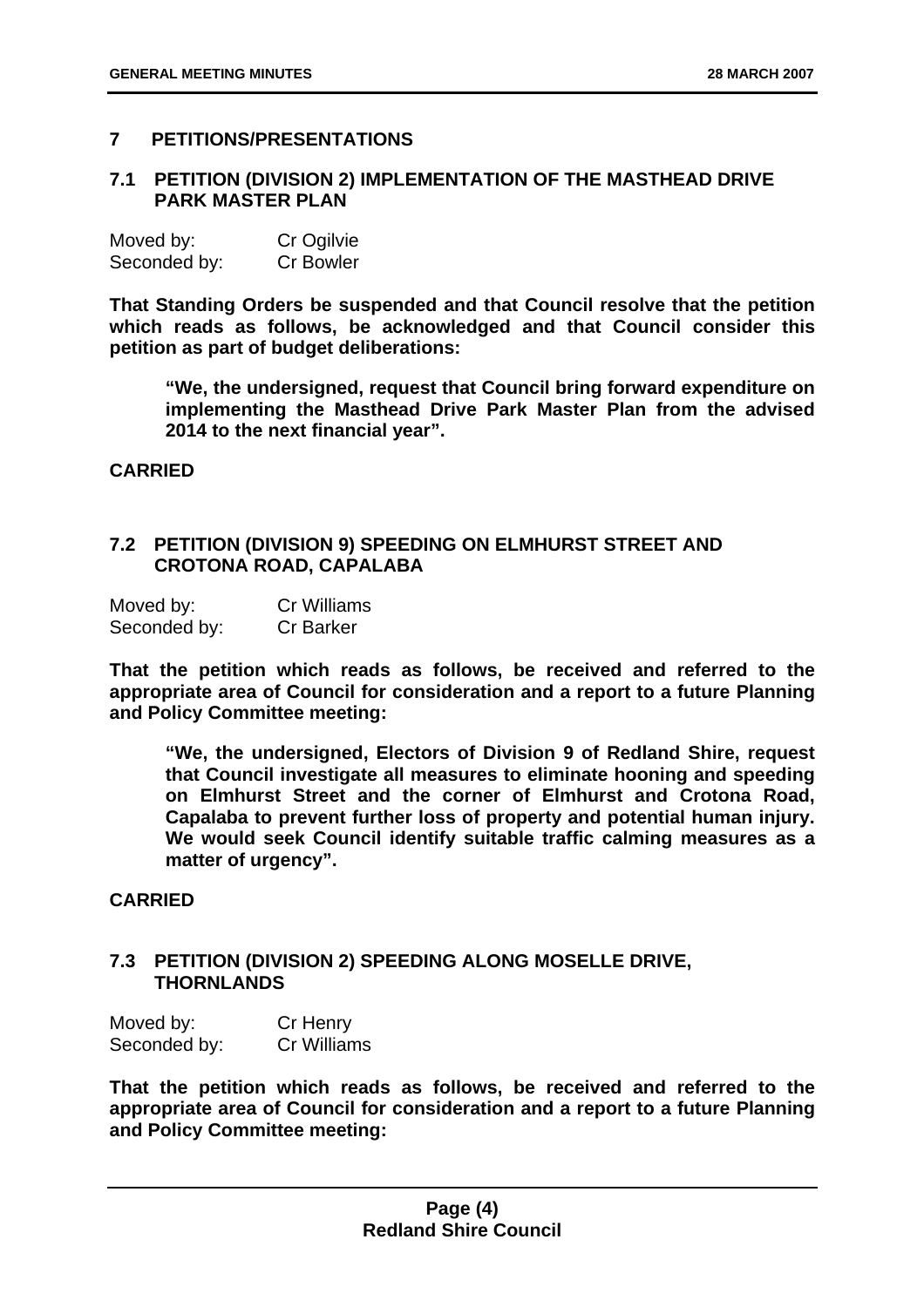## 7 PETITIONS/PRESENTATIONS

### 7.1 PETITION (DIVISION 2) IMPLEMENTATION OF THE MASTHEAD DRIVE PARK MASTER PLAN

Moved by: Cr Ogilvie
Seconded by: Cr Bowler

**That Standing Orders be suspended and that Council resolve that the petition which reads as follows, be acknowledged and that Council consider this petition as part of budget deliberations:**

> **"We, the undersigned, request that Council bring forward expenditure on implementing the Masthead Drive Park Master Plan from the advised 2014 to the next financial year".**

**CARRIED**

### 7.2 PETITION (DIVISION 9) SPEEDING ON ELMHURST STREET AND CROTONA ROAD, CAPALABA

Moved by: Cr Williams
Seconded by: Cr Barker

**That the petition which reads as follows, be received and referred to the appropriate area of Council for consideration and a report to a future Planning and Policy Committee meeting:**

> **"We, the undersigned, Electors of Division 9 of Redland Shire, request that Council investigate all measures to eliminate hooning and speeding on Elmhurst Street and the corner of Elmhurst and Crotona Road, Capalaba to prevent further loss of property and potential human injury. We would seek Council identify suitable traffic calming measures as a matter of urgency".**

**CARRIED**

### 7.3 PETITION (DIVISION 2) SPEEDING ALONG MOSELLE DRIVE, THORNLANDS

Moved by: Cr Henry
Seconded by: Cr Williams

**That the petition which reads as follows, be received and referred to the appropriate area of Council for consideration and a report to a future Planning and Policy Committee meeting:**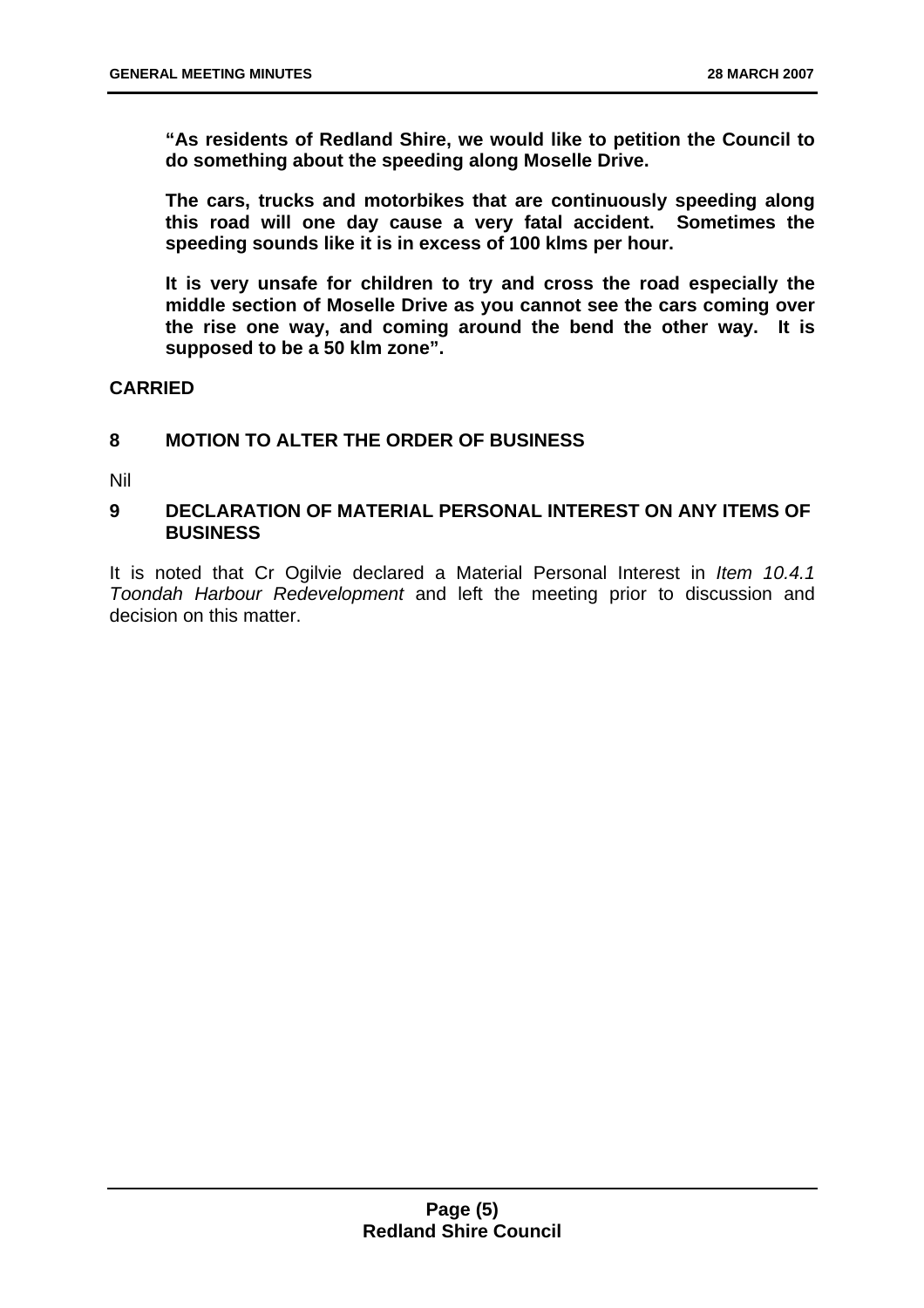**"As residents of Redland Shire, we would like to petition the Council to do something about the speeding along Moselle Drive.**

**The cars, trucks and motorbikes that are continuously speeding along this road will one day cause a very fatal accident. Sometimes the speeding sounds like it is in excess of 100 klms per hour.**

**It is very unsafe for children to try and cross the road especially the middle section of Moselle Drive as you cannot see the cars coming over the rise one way, and coming around the bend the other way. It is supposed to be a 50 klm zone".**

**CARRIED**

## 8 MOTION TO ALTER THE ORDER OF BUSINESS

Nil

## 9 DECLARATION OF MATERIAL PERSONAL INTEREST ON ANY ITEMS OF BUSINESS

It is noted that Cr Ogilvie declared a Material Personal Interest in *Item 10.4.1 Toondah Harbour Redevelopment* and left the meeting prior to discussion and decision on this matter.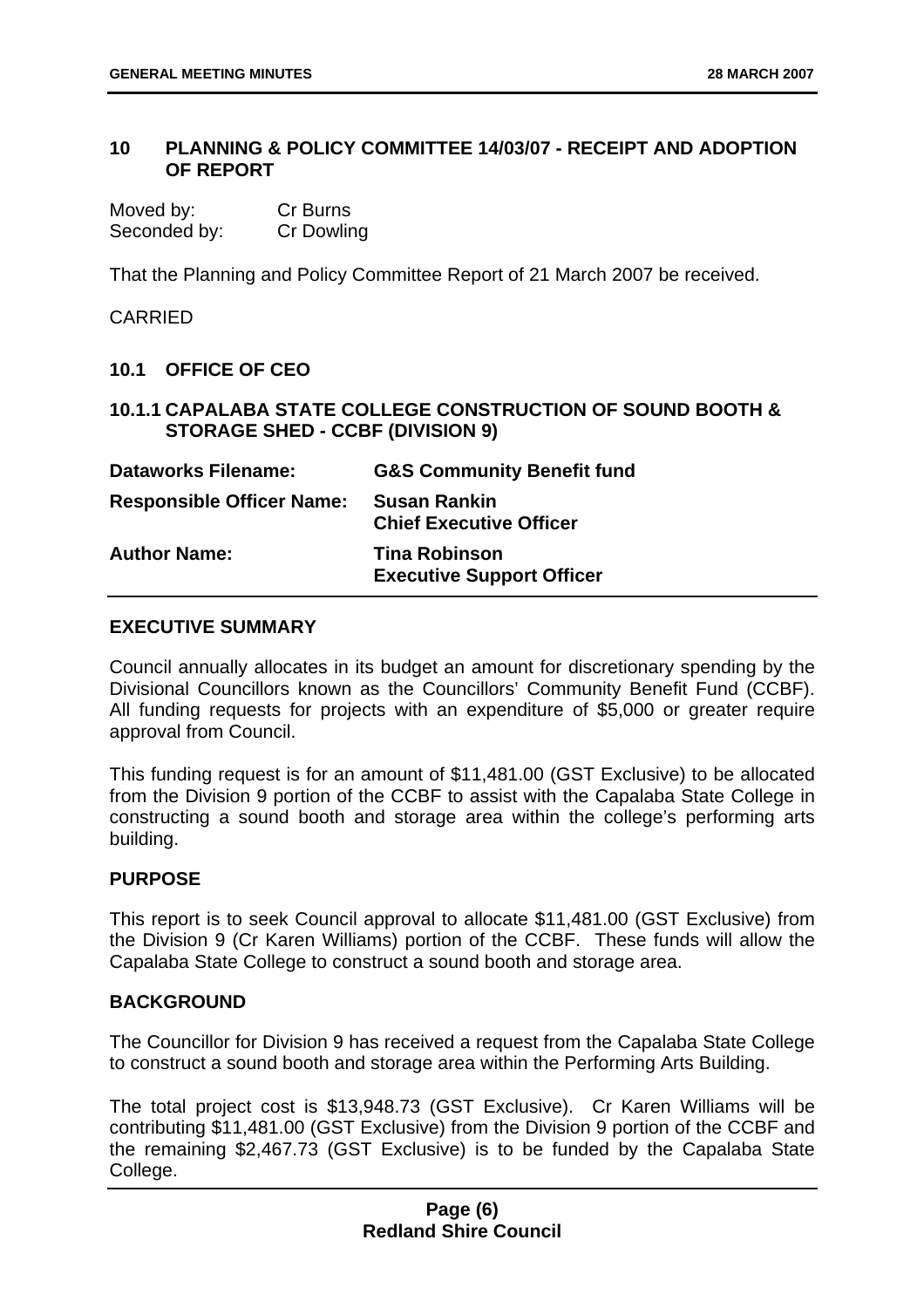## 10 PLANNING & POLICY COMMITTEE 14/03/07 - RECEIPT AND ADOPTION OF REPORT

Moved by: Cr Burns
Seconded by: Cr Dowling

That the Planning and Policy Committee Report of 21 March 2007 be received.

CARRIED

### 10.1 OFFICE OF CEO

#### 10.1.1 CAPALABA STATE COLLEGE CONSTRUCTION OF SOUND BOOTH & STORAGE SHED - CCBF (DIVISION 9)

| | |
|---|---|
| **Dataworks Filename:** | **G&S Community Benefit fund** |
| **Responsible Officer Name:** | **Susan Rankin**<br>**Chief Executive Officer** |
| **Author Name:** | **Tina Robinson**<br>**Executive Support Officer** |

**EXECUTIVE SUMMARY**

Council annually allocates in its budget an amount for discretionary spending by the Divisional Councillors known as the Councillors' Community Benefit Fund (CCBF). All funding requests for projects with an expenditure of $5,000 or greater require approval from Council.

This funding request is for an amount of $11,481.00 (GST Exclusive) to be allocated from the Division 9 portion of the CCBF to assist with the Capalaba State College in constructing a sound booth and storage area within the college's performing arts building.

**PURPOSE**

This report is to seek Council approval to allocate $11,481.00 (GST Exclusive) from the Division 9 (Cr Karen Williams) portion of the CCBF. These funds will allow the Capalaba State College to construct a sound booth and storage area.

**BACKGROUND**

The Councillor for Division 9 has received a request from the Capalaba State College to construct a sound booth and storage area within the Performing Arts Building.

The total project cost is $13,948.73 (GST Exclusive). Cr Karen Williams will be contributing $11,481.00 (GST Exclusive) from the Division 9 portion of the CCBF and the remaining $2,467.73 (GST Exclusive) is to be funded by the Capalaba State College.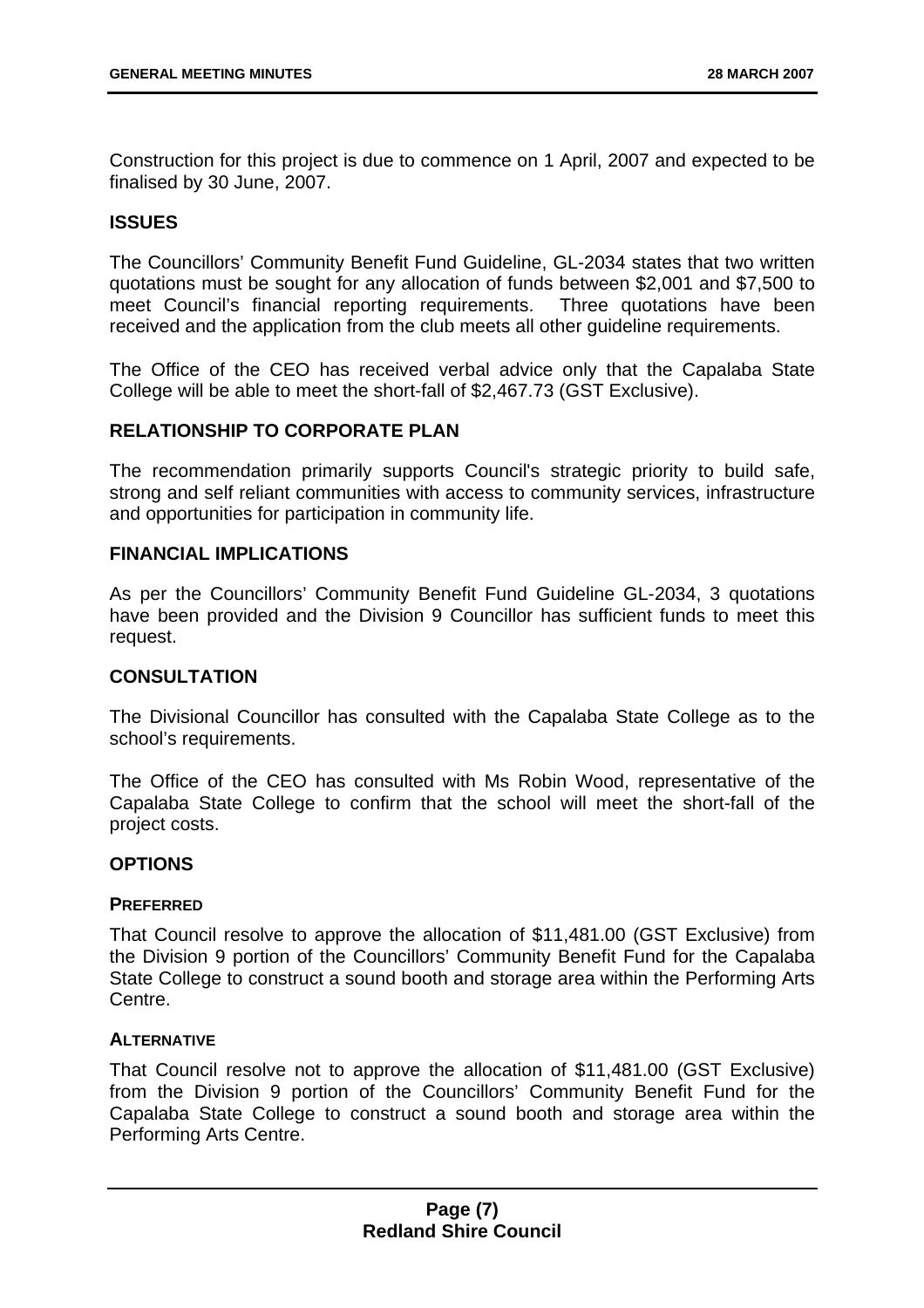Construction for this project is due to commence on 1 April, 2007 and expected to be finalised by 30 June, 2007.

## ISSUES

The Councillors' Community Benefit Fund Guideline, GL-2034 states that two written quotations must be sought for any allocation of funds between $2,001 and $7,500 to meet Council's financial reporting requirements. Three quotations have been received and the application from the club meets all other guideline requirements.

The Office of the CEO has received verbal advice only that the Capalaba State College will be able to meet the short-fall of $2,467.73 (GST Exclusive).

## RELATIONSHIP TO CORPORATE PLAN

The recommendation primarily supports Council's strategic priority to build safe, strong and self reliant communities with access to community services, infrastructure and opportunities for participation in community life.

## FINANCIAL IMPLICATIONS

As per the Councillors' Community Benefit Fund Guideline GL-2034, 3 quotations have been provided and the Division 9 Councillor has sufficient funds to meet this request.

## CONSULTATION

The Divisional Councillor has consulted with the Capalaba State College as to the school's requirements.

The Office of the CEO has consulted with Ms Robin Wood, representative of the Capalaba State College to confirm that the school will meet the short-fall of the project costs.

## OPTIONS

### PREFERRED

That Council resolve to approve the allocation of $11,481.00 (GST Exclusive) from the Division 9 portion of the Councillors' Community Benefit Fund for the Capalaba State College to construct a sound booth and storage area within the Performing Arts Centre.

### ALTERNATIVE

That Council resolve not to approve the allocation of $11,481.00 (GST Exclusive) from the Division 9 portion of the Councillors' Community Benefit Fund for the Capalaba State College to construct a sound booth and storage area within the Performing Arts Centre.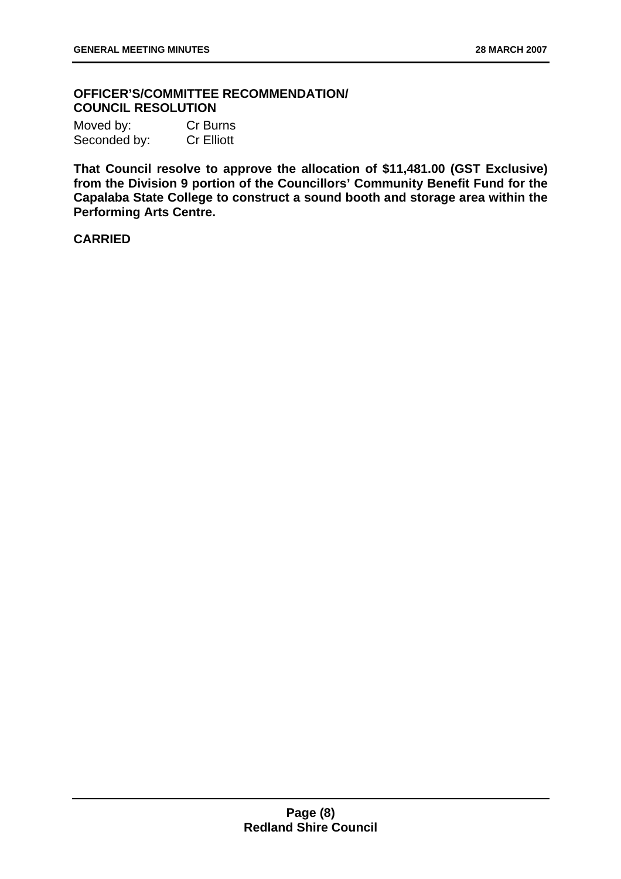**OFFICER'S/COMMITTEE RECOMMENDATION/ COUNCIL RESOLUTION**

Moved by: Cr Burns
Seconded by: Cr Elliott

**That Council resolve to approve the allocation of $11,481.00 (GST Exclusive) from the Division 9 portion of the Councillors' Community Benefit Fund for the Capalaba State College to construct a sound booth and storage area within the Performing Arts Centre.**

**CARRIED**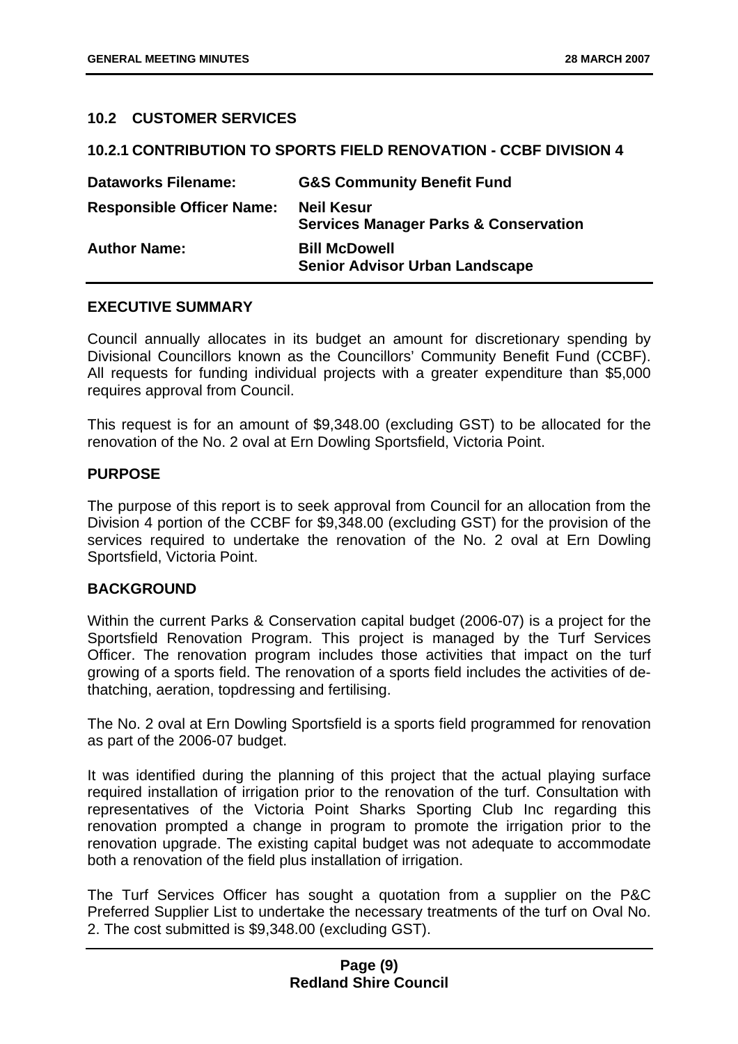## 10.2 CUSTOMER SERVICES

### 10.2.1 CONTRIBUTION TO SPORTS FIELD RENOVATION - CCBF DIVISION 4

| | |
|---|---|
| **Dataworks Filename:** | **G&S Community Benefit Fund** |
| **Responsible Officer Name:** | **Neil Kesur**<br>**Services Manager Parks & Conservation** |
| **Author Name:** | **Bill McDowell**<br>**Senior Advisor Urban Landscape** |

**EXECUTIVE SUMMARY**

Council annually allocates in its budget an amount for discretionary spending by Divisional Councillors known as the Councillors' Community Benefit Fund (CCBF). All requests for funding individual projects with a greater expenditure than $5,000 requires approval from Council.

This request is for an amount of $9,348.00 (excluding GST) to be allocated for the renovation of the No. 2 oval at Ern Dowling Sportsfield, Victoria Point.

**PURPOSE**

The purpose of this report is to seek approval from Council for an allocation from the Division 4 portion of the CCBF for $9,348.00 (excluding GST) for the provision of the services required to undertake the renovation of the No. 2 oval at Ern Dowling Sportsfield, Victoria Point.

**BACKGROUND**

Within the current Parks & Conservation capital budget (2006-07) is a project for the Sportsfield Renovation Program. This project is managed by the Turf Services Officer. The renovation program includes those activities that impact on the turf growing of a sports field. The renovation of a sports field includes the activities of de-thatching, aeration, topdressing and fertilising.

The No. 2 oval at Ern Dowling Sportsfield is a sports field programmed for renovation as part of the 2006-07 budget.

It was identified during the planning of this project that the actual playing surface required installation of irrigation prior to the renovation of the turf. Consultation with representatives of the Victoria Point Sharks Sporting Club Inc regarding this renovation prompted a change in program to promote the irrigation prior to the renovation upgrade. The existing capital budget was not adequate to accommodate both a renovation of the field plus installation of irrigation.

The Turf Services Officer has sought a quotation from a supplier on the P&C Preferred Supplier List to undertake the necessary treatments of the turf on Oval No. 2. The cost submitted is $9,348.00 (excluding GST).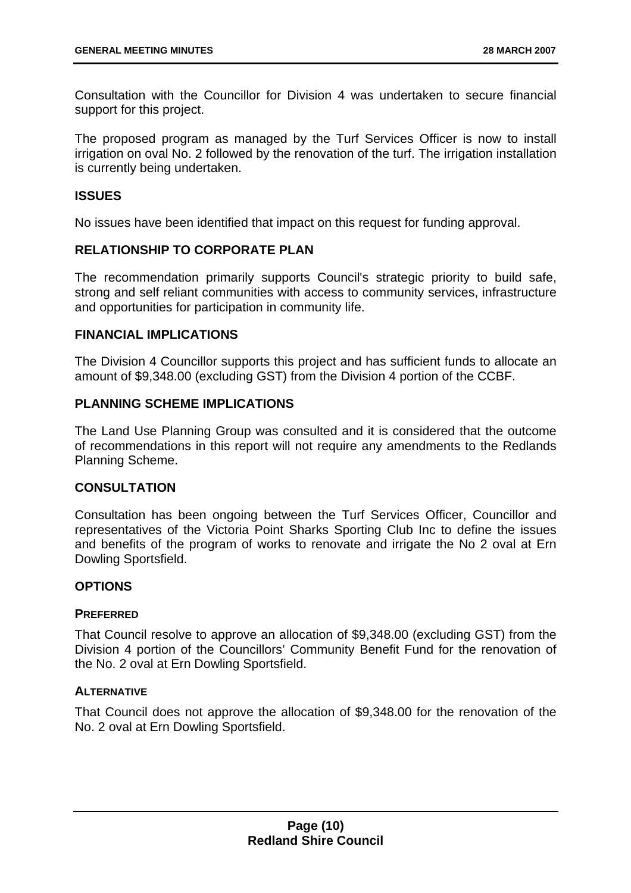Consultation with the Councillor for Division 4 was undertaken to secure financial support for this project.

The proposed program as managed by the Turf Services Officer is now to install irrigation on oval No. 2 followed by the renovation of the turf. The irrigation installation is currently being undertaken.

## ISSUES

No issues have been identified that impact on this request for funding approval.

## RELATIONSHIP TO CORPORATE PLAN

The recommendation primarily supports Council's strategic priority to build safe, strong and self reliant communities with access to community services, infrastructure and opportunities for participation in community life.

## FINANCIAL IMPLICATIONS

The Division 4 Councillor supports this project and has sufficient funds to allocate an amount of $9,348.00 (excluding GST) from the Division 4 portion of the CCBF.

## PLANNING SCHEME IMPLICATIONS

The Land Use Planning Group was consulted and it is considered that the outcome of recommendations in this report will not require any amendments to the Redlands Planning Scheme.

## CONSULTATION

Consultation has been ongoing between the Turf Services Officer, Councillor and representatives of the Victoria Point Sharks Sporting Club Inc to define the issues and benefits of the program of works to renovate and irrigate the No 2 oval at Ern Dowling Sportsfield.

## OPTIONS

### PREFERRED

That Council resolve to approve an allocation of $9,348.00 (excluding GST) from the Division 4 portion of the Councillors' Community Benefit Fund for the renovation of the No. 2 oval at Ern Dowling Sportsfield.

### ALTERNATIVE

That Council does not approve the allocation of $9,348.00 for the renovation of the No. 2 oval at Ern Dowling Sportsfield.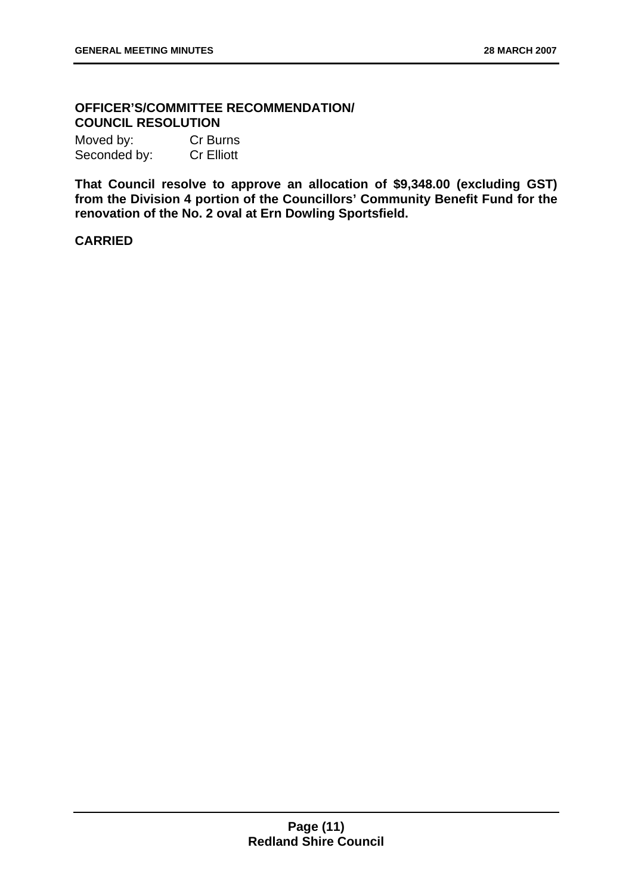**OFFICER'S/COMMITTEE RECOMMENDATION/ COUNCIL RESOLUTION**

Moved by: Cr Burns
Seconded by: Cr Elliott

**That Council resolve to approve an allocation of $9,348.00 (excluding GST) from the Division 4 portion of the Councillors' Community Benefit Fund for the renovation of the No. 2 oval at Ern Dowling Sportsfield.**

**CARRIED**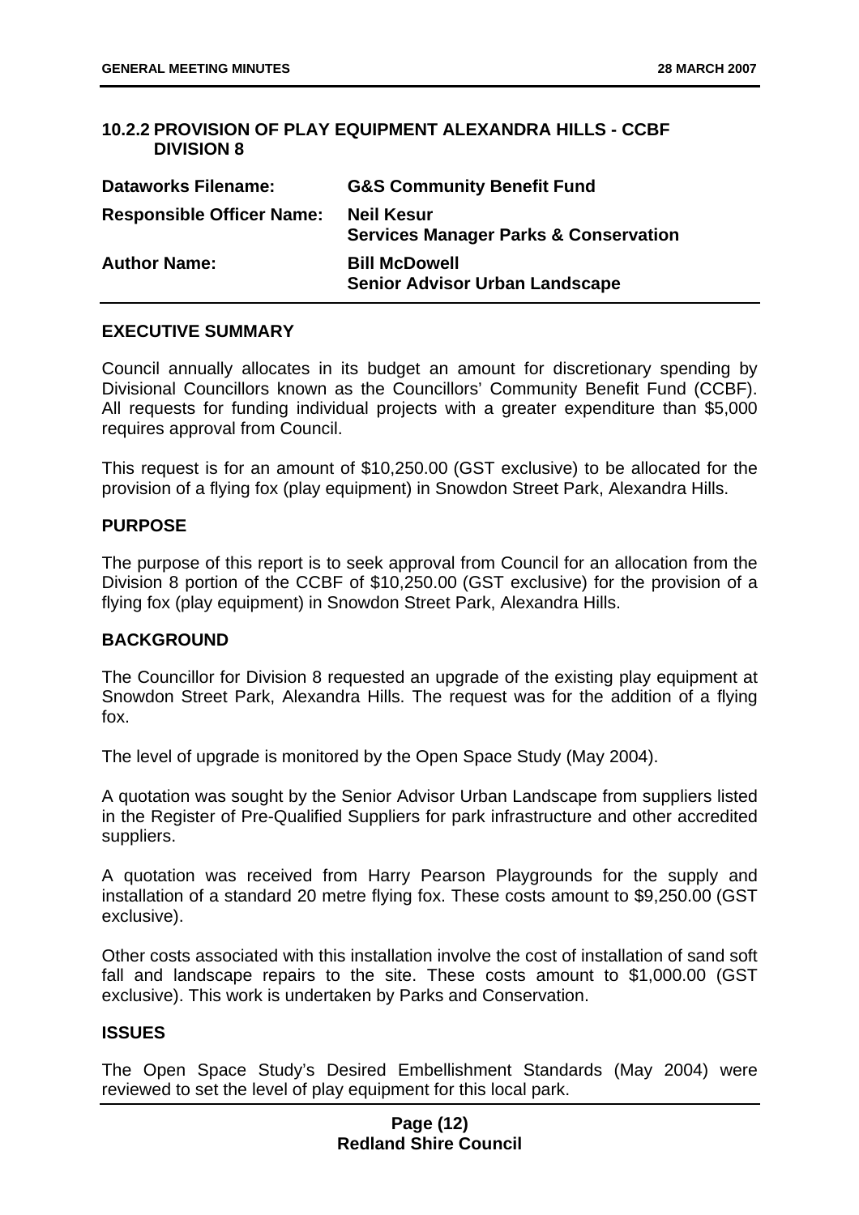## 10.2.2 PROVISION OF PLAY EQUIPMENT ALEXANDRA HILLS - CCBF DIVISION 8

| | |
|---|---|
| **Dataworks Filename:** | **G&S Community Benefit Fund** |
| **Responsible Officer Name:** | **Neil Kesur**<br>**Services Manager Parks & Conservation** |
| **Author Name:** | **Bill McDowell**<br>**Senior Advisor Urban Landscape** |

### EXECUTIVE SUMMARY

Council annually allocates in its budget an amount for discretionary spending by Divisional Councillors known as the Councillors' Community Benefit Fund (CCBF). All requests for funding individual projects with a greater expenditure than $5,000 requires approval from Council.

This request is for an amount of $10,250.00 (GST exclusive) to be allocated for the provision of a flying fox (play equipment) in Snowdon Street Park, Alexandra Hills.

### PURPOSE

The purpose of this report is to seek approval from Council for an allocation from the Division 8 portion of the CCBF of $10,250.00 (GST exclusive) for the provision of a flying fox (play equipment) in Snowdon Street Park, Alexandra Hills.

### BACKGROUND

The Councillor for Division 8 requested an upgrade of the existing play equipment at Snowdon Street Park, Alexandra Hills. The request was for the addition of a flying fox.

The level of upgrade is monitored by the Open Space Study (May 2004).

A quotation was sought by the Senior Advisor Urban Landscape from suppliers listed in the Register of Pre-Qualified Suppliers for park infrastructure and other accredited suppliers.

A quotation was received from Harry Pearson Playgrounds for the supply and installation of a standard 20 metre flying fox. These costs amount to $9,250.00 (GST exclusive).

Other costs associated with this installation involve the cost of installation of sand soft fall and landscape repairs to the site. These costs amount to $1,000.00 (GST exclusive). This work is undertaken by Parks and Conservation.

### ISSUES

The Open Space Study's Desired Embellishment Standards (May 2004) were reviewed to set the level of play equipment for this local park.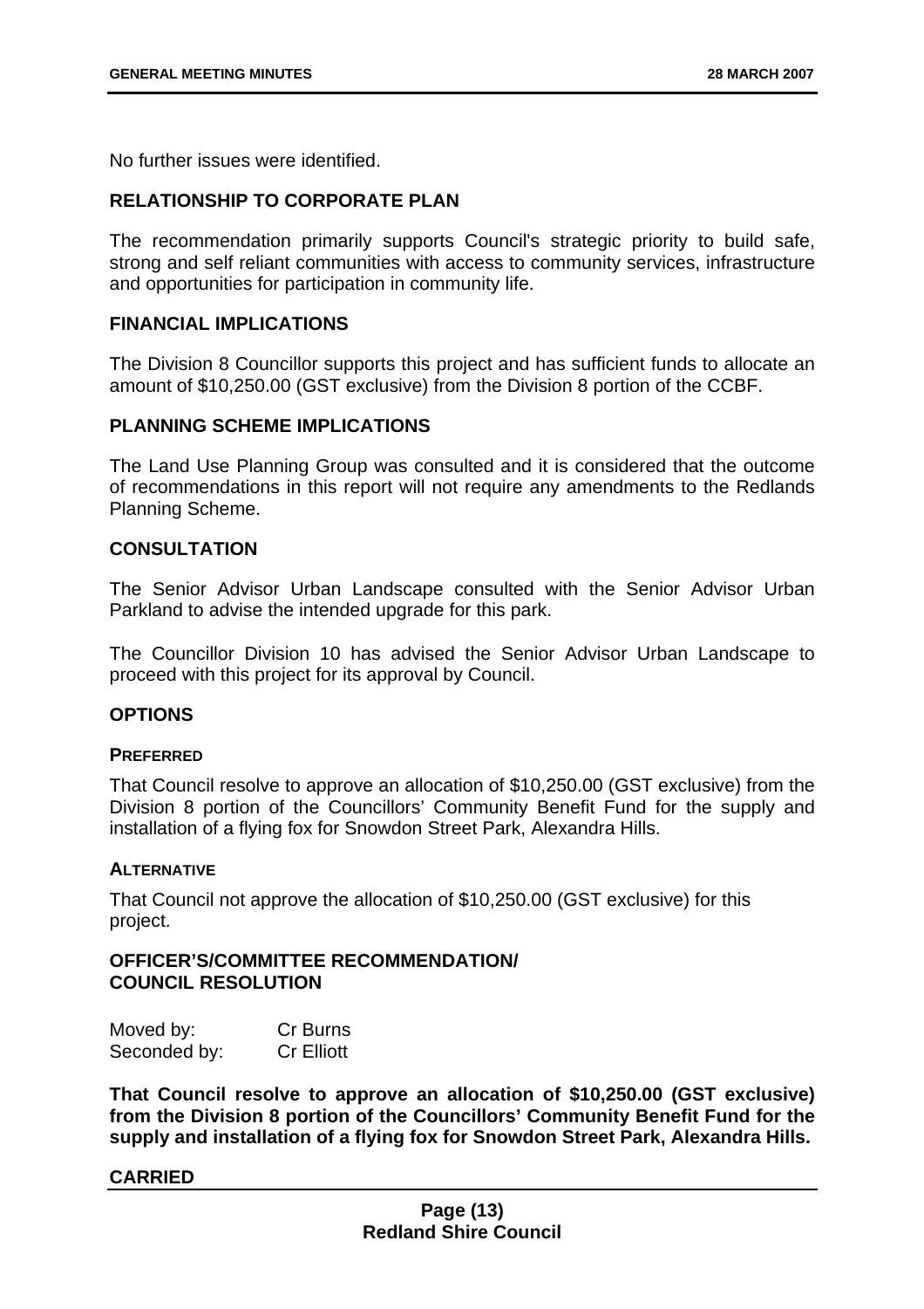No further issues were identified.

### RELATIONSHIP TO CORPORATE PLAN

The recommendation primarily supports Council's strategic priority to build safe, strong and self reliant communities with access to community services, infrastructure and opportunities for participation in community life.

### FINANCIAL IMPLICATIONS

The Division 8 Councillor supports this project and has sufficient funds to allocate an amount of $10,250.00 (GST exclusive) from the Division 8 portion of the CCBF.

### PLANNING SCHEME IMPLICATIONS

The Land Use Planning Group was consulted and it is considered that the outcome of recommendations in this report will not require any amendments to the Redlands Planning Scheme.

### CONSULTATION

The Senior Advisor Urban Landscape consulted with the Senior Advisor Urban Parkland to advise the intended upgrade for this park.

The Councillor Division 10 has advised the Senior Advisor Urban Landscape to proceed with this project for its approval by Council.

### OPTIONS

#### PREFERRED

That Council resolve to approve an allocation of $10,250.00 (GST exclusive) from the Division 8 portion of the Councillors' Community Benefit Fund for the supply and installation of a flying fox for Snowdon Street Park, Alexandra Hills.

#### ALTERNATIVE

That Council not approve the allocation of $10,250.00 (GST exclusive) for this project.

### OFFICER'S/COMMITTEE RECOMMENDATION/ COUNCIL RESOLUTION

| Moved by: | Cr Burns |
|---|---|
| Seconded by: | Cr Elliott |

**That Council resolve to approve an allocation of $10,250.00 (GST exclusive) from the Division 8 portion of the Councillors' Community Benefit Fund for the supply and installation of a flying fox for Snowdon Street Park, Alexandra Hills.**

**CARRIED**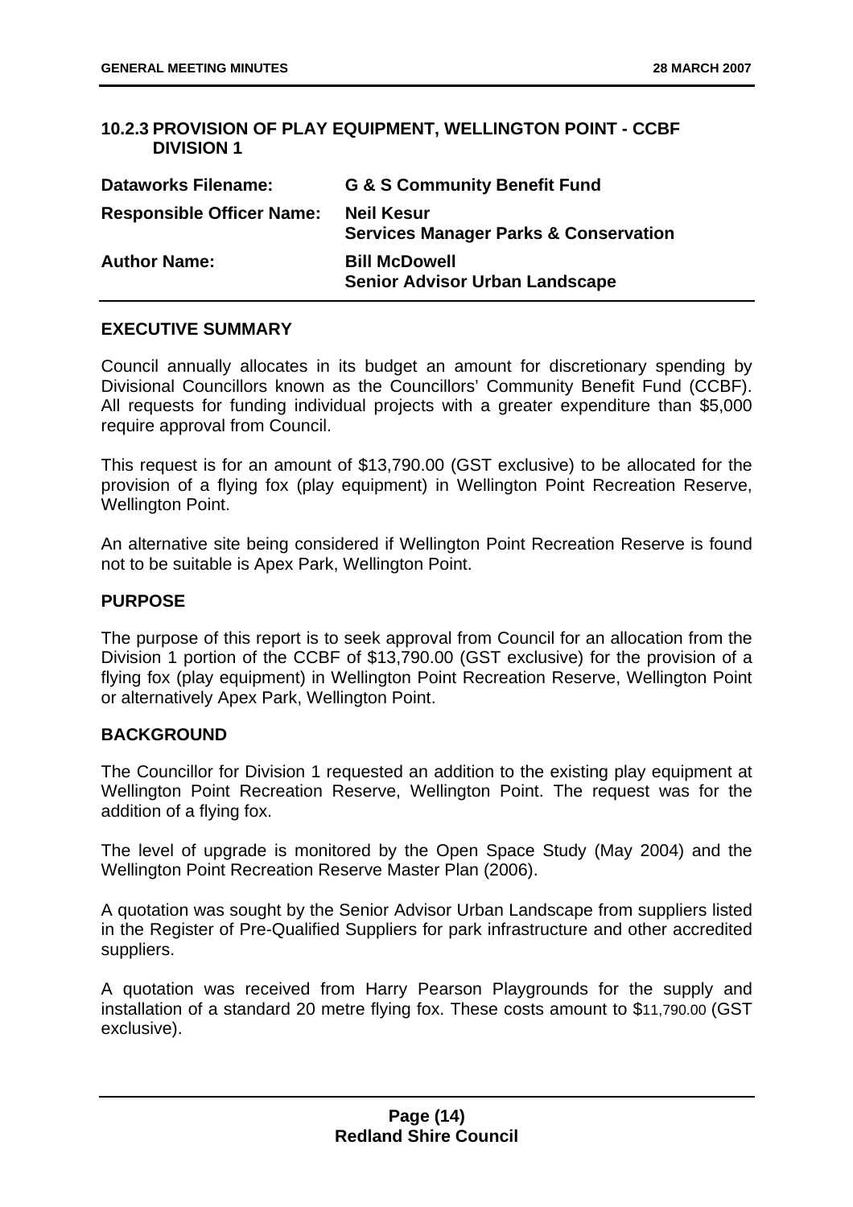### 10.2.3 PROVISION OF PLAY EQUIPMENT, WELLINGTON POINT - CCBF DIVISION 1

| | |
|---|---|
| **Dataworks Filename:** | **G & S Community Benefit Fund** |
| **Responsible Officer Name:** | **Neil Kesur**<br>**Services Manager Parks & Conservation** |
| **Author Name:** | **Bill McDowell**<br>**Senior Advisor Urban Landscape** |

#### EXECUTIVE SUMMARY

Council annually allocates in its budget an amount for discretionary spending by Divisional Councillors known as the Councillors' Community Benefit Fund (CCBF). All requests for funding individual projects with a greater expenditure than $5,000 require approval from Council.

This request is for an amount of $13,790.00 (GST exclusive) to be allocated for the provision of a flying fox (play equipment) in Wellington Point Recreation Reserve, Wellington Point.

An alternative site being considered if Wellington Point Recreation Reserve is found not to be suitable is Apex Park, Wellington Point.

#### PURPOSE

The purpose of this report is to seek approval from Council for an allocation from the Division 1 portion of the CCBF of $13,790.00 (GST exclusive) for the provision of a flying fox (play equipment) in Wellington Point Recreation Reserve, Wellington Point or alternatively Apex Park, Wellington Point.

#### BACKGROUND

The Councillor for Division 1 requested an addition to the existing play equipment at Wellington Point Recreation Reserve, Wellington Point. The request was for the addition of a flying fox.

The level of upgrade is monitored by the Open Space Study (May 2004) and the Wellington Point Recreation Reserve Master Plan (2006).

A quotation was sought by the Senior Advisor Urban Landscape from suppliers listed in the Register of Pre-Qualified Suppliers for park infrastructure and other accredited suppliers.

A quotation was received from Harry Pearson Playgrounds for the supply and installation of a standard 20 metre flying fox. These costs amount to $11,790.00 (GST exclusive).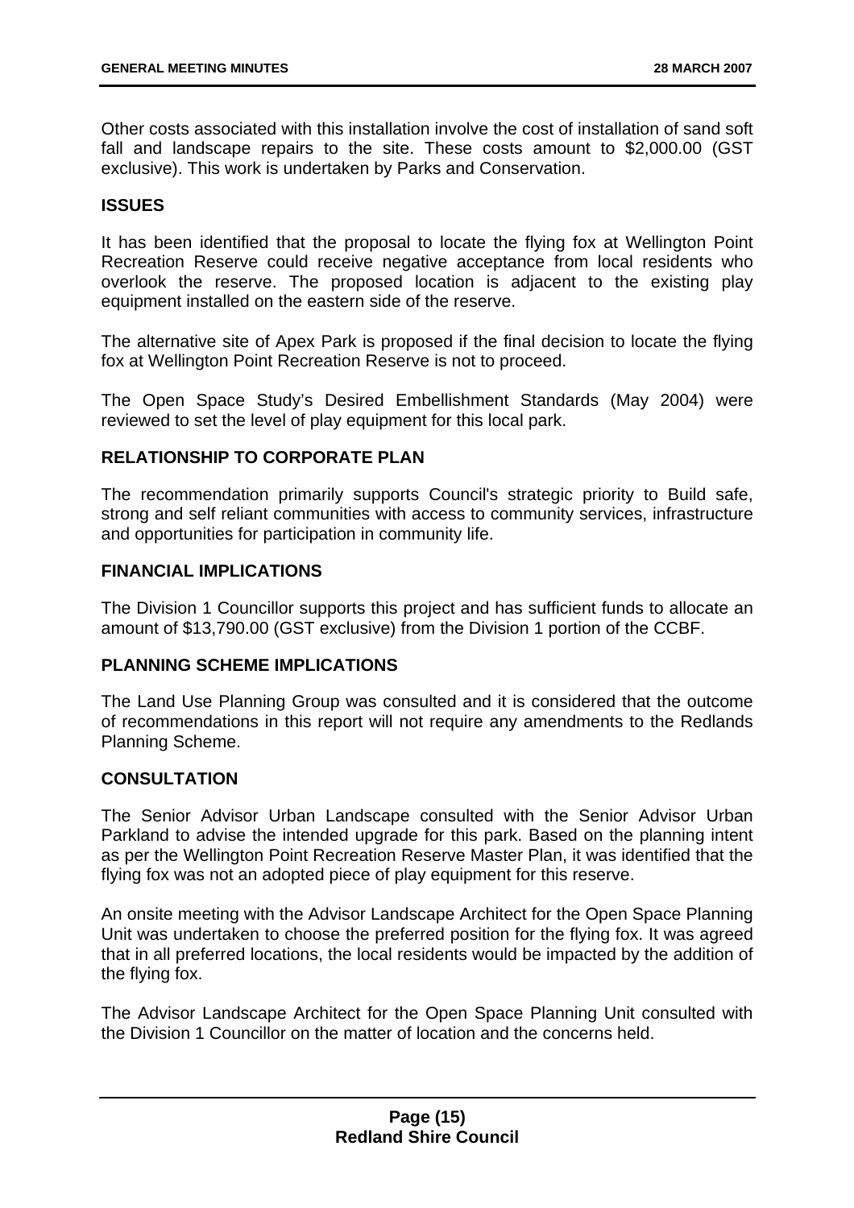Other costs associated with this installation involve the cost of installation of sand soft fall and landscape repairs to the site. These costs amount to $2,000.00 (GST exclusive). This work is undertaken by Parks and Conservation.

### ISSUES

It has been identified that the proposal to locate the flying fox at Wellington Point Recreation Reserve could receive negative acceptance from local residents who overlook the reserve. The proposed location is adjacent to the existing play equipment installed on the eastern side of the reserve.

The alternative site of Apex Park is proposed if the final decision to locate the flying fox at Wellington Point Recreation Reserve is not to proceed.

The Open Space Study's Desired Embellishment Standards (May 2004) were reviewed to set the level of play equipment for this local park.

### RELATIONSHIP TO CORPORATE PLAN

The recommendation primarily supports Council's strategic priority to Build safe, strong and self reliant communities with access to community services, infrastructure and opportunities for participation in community life.

### FINANCIAL IMPLICATIONS

The Division 1 Councillor supports this project and has sufficient funds to allocate an amount of $13,790.00 (GST exclusive) from the Division 1 portion of the CCBF.

### PLANNING SCHEME IMPLICATIONS

The Land Use Planning Group was consulted and it is considered that the outcome of recommendations in this report will not require any amendments to the Redlands Planning Scheme.

### CONSULTATION

The Senior Advisor Urban Landscape consulted with the Senior Advisor Urban Parkland to advise the intended upgrade for this park. Based on the planning intent as per the Wellington Point Recreation Reserve Master Plan, it was identified that the flying fox was not an adopted piece of play equipment for this reserve.

An onsite meeting with the Advisor Landscape Architect for the Open Space Planning Unit was undertaken to choose the preferred position for the flying fox. It was agreed that in all preferred locations, the local residents would be impacted by the addition of the flying fox.

The Advisor Landscape Architect for the Open Space Planning Unit consulted with the Division 1 Councillor on the matter of location and the concerns held.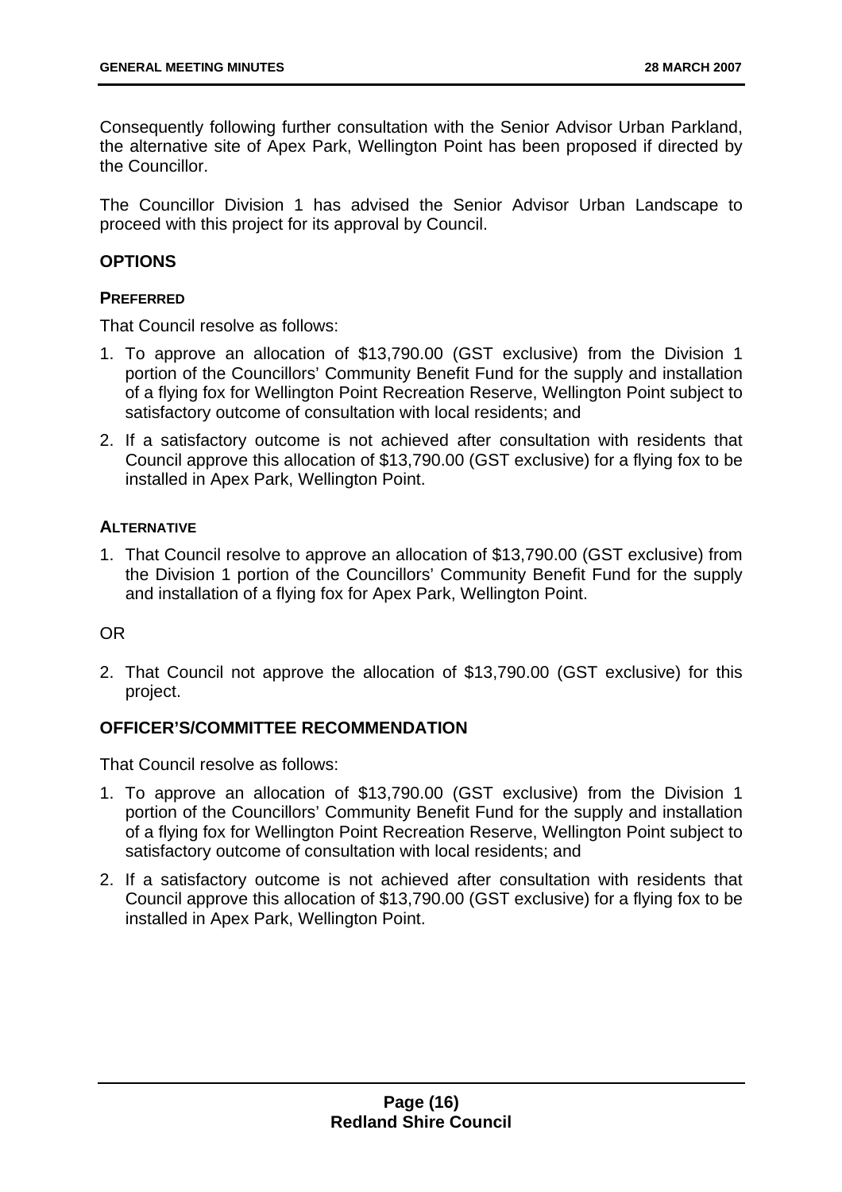Consequently following further consultation with the Senior Advisor Urban Parkland, the alternative site of Apex Park, Wellington Point has been proposed if directed by the Councillor.

The Councillor Division 1 has advised the Senior Advisor Urban Landscape to proceed with this project for its approval by Council.

## OPTIONS

### PREFERRED

That Council resolve as follows:

1. To approve an allocation of $13,790.00 (GST exclusive) from the Division 1 portion of the Councillors' Community Benefit Fund for the supply and installation of a flying fox for Wellington Point Recreation Reserve, Wellington Point subject to satisfactory outcome of consultation with local residents; and
2. If a satisfactory outcome is not achieved after consultation with residents that Council approve this allocation of $13,790.00 (GST exclusive) for a flying fox to be installed in Apex Park, Wellington Point.

### ALTERNATIVE

1. That Council resolve to approve an allocation of $13,790.00 (GST exclusive) from the Division 1 portion of the Councillors' Community Benefit Fund for the supply and installation of a flying fox for Apex Park, Wellington Point.

OR

2. That Council not approve the allocation of $13,790.00 (GST exclusive) for this project.

## OFFICER'S/COMMITTEE RECOMMENDATION

That Council resolve as follows:

1. To approve an allocation of $13,790.00 (GST exclusive) from the Division 1 portion of the Councillors' Community Benefit Fund for the supply and installation of a flying fox for Wellington Point Recreation Reserve, Wellington Point subject to satisfactory outcome of consultation with local residents; and
2. If a satisfactory outcome is not achieved after consultation with residents that Council approve this allocation of $13,790.00 (GST exclusive) for a flying fox to be installed in Apex Park, Wellington Point.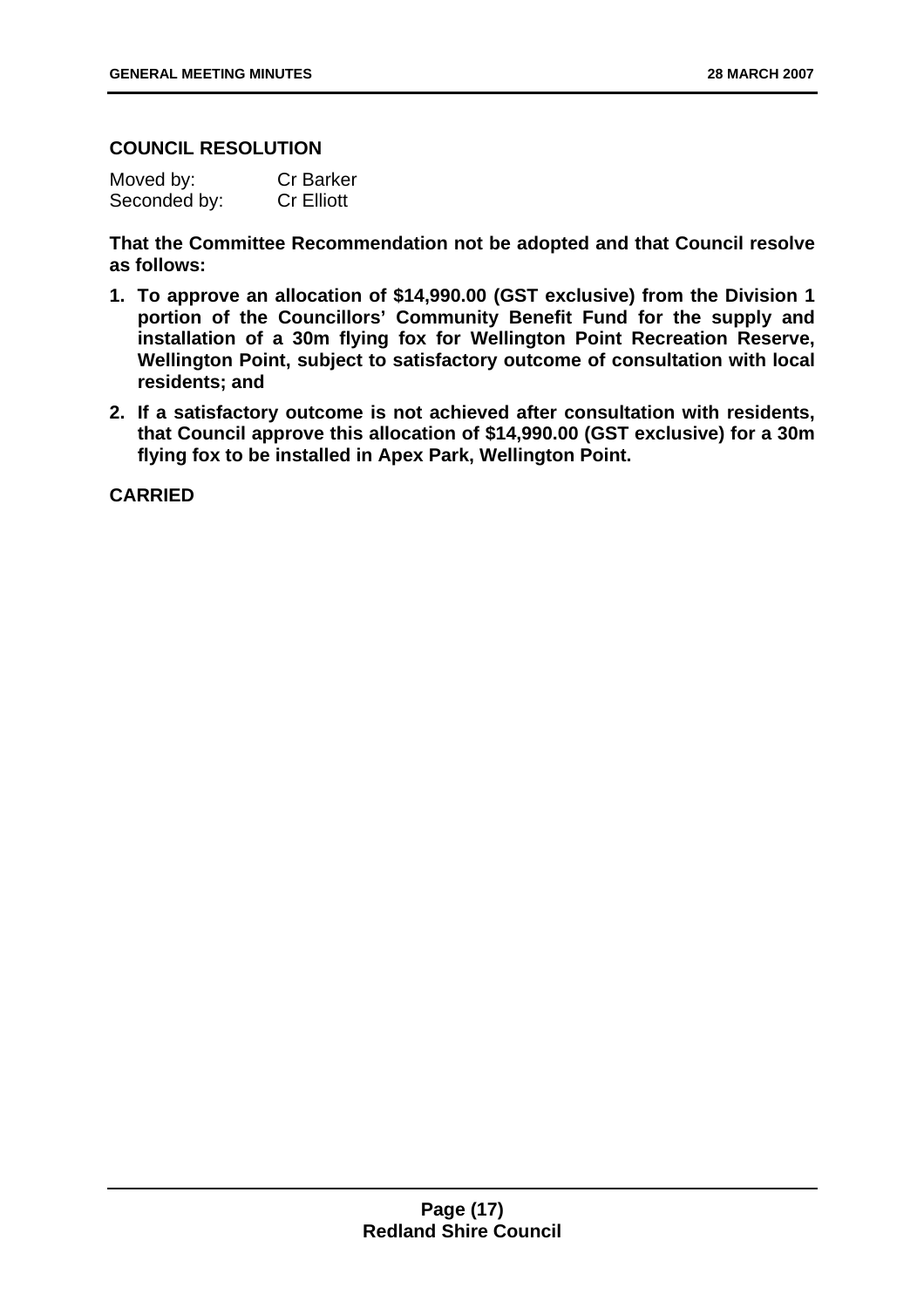**COUNCIL RESOLUTION**

Moved by: Cr Barker
Seconded by: Cr Elliott

**That the Committee Recommendation not be adopted and that Council resolve as follows:**

1. **To approve an allocation of $14,990.00 (GST exclusive) from the Division 1 portion of the Councillors' Community Benefit Fund for the supply and installation of a 30m flying fox for Wellington Point Recreation Reserve, Wellington Point, subject to satisfactory outcome of consultation with local residents; and**
2. **If a satisfactory outcome is not achieved after consultation with residents, that Council approve this allocation of $14,990.00 (GST exclusive) for a 30m flying fox to be installed in Apex Park, Wellington Point.**

**CARRIED**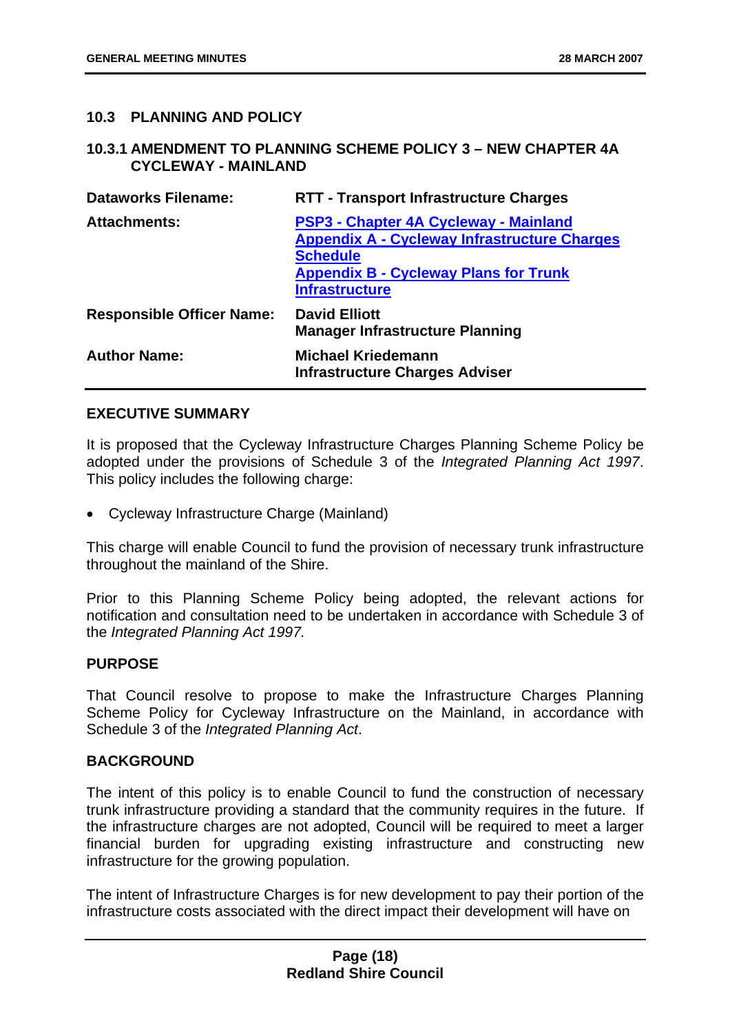## 10.3 PLANNING AND POLICY

### 10.3.1 AMENDMENT TO PLANNING SCHEME POLICY 3 – NEW CHAPTER 4A CYCLEWAY - MAINLAND

| | |
|---|---|
| **Dataworks Filename:** | **RTT - Transport Infrastructure Charges** |
| **Attachments:** | **PSP3 - Chapter 4A Cycleway - Mainland**<br>**Appendix A - Cycleway Infrastructure Charges Schedule**<br>**Appendix B - Cycleway Plans for Trunk Infrastructure** |
| **Responsible Officer Name:** | **David Elliott**<br>**Manager Infrastructure Planning** |
| **Author Name:** | **Michael Kriedemann**<br>**Infrastructure Charges Adviser** |

**EXECUTIVE SUMMARY**

It is proposed that the Cycleway Infrastructure Charges Planning Scheme Policy be adopted under the provisions of Schedule 3 of the *Integrated Planning Act 1997*. This policy includes the following charge:

- Cycleway Infrastructure Charge (Mainland)

This charge will enable Council to fund the provision of necessary trunk infrastructure throughout the mainland of the Shire.

Prior to this Planning Scheme Policy being adopted, the relevant actions for notification and consultation need to be undertaken in accordance with Schedule 3 of the *Integrated Planning Act 1997.*

**PURPOSE**

That Council resolve to propose to make the Infrastructure Charges Planning Scheme Policy for Cycleway Infrastructure on the Mainland, in accordance with Schedule 3 of the *Integrated Planning Act*.

**BACKGROUND**

The intent of this policy is to enable Council to fund the construction of necessary trunk infrastructure providing a standard that the community requires in the future. If the infrastructure charges are not adopted, Council will be required to meet a larger financial burden for upgrading existing infrastructure and constructing new infrastructure for the growing population.

The intent of Infrastructure Charges is for new development to pay their portion of the infrastructure costs associated with the direct impact their development will have on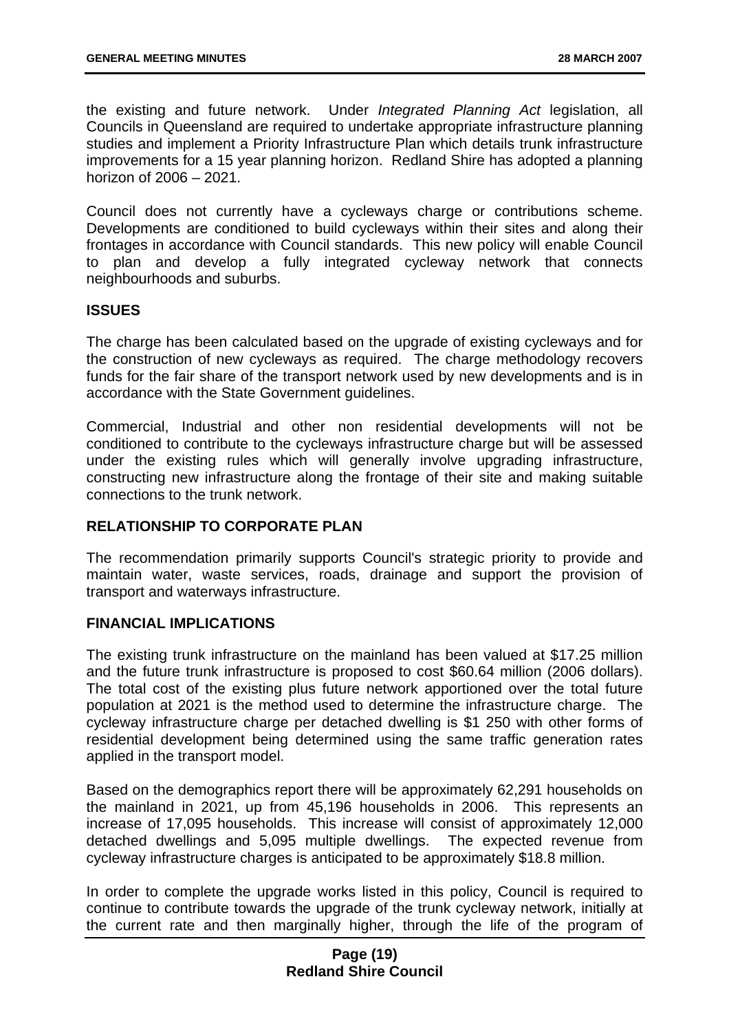the existing and future network. Under *Integrated Planning Act* legislation, all Councils in Queensland are required to undertake appropriate infrastructure planning studies and implement a Priority Infrastructure Plan which details trunk infrastructure improvements for a 15 year planning horizon. Redland Shire has adopted a planning horizon of 2006 – 2021.

Council does not currently have a cycleways charge or contributions scheme. Developments are conditioned to build cycleways within their sites and along their frontages in accordance with Council standards. This new policy will enable Council to plan and develop a fully integrated cycleway network that connects neighbourhoods and suburbs.

## ISSUES

The charge has been calculated based on the upgrade of existing cycleways and for the construction of new cycleways as required. The charge methodology recovers funds for the fair share of the transport network used by new developments and is in accordance with the State Government guidelines.

Commercial, Industrial and other non residential developments will not be conditioned to contribute to the cycleways infrastructure charge but will be assessed under the existing rules which will generally involve upgrading infrastructure, constructing new infrastructure along the frontage of their site and making suitable connections to the trunk network.

## RELATIONSHIP TO CORPORATE PLAN

The recommendation primarily supports Council's strategic priority to provide and maintain water, waste services, roads, drainage and support the provision of transport and waterways infrastructure.

## FINANCIAL IMPLICATIONS

The existing trunk infrastructure on the mainland has been valued at $17.25 million and the future trunk infrastructure is proposed to cost $60.64 million (2006 dollars). The total cost of the existing plus future network apportioned over the total future population at 2021 is the method used to determine the infrastructure charge. The cycleway infrastructure charge per detached dwelling is $1 250 with other forms of residential development being determined using the same traffic generation rates applied in the transport model.

Based on the demographics report there will be approximately 62,291 households on the mainland in 2021, up from 45,196 households in 2006. This represents an increase of 17,095 households. This increase will consist of approximately 12,000 detached dwellings and 5,095 multiple dwellings. The expected revenue from cycleway infrastructure charges is anticipated to be approximately $18.8 million.

In order to complete the upgrade works listed in this policy, Council is required to continue to contribute towards the upgrade of the trunk cycleway network, initially at the current rate and then marginally higher, through the life of the program of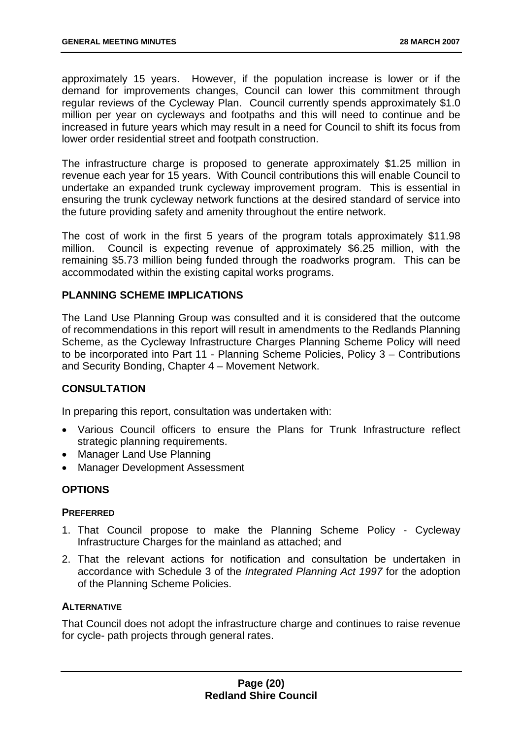approximately 15 years. However, if the population increase is lower or if the demand for improvements changes, Council can lower this commitment through regular reviews of the Cycleway Plan. Council currently spends approximately $1.0 million per year on cycleways and footpaths and this will need to continue and be increased in future years which may result in a need for Council to shift its focus from lower order residential street and footpath construction.

The infrastructure charge is proposed to generate approximately $1.25 million in revenue each year for 15 years. With Council contributions this will enable Council to undertake an expanded trunk cycleway improvement program. This is essential in ensuring the trunk cycleway network functions at the desired standard of service into the future providing safety and amenity throughout the entire network.

The cost of work in the first 5 years of the program totals approximately $11.98 million. Council is expecting revenue of approximately $6.25 million, with the remaining $5.73 million being funded through the roadworks program. This can be accommodated within the existing capital works programs.

## PLANNING SCHEME IMPLICATIONS

The Land Use Planning Group was consulted and it is considered that the outcome of recommendations in this report will result in amendments to the Redlands Planning Scheme, as the Cycleway Infrastructure Charges Planning Scheme Policy will need to be incorporated into Part 11 - Planning Scheme Policies, Policy 3 – Contributions and Security Bonding, Chapter 4 – Movement Network.

## CONSULTATION

In preparing this report, consultation was undertaken with:

- Various Council officers to ensure the Plans for Trunk Infrastructure reflect strategic planning requirements.
- Manager Land Use Planning
- Manager Development Assessment

## OPTIONS

### PREFERRED

1. That Council propose to make the Planning Scheme Policy - Cycleway Infrastructure Charges for the mainland as attached; and
2. That the relevant actions for notification and consultation be undertaken in accordance with Schedule 3 of the *Integrated Planning Act 1997* for the adoption of the Planning Scheme Policies.

### ALTERNATIVE

That Council does not adopt the infrastructure charge and continues to raise revenue for cycle- path projects through general rates.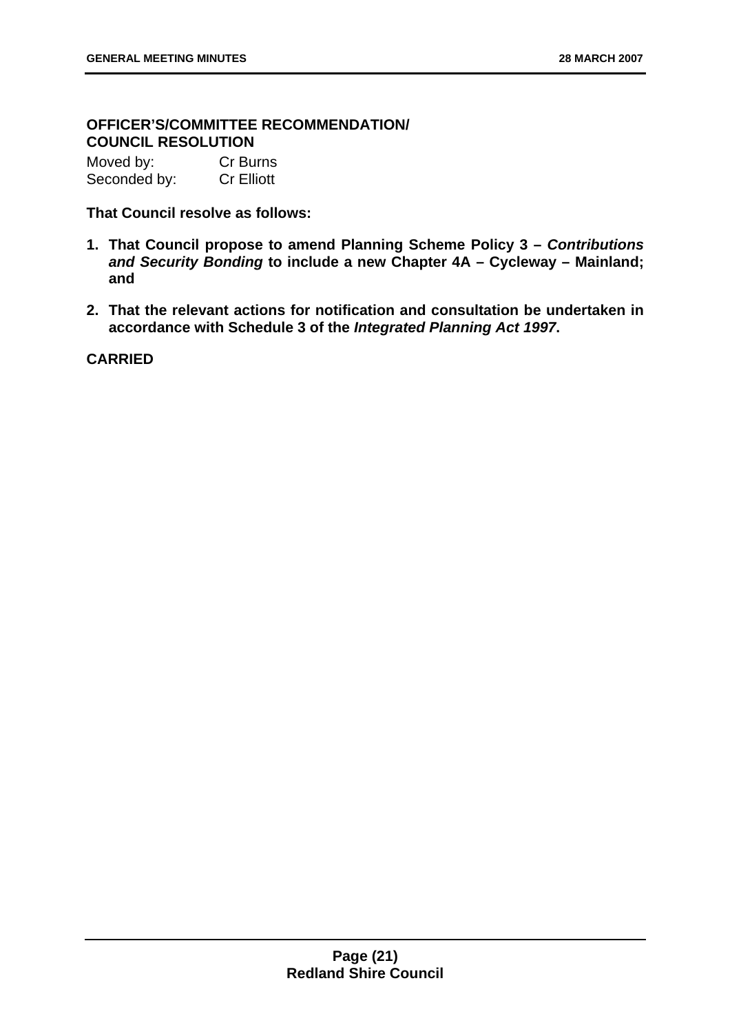**OFFICER'S/COMMITTEE RECOMMENDATION/**
**COUNCIL RESOLUTION**

Moved by: Cr Burns
Seconded by: Cr Elliott

**That Council resolve as follows:**

1. **That Council propose to amend Planning Scheme Policy 3 – *Contributions and Security Bonding* to include a new Chapter 4A – Cycleway – Mainland; and**

2. **That the relevant actions for notification and consultation be undertaken in accordance with Schedule 3 of the *Integrated Planning Act 1997*.**

**CARRIED**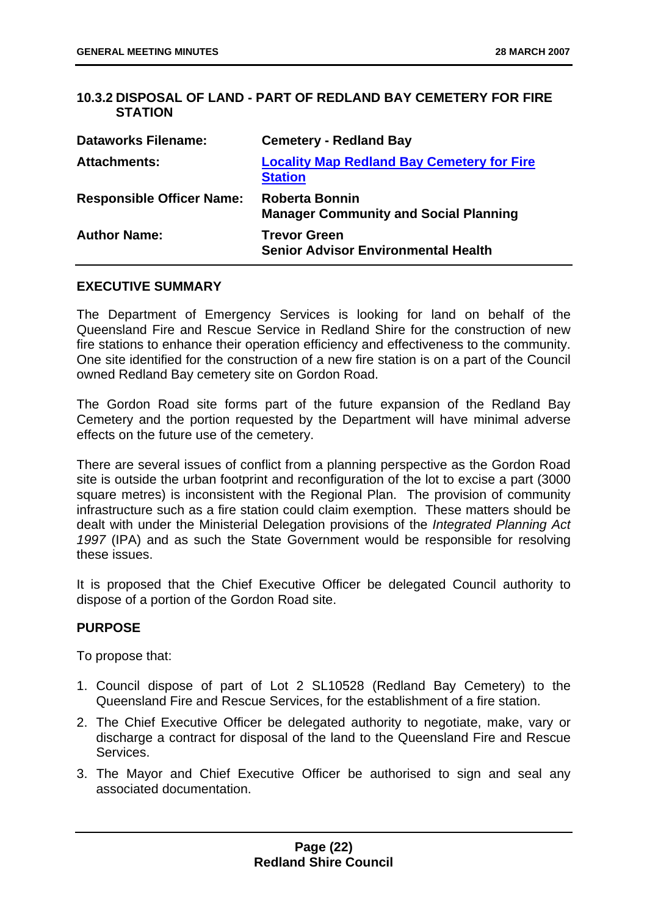## 10.3.2 DISPOSAL OF LAND - PART OF REDLAND BAY CEMETERY FOR FIRE STATION

| | |
|---|---|
| **Dataworks Filename:** | **Cemetery - Redland Bay** |
| **Attachments:** | **Locality Map Redland Bay Cemetery for Fire Station** |
| **Responsible Officer Name:** | **Roberta Bonnin**<br>**Manager Community and Social Planning** |
| **Author Name:** | **Trevor Green**<br>**Senior Advisor Environmental Health** |

### EXECUTIVE SUMMARY

The Department of Emergency Services is looking for land on behalf of the Queensland Fire and Rescue Service in Redland Shire for the construction of new fire stations to enhance their operation efficiency and effectiveness to the community. One site identified for the construction of a new fire station is on a part of the Council owned Redland Bay cemetery site on Gordon Road.

The Gordon Road site forms part of the future expansion of the Redland Bay Cemetery and the portion requested by the Department will have minimal adverse effects on the future use of the cemetery.

There are several issues of conflict from a planning perspective as the Gordon Road site is outside the urban footprint and reconfiguration of the lot to excise a part (3000 square metres) is inconsistent with the Regional Plan. The provision of community infrastructure such as a fire station could claim exemption. These matters should be dealt with under the Ministerial Delegation provisions of the *Integrated Planning Act 1997* (IPA) and as such the State Government would be responsible for resolving these issues.

It is proposed that the Chief Executive Officer be delegated Council authority to dispose of a portion of the Gordon Road site.

### PURPOSE

To propose that:

1. Council dispose of part of Lot 2 SL10528 (Redland Bay Cemetery) to the Queensland Fire and Rescue Services, for the establishment of a fire station.
2. The Chief Executive Officer be delegated authority to negotiate, make, vary or discharge a contract for disposal of the land to the Queensland Fire and Rescue Services.
3. The Mayor and Chief Executive Officer be authorised to sign and seal any associated documentation.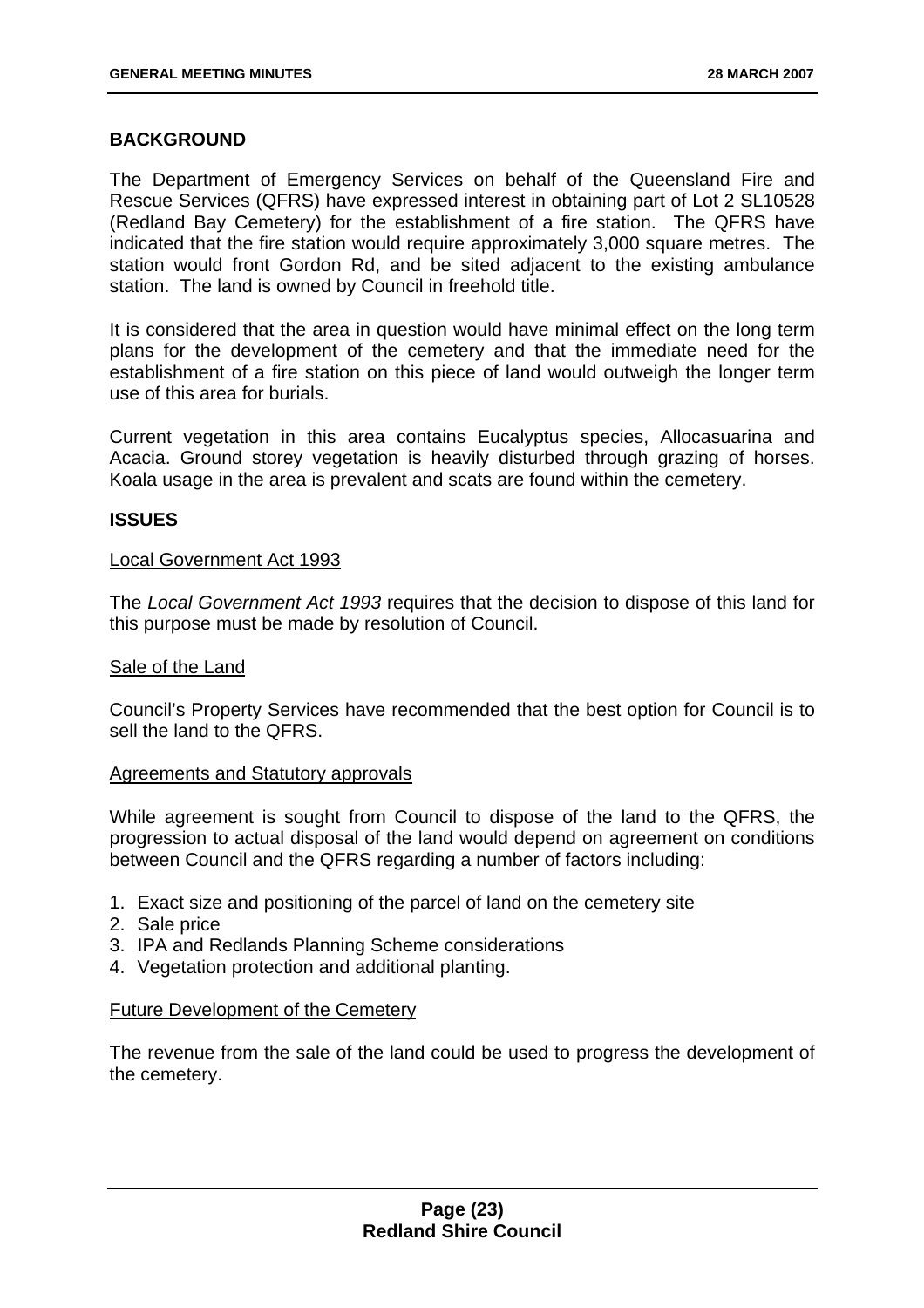## BACKGROUND

The Department of Emergency Services on behalf of the Queensland Fire and Rescue Services (QFRS) have expressed interest in obtaining part of Lot 2 SL10528 (Redland Bay Cemetery) for the establishment of a fire station. The QFRS have indicated that the fire station would require approximately 3,000 square metres. The station would front Gordon Rd, and be sited adjacent to the existing ambulance station. The land is owned by Council in freehold title.

It is considered that the area in question would have minimal effect on the long term plans for the development of the cemetery and that the immediate need for the establishment of a fire station on this piece of land would outweigh the longer term use of this area for burials.

Current vegetation in this area contains Eucalyptus species, Allocasuarina and Acacia. Ground storey vegetation is heavily disturbed through grazing of horses. Koala usage in the area is prevalent and scats are found within the cemetery.

## ISSUES

Local Government Act 1993

The *Local Government Act 1993* requires that the decision to dispose of this land for this purpose must be made by resolution of Council.

Sale of the Land

Council's Property Services have recommended that the best option for Council is to sell the land to the QFRS.

Agreements and Statutory approvals

While agreement is sought from Council to dispose of the land to the QFRS, the progression to actual disposal of the land would depend on agreement on conditions between Council and the QFRS regarding a number of factors including:

1. Exact size and positioning of the parcel of land on the cemetery site
2. Sale price
3. IPA and Redlands Planning Scheme considerations
4. Vegetation protection and additional planting.

Future Development of the Cemetery

The revenue from the sale of the land could be used to progress the development of the cemetery.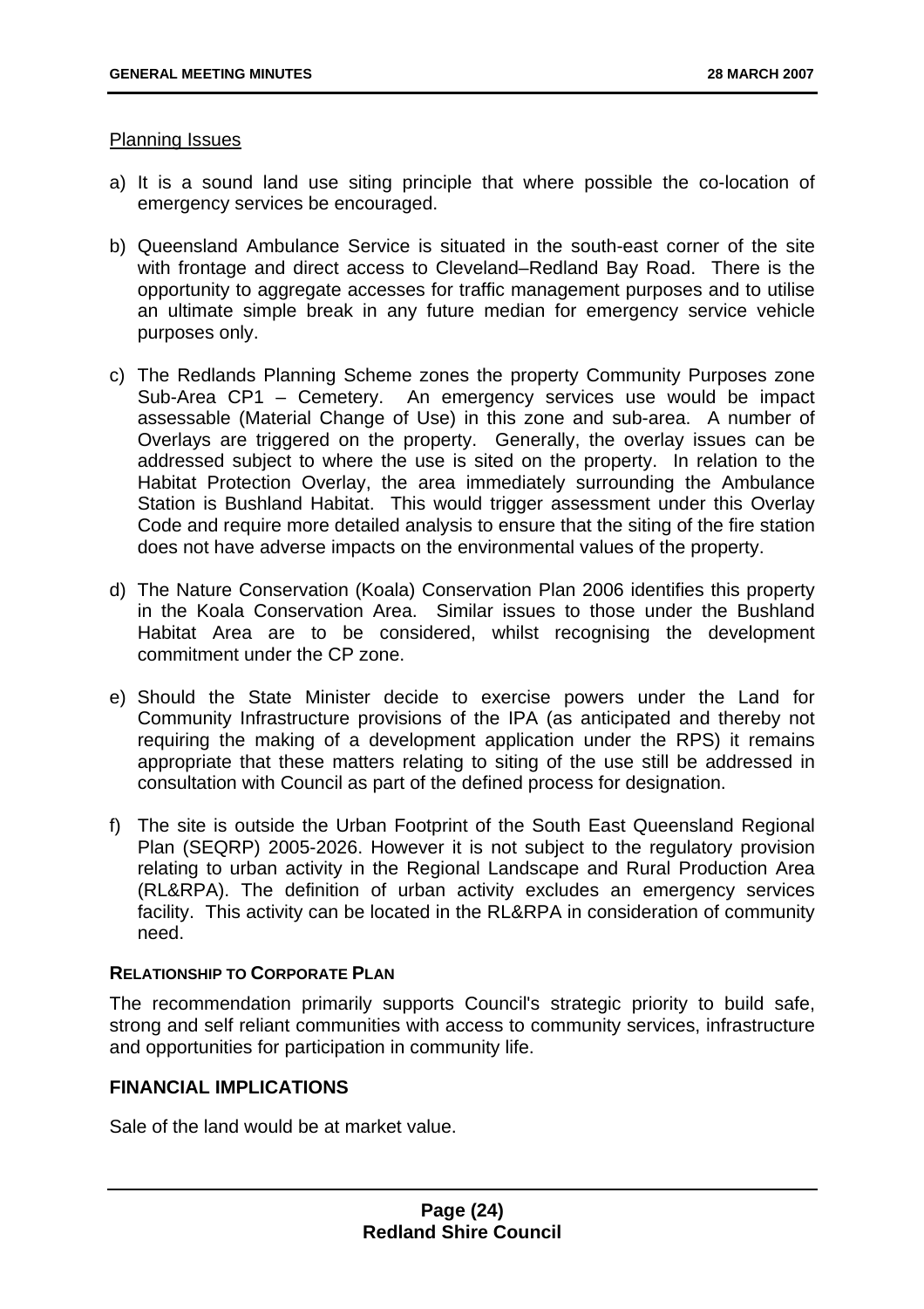Planning Issues

a) It is a sound land use siting principle that where possible the co-location of emergency services be encouraged.

b) Queensland Ambulance Service is situated in the south-east corner of the site with frontage and direct access to Cleveland–Redland Bay Road. There is the opportunity to aggregate accesses for traffic management purposes and to utilise an ultimate simple break in any future median for emergency service vehicle purposes only.

c) The Redlands Planning Scheme zones the property Community Purposes zone Sub-Area CP1 – Cemetery. An emergency services use would be impact assessable (Material Change of Use) in this zone and sub-area. A number of Overlays are triggered on the property. Generally, the overlay issues can be addressed subject to where the use is sited on the property. In relation to the Habitat Protection Overlay, the area immediately surrounding the Ambulance Station is Bushland Habitat. This would trigger assessment under this Overlay Code and require more detailed analysis to ensure that the siting of the fire station does not have adverse impacts on the environmental values of the property.

d) The Nature Conservation (Koala) Conservation Plan 2006 identifies this property in the Koala Conservation Area. Similar issues to those under the Bushland Habitat Area are to be considered, whilst recognising the development commitment under the CP zone.

e) Should the State Minister decide to exercise powers under the Land for Community Infrastructure provisions of the IPA (as anticipated and thereby not requiring the making of a development application under the RPS) it remains appropriate that these matters relating to siting of the use still be addressed in consultation with Council as part of the defined process for designation.

f) The site is outside the Urban Footprint of the South East Queensland Regional Plan (SEQRP) 2005-2026. However it is not subject to the regulatory provision relating to urban activity in the Regional Landscape and Rural Production Area (RL&RPA). The definition of urban activity excludes an emergency services facility. This activity can be located in the RL&RPA in consideration of community need.

**RELATIONSHIP TO CORPORATE PLAN**

The recommendation primarily supports Council's strategic priority to build safe, strong and self reliant communities with access to community services, infrastructure and opportunities for participation in community life.

## FINANCIAL IMPLICATIONS

Sale of the land would be at market value.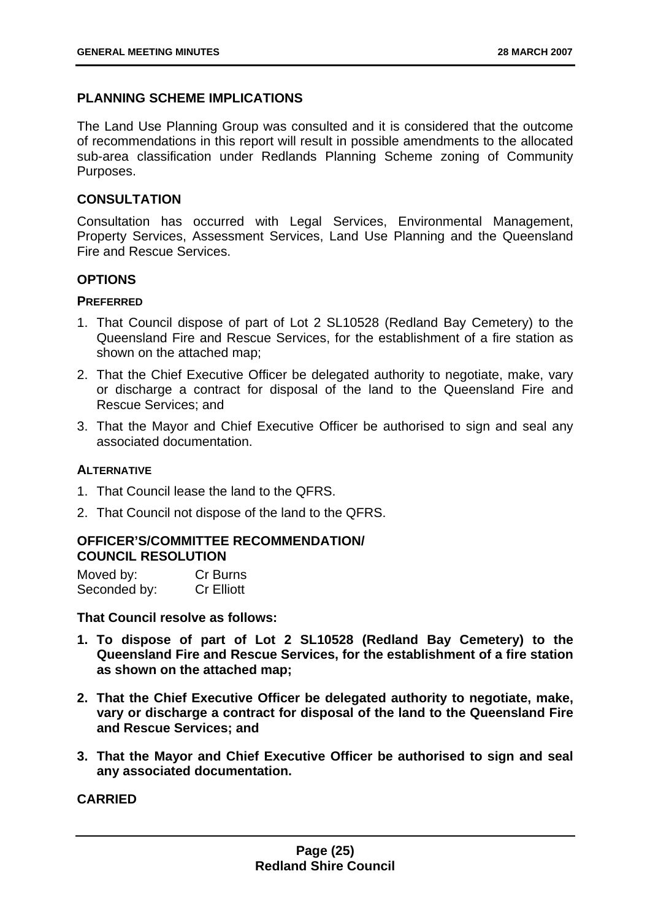### PLANNING SCHEME IMPLICATIONS

The Land Use Planning Group was consulted and it is considered that the outcome of recommendations in this report will result in possible amendments to the allocated sub-area classification under Redlands Planning Scheme zoning of Community Purposes.

### CONSULTATION

Consultation has occurred with Legal Services, Environmental Management, Property Services, Assessment Services, Land Use Planning and the Queensland Fire and Rescue Services.

### OPTIONS

#### PREFERRED

1. That Council dispose of part of Lot 2 SL10528 (Redland Bay Cemetery) to the Queensland Fire and Rescue Services, for the establishment of a fire station as shown on the attached map;
2. That the Chief Executive Officer be delegated authority to negotiate, make, vary or discharge a contract for disposal of the land to the Queensland Fire and Rescue Services; and
3. That the Mayor and Chief Executive Officer be authorised to sign and seal any associated documentation.

#### ALTERNATIVE

1. That Council lease the land to the QFRS.
2. That Council not dispose of the land to the QFRS.

### OFFICER'S/COMMITTEE RECOMMENDATION/ COUNCIL RESOLUTION

Moved by: Cr Burns
Seconded by: Cr Elliott

**That Council resolve as follows:**

1. **To dispose of part of Lot 2 SL10528 (Redland Bay Cemetery) to the Queensland Fire and Rescue Services, for the establishment of a fire station as shown on the attached map;**
2. **That the Chief Executive Officer be delegated authority to negotiate, make, vary or discharge a contract for disposal of the land to the Queensland Fire and Rescue Services; and**
3. **That the Mayor and Chief Executive Officer be authorised to sign and seal any associated documentation.**

**CARRIED**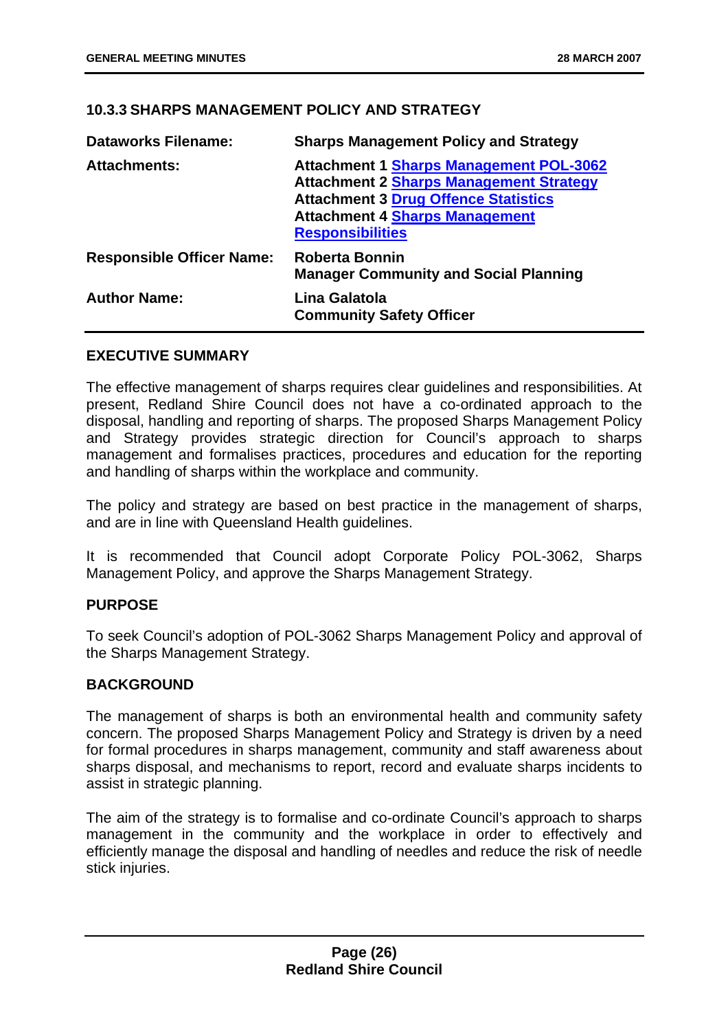### 10.3.3 SHARPS MANAGEMENT POLICY AND STRATEGY

| | |
|---|---|
| **Dataworks Filename:** | **Sharps Management Policy and Strategy** |
| **Attachments:** | **Attachment 1 Sharps Management POL-3062**<br>**Attachment 2 Sharps Management Strategy**<br>**Attachment 3 Drug Offence Statistics**<br>**Attachment 4 Sharps Management Responsibilities** |
| **Responsible Officer Name:** | **Roberta Bonnin**<br>**Manager Community and Social Planning** |
| **Author Name:** | **Lina Galatola**<br>**Community Safety Officer** |

#### EXECUTIVE SUMMARY

The effective management of sharps requires clear guidelines and responsibilities. At present, Redland Shire Council does not have a co-ordinated approach to the disposal, handling and reporting of sharps. The proposed Sharps Management Policy and Strategy provides strategic direction for Council's approach to sharps management and formalises practices, procedures and education for the reporting and handling of sharps within the workplace and community.

The policy and strategy are based on best practice in the management of sharps, and are in line with Queensland Health guidelines.

It is recommended that Council adopt Corporate Policy POL-3062, Sharps Management Policy, and approve the Sharps Management Strategy.

#### PURPOSE

To seek Council's adoption of POL-3062 Sharps Management Policy and approval of the Sharps Management Strategy.

#### BACKGROUND

The management of sharps is both an environmental health and community safety concern. The proposed Sharps Management Policy and Strategy is driven by a need for formal procedures in sharps management, community and staff awareness about sharps disposal, and mechanisms to report, record and evaluate sharps incidents to assist in strategic planning.

The aim of the strategy is to formalise and co-ordinate Council's approach to sharps management in the community and the workplace in order to effectively and efficiently manage the disposal and handling of needles and reduce the risk of needle stick injuries.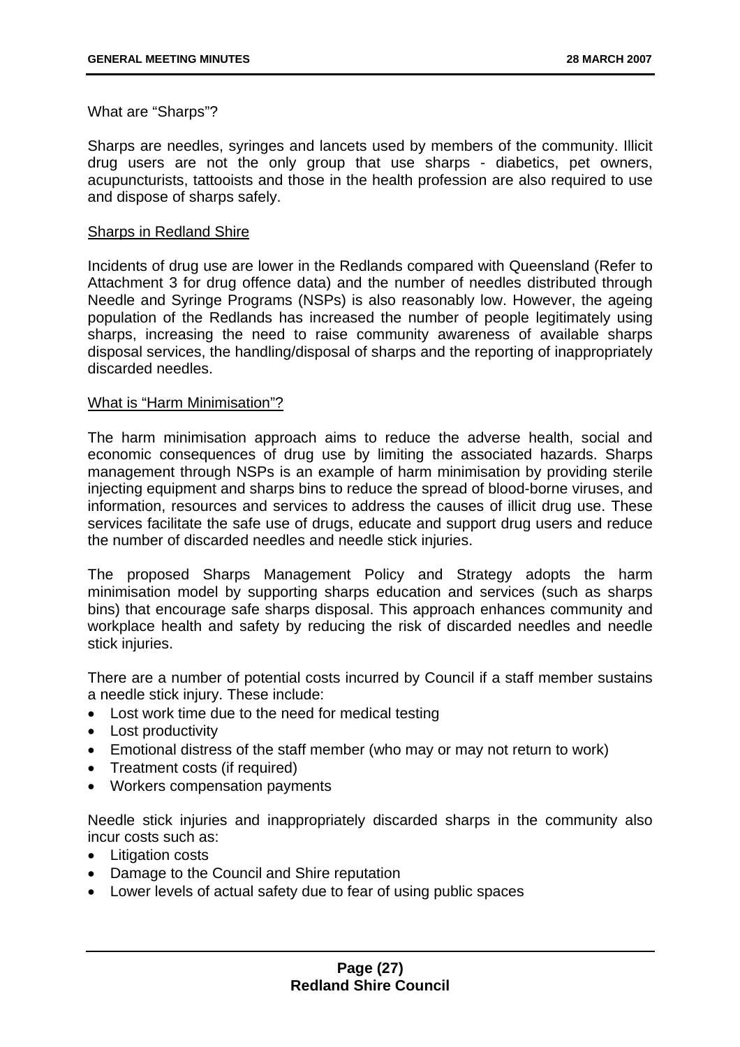What are "Sharps"?

Sharps are needles, syringes and lancets used by members of the community. Illicit drug users are not the only group that use sharps - diabetics, pet owners, acupuncturists, tattooists and those in the health profession are also required to use and dispose of sharps safely.

Sharps in Redland Shire

Incidents of drug use are lower in the Redlands compared with Queensland (Refer to Attachment 3 for drug offence data) and the number of needles distributed through Needle and Syringe Programs (NSPs) is also reasonably low. However, the ageing population of the Redlands has increased the number of people legitimately using sharps, increasing the need to raise community awareness of available sharps disposal services, the handling/disposal of sharps and the reporting of inappropriately discarded needles.

What is "Harm Minimisation"?

The harm minimisation approach aims to reduce the adverse health, social and economic consequences of drug use by limiting the associated hazards. Sharps management through NSPs is an example of harm minimisation by providing sterile injecting equipment and sharps bins to reduce the spread of blood-borne viruses, and information, resources and services to address the causes of illicit drug use. These services facilitate the safe use of drugs, educate and support drug users and reduce the number of discarded needles and needle stick injuries.

The proposed Sharps Management Policy and Strategy adopts the harm minimisation model by supporting sharps education and services (such as sharps bins) that encourage safe sharps disposal. This approach enhances community and workplace health and safety by reducing the risk of discarded needles and needle stick injuries.

There are a number of potential costs incurred by Council if a staff member sustains a needle stick injury. These include:

- Lost work time due to the need for medical testing
- Lost productivity
- Emotional distress of the staff member (who may or may not return to work)
- Treatment costs (if required)
- Workers compensation payments

Needle stick injuries and inappropriately discarded sharps in the community also incur costs such as:

- Litigation costs
- Damage to the Council and Shire reputation
- Lower levels of actual safety due to fear of using public spaces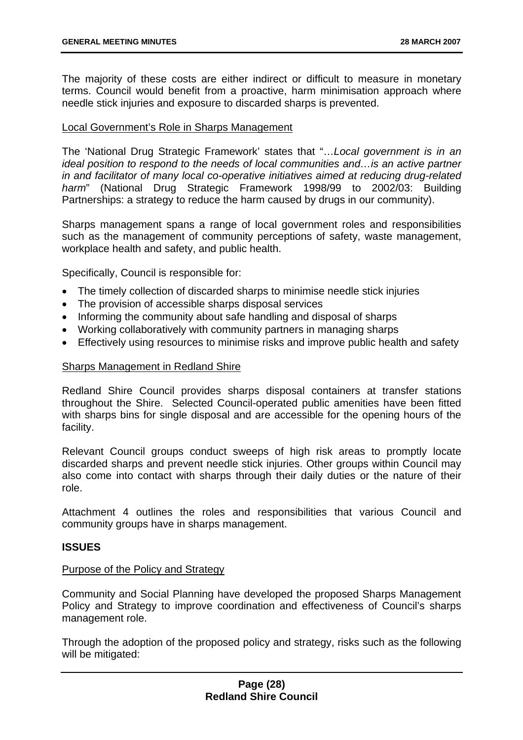The majority of these costs are either indirect or difficult to measure in monetary terms. Council would benefit from a proactive, harm minimisation approach where needle stick injuries and exposure to discarded sharps is prevented.

<u>Local Government's Role in Sharps Management</u>

The 'National Drug Strategic Framework' states that "…*Local government is in an ideal position to respond to the needs of local communities and…is an active partner in and facilitator of many local co-operative initiatives aimed at reducing drug-related harm*" (National Drug Strategic Framework 1998/99 to 2002/03: Building Partnerships: a strategy to reduce the harm caused by drugs in our community).

Sharps management spans a range of local government roles and responsibilities such as the management of community perceptions of safety, waste management, workplace health and safety, and public health.

Specifically, Council is responsible for:

- The timely collection of discarded sharps to minimise needle stick injuries
- The provision of accessible sharps disposal services
- Informing the community about safe handling and disposal of sharps
- Working collaboratively with community partners in managing sharps
- Effectively using resources to minimise risks and improve public health and safety

<u>Sharps Management in Redland Shire</u>

Redland Shire Council provides sharps disposal containers at transfer stations throughout the Shire. Selected Council-operated public amenities have been fitted with sharps bins for single disposal and are accessible for the opening hours of the facility.

Relevant Council groups conduct sweeps of high risk areas to promptly locate discarded sharps and prevent needle stick injuries. Other groups within Council may also come into contact with sharps through their daily duties or the nature of their role.

Attachment 4 outlines the roles and responsibilities that various Council and community groups have in sharps management.

**ISSUES**

<u>Purpose of the Policy and Strategy</u>

Community and Social Planning have developed the proposed Sharps Management Policy and Strategy to improve coordination and effectiveness of Council's sharps management role.

Through the adoption of the proposed policy and strategy, risks such as the following will be mitigated: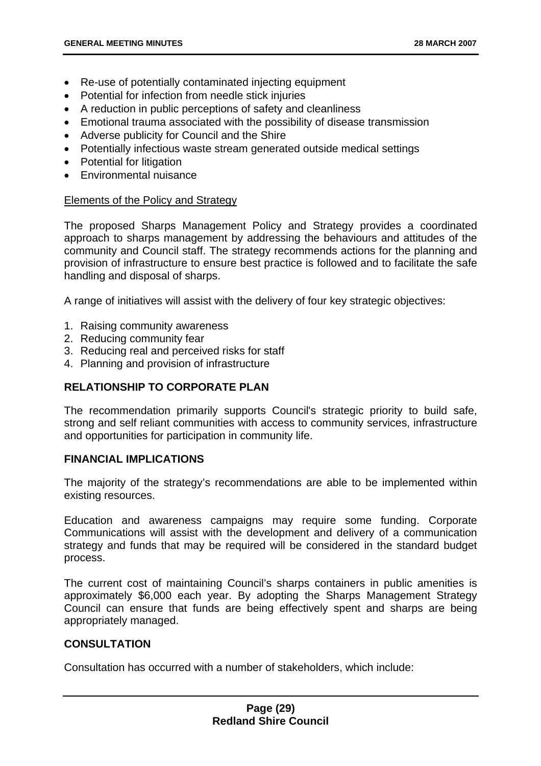- Re-use of potentially contaminated injecting equipment
- Potential for infection from needle stick injuries
- A reduction in public perceptions of safety and cleanliness
- Emotional trauma associated with the possibility of disease transmission
- Adverse publicity for Council and the Shire
- Potentially infectious waste stream generated outside medical settings
- Potential for litigation
- Environmental nuisance

Elements of the Policy and Strategy

The proposed Sharps Management Policy and Strategy provides a coordinated approach to sharps management by addressing the behaviours and attitudes of the community and Council staff. The strategy recommends actions for the planning and provision of infrastructure to ensure best practice is followed and to facilitate the safe handling and disposal of sharps.

A range of initiatives will assist with the delivery of four key strategic objectives:

1. Raising community awareness
2. Reducing community fear
3. Reducing real and perceived risks for staff
4. Planning and provision of infrastructure

## RELATIONSHIP TO CORPORATE PLAN

The recommendation primarily supports Council's strategic priority to build safe, strong and self reliant communities with access to community services, infrastructure and opportunities for participation in community life.

## FINANCIAL IMPLICATIONS

The majority of the strategy's recommendations are able to be implemented within existing resources.

Education and awareness campaigns may require some funding. Corporate Communications will assist with the development and delivery of a communication strategy and funds that may be required will be considered in the standard budget process.

The current cost of maintaining Council's sharps containers in public amenities is approximately $6,000 each year. By adopting the Sharps Management Strategy Council can ensure that funds are being effectively spent and sharps are being appropriately managed.

## CONSULTATION

Consultation has occurred with a number of stakeholders, which include: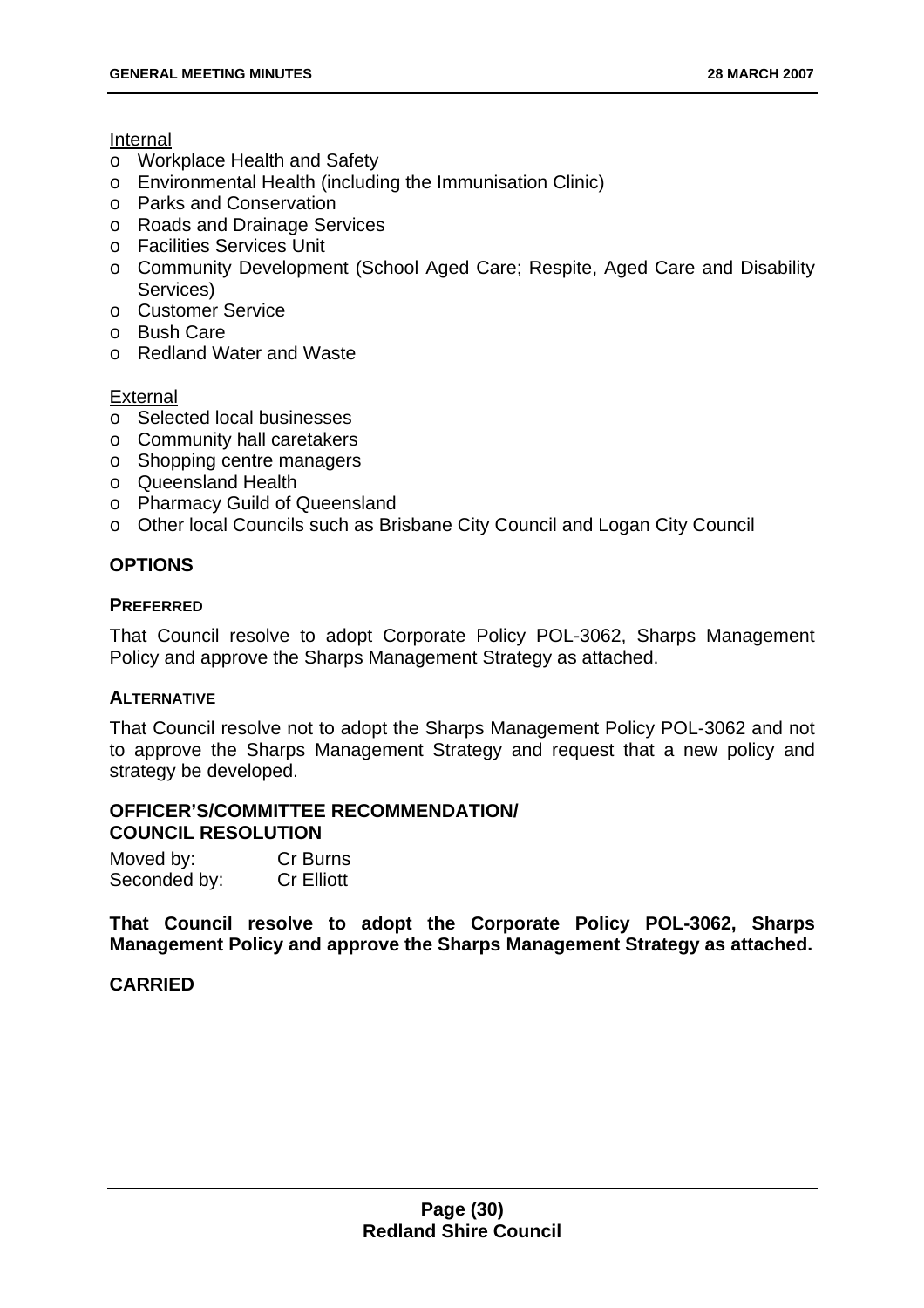Internal

- Workplace Health and Safety
- Environmental Health (including the Immunisation Clinic)
- Parks and Conservation
- Roads and Drainage Services
- Facilities Services Unit
- Community Development (School Aged Care; Respite, Aged Care and Disability Services)
- Customer Service
- Bush Care
- Redland Water and Waste

External

- Selected local businesses
- Community hall caretakers
- Shopping centre managers
- Queensland Health
- Pharmacy Guild of Queensland
- Other local Councils such as Brisbane City Council and Logan City Council

## OPTIONS

### PREFERRED

That Council resolve to adopt Corporate Policy POL-3062, Sharps Management Policy and approve the Sharps Management Strategy as attached.

### ALTERNATIVE

That Council resolve not to adopt the Sharps Management Policy POL-3062 and not to approve the Sharps Management Strategy and request that a new policy and strategy be developed.

## OFFICER'S/COMMITTEE RECOMMENDATION/ COUNCIL RESOLUTION

Moved by: Cr Burns
Seconded by: Cr Elliott

**That Council resolve to adopt the Corporate Policy POL-3062, Sharps Management Policy and approve the Sharps Management Strategy as attached.**

**CARRIED**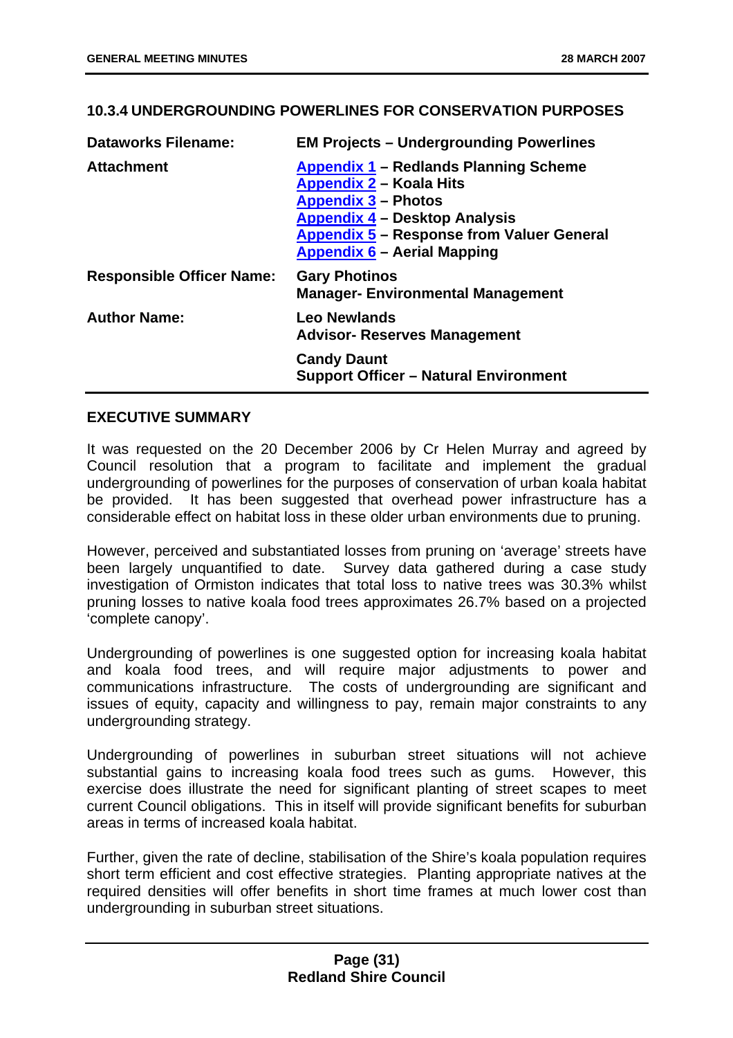## 10.3.4 UNDERGROUNDING POWERLINES FOR CONSERVATION PURPOSES

| | |
|---|---|
| **Dataworks Filename:** | **EM Projects – Undergrounding Powerlines** |
| **Attachment** | **Appendix 1 – Redlands Planning Scheme**<br>**Appendix 2 – Koala Hits**<br>**Appendix 3 – Photos**<br>**Appendix 4 – Desktop Analysis**<br>**Appendix 5 – Response from Valuer General**<br>**Appendix 6 – Aerial Mapping** |
| **Responsible Officer Name:** | **Gary Photinos**<br>**Manager- Environmental Management** |
| **Author Name:** | **Leo Newlands**<br>**Advisor- Reserves Management** |
| | **Candy Daunt**<br>**Support Officer – Natural Environment** |

### EXECUTIVE SUMMARY

It was requested on the 20 December 2006 by Cr Helen Murray and agreed by Council resolution that a program to facilitate and implement the gradual undergrounding of powerlines for the purposes of conservation of urban koala habitat be provided. It has been suggested that overhead power infrastructure has a considerable effect on habitat loss in these older urban environments due to pruning.

However, perceived and substantiated losses from pruning on 'average' streets have been largely unquantified to date. Survey data gathered during a case study investigation of Ormiston indicates that total loss to native trees was 30.3% whilst pruning losses to native koala food trees approximates 26.7% based on a projected 'complete canopy'.

Undergrounding of powerlines is one suggested option for increasing koala habitat and koala food trees, and will require major adjustments to power and communications infrastructure. The costs of undergrounding are significant and issues of equity, capacity and willingness to pay, remain major constraints to any undergrounding strategy.

Undergrounding of powerlines in suburban street situations will not achieve substantial gains to increasing koala food trees such as gums. However, this exercise does illustrate the need for significant planting of street scapes to meet current Council obligations. This in itself will provide significant benefits for suburban areas in terms of increased koala habitat.

Further, given the rate of decline, stabilisation of the Shire's koala population requires short term efficient and cost effective strategies. Planting appropriate natives at the required densities will offer benefits in short time frames at much lower cost than undergrounding in suburban street situations.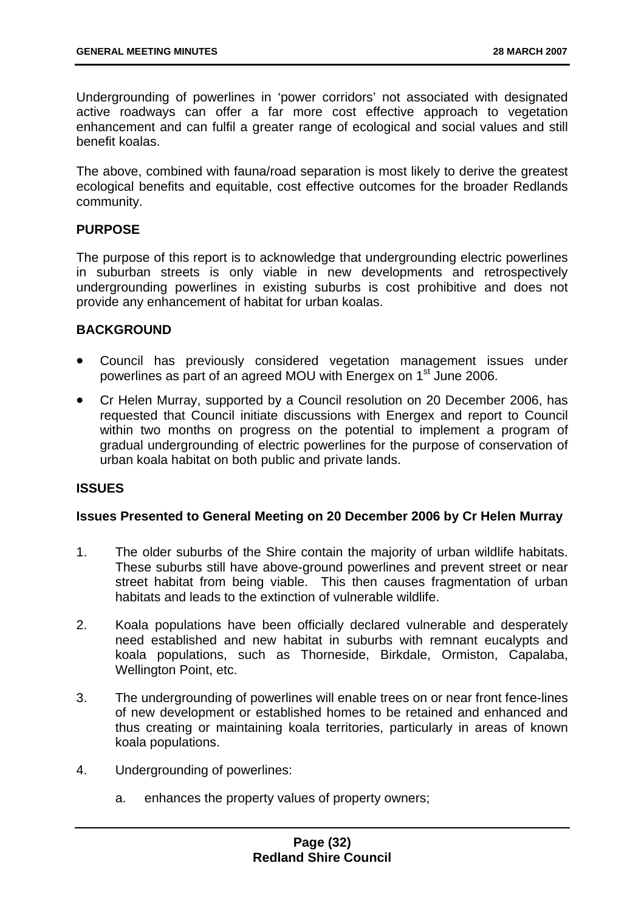Undergrounding of powerlines in 'power corridors' not associated with designated active roadways can offer a far more cost effective approach to vegetation enhancement and can fulfil a greater range of ecological and social values and still benefit koalas.

The above, combined with fauna/road separation is most likely to derive the greatest ecological benefits and equitable, cost effective outcomes for the broader Redlands community.

## PURPOSE

The purpose of this report is to acknowledge that undergrounding electric powerlines in suburban streets is only viable in new developments and retrospectively undergrounding powerlines in existing suburbs is cost prohibitive and does not provide any enhancement of habitat for urban koalas.

## BACKGROUND

- Council has previously considered vegetation management issues under powerlines as part of an agreed MOU with Energex on 1st June 2006.
- Cr Helen Murray, supported by a Council resolution on 20 December 2006, has requested that Council initiate discussions with Energex and report to Council within two months on progress on the potential to implement a program of gradual undergrounding of electric powerlines for the purpose of conservation of urban koala habitat on both public and private lands.

## ISSUES

### Issues Presented to General Meeting on 20 December 2006 by Cr Helen Murray

1. The older suburbs of the Shire contain the majority of urban wildlife habitats. These suburbs still have above-ground powerlines and prevent street or near street habitat from being viable. This then causes fragmentation of urban habitats and leads to the extinction of vulnerable wildlife.
2. Koala populations have been officially declared vulnerable and desperately need established and new habitat in suburbs with remnant eucalypts and koala populations, such as Thorneside, Birkdale, Ormiston, Capalaba, Wellington Point, etc.
3. The undergrounding of powerlines will enable trees on or near front fence-lines of new development or established homes to be retained and enhanced and thus creating or maintaining koala territories, particularly in areas of known koala populations.
4. Undergrounding of powerlines:
    a. enhances the property values of property owners;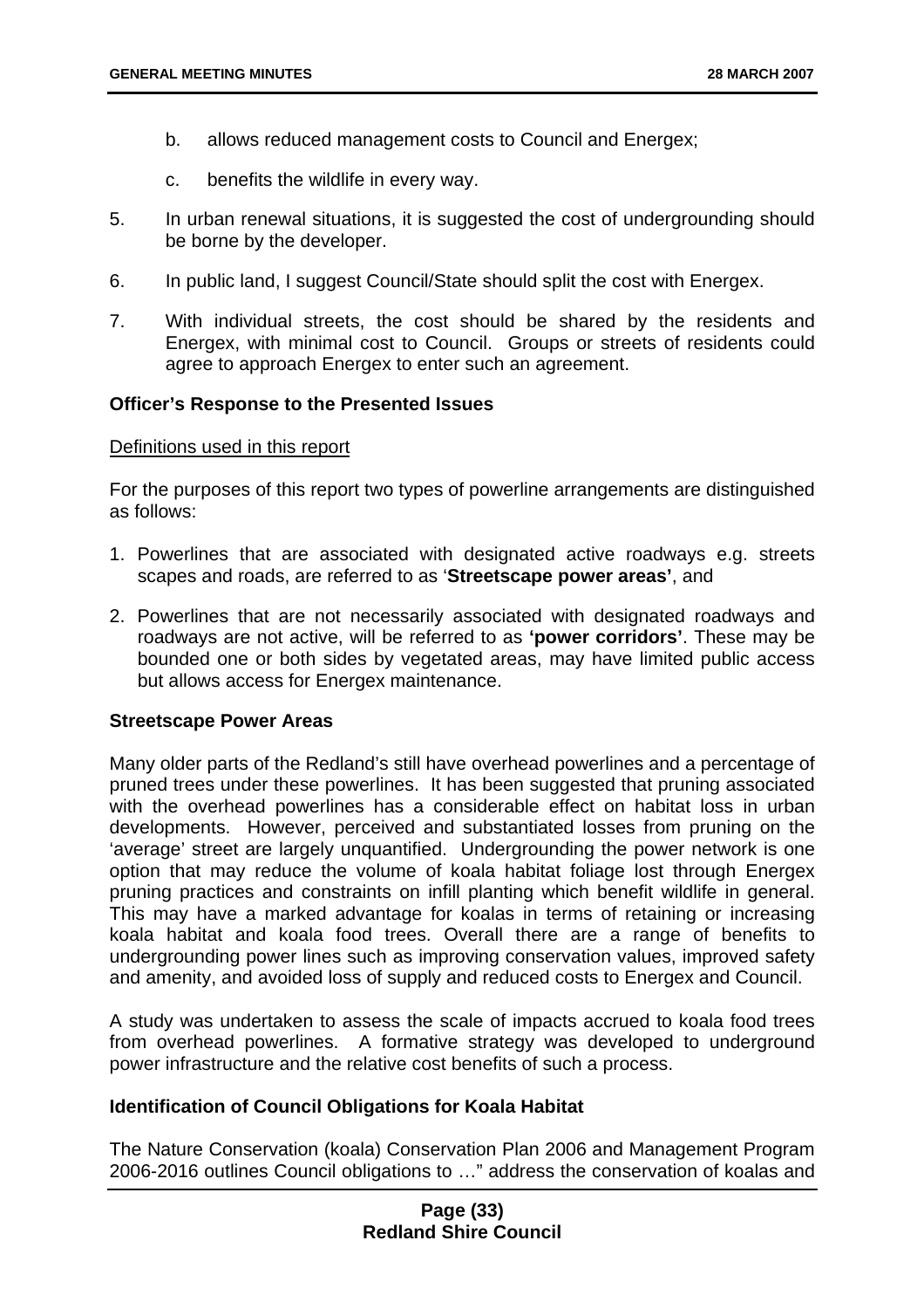b. allows reduced management costs to Council and Energex;

c. benefits the wildlife in every way.

5. In urban renewal situations, it is suggested the cost of undergrounding should be borne by the developer.

6. In public land, I suggest Council/State should split the cost with Energex.

7. With individual streets, the cost should be shared by the residents and Energex, with minimal cost to Council. Groups or streets of residents could agree to approach Energex to enter such an agreement.

**Officer's Response to the Presented Issues**

Definitions used in this report

For the purposes of this report two types of powerline arrangements are distinguished as follows:

1. Powerlines that are associated with designated active roadways e.g. streets scapes and roads, are referred to as '**Streetscape power areas'**, and

2. Powerlines that are not necessarily associated with designated roadways and roadways are not active, will be referred to as **'power corridors'**. These may be bounded one or both sides by vegetated areas, may have limited public access but allows access for Energex maintenance.

**Streetscape Power Areas**

Many older parts of the Redland's still have overhead powerlines and a percentage of pruned trees under these powerlines. It has been suggested that pruning associated with the overhead powerlines has a considerable effect on habitat loss in urban developments. However, perceived and substantiated losses from pruning on the 'average' street are largely unquantified. Undergrounding the power network is one option that may reduce the volume of koala habitat foliage lost through Energex pruning practices and constraints on infill planting which benefit wildlife in general. This may have a marked advantage for koalas in terms of retaining or increasing koala habitat and koala food trees. Overall there are a range of benefits to undergrounding power lines such as improving conservation values, improved safety and amenity, and avoided loss of supply and reduced costs to Energex and Council.

A study was undertaken to assess the scale of impacts accrued to koala food trees from overhead powerlines. A formative strategy was developed to underground power infrastructure and the relative cost benefits of such a process.

**Identification of Council Obligations for Koala Habitat**

The Nature Conservation (koala) Conservation Plan 2006 and Management Program 2006-2016 outlines Council obligations to …" address the conservation of koalas and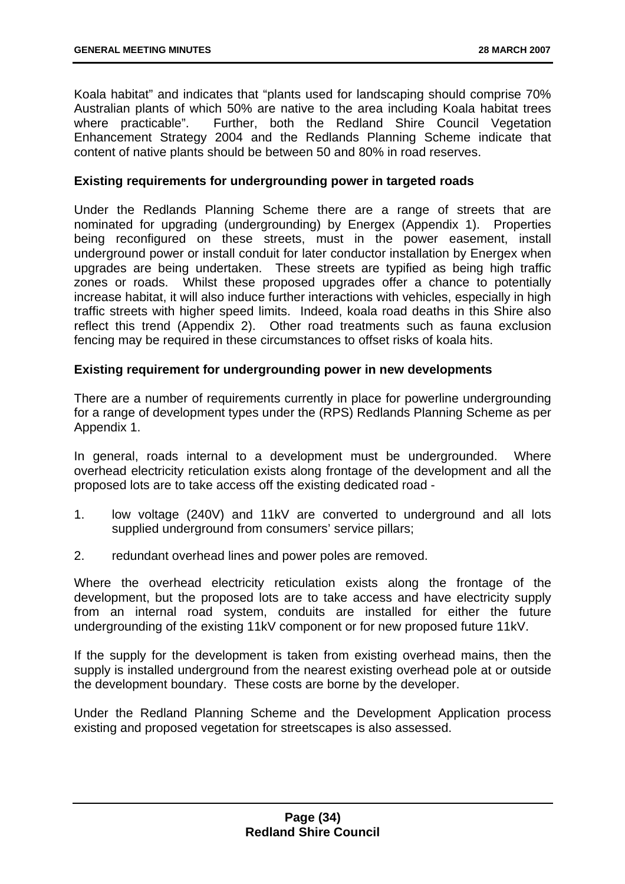Koala habitat" and indicates that "plants used for landscaping should comprise 70% Australian plants of which 50% are native to the area including Koala habitat trees where practicable". Further, both the Redland Shire Council Vegetation Enhancement Strategy 2004 and the Redlands Planning Scheme indicate that content of native plants should be between 50 and 80% in road reserves.

**Existing requirements for undergrounding power in targeted roads**

Under the Redlands Planning Scheme there are a range of streets that are nominated for upgrading (undergrounding) by Energex (Appendix 1). Properties being reconfigured on these streets, must in the power easement, install underground power or install conduit for later conductor installation by Energex when upgrades are being undertaken. These streets are typified as being high traffic zones or roads. Whilst these proposed upgrades offer a chance to potentially increase habitat, it will also induce further interactions with vehicles, especially in high traffic streets with higher speed limits. Indeed, koala road deaths in this Shire also reflect this trend (Appendix 2). Other road treatments such as fauna exclusion fencing may be required in these circumstances to offset risks of koala hits.

**Existing requirement for undergrounding power in new developments**

There are a number of requirements currently in place for powerline undergrounding for a range of development types under the (RPS) Redlands Planning Scheme as per Appendix 1.

In general, roads internal to a development must be undergrounded. Where overhead electricity reticulation exists along frontage of the development and all the proposed lots are to take access off the existing dedicated road -

1. low voltage (240V) and 11kV are converted to underground and all lots supplied underground from consumers' service pillars;
2. redundant overhead lines and power poles are removed.

Where the overhead electricity reticulation exists along the frontage of the development, but the proposed lots are to take access and have electricity supply from an internal road system, conduits are installed for either the future undergrounding of the existing 11kV component or for new proposed future 11kV.

If the supply for the development is taken from existing overhead mains, then the supply is installed underground from the nearest existing overhead pole at or outside the development boundary. These costs are borne by the developer.

Under the Redland Planning Scheme and the Development Application process existing and proposed vegetation for streetscapes is also assessed.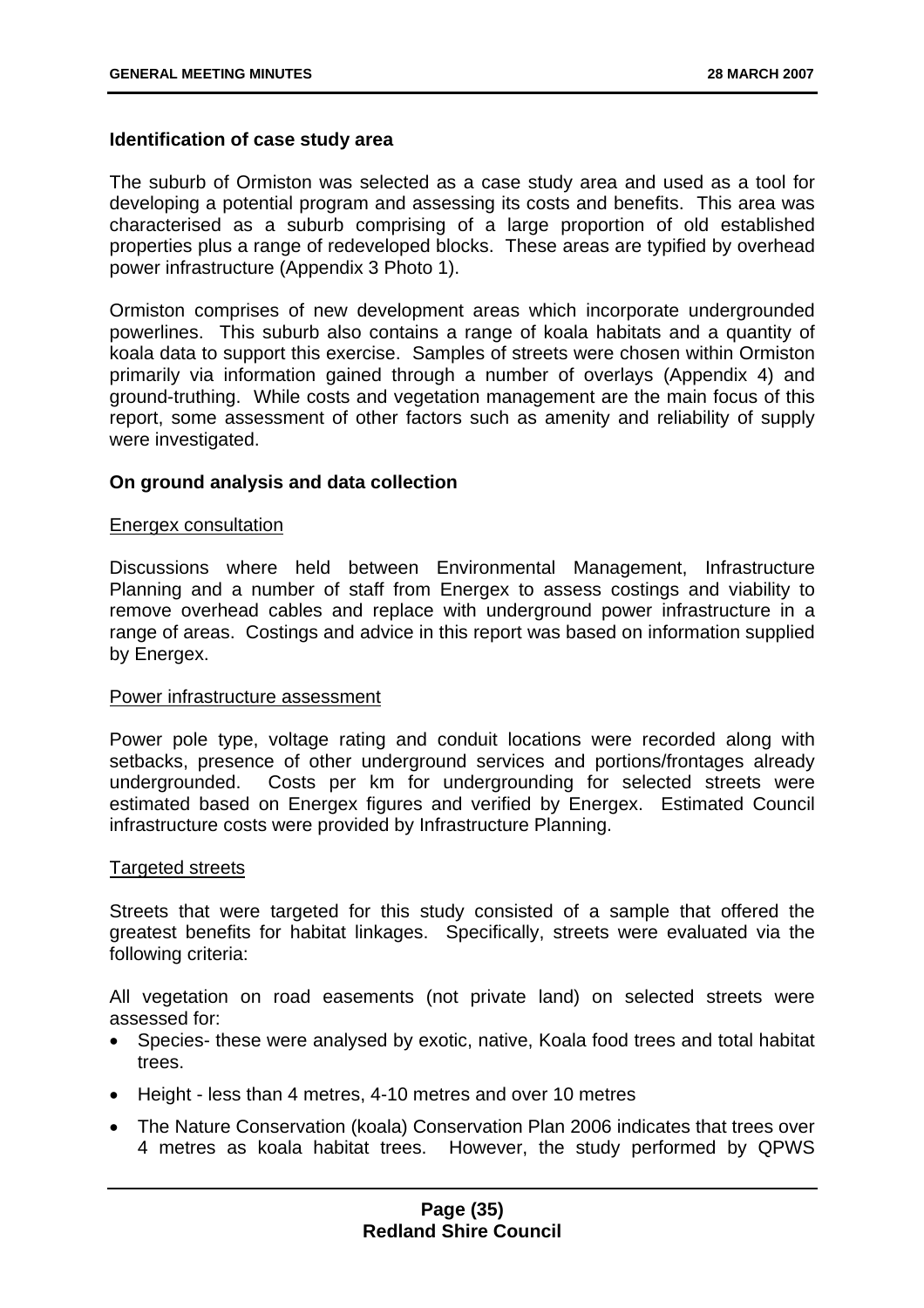**Identification of case study area**

The suburb of Ormiston was selected as a case study area and used as a tool for developing a potential program and assessing its costs and benefits. This area was characterised as a suburb comprising of a large proportion of old established properties plus a range of redeveloped blocks. These areas are typified by overhead power infrastructure (Appendix 3 Photo 1).

Ormiston comprises of new development areas which incorporate undergrounded powerlines. This suburb also contains a range of koala habitats and a quantity of koala data to support this exercise. Samples of streets were chosen within Ormiston primarily via information gained through a number of overlays (Appendix 4) and ground-truthing. While costs and vegetation management are the main focus of this report, some assessment of other factors such as amenity and reliability of supply were investigated.

**On ground analysis and data collection**

<u>Energex consultation</u>

Discussions where held between Environmental Management, Infrastructure Planning and a number of staff from Energex to assess costings and viability to remove overhead cables and replace with underground power infrastructure in a range of areas. Costings and advice in this report was based on information supplied by Energex.

<u>Power infrastructure assessment</u>

Power pole type, voltage rating and conduit locations were recorded along with setbacks, presence of other underground services and portions/frontages already undergrounded. Costs per km for undergrounding for selected streets were estimated based on Energex figures and verified by Energex. Estimated Council infrastructure costs were provided by Infrastructure Planning.

<u>Targeted streets</u>

Streets that were targeted for this study consisted of a sample that offered the greatest benefits for habitat linkages. Specifically, streets were evaluated via the following criteria:

All vegetation on road easements (not private land) on selected streets were assessed for:

- Species- these were analysed by exotic, native, Koala food trees and total habitat trees.
- Height - less than 4 metres, 4-10 metres and over 10 metres
- The Nature Conservation (koala) Conservation Plan 2006 indicates that trees over 4 metres as koala habitat trees. However, the study performed by QPWS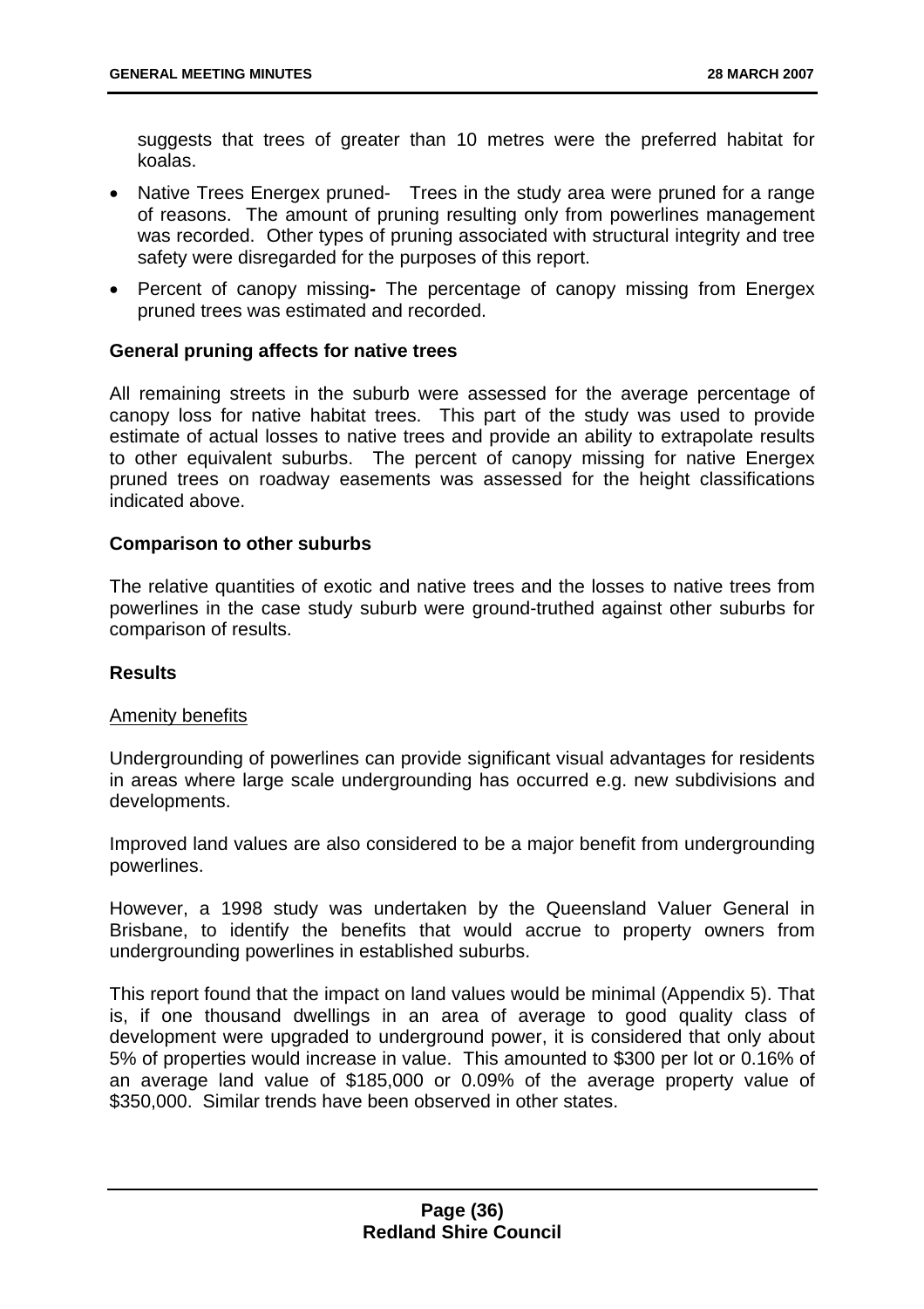suggests that trees of greater than 10 metres were the preferred habitat for koalas.

- Native Trees Energex pruned- Trees in the study area were pruned for a range of reasons. The amount of pruning resulting only from powerlines management was recorded. Other types of pruning associated with structural integrity and tree safety were disregarded for the purposes of this report.
- Percent of canopy missing**-** The percentage of canopy missing from Energex pruned trees was estimated and recorded.

**General pruning affects for native trees**

All remaining streets in the suburb were assessed for the average percentage of canopy loss for native habitat trees. This part of the study was used to provide estimate of actual losses to native trees and provide an ability to extrapolate results to other equivalent suburbs. The percent of canopy missing for native Energex pruned trees on roadway easements was assessed for the height classifications indicated above.

**Comparison to other suburbs**

The relative quantities of exotic and native trees and the losses to native trees from powerlines in the case study suburb were ground-truthed against other suburbs for comparison of results.

**Results**

<u>Amenity benefits</u>

Undergrounding of powerlines can provide significant visual advantages for residents in areas where large scale undergrounding has occurred e.g. new subdivisions and developments.

Improved land values are also considered to be a major benefit from undergrounding powerlines.

However, a 1998 study was undertaken by the Queensland Valuer General in Brisbane, to identify the benefits that would accrue to property owners from undergrounding powerlines in established suburbs.

This report found that the impact on land values would be minimal (Appendix 5). That is, if one thousand dwellings in an area of average to good quality class of development were upgraded to underground power, it is considered that only about 5% of properties would increase in value. This amounted to $300 per lot or 0.16% of an average land value of $185,000 or 0.09% of the average property value of $350,000. Similar trends have been observed in other states.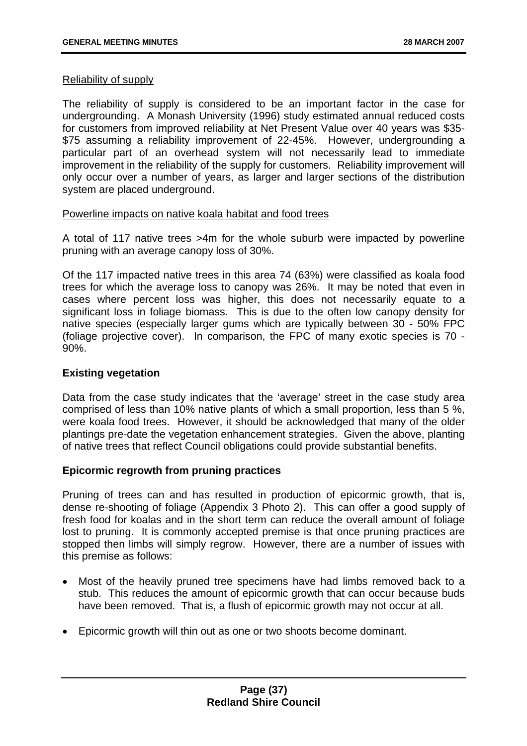Reliability of supply

The reliability of supply is considered to be an important factor in the case for undergrounding. A Monash University (1996) study estimated annual reduced costs for customers from improved reliability at Net Present Value over 40 years was $35-$75 assuming a reliability improvement of 22-45%. However, undergrounding a particular part of an overhead system will not necessarily lead to immediate improvement in the reliability of the supply for customers. Reliability improvement will only occur over a number of years, as larger and larger sections of the distribution system are placed underground.

Powerline impacts on native koala habitat and food trees

A total of 117 native trees >4m for the whole suburb were impacted by powerline pruning with an average canopy loss of 30%.

Of the 117 impacted native trees in this area 74 (63%) were classified as koala food trees for which the average loss to canopy was 26%. It may be noted that even in cases where percent loss was higher, this does not necessarily equate to a significant loss in foliage biomass. This is due to the often low canopy density for native species (especially larger gums which are typically between 30 - 50% FPC (foliage projective cover). In comparison, the FPC of many exotic species is 70 - 90%.

**Existing vegetation**

Data from the case study indicates that the 'average' street in the case study area comprised of less than 10% native plants of which a small proportion, less than 5 %, were koala food trees. However, it should be acknowledged that many of the older plantings pre-date the vegetation enhancement strategies. Given the above, planting of native trees that reflect Council obligations could provide substantial benefits.

**Epicormic regrowth from pruning practices**

Pruning of trees can and has resulted in production of epicormic growth, that is, dense re-shooting of foliage (Appendix 3 Photo 2). This can offer a good supply of fresh food for koalas and in the short term can reduce the overall amount of foliage lost to pruning. It is commonly accepted premise is that once pruning practices are stopped then limbs will simply regrow. However, there are a number of issues with this premise as follows:

- Most of the heavily pruned tree specimens have had limbs removed back to a stub. This reduces the amount of epicormic growth that can occur because buds have been removed. That is, a flush of epicormic growth may not occur at all.
- Epicormic growth will thin out as one or two shoots become dominant.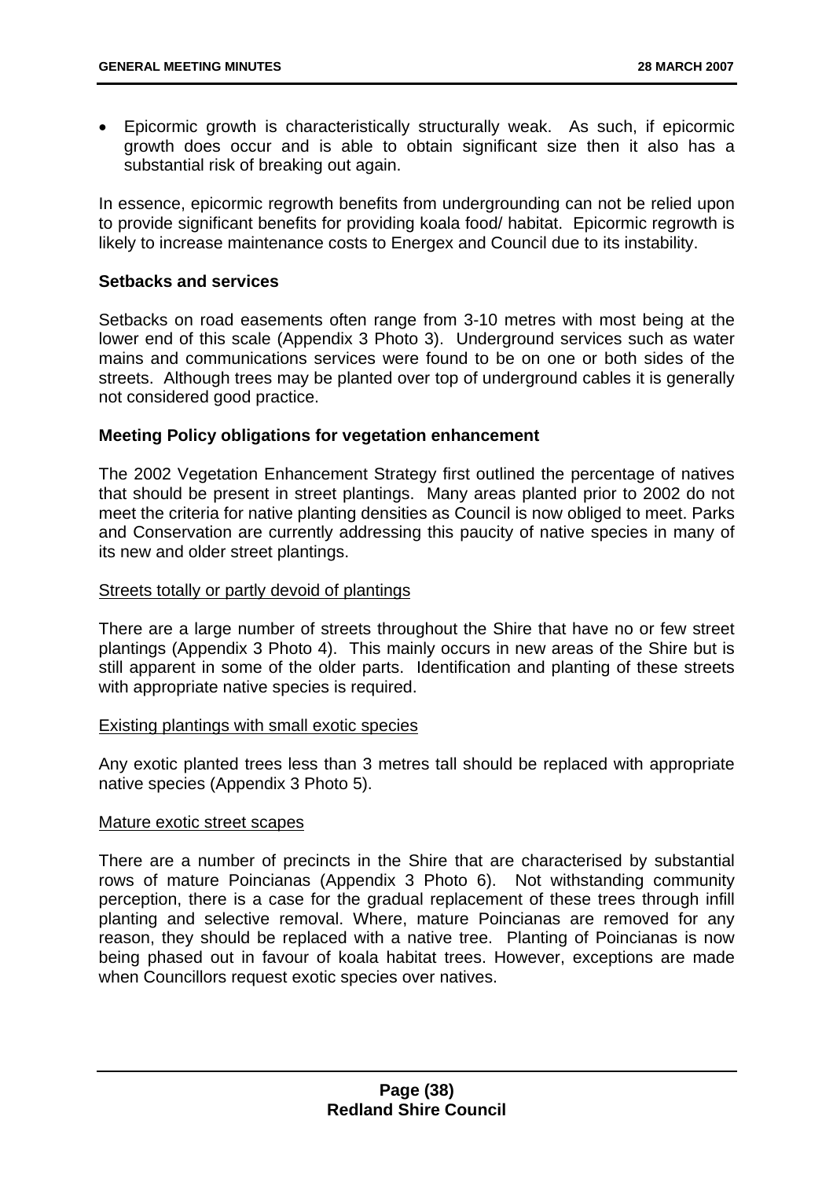- Epicormic growth is characteristically structurally weak. As such, if epicormic growth does occur and is able to obtain significant size then it also has a substantial risk of breaking out again.

In essence, epicormic regrowth benefits from undergrounding can not be relied upon to provide significant benefits for providing koala food/ habitat. Epicormic regrowth is likely to increase maintenance costs to Energex and Council due to its instability.

**Setbacks and services**

Setbacks on road easements often range from 3-10 metres with most being at the lower end of this scale (Appendix 3 Photo 3). Underground services such as water mains and communications services were found to be on one or both sides of the streets. Although trees may be planted over top of underground cables it is generally not considered good practice.

**Meeting Policy obligations for vegetation enhancement**

The 2002 Vegetation Enhancement Strategy first outlined the percentage of natives that should be present in street plantings. Many areas planted prior to 2002 do not meet the criteria for native planting densities as Council is now obliged to meet. Parks and Conservation are currently addressing this paucity of native species in many of its new and older street plantings.

<u>Streets totally or partly devoid of plantings</u>

There are a large number of streets throughout the Shire that have no or few street plantings (Appendix 3 Photo 4). This mainly occurs in new areas of the Shire but is still apparent in some of the older parts. Identification and planting of these streets with appropriate native species is required.

<u>Existing plantings with small exotic species</u>

Any exotic planted trees less than 3 metres tall should be replaced with appropriate native species (Appendix 3 Photo 5).

<u>Mature exotic street scapes</u>

There are a number of precincts in the Shire that are characterised by substantial rows of mature Poincianas (Appendix 3 Photo 6). Not withstanding community perception, there is a case for the gradual replacement of these trees through infill planting and selective removal. Where, mature Poincianas are removed for any reason, they should be replaced with a native tree. Planting of Poincianas is now being phased out in favour of koala habitat trees. However, exceptions are made when Councillors request exotic species over natives.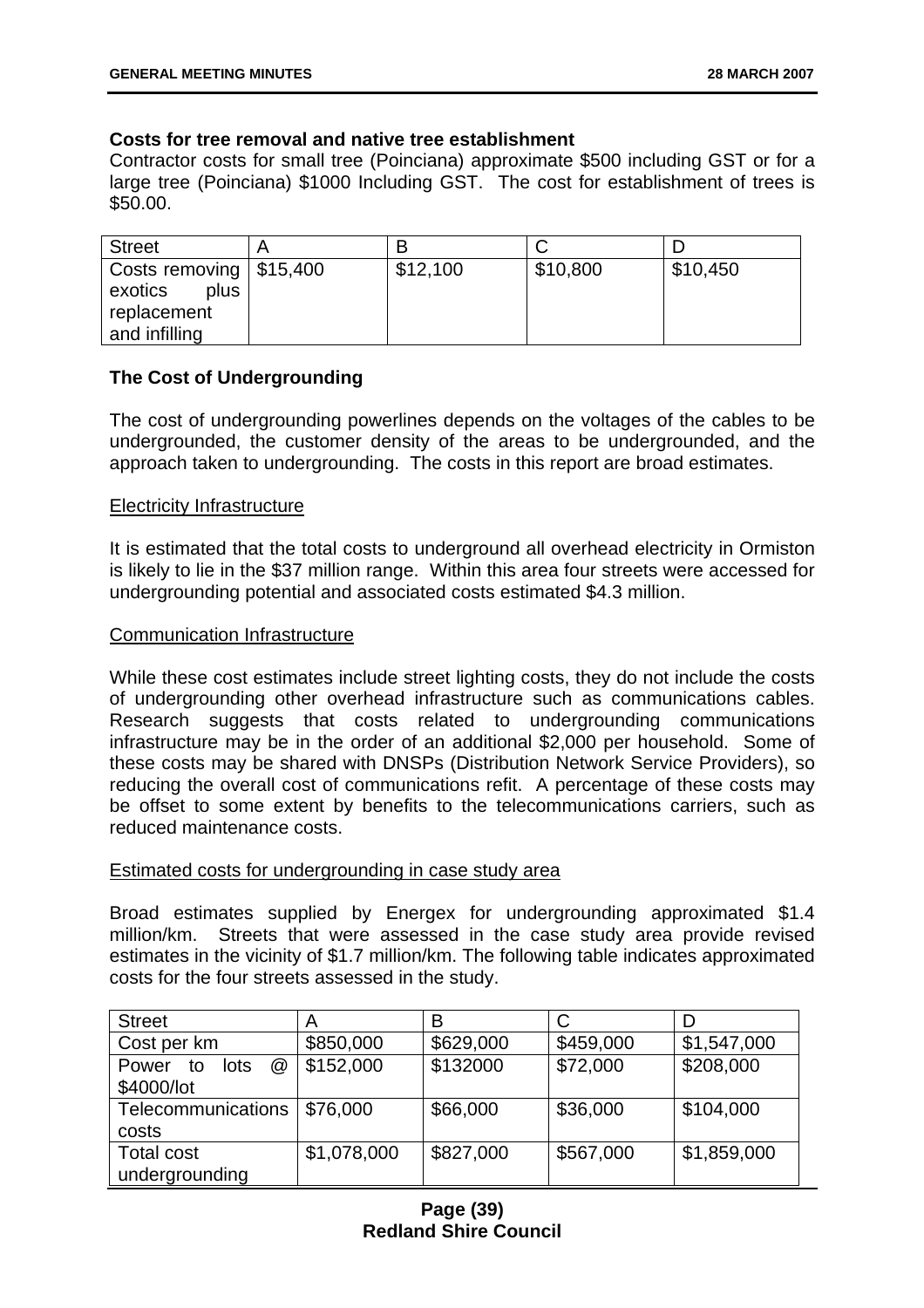**Costs for tree removal and native tree establishment**

Contractor costs for small tree (Poinciana) approximate $500 including GST or for a large tree (Poinciana) $1000 Including GST. The cost for establishment of trees is $50.00.

| Street | A | B | C | D |
| --- | --- | --- | --- | --- |
| Costs removing exotics plus replacement and infilling | $15,400 | $12,100 | $10,800 | $10,450 |

**The Cost of Undergrounding**

The cost of undergrounding powerlines depends on the voltages of the cables to be undergrounded, the customer density of the areas to be undergrounded, and the approach taken to undergrounding. The costs in this report are broad estimates.

Electricity Infrastructure

It is estimated that the total costs to underground all overhead electricity in Ormiston is likely to lie in the $37 million range. Within this area four streets were accessed for undergrounding potential and associated costs estimated $4.3 million.

Communication Infrastructure

While these cost estimates include street lighting costs, they do not include the costs of undergrounding other overhead infrastructure such as communications cables. Research suggests that costs related to undergrounding communications infrastructure may be in the order of an additional $2,000 per household. Some of these costs may be shared with DNSPs (Distribution Network Service Providers), so reducing the overall cost of communications refit. A percentage of these costs may be offset to some extent by benefits to the telecommunications carriers, such as reduced maintenance costs.

Estimated costs for undergrounding in case study area

Broad estimates supplied by Energex for undergrounding approximated $1.4 million/km. Streets that were assessed in the case study area provide revised estimates in the vicinity of $1.7 million/km. The following table indicates approximated costs for the four streets assessed in the study.

| Street | A | B | C | D |
| --- | --- | --- | --- | --- |
| Cost per km | $850,000 | $629,000 | $459,000 | $1,547,000 |
| Power to lots @ $4000/lot | $152,000 | $132000 | $72,000 | $208,000 |
| Telecommunications costs | $76,000 | $66,000 | $36,000 | $104,000 |
| Total cost undergrounding | $1,078,000 | $827,000 | $567,000 | $1,859,000 |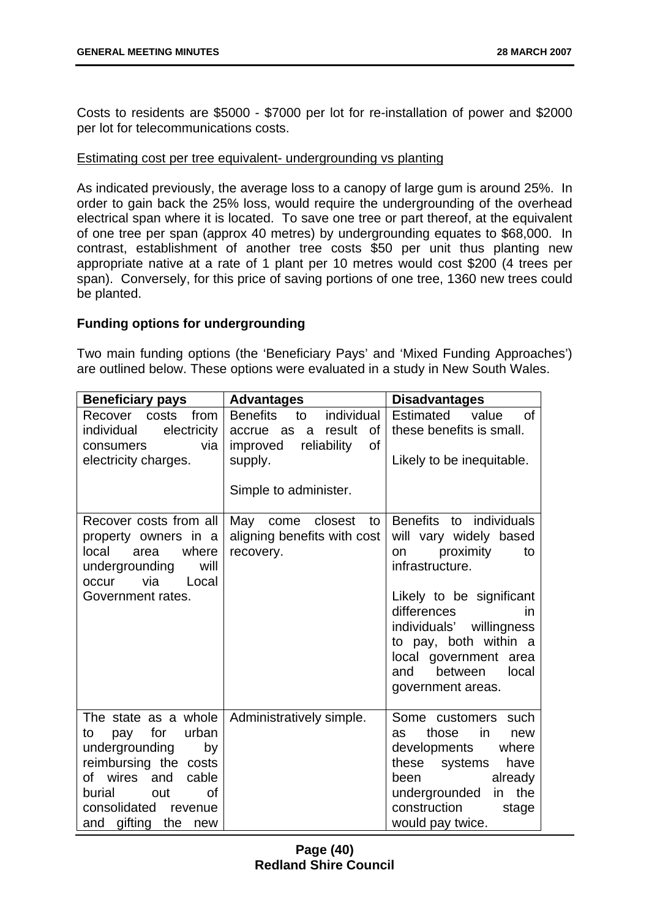Costs to residents are $5000 - $7000 per lot for re-installation of power and $2000 per lot for telecommunications costs.

<u>Estimating cost per tree equivalent- undergrounding vs planting</u>

As indicated previously, the average loss to a canopy of large gum is around 25%. In order to gain back the 25% loss, would require the undergrounding of the overhead electrical span where it is located. To save one tree or part thereof, at the equivalent of one tree per span (approx 40 metres) by undergrounding equates to $68,000. In contrast, establishment of another tree costs $50 per unit thus planting new appropriate native at a rate of 1 plant per 10 metres would cost $200 (4 trees per span). Conversely, for this price of saving portions of one tree, 1360 new trees could be planted.

**Funding options for undergrounding**

Two main funding options (the 'Beneficiary Pays' and 'Mixed Funding Approaches') are outlined below. These options were evaluated in a study in New South Wales.

| Beneficiary pays | Advantages | Disadvantages |
|---|---|---|
| Recover costs from individual electricity consumers via electricity charges. | Benefits to individual accrue as a result of improved reliability of supply.<br><br>Simple to administer. | Estimated value of these benefits is small.<br><br>Likely to be inequitable. |
| Recover costs from all property owners in a local area where undergrounding will occur via Local Government rates. | May come closest to aligning benefits with cost recovery. | Benefits to individuals will vary widely based on proximity to infrastructure.<br><br>Likely to be significant differences in individuals' willingness to pay, both within a local government area and between local government areas. |
| The state as a whole to pay for urban undergrounding by reimbursing the costs of wires and cable burial out of consolidated revenue and gifting the new | Administratively simple. | Some customers such as those in new developments where these systems have been already undergrounded in the construction stage would pay twice. |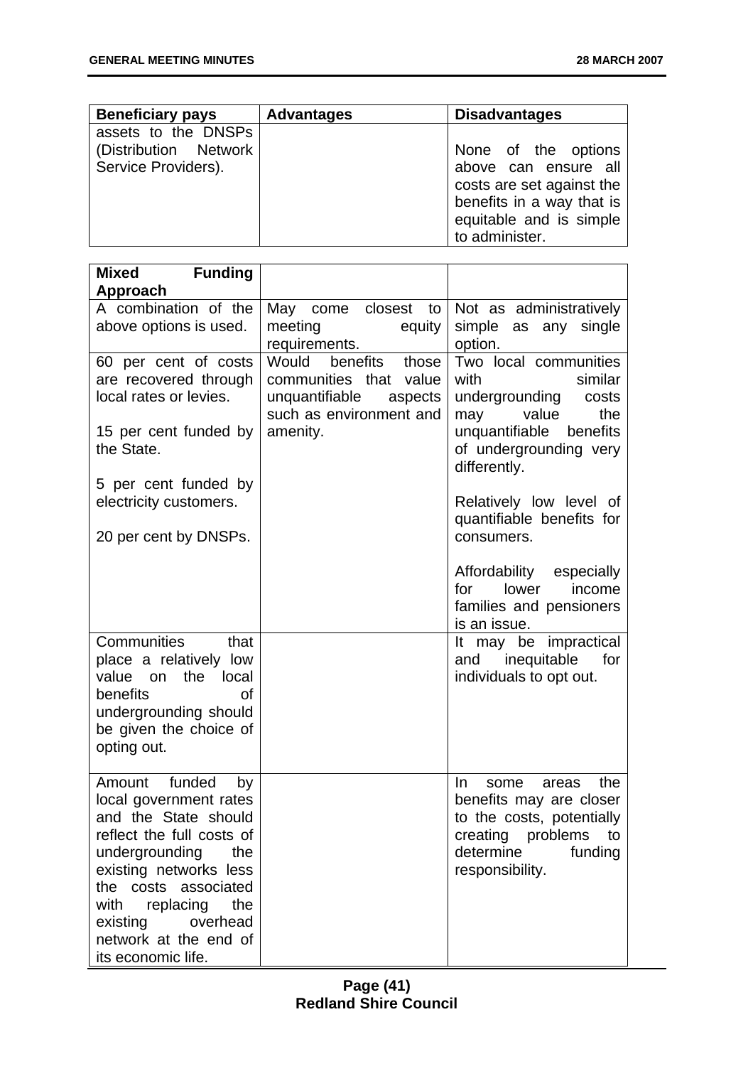| Beneficiary pays | Advantages | Disadvantages |
| --- | --- | --- |
| assets to the DNSPs (Distribution Network Service Providers). | | None of the options above can ensure all costs are set against the benefits in a way that is equitable and is simple to administer. |

| **Mixed Funding Approach** | | |
| --- | --- | --- |
| A combination of the above options is used. | May come closest to meeting equity requirements. | Not as administratively simple as any single option. |
| 60 per cent of costs are recovered through local rates or levies.<br><br>15 per cent funded by the State.<br><br>5 per cent funded by electricity customers.<br><br>20 per cent by DNSPs. | Would benefits those communities that value unquantifiable aspects such as environment and amenity. | Two local communities with similar undergrounding costs may value the unquantifiable benefits of undergrounding very differently.<br><br>Relatively low level of quantifiable benefits for consumers.<br><br>Affordability especially for lower income families and pensioners is an issue. |
| Communities that place a relatively low value on the local benefits of undergrounding should be given the choice of opting out. | | It may be impractical and inequitable for individuals to opt out. |
| Amount funded by local government rates and the State should reflect the full costs of undergrounding the existing networks less the costs associated with replacing the existing overhead network at the end of its economic life. | | In some areas the benefits may are closer to the costs, potentially creating problems to determine funding responsibility. |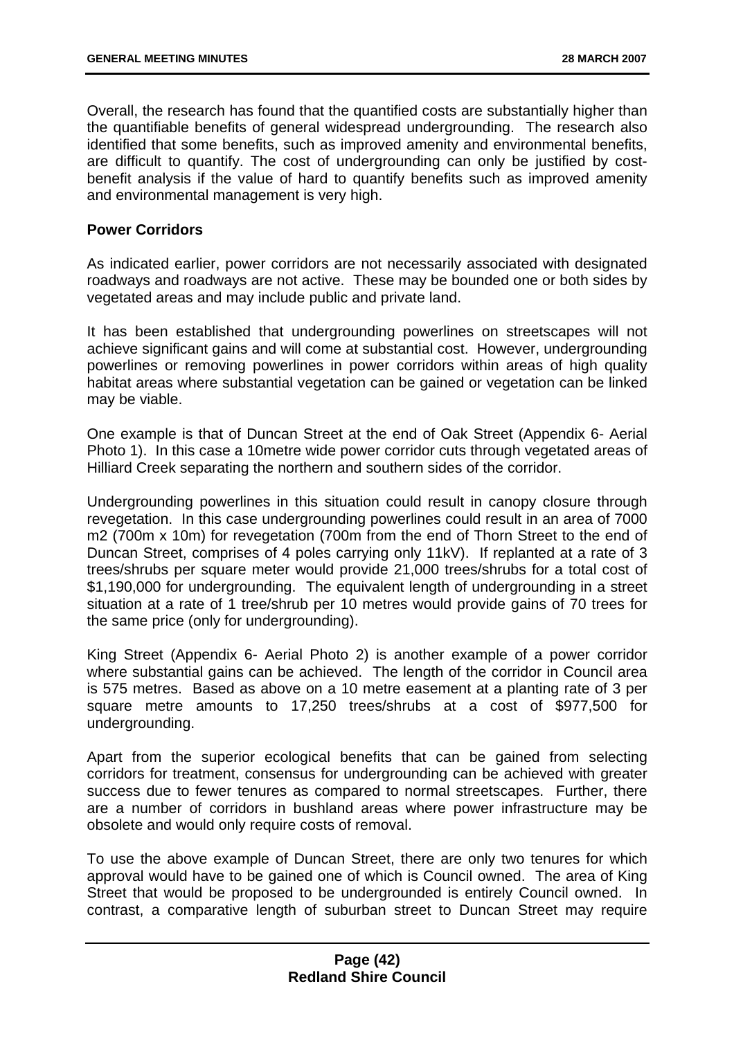Overall, the research has found that the quantified costs are substantially higher than the quantifiable benefits of general widespread undergrounding. The research also identified that some benefits, such as improved amenity and environmental benefits, are difficult to quantify. The cost of undergrounding can only be justified by cost-benefit analysis if the value of hard to quantify benefits such as improved amenity and environmental management is very high.

**Power Corridors**

As indicated earlier, power corridors are not necessarily associated with designated roadways and roadways are not active. These may be bounded one or both sides by vegetated areas and may include public and private land.

It has been established that undergrounding powerlines on streetscapes will not achieve significant gains and will come at substantial cost. However, undergrounding powerlines or removing powerlines in power corridors within areas of high quality habitat areas where substantial vegetation can be gained or vegetation can be linked may be viable.

One example is that of Duncan Street at the end of Oak Street (Appendix 6- Aerial Photo 1). In this case a 10metre wide power corridor cuts through vegetated areas of Hilliard Creek separating the northern and southern sides of the corridor.

Undergrounding powerlines in this situation could result in canopy closure through revegetation. In this case undergrounding powerlines could result in an area of 7000 m2 (700m x 10m) for revegetation (700m from the end of Thorn Street to the end of Duncan Street, comprises of 4 poles carrying only 11kV). If replanted at a rate of 3 trees/shrubs per square meter would provide 21,000 trees/shrubs for a total cost of $1,190,000 for undergrounding. The equivalent length of undergrounding in a street situation at a rate of 1 tree/shrub per 10 metres would provide gains of 70 trees for the same price (only for undergrounding).

King Street (Appendix 6- Aerial Photo 2) is another example of a power corridor where substantial gains can be achieved. The length of the corridor in Council area is 575 metres. Based as above on a 10 metre easement at a planting rate of 3 per square metre amounts to 17,250 trees/shrubs at a cost of $977,500 for undergrounding.

Apart from the superior ecological benefits that can be gained from selecting corridors for treatment, consensus for undergrounding can be achieved with greater success due to fewer tenures as compared to normal streetscapes. Further, there are a number of corridors in bushland areas where power infrastructure may be obsolete and would only require costs of removal.

To use the above example of Duncan Street, there are only two tenures for which approval would have to be gained one of which is Council owned. The area of King Street that would be proposed to be undergrounded is entirely Council owned. In contrast, a comparative length of suburban street to Duncan Street may require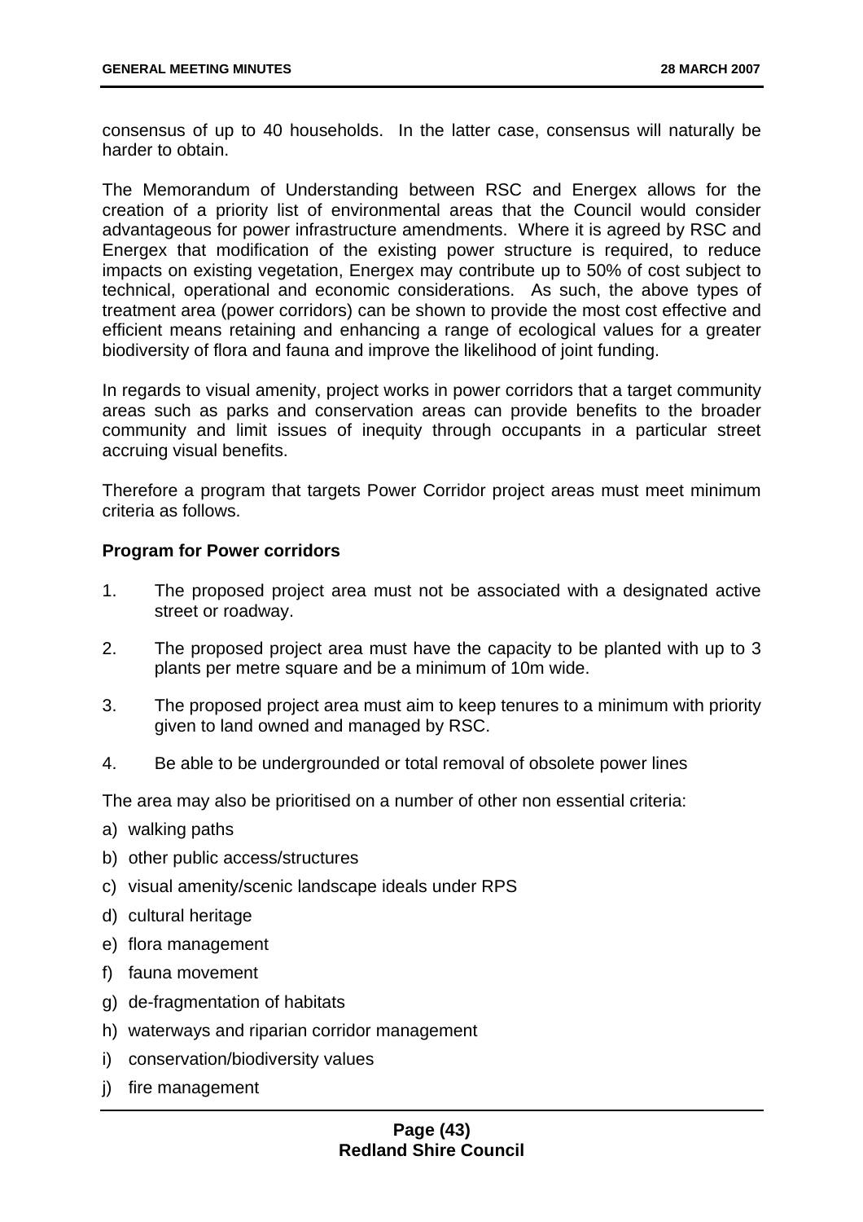consensus of up to 40 households. In the latter case, consensus will naturally be harder to obtain.

The Memorandum of Understanding between RSC and Energex allows for the creation of a priority list of environmental areas that the Council would consider advantageous for power infrastructure amendments. Where it is agreed by RSC and Energex that modification of the existing power structure is required, to reduce impacts on existing vegetation, Energex may contribute up to 50% of cost subject to technical, operational and economic considerations. As such, the above types of treatment area (power corridors) can be shown to provide the most cost effective and efficient means retaining and enhancing a range of ecological values for a greater biodiversity of flora and fauna and improve the likelihood of joint funding.

In regards to visual amenity, project works in power corridors that a target community areas such as parks and conservation areas can provide benefits to the broader community and limit issues of inequity through occupants in a particular street accruing visual benefits.

Therefore a program that targets Power Corridor project areas must meet minimum criteria as follows.

**Program for Power corridors**

1. The proposed project area must not be associated with a designated active street or roadway.
2. The proposed project area must have the capacity to be planted with up to 3 plants per metre square and be a minimum of 10m wide.
3. The proposed project area must aim to keep tenures to a minimum with priority given to land owned and managed by RSC.
4. Be able to be undergrounded or total removal of obsolete power lines

The area may also be prioritised on a number of other non essential criteria:

a) walking paths
b) other public access/structures
c) visual amenity/scenic landscape ideals under RPS
d) cultural heritage
e) flora management
f) fauna movement
g) de-fragmentation of habitats
h) waterways and riparian corridor management
i) conservation/biodiversity values
j) fire management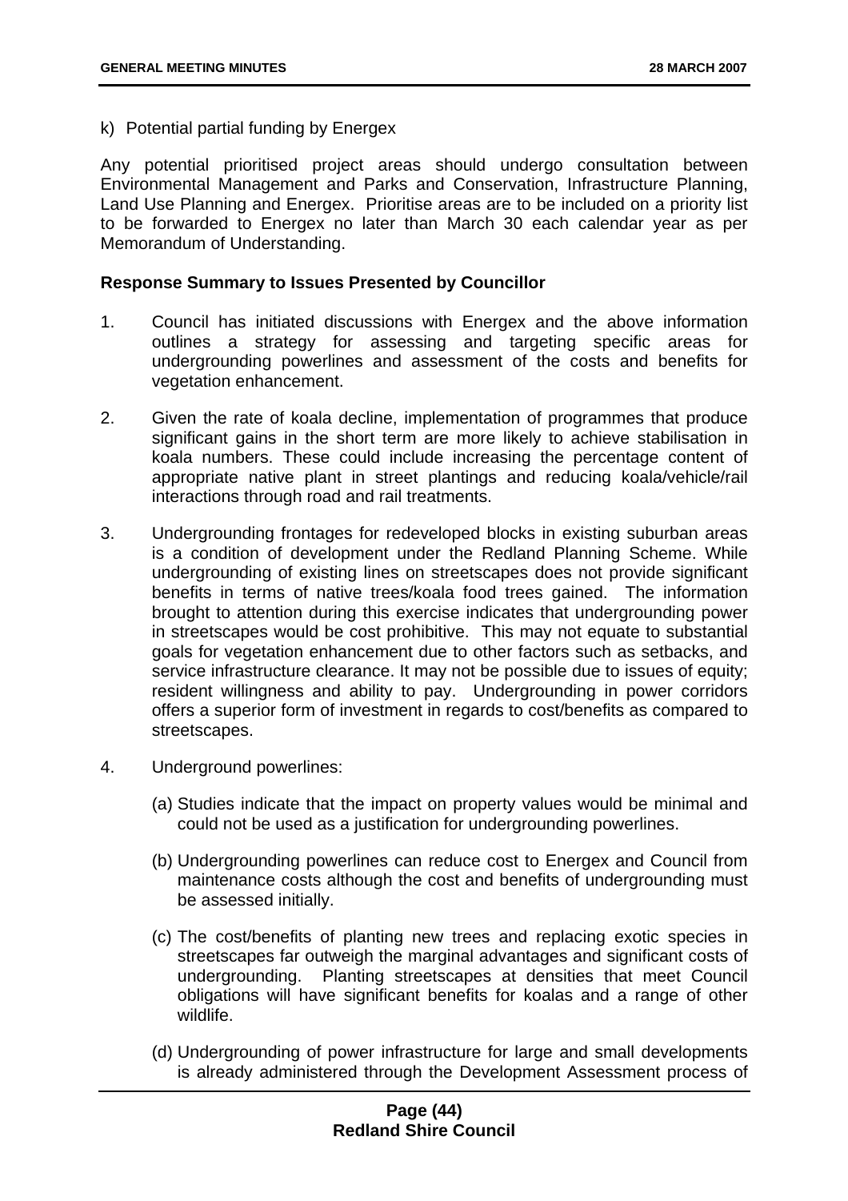k) Potential partial funding by Energex

Any potential prioritised project areas should undergo consultation between Environmental Management and Parks and Conservation, Infrastructure Planning, Land Use Planning and Energex. Prioritise areas are to be included on a priority list to be forwarded to Energex no later than March 30 each calendar year as per Memorandum of Understanding.

**Response Summary to Issues Presented by Councillor**

1. Council has initiated discussions with Energex and the above information outlines a strategy for assessing and targeting specific areas for undergrounding powerlines and assessment of the costs and benefits for vegetation enhancement.

2. Given the rate of koala decline, implementation of programmes that produce significant gains in the short term are more likely to achieve stabilisation in koala numbers. These could include increasing the percentage content of appropriate native plant in street plantings and reducing koala/vehicle/rail interactions through road and rail treatments.

3. Undergrounding frontages for redeveloped blocks in existing suburban areas is a condition of development under the Redland Planning Scheme. While undergrounding of existing lines on streetscapes does not provide significant benefits in terms of native trees/koala food trees gained. The information brought to attention during this exercise indicates that undergrounding power in streetscapes would be cost prohibitive. This may not equate to substantial goals for vegetation enhancement due to other factors such as setbacks, and service infrastructure clearance. It may not be possible due to issues of equity; resident willingness and ability to pay. Undergrounding in power corridors offers a superior form of investment in regards to cost/benefits as compared to streetscapes.

4. Underground powerlines:

   (a) Studies indicate that the impact on property values would be minimal and could not be used as a justification for undergrounding powerlines.

   (b) Undergrounding powerlines can reduce cost to Energex and Council from maintenance costs although the cost and benefits of undergrounding must be assessed initially.

   (c) The cost/benefits of planting new trees and replacing exotic species in streetscapes far outweigh the marginal advantages and significant costs of undergrounding. Planting streetscapes at densities that meet Council obligations will have significant benefits for koalas and a range of other wildlife.

   (d) Undergrounding of power infrastructure for large and small developments is already administered through the Development Assessment process of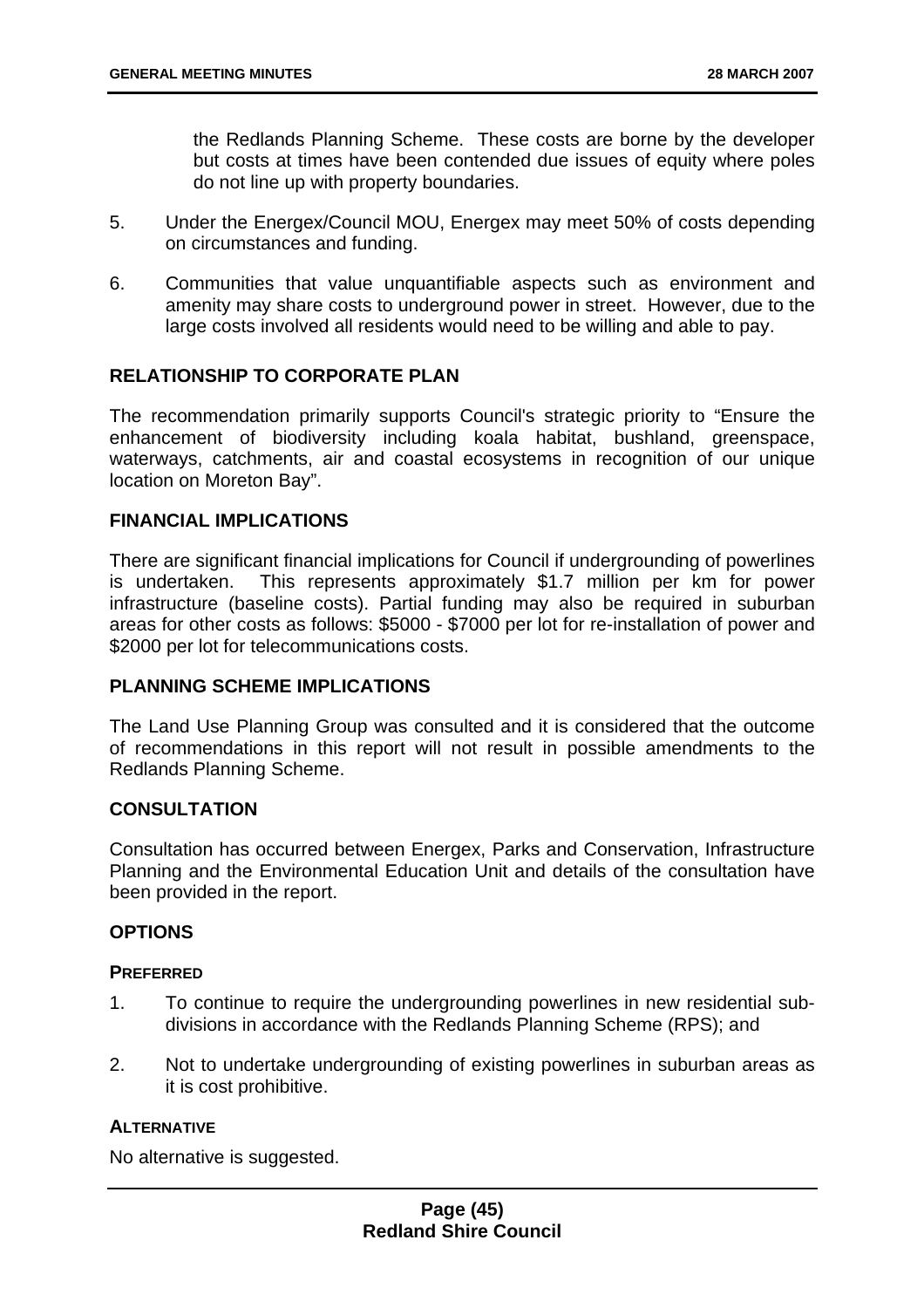the Redlands Planning Scheme. These costs are borne by the developer but costs at times have been contended due issues of equity where poles do not line up with property boundaries.

5. Under the Energex/Council MOU, Energex may meet 50% of costs depending on circumstances and funding.

6. Communities that value unquantifiable aspects such as environment and amenity may share costs to underground power in street. However, due to the large costs involved all residents would need to be willing and able to pay.

## RELATIONSHIP TO CORPORATE PLAN

The recommendation primarily supports Council's strategic priority to "Ensure the enhancement of biodiversity including koala habitat, bushland, greenspace, waterways, catchments, air and coastal ecosystems in recognition of our unique location on Moreton Bay".

## FINANCIAL IMPLICATIONS

There are significant financial implications for Council if undergrounding of powerlines is undertaken. This represents approximately $1.7 million per km for power infrastructure (baseline costs). Partial funding may also be required in suburban areas for other costs as follows: $5000 - $7000 per lot for re-installation of power and $2000 per lot for telecommunications costs.

## PLANNING SCHEME IMPLICATIONS

The Land Use Planning Group was consulted and it is considered that the outcome of recommendations in this report will not result in possible amendments to the Redlands Planning Scheme.

## CONSULTATION

Consultation has occurred between Energex, Parks and Conservation, Infrastructure Planning and the Environmental Education Unit and details of the consultation have been provided in the report.

## OPTIONS

### PREFERRED

1. To continue to require the undergrounding powerlines in new residential sub-divisions in accordance with the Redlands Planning Scheme (RPS); and

2. Not to undertake undergrounding of existing powerlines in suburban areas as it is cost prohibitive.

### ALTERNATIVE

No alternative is suggested.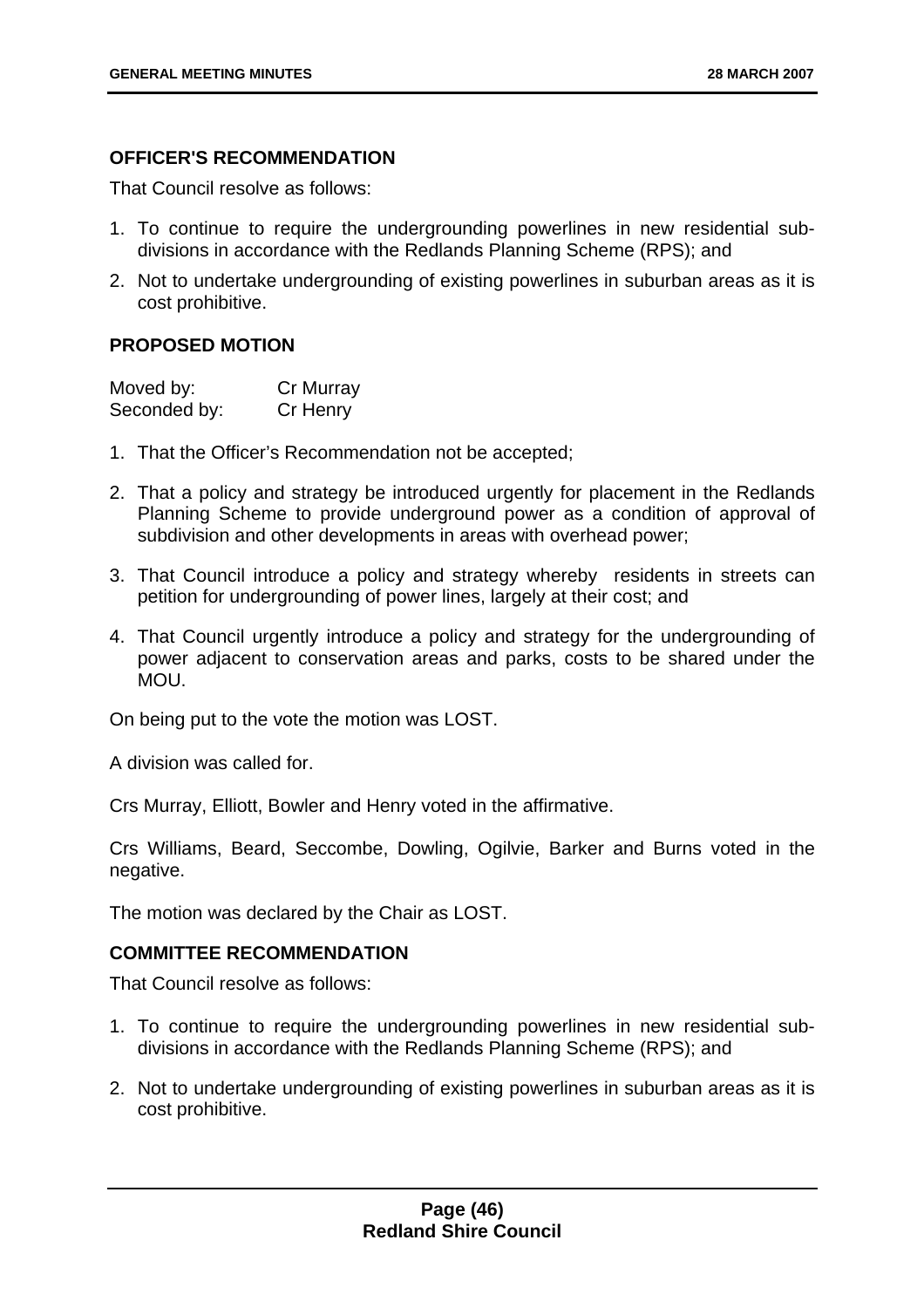### OFFICER'S RECOMMENDATION

That Council resolve as follows:

1. To continue to require the undergrounding powerlines in new residential sub-divisions in accordance with the Redlands Planning Scheme (RPS); and
2. Not to undertake undergrounding of existing powerlines in suburban areas as it is cost prohibitive.

### PROPOSED MOTION

| | |
|---|---|
| Moved by: | Cr Murray |
| Seconded by: | Cr Henry |

1. That the Officer's Recommendation not be accepted;
2. That a policy and strategy be introduced urgently for placement in the Redlands Planning Scheme to provide underground power as a condition of approval of subdivision and other developments in areas with overhead power;
3. That Council introduce a policy and strategy whereby residents in streets can petition for undergrounding of power lines, largely at their cost; and
4. That Council urgently introduce a policy and strategy for the undergrounding of power adjacent to conservation areas and parks, costs to be shared under the MOU.

On being put to the vote the motion was LOST.

A division was called for.

Crs Murray, Elliott, Bowler and Henry voted in the affirmative.

Crs Williams, Beard, Seccombe, Dowling, Ogilvie, Barker and Burns voted in the negative.

The motion was declared by the Chair as LOST.

### COMMITTEE RECOMMENDATION

That Council resolve as follows:

1. To continue to require the undergrounding powerlines in new residential sub-divisions in accordance with the Redlands Planning Scheme (RPS); and
2. Not to undertake undergrounding of existing powerlines in suburban areas as it is cost prohibitive.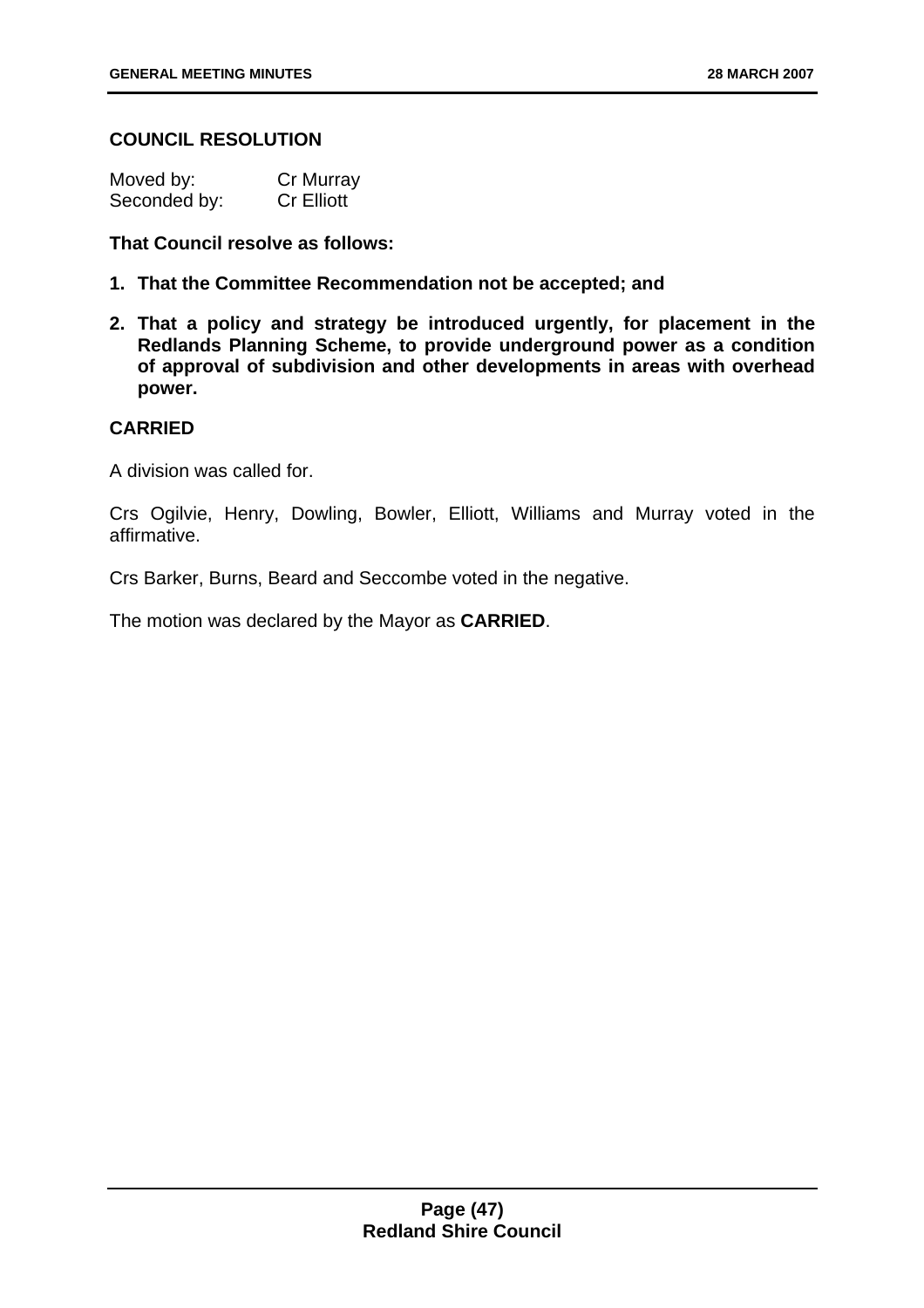## COUNCIL RESOLUTION

| Moved by: | Cr Murray |
|---|---|
| Seconded by: | Cr Elliott |

**That Council resolve as follows:**

1. **That the Committee Recommendation not be accepted; and**
2. **That a policy and strategy be introduced urgently, for placement in the Redlands Planning Scheme, to provide underground power as a condition of approval of subdivision and other developments in areas with overhead power.**

**CARRIED**

A division was called for.

Crs Ogilvie, Henry, Dowling, Bowler, Elliott, Williams and Murray voted in the affirmative.

Crs Barker, Burns, Beard and Seccombe voted in the negative.

The motion was declared by the Mayor as **CARRIED**.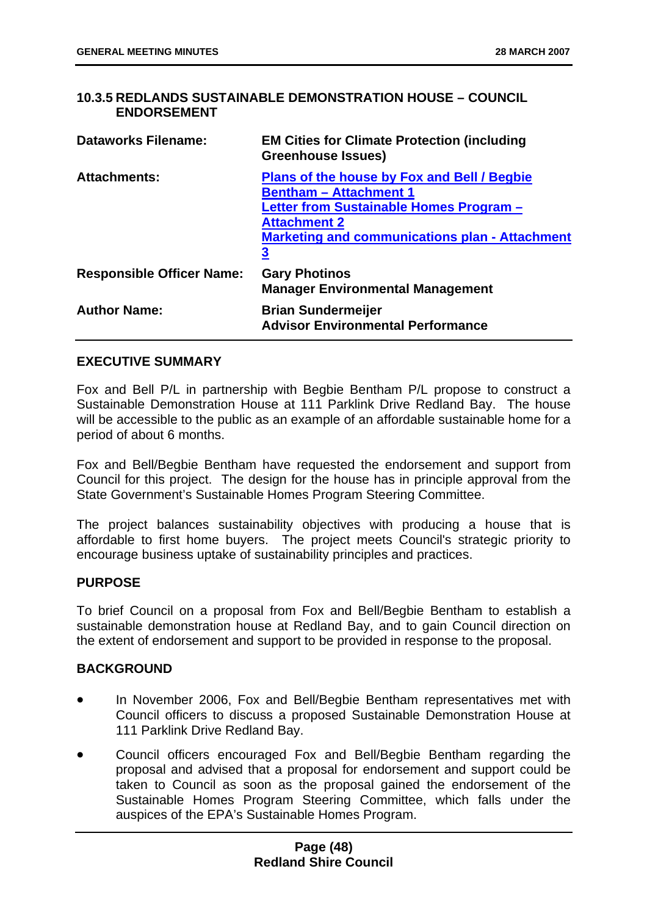### 10.3.5 REDLANDS SUSTAINABLE DEMONSTRATION HOUSE – COUNCIL ENDORSEMENT

| | |
|---|---|
| **Dataworks Filename:** | **EM Cities for Climate Protection (including Greenhouse Issues)** |
| **Attachments:** | **Plans of the house by Fox and Bell / Begbie Bentham – Attachment 1**<br>**Letter from Sustainable Homes Program – Attachment 2**<br>**Marketing and communications plan - Attachment 3** |
| **Responsible Officer Name:** | **Gary Photinos**<br>**Manager Environmental Management** |
| **Author Name:** | **Brian Sundermeijer**<br>**Advisor Environmental Performance** |

#### EXECUTIVE SUMMARY

Fox and Bell P/L in partnership with Begbie Bentham P/L propose to construct a Sustainable Demonstration House at 111 Parklink Drive Redland Bay. The house will be accessible to the public as an example of an affordable sustainable home for a period of about 6 months.

Fox and Bell/Begbie Bentham have requested the endorsement and support from Council for this project. The design for the house has in principle approval from the State Government's Sustainable Homes Program Steering Committee.

The project balances sustainability objectives with producing a house that is affordable to first home buyers. The project meets Council's strategic priority to encourage business uptake of sustainability principles and practices.

#### PURPOSE

To brief Council on a proposal from Fox and Bell/Begbie Bentham to establish a sustainable demonstration house at Redland Bay, and to gain Council direction on the extent of endorsement and support to be provided in response to the proposal.

#### BACKGROUND

- In November 2006, Fox and Bell/Begbie Bentham representatives met with Council officers to discuss a proposed Sustainable Demonstration House at 111 Parklink Drive Redland Bay.
- Council officers encouraged Fox and Bell/Begbie Bentham regarding the proposal and advised that a proposal for endorsement and support could be taken to Council as soon as the proposal gained the endorsement of the Sustainable Homes Program Steering Committee, which falls under the auspices of the EPA's Sustainable Homes Program.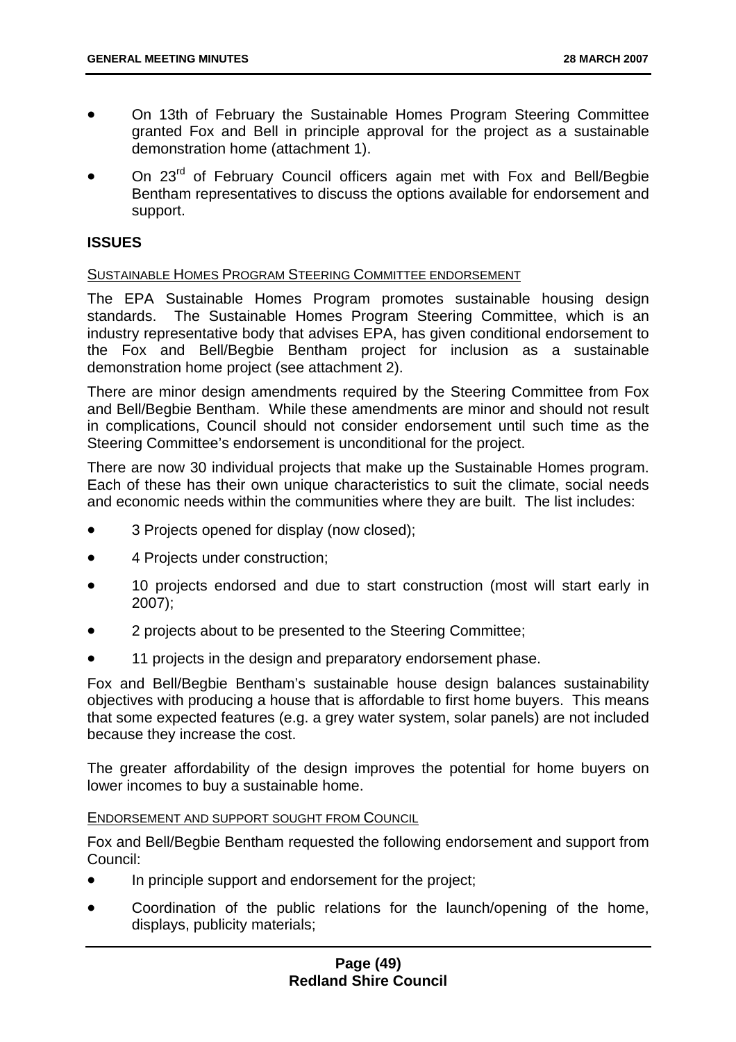- On 13th of February the Sustainable Homes Program Steering Committee granted Fox and Bell in principle approval for the project as a sustainable demonstration home (attachment 1).
- On 23rd of February Council officers again met with Fox and Bell/Begbie Bentham representatives to discuss the options available for endorsement and support.

## ISSUES

SUSTAINABLE HOMES PROGRAM STEERING COMMITTEE ENDORSEMENT

The EPA Sustainable Homes Program promotes sustainable housing design standards. The Sustainable Homes Program Steering Committee, which is an industry representative body that advises EPA, has given conditional endorsement to the Fox and Bell/Begbie Bentham project for inclusion as a sustainable demonstration home project (see attachment 2).

There are minor design amendments required by the Steering Committee from Fox and Bell/Begbie Bentham. While these amendments are minor and should not result in complications, Council should not consider endorsement until such time as the Steering Committee's endorsement is unconditional for the project.

There are now 30 individual projects that make up the Sustainable Homes program. Each of these has their own unique characteristics to suit the climate, social needs and economic needs within the communities where they are built. The list includes:

- 3 Projects opened for display (now closed);
- 4 Projects under construction;
- 10 projects endorsed and due to start construction (most will start early in 2007);
- 2 projects about to be presented to the Steering Committee;
- 11 projects in the design and preparatory endorsement phase.

Fox and Bell/Begbie Bentham's sustainable house design balances sustainability objectives with producing a house that is affordable to first home buyers. This means that some expected features (e.g. a grey water system, solar panels) are not included because they increase the cost.

The greater affordability of the design improves the potential for home buyers on lower incomes to buy a sustainable home.

ENDORSEMENT AND SUPPORT SOUGHT FROM COUNCIL

Fox and Bell/Begbie Bentham requested the following endorsement and support from Council:

- In principle support and endorsement for the project;
- Coordination of the public relations for the launch/opening of the home, displays, publicity materials;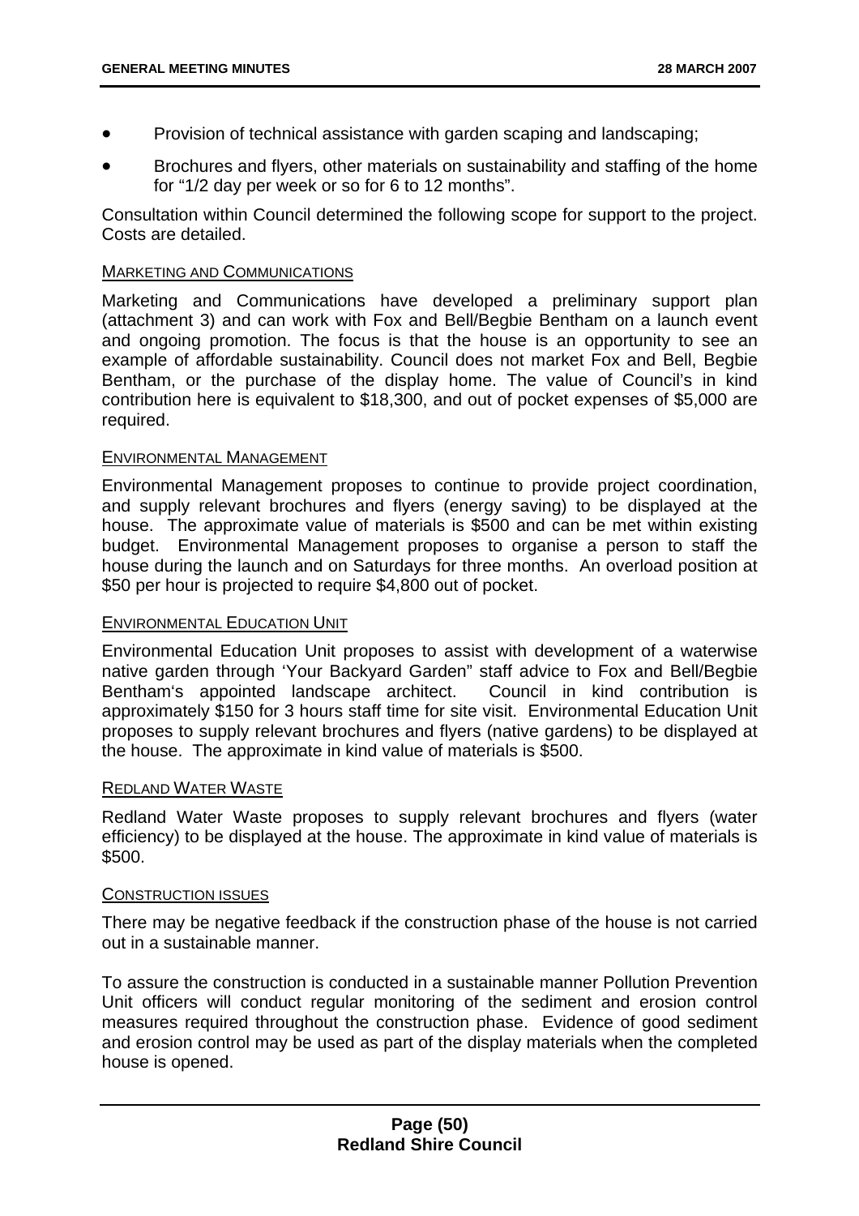- Provision of technical assistance with garden scaping and landscaping;
- Brochures and flyers, other materials on sustainability and staffing of the home for "1/2 day per week or so for 6 to 12 months".

Consultation within Council determined the following scope for support to the project. Costs are detailed.

MARKETING AND COMMUNICATIONS

Marketing and Communications have developed a preliminary support plan (attachment 3) and can work with Fox and Bell/Begbie Bentham on a launch event and ongoing promotion. The focus is that the house is an opportunity to see an example of affordable sustainability. Council does not market Fox and Bell, Begbie Bentham, or the purchase of the display home. The value of Council's in kind contribution here is equivalent to $18,300, and out of pocket expenses of $5,000 are required.

ENVIRONMENTAL MANAGEMENT

Environmental Management proposes to continue to provide project coordination, and supply relevant brochures and flyers (energy saving) to be displayed at the house. The approximate value of materials is $500 and can be met within existing budget. Environmental Management proposes to organise a person to staff the house during the launch and on Saturdays for three months. An overload position at $50 per hour is projected to require $4,800 out of pocket.

ENVIRONMENTAL EDUCATION UNIT

Environmental Education Unit proposes to assist with development of a waterwise native garden through 'Your Backyard Garden" staff advice to Fox and Bell/Begbie Bentham's appointed landscape architect. Council in kind contribution is approximately $150 for 3 hours staff time for site visit. Environmental Education Unit proposes to supply relevant brochures and flyers (native gardens) to be displayed at the house. The approximate in kind value of materials is $500.

REDLAND WATER WASTE

Redland Water Waste proposes to supply relevant brochures and flyers (water efficiency) to be displayed at the house. The approximate in kind value of materials is $500.

CONSTRUCTION ISSUES

There may be negative feedback if the construction phase of the house is not carried out in a sustainable manner.

To assure the construction is conducted in a sustainable manner Pollution Prevention Unit officers will conduct regular monitoring of the sediment and erosion control measures required throughout the construction phase. Evidence of good sediment and erosion control may be used as part of the display materials when the completed house is opened.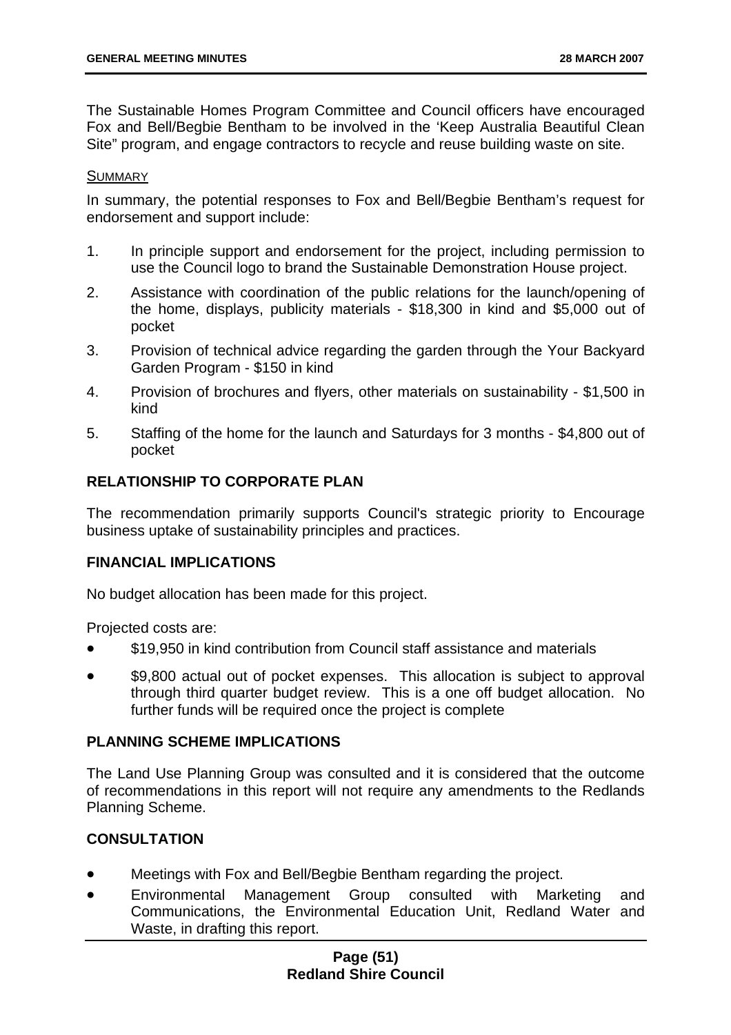The Sustainable Homes Program Committee and Council officers have encouraged Fox and Bell/Begbie Bentham to be involved in the 'Keep Australia Beautiful Clean Site" program, and engage contractors to recycle and reuse building waste on site.

SUMMARY

In summary, the potential responses to Fox and Bell/Begbie Bentham's request for endorsement and support include:

1. In principle support and endorsement for the project, including permission to use the Council logo to brand the Sustainable Demonstration House project.
2. Assistance with coordination of the public relations for the launch/opening of the home, displays, publicity materials - $18,300 in kind and $5,000 out of pocket
3. Provision of technical advice regarding the garden through the Your Backyard Garden Program - $150 in kind
4. Provision of brochures and flyers, other materials on sustainability - $1,500 in kind
5. Staffing of the home for the launch and Saturdays for 3 months - $4,800 out of pocket

## RELATIONSHIP TO CORPORATE PLAN

The recommendation primarily supports Council's strategic priority to Encourage business uptake of sustainability principles and practices.

## FINANCIAL IMPLICATIONS

No budget allocation has been made for this project.

Projected costs are:

- $19,950 in kind contribution from Council staff assistance and materials
- $9,800 actual out of pocket expenses. This allocation is subject to approval through third quarter budget review. This is a one off budget allocation. No further funds will be required once the project is complete

## PLANNING SCHEME IMPLICATIONS

The Land Use Planning Group was consulted and it is considered that the outcome of recommendations in this report will not require any amendments to the Redlands Planning Scheme.

## CONSULTATION

- Meetings with Fox and Bell/Begbie Bentham regarding the project.
- Environmental Management Group consulted with Marketing and Communications, the Environmental Education Unit, Redland Water and Waste, in drafting this report.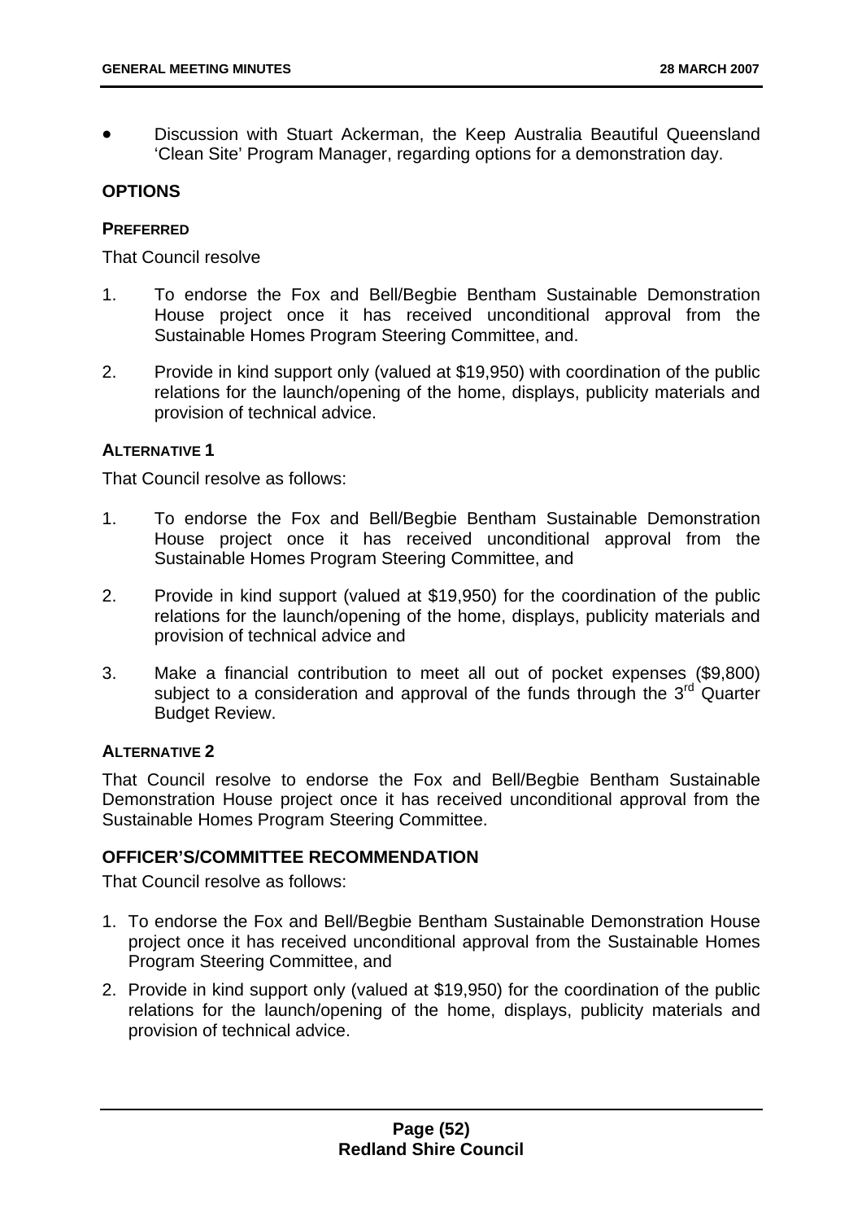- Discussion with Stuart Ackerman, the Keep Australia Beautiful Queensland 'Clean Site' Program Manager, regarding options for a demonstration day.

## OPTIONS

### PREFERRED

That Council resolve

1. To endorse the Fox and Bell/Begbie Bentham Sustainable Demonstration House project once it has received unconditional approval from the Sustainable Homes Program Steering Committee, and.
2. Provide in kind support only (valued at $19,950) with coordination of the public relations for the launch/opening of the home, displays, publicity materials and provision of technical advice.

### ALTERNATIVE 1

That Council resolve as follows:

1. To endorse the Fox and Bell/Begbie Bentham Sustainable Demonstration House project once it has received unconditional approval from the Sustainable Homes Program Steering Committee, and
2. Provide in kind support (valued at $19,950) for the coordination of the public relations for the launch/opening of the home, displays, publicity materials and provision of technical advice and
3. Make a financial contribution to meet all out of pocket expenses ($9,800) subject to a consideration and approval of the funds through the 3rd Quarter Budget Review.

### ALTERNATIVE 2

That Council resolve to endorse the Fox and Bell/Begbie Bentham Sustainable Demonstration House project once it has received unconditional approval from the Sustainable Homes Program Steering Committee.

## OFFICER'S/COMMITTEE RECOMMENDATION

That Council resolve as follows:

1. To endorse the Fox and Bell/Begbie Bentham Sustainable Demonstration House project once it has received unconditional approval from the Sustainable Homes Program Steering Committee, and
2. Provide in kind support only (valued at $19,950) for the coordination of the public relations for the launch/opening of the home, displays, publicity materials and provision of technical advice.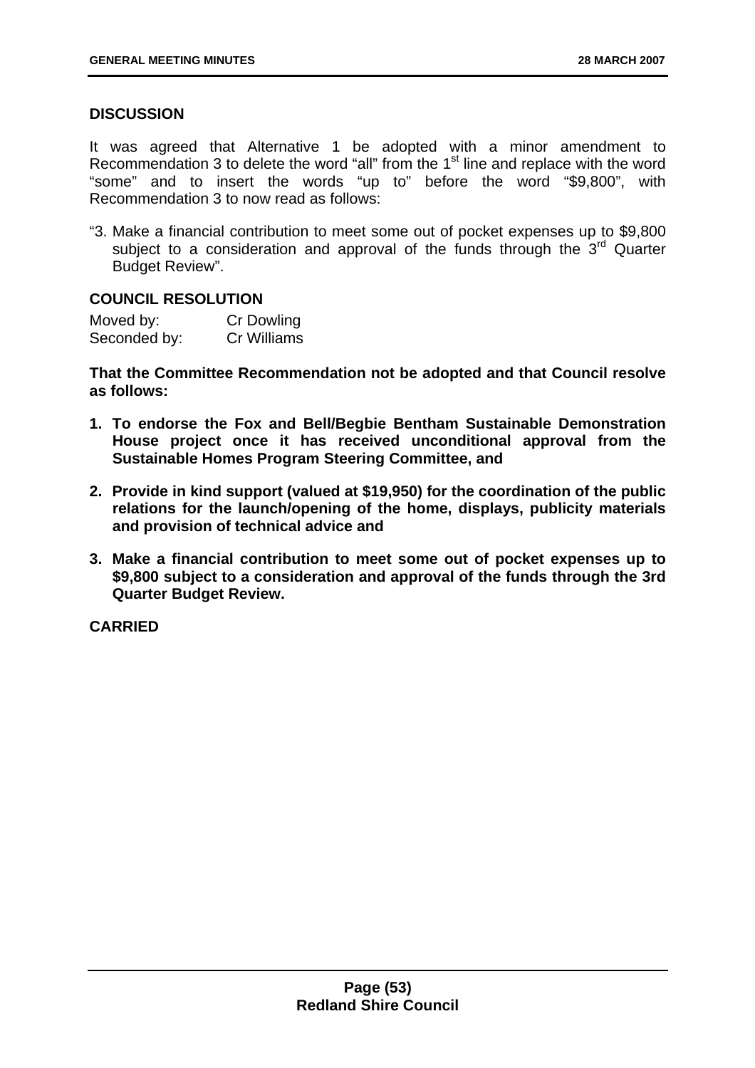### DISCUSSION

It was agreed that Alternative 1 be adopted with a minor amendment to Recommendation 3 to delete the word "all" from the 1st line and replace with the word "some" and to insert the words "up to" before the word "$9,800", with Recommendation 3 to now read as follows:

"3. Make a financial contribution to meet some out of pocket expenses up to $9,800 subject to a consideration and approval of the funds through the 3rd Quarter Budget Review".

### COUNCIL RESOLUTION

Moved by: Cr Dowling
Seconded by: Cr Williams

**That the Committee Recommendation not be adopted and that Council resolve as follows:**

1. **To endorse the Fox and Bell/Begbie Bentham Sustainable Demonstration House project once it has received unconditional approval from the Sustainable Homes Program Steering Committee, and**
2. **Provide in kind support (valued at $19,950) for the coordination of the public relations for the launch/opening of the home, displays, publicity materials and provision of technical advice and**
3. **Make a financial contribution to meet some out of pocket expenses up to $9,800 subject to a consideration and approval of the funds through the 3rd Quarter Budget Review.**

**CARRIED**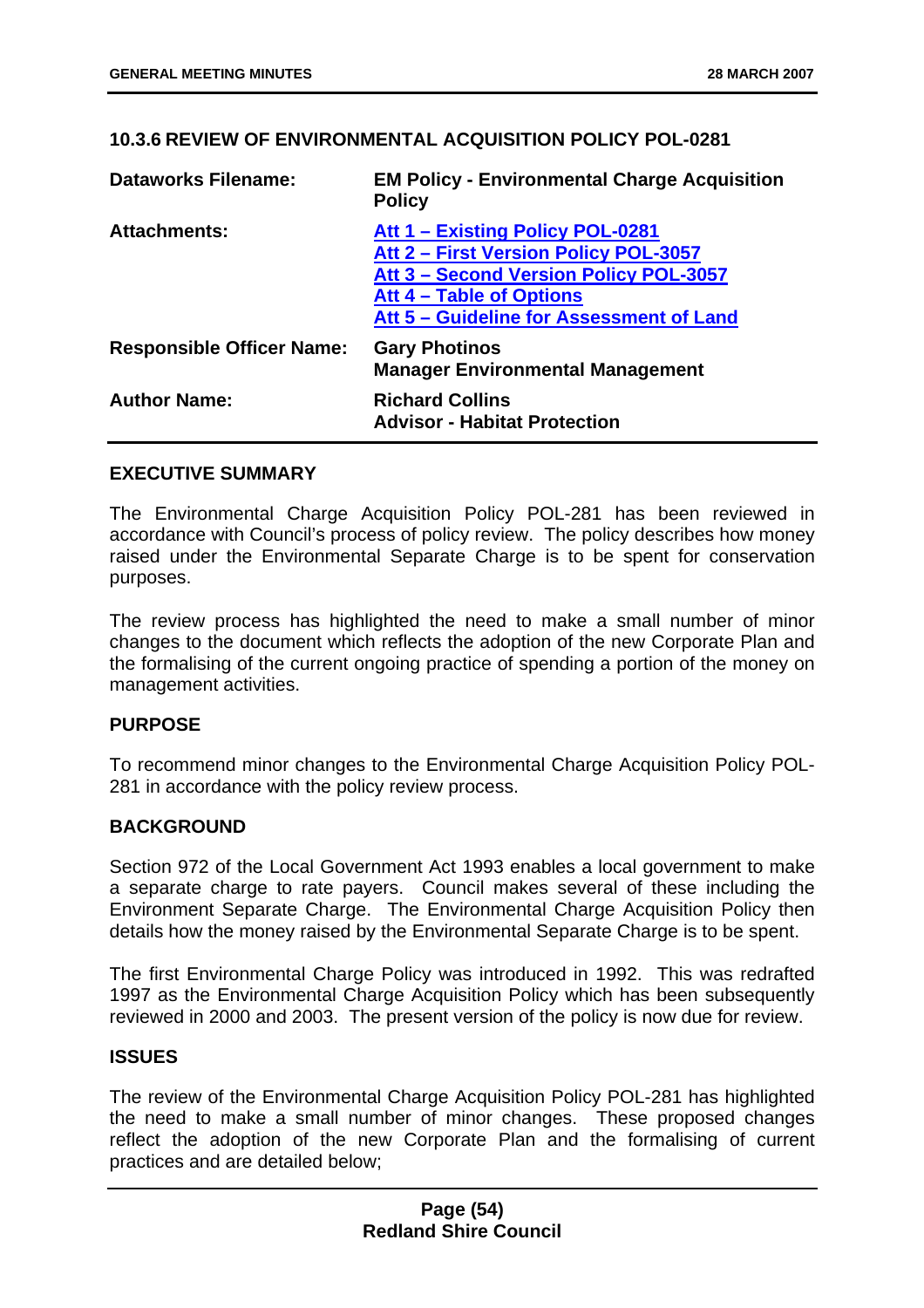### 10.3.6 REVIEW OF ENVIRONMENTAL ACQUISITION POLICY POL-0281

| | |
|---|---|
| **Dataworks Filename:** | **EM Policy - Environmental Charge Acquisition Policy** |
| **Attachments:** | **Att 1 – Existing Policy POL-0281**<br>**Att 2 – First Version Policy POL-3057**<br>**Att 3 – Second Version Policy POL-3057**<br>**Att 4 – Table of Options**<br>**Att 5 – Guideline for Assessment of Land** |
| **Responsible Officer Name:** | **Gary Photinos**<br>**Manager Environmental Management** |
| **Author Name:** | **Richard Collins**<br>**Advisor - Habitat Protection** |

#### EXECUTIVE SUMMARY

The Environmental Charge Acquisition Policy POL-281 has been reviewed in accordance with Council's process of policy review. The policy describes how money raised under the Environmental Separate Charge is to be spent for conservation purposes.

The review process has highlighted the need to make a small number of minor changes to the document which reflects the adoption of the new Corporate Plan and the formalising of the current ongoing practice of spending a portion of the money on management activities.

#### PURPOSE

To recommend minor changes to the Environmental Charge Acquisition Policy POL-281 in accordance with the policy review process.

#### BACKGROUND

Section 972 of the Local Government Act 1993 enables a local government to make a separate charge to rate payers. Council makes several of these including the Environment Separate Charge. The Environmental Charge Acquisition Policy then details how the money raised by the Environmental Separate Charge is to be spent.

The first Environmental Charge Policy was introduced in 1992. This was redrafted 1997 as the Environmental Charge Acquisition Policy which has been subsequently reviewed in 2000 and 2003. The present version of the policy is now due for review.

#### ISSUES

The review of the Environmental Charge Acquisition Policy POL-281 has highlighted the need to make a small number of minor changes. These proposed changes reflect the adoption of the new Corporate Plan and the formalising of current practices and are detailed below;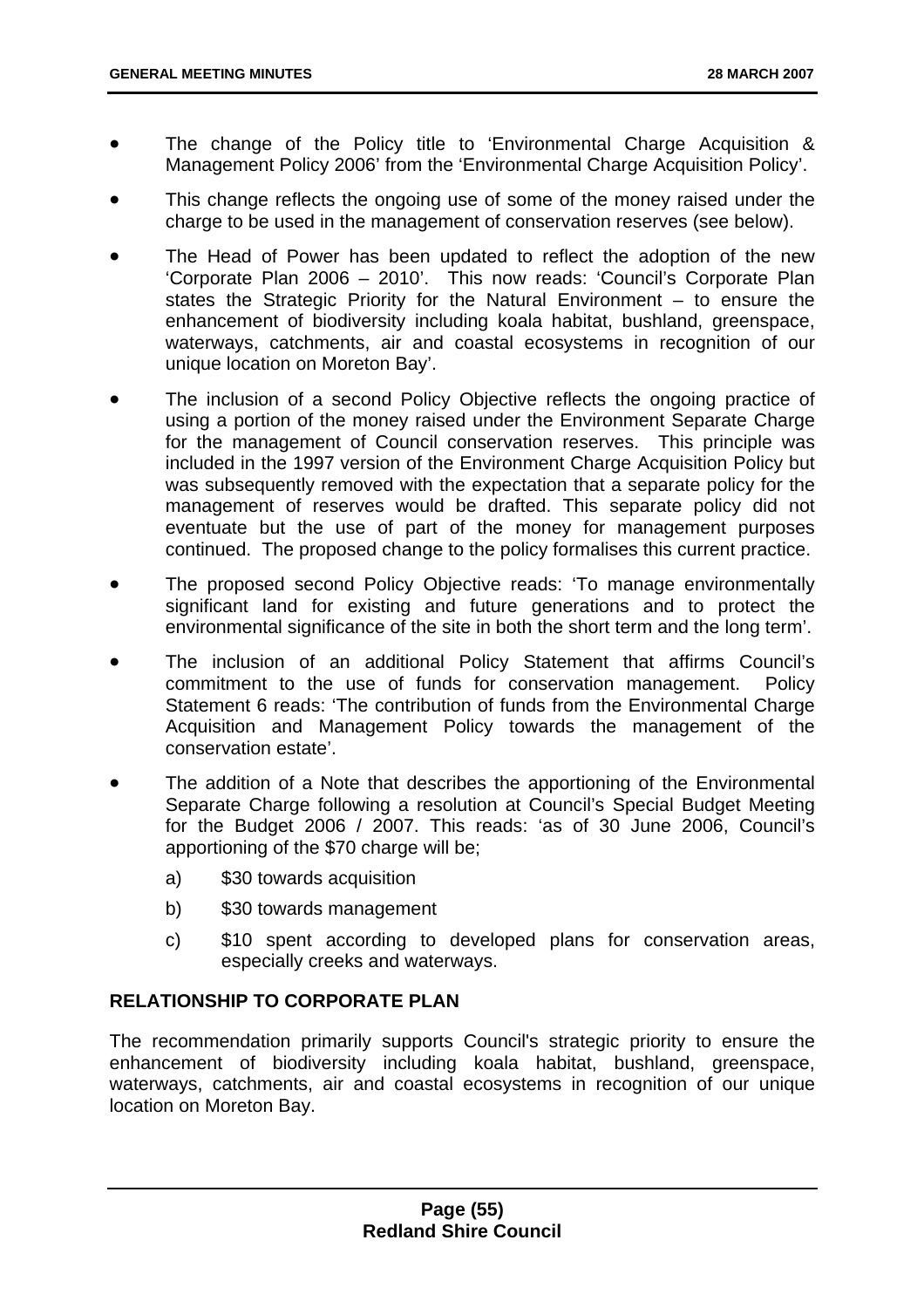- The change of the Policy title to 'Environmental Charge Acquisition & Management Policy 2006' from the 'Environmental Charge Acquisition Policy'.
- This change reflects the ongoing use of some of the money raised under the charge to be used in the management of conservation reserves (see below).
- The Head of Power has been updated to reflect the adoption of the new 'Corporate Plan 2006 – 2010'. This now reads: 'Council's Corporate Plan states the Strategic Priority for the Natural Environment – to ensure the enhancement of biodiversity including koala habitat, bushland, greenspace, waterways, catchments, air and coastal ecosystems in recognition of our unique location on Moreton Bay'.
- The inclusion of a second Policy Objective reflects the ongoing practice of using a portion of the money raised under the Environment Separate Charge for the management of Council conservation reserves. This principle was included in the 1997 version of the Environment Charge Acquisition Policy but was subsequently removed with the expectation that a separate policy for the management of reserves would be drafted. This separate policy did not eventuate but the use of part of the money for management purposes continued. The proposed change to the policy formalises this current practice.
- The proposed second Policy Objective reads: 'To manage environmentally significant land for existing and future generations and to protect the environmental significance of the site in both the short term and the long term'.
- The inclusion of an additional Policy Statement that affirms Council's commitment to the use of funds for conservation management. Policy Statement 6 reads: 'The contribution of funds from the Environmental Charge Acquisition and Management Policy towards the management of the conservation estate'.
- The addition of a Note that describes the apportioning of the Environmental Separate Charge following a resolution at Council's Special Budget Meeting for the Budget 2006 / 2007. This reads: 'as of 30 June 2006, Council's apportioning of the $70 charge will be;
    a) $30 towards acquisition
    b) $30 towards management
    c) $10 spent according to developed plans for conservation areas, especially creeks and waterways.

**RELATIONSHIP TO CORPORATE PLAN**

The recommendation primarily supports Council's strategic priority to ensure the enhancement of biodiversity including koala habitat, bushland, greenspace, waterways, catchments, air and coastal ecosystems in recognition of our unique location on Moreton Bay.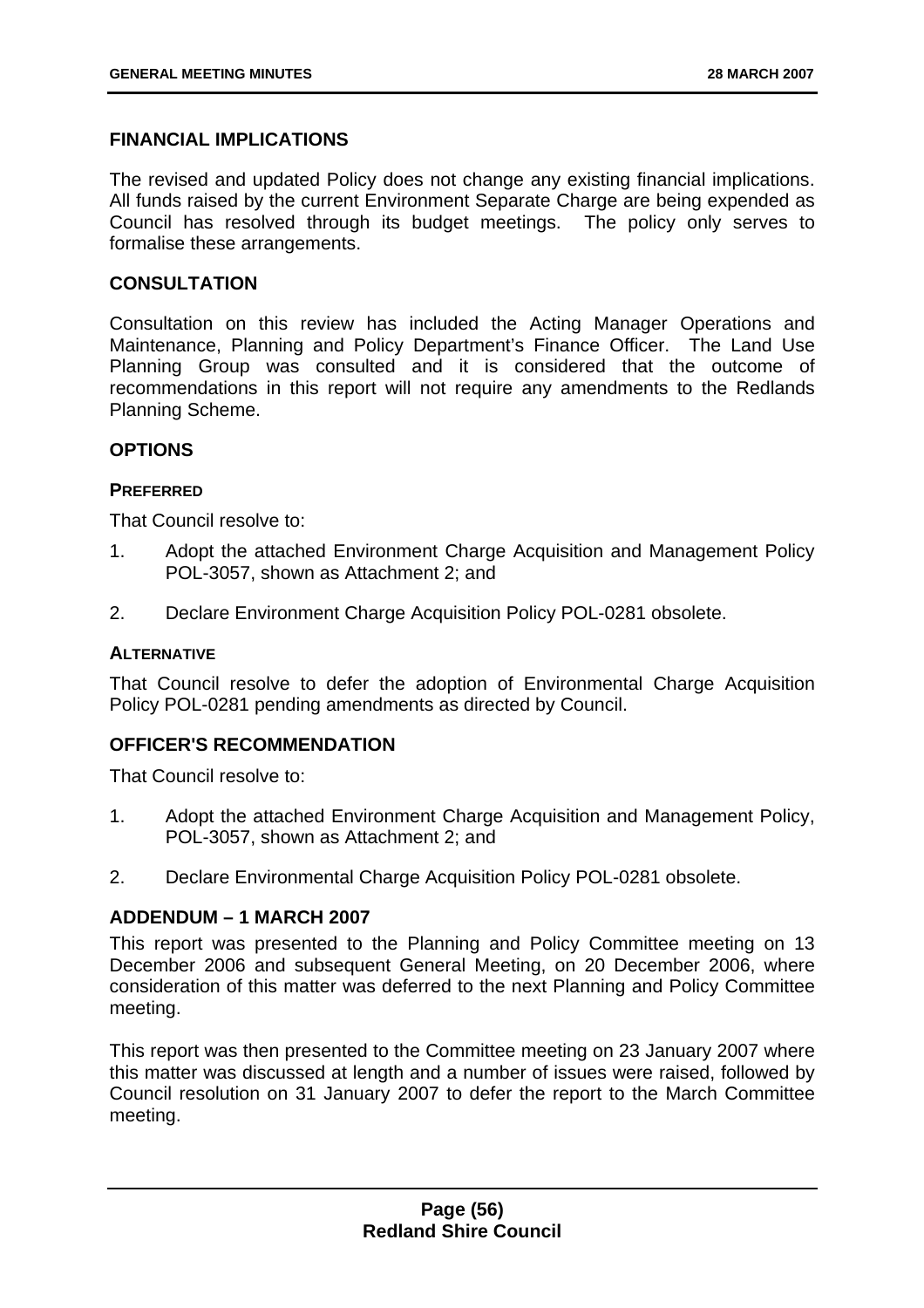## FINANCIAL IMPLICATIONS

The revised and updated Policy does not change any existing financial implications. All funds raised by the current Environment Separate Charge are being expended as Council has resolved through its budget meetings. The policy only serves to formalise these arrangements.

## CONSULTATION

Consultation on this review has included the Acting Manager Operations and Maintenance, Planning and Policy Department's Finance Officer. The Land Use Planning Group was consulted and it is considered that the outcome of recommendations in this report will not require any amendments to the Redlands Planning Scheme.

## OPTIONS

### PREFERRED

That Council resolve to:

1. Adopt the attached Environment Charge Acquisition and Management Policy POL-3057, shown as Attachment 2; and
2. Declare Environment Charge Acquisition Policy POL-0281 obsolete.

### ALTERNATIVE

That Council resolve to defer the adoption of Environmental Charge Acquisition Policy POL-0281 pending amendments as directed by Council.

## OFFICER'S RECOMMENDATION

That Council resolve to:

1. Adopt the attached Environment Charge Acquisition and Management Policy, POL-3057, shown as Attachment 2; and
2. Declare Environmental Charge Acquisition Policy POL-0281 obsolete.

## ADDENDUM – 1 MARCH 2007

This report was presented to the Planning and Policy Committee meeting on 13 December 2006 and subsequent General Meeting, on 20 December 2006, where consideration of this matter was deferred to the next Planning and Policy Committee meeting.

This report was then presented to the Committee meeting on 23 January 2007 where this matter was discussed at length and a number of issues were raised, followed by Council resolution on 31 January 2007 to defer the report to the March Committee meeting.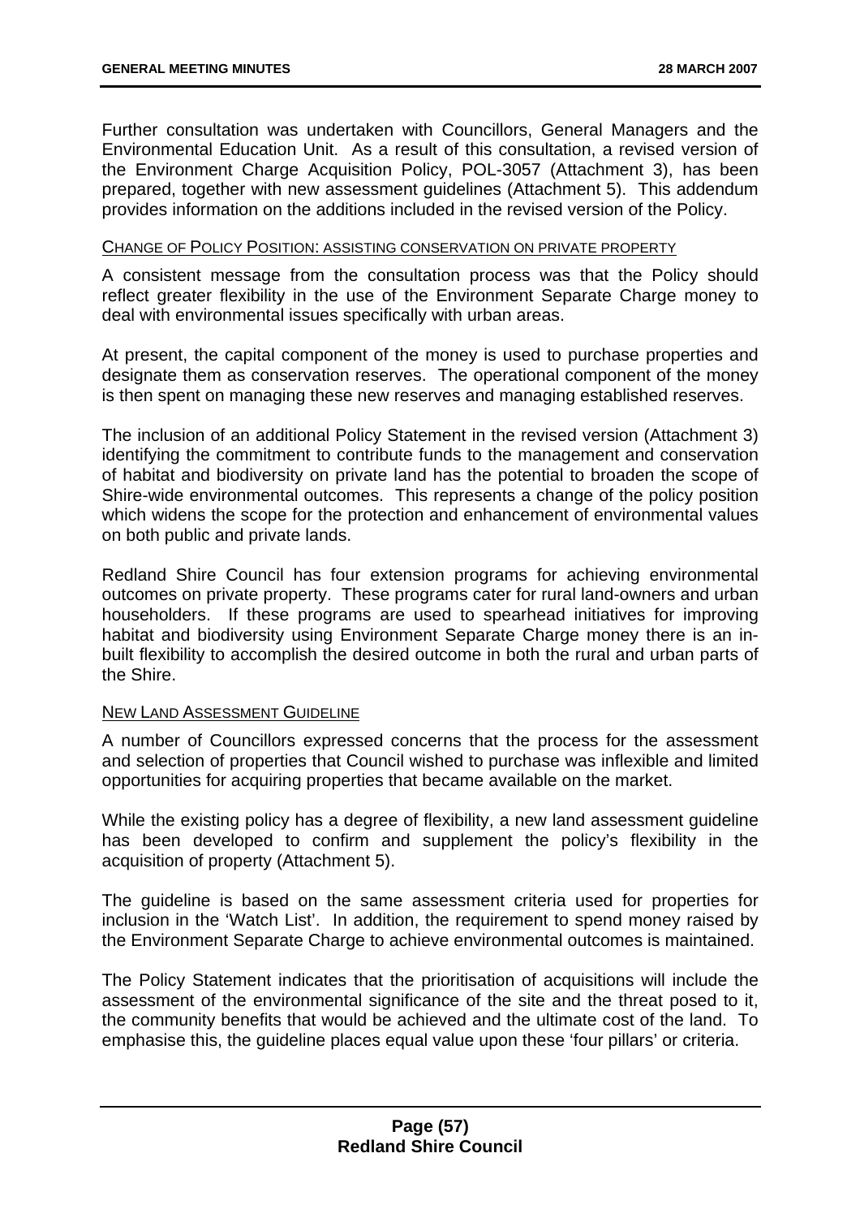Further consultation was undertaken with Councillors, General Managers and the Environmental Education Unit. As a result of this consultation, a revised version of the Environment Charge Acquisition Policy, POL-3057 (Attachment 3), has been prepared, together with new assessment guidelines (Attachment 5). This addendum provides information on the additions included in the revised version of the Policy.

CHANGE OF POLICY POSITION: ASSISTING CONSERVATION ON PRIVATE PROPERTY

A consistent message from the consultation process was that the Policy should reflect greater flexibility in the use of the Environment Separate Charge money to deal with environmental issues specifically with urban areas.

At present, the capital component of the money is used to purchase properties and designate them as conservation reserves. The operational component of the money is then spent on managing these new reserves and managing established reserves.

The inclusion of an additional Policy Statement in the revised version (Attachment 3) identifying the commitment to contribute funds to the management and conservation of habitat and biodiversity on private land has the potential to broaden the scope of Shire-wide environmental outcomes. This represents a change of the policy position which widens the scope for the protection and enhancement of environmental values on both public and private lands.

Redland Shire Council has four extension programs for achieving environmental outcomes on private property. These programs cater for rural land-owners and urban householders. If these programs are used to spearhead initiatives for improving habitat and biodiversity using Environment Separate Charge money there is an in-built flexibility to accomplish the desired outcome in both the rural and urban parts of the Shire.

NEW LAND ASSESSMENT GUIDELINE

A number of Councillors expressed concerns that the process for the assessment and selection of properties that Council wished to purchase was inflexible and limited opportunities for acquiring properties that became available on the market.

While the existing policy has a degree of flexibility, a new land assessment guideline has been developed to confirm and supplement the policy's flexibility in the acquisition of property (Attachment 5).

The guideline is based on the same assessment criteria used for properties for inclusion in the 'Watch List'. In addition, the requirement to spend money raised by the Environment Separate Charge to achieve environmental outcomes is maintained.

The Policy Statement indicates that the prioritisation of acquisitions will include the assessment of the environmental significance of the site and the threat posed to it, the community benefits that would be achieved and the ultimate cost of the land. To emphasise this, the guideline places equal value upon these 'four pillars' or criteria.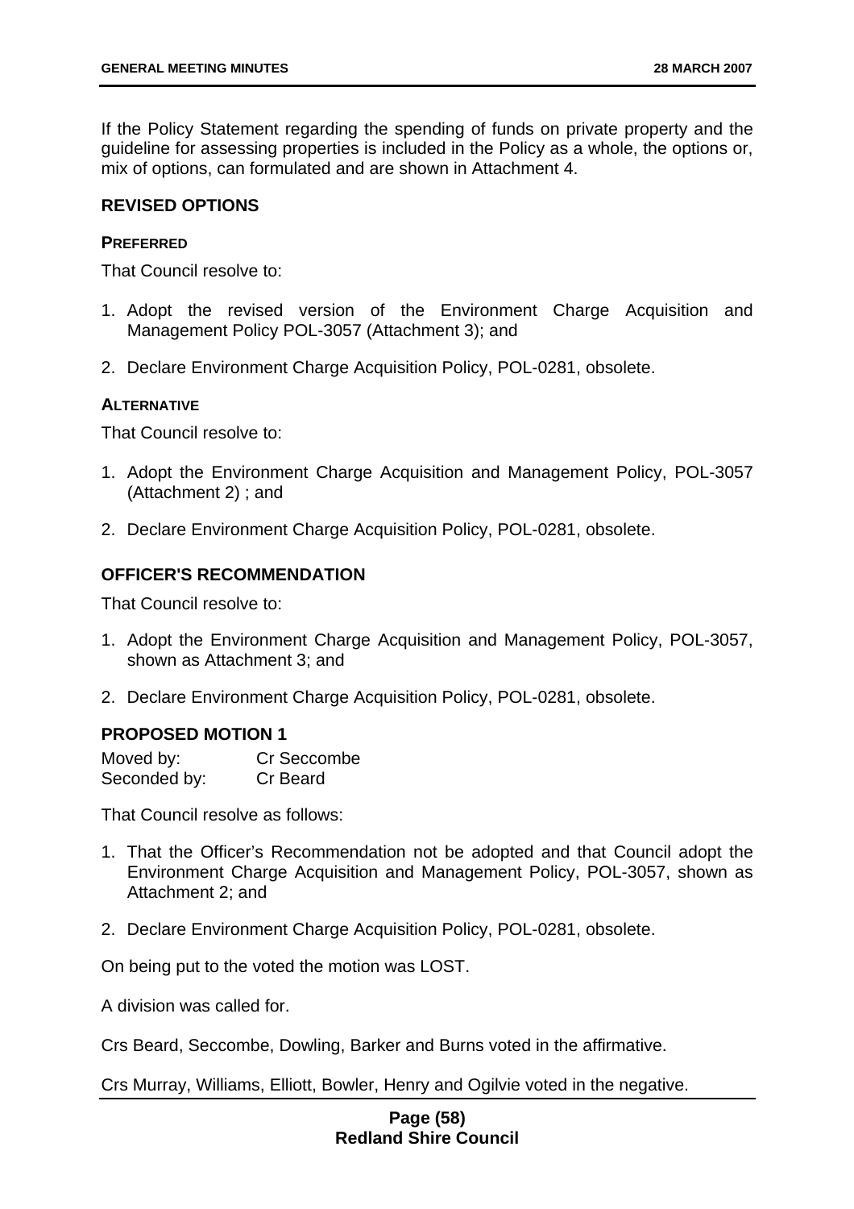If the Policy Statement regarding the spending of funds on private property and the guideline for assessing properties is included in the Policy as a whole, the options or, mix of options, can formulated and are shown in Attachment 4.

### REVISED OPTIONS

#### PREFERRED

That Council resolve to:

1. Adopt the revised version of the Environment Charge Acquisition and Management Policy POL-3057 (Attachment 3); and
2. Declare Environment Charge Acquisition Policy, POL-0281, obsolete.

#### ALTERNATIVE

That Council resolve to:

1. Adopt the Environment Charge Acquisition and Management Policy, POL-3057 (Attachment 2) ; and
2. Declare Environment Charge Acquisition Policy, POL-0281, obsolete.

### OFFICER'S RECOMMENDATION

That Council resolve to:

1. Adopt the Environment Charge Acquisition and Management Policy, POL-3057, shown as Attachment 3; and
2. Declare Environment Charge Acquisition Policy, POL-0281, obsolete.

### PROPOSED MOTION 1

Moved by: Cr Seccombe
Seconded by: Cr Beard

That Council resolve as follows:

1. That the Officer's Recommendation not be adopted and that Council adopt the Environment Charge Acquisition and Management Policy, POL-3057, shown as Attachment 2; and
2. Declare Environment Charge Acquisition Policy, POL-0281, obsolete.

On being put to the voted the motion was LOST.

A division was called for.

Crs Beard, Seccombe, Dowling, Barker and Burns voted in the affirmative.

Crs Murray, Williams, Elliott, Bowler, Henry and Ogilvie voted in the negative.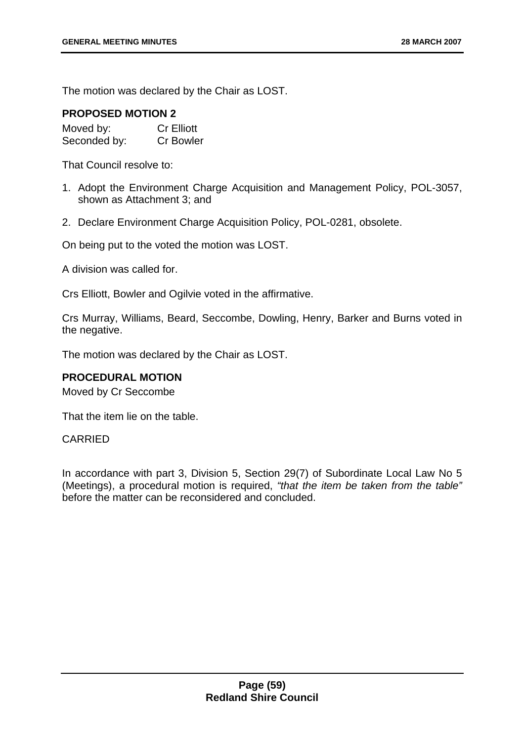The motion was declared by the Chair as LOST.

**PROPOSED MOTION 2**

| | |
|---|---|
| Moved by: | Cr Elliott |
| Seconded by: | Cr Bowler |

That Council resolve to:

1. Adopt the Environment Charge Acquisition and Management Policy, POL-3057, shown as Attachment 3; and
2. Declare Environment Charge Acquisition Policy, POL-0281, obsolete.

On being put to the voted the motion was LOST.

A division was called for.

Crs Elliott, Bowler and Ogilvie voted in the affirmative.

Crs Murray, Williams, Beard, Seccombe, Dowling, Henry, Barker and Burns voted in the negative.

The motion was declared by the Chair as LOST.

**PROCEDURAL MOTION**

Moved by Cr Seccombe

That the item lie on the table.

CARRIED

In accordance with part 3, Division 5, Section 29(7) of Subordinate Local Law No 5 (Meetings), a procedural motion is required, *"that the item be taken from the table"* before the matter can be reconsidered and concluded.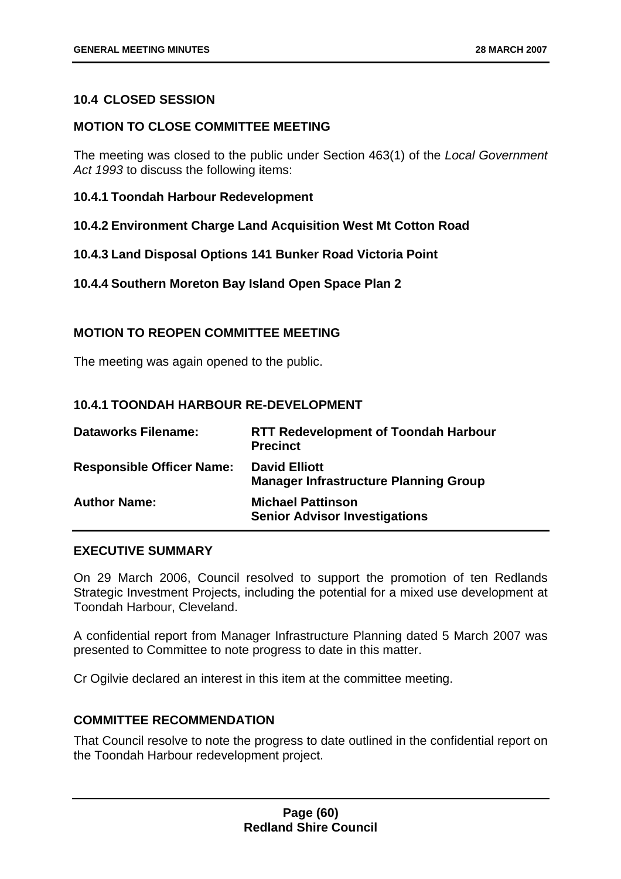## 10.4 CLOSED SESSION

### MOTION TO CLOSE COMMITTEE MEETING

The meeting was closed to the public under Section 463(1) of the *Local Government Act 1993* to discuss the following items:

**10.4.1 Toondah Harbour Redevelopment**

**10.4.2 Environment Charge Land Acquisition West Mt Cotton Road**

**10.4.3 Land Disposal Options 141 Bunker Road Victoria Point**

**10.4.4 Southern Moreton Bay Island Open Space Plan 2**

### MOTION TO REOPEN COMMITTEE MEETING

The meeting was again opened to the public.

### 10.4.1 TOONDAH HARBOUR RE-DEVELOPMENT

| | |
|---|---|
| **Dataworks Filename:** | **RTT Redevelopment of Toondah Harbour Precinct** |
| **Responsible Officer Name:** | **David Elliott**<br>**Manager Infrastructure Planning Group** |
| **Author Name:** | **Michael Pattinson**<br>**Senior Advisor Investigations** |

### EXECUTIVE SUMMARY

On 29 March 2006, Council resolved to support the promotion of ten Redlands Strategic Investment Projects, including the potential for a mixed use development at Toondah Harbour, Cleveland.

A confidential report from Manager Infrastructure Planning dated 5 March 2007 was presented to Committee to note progress to date in this matter.

Cr Ogilvie declared an interest in this item at the committee meeting.

### COMMITTEE RECOMMENDATION

That Council resolve to note the progress to date outlined in the confidential report on the Toondah Harbour redevelopment project.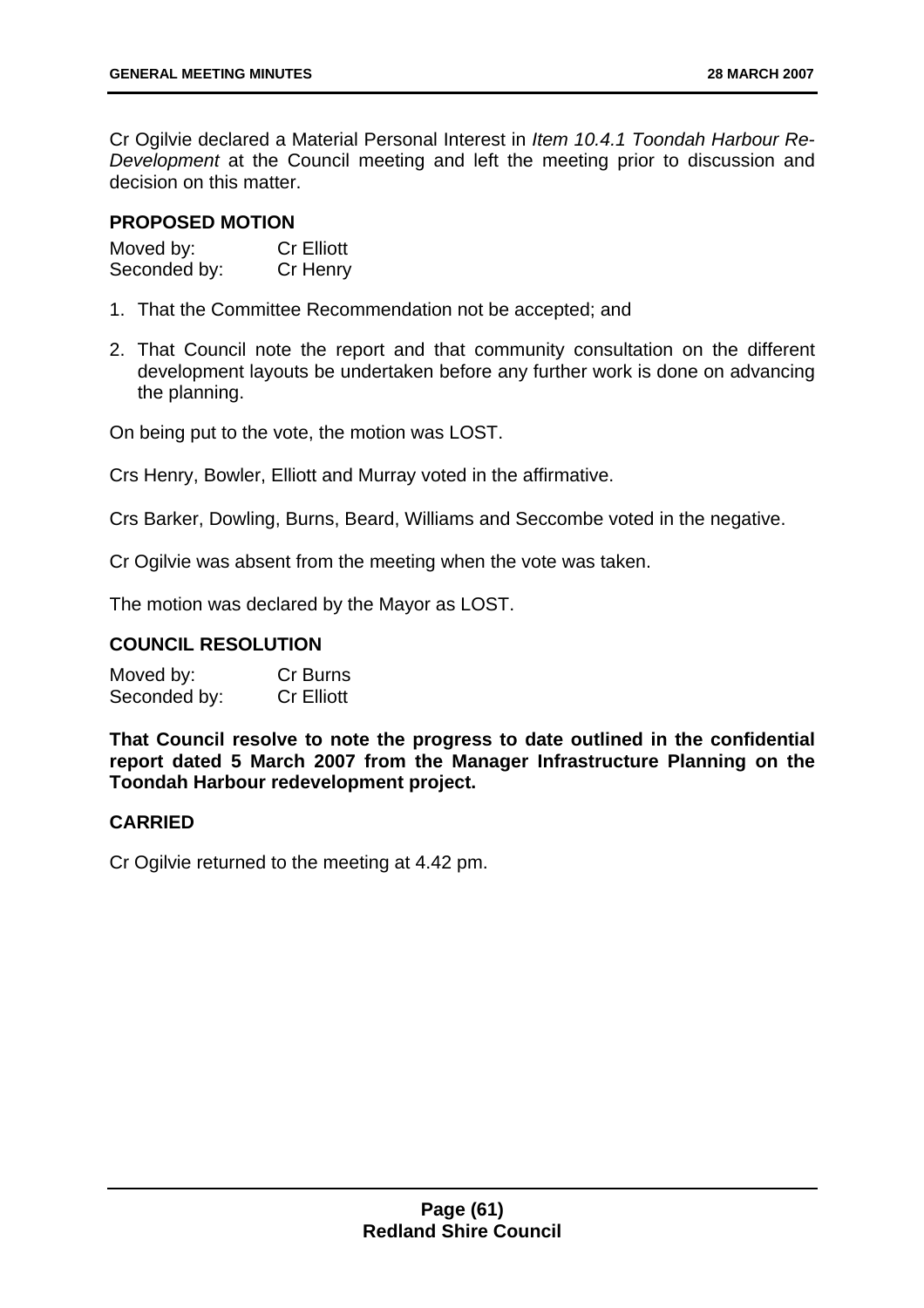Cr Ogilvie declared a Material Personal Interest in *Item 10.4.1 Toondah Harbour Re-Development* at the Council meeting and left the meeting prior to discussion and decision on this matter.

**PROPOSED MOTION**

Moved by: Cr Elliott
Seconded by: Cr Henry

1. That the Committee Recommendation not be accepted; and
2. That Council note the report and that community consultation on the different development layouts be undertaken before any further work is done on advancing the planning.

On being put to the vote, the motion was LOST.

Crs Henry, Bowler, Elliott and Murray voted in the affirmative.

Crs Barker, Dowling, Burns, Beard, Williams and Seccombe voted in the negative.

Cr Ogilvie was absent from the meeting when the vote was taken.

The motion was declared by the Mayor as LOST.

**COUNCIL RESOLUTION**

Moved by: Cr Burns
Seconded by: Cr Elliott

**That Council resolve to note the progress to date outlined in the confidential report dated 5 March 2007 from the Manager Infrastructure Planning on the Toondah Harbour redevelopment project.**

**CARRIED**

Cr Ogilvie returned to the meeting at 4.42 pm.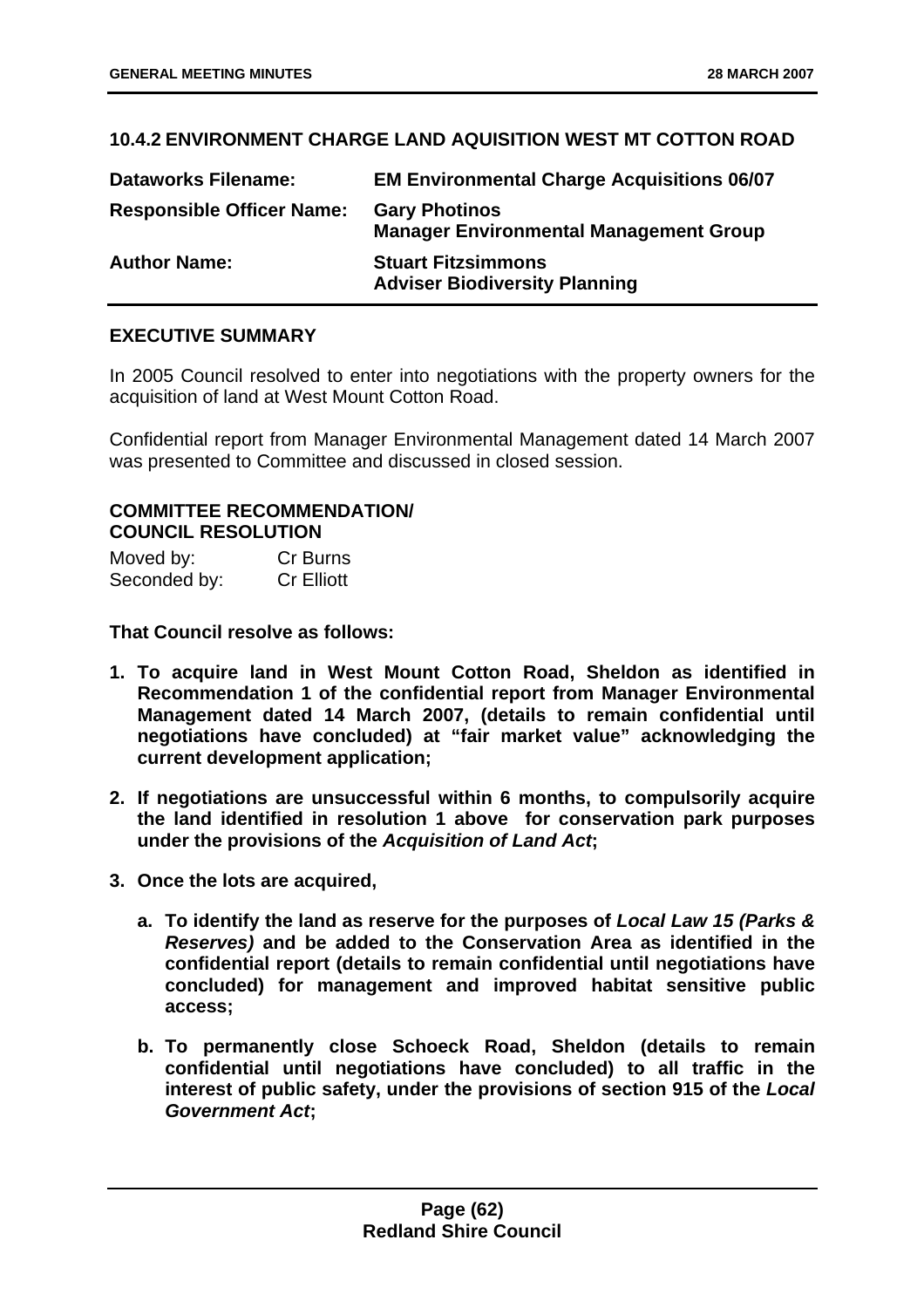### 10.4.2 ENVIRONMENT CHARGE LAND AQUISITION WEST MT COTTON ROAD

| | |
|---|---|
| **Dataworks Filename:** | **EM Environmental Charge Acquisitions 06/07** |
| **Responsible Officer Name:** | **Gary Photinos**<br>**Manager Environmental Management Group** |
| **Author Name:** | **Stuart Fitzsimmons**<br>**Adviser Biodiversity Planning** |

#### EXECUTIVE SUMMARY

In 2005 Council resolved to enter into negotiations with the property owners for the acquisition of land at West Mount Cotton Road.

Confidential report from Manager Environmental Management dated 14 March 2007 was presented to Committee and discussed in closed session.

#### COMMITTEE RECOMMENDATION/ COUNCIL RESOLUTION

Moved by: Cr Burns
Seconded by: Cr Elliott

**That Council resolve as follows:**

1. **To acquire land in West Mount Cotton Road, Sheldon as identified in Recommendation 1 of the confidential report from Manager Environmental Management dated 14 March 2007, (details to remain confidential until negotiations have concluded) at "fair market value" acknowledging the current development application;**
2. **If negotiations are unsuccessful within 6 months, to compulsorily acquire the land identified in resolution 1 above for conservation park purposes under the provisions of the *Acquisition of Land Act*;**
3. **Once the lots are acquired,**
   a. **To identify the land as reserve for the purposes of *Local Law 15 (Parks & Reserves)* and be added to the Conservation Area as identified in the confidential report (details to remain confidential until negotiations have concluded) for management and improved habitat sensitive public access;**
   b. **To permanently close Schoeck Road, Sheldon (details to remain confidential until negotiations have concluded) to all traffic in the interest of public safety, under the provisions of section 915 of the *Local Government Act*;**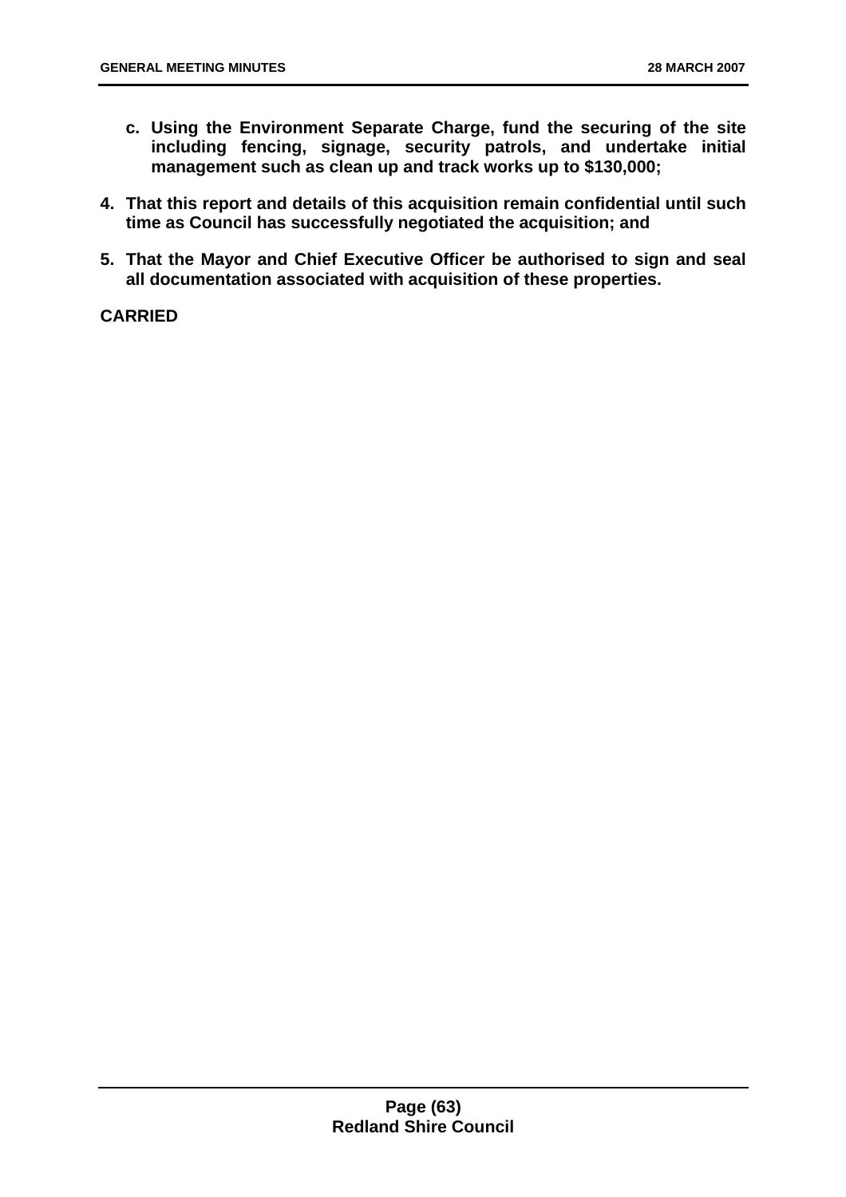c. **Using the Environment Separate Charge, fund the securing of the site including fencing, signage, security patrols, and undertake initial management such as clean up and track works up to $130,000;**

4. **That this report and details of this acquisition remain confidential until such time as Council has successfully negotiated the acquisition; and**

5. **That the Mayor and Chief Executive Officer be authorised to sign and seal all documentation associated with acquisition of these properties.**

**CARRIED**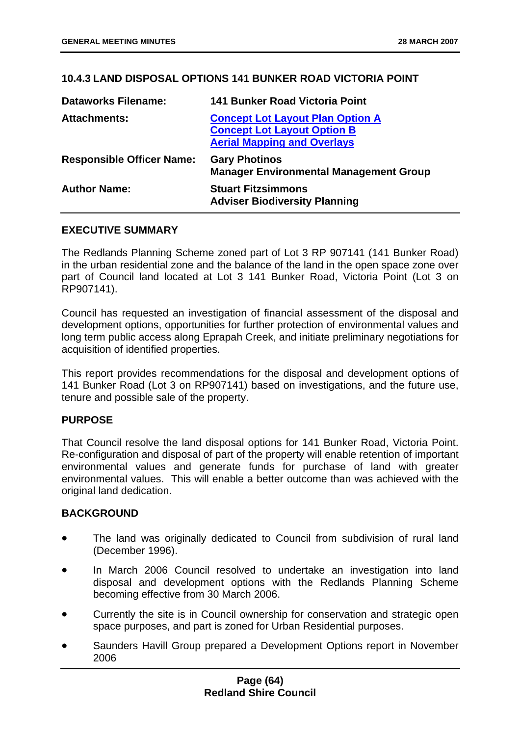## 10.4.3 LAND DISPOSAL OPTIONS 141 BUNKER ROAD VICTORIA POINT

| | |
|---|---|
| **Dataworks Filename:** | **141 Bunker Road Victoria Point** |
| **Attachments:** | **Concept Lot Layout Plan Option A**<br>**Concept Lot Layout Option B**<br>**Aerial Mapping and Overlays** |
| **Responsible Officer Name:** | **Gary Photinos**<br>**Manager Environmental Management Group** |
| **Author Name:** | **Stuart Fitzsimmons**<br>**Adviser Biodiversity Planning** |

### EXECUTIVE SUMMARY

The Redlands Planning Scheme zoned part of Lot 3 RP 907141 (141 Bunker Road) in the urban residential zone and the balance of the land in the open space zone over part of Council land located at Lot 3 141 Bunker Road, Victoria Point (Lot 3 on RP907141).

Council has requested an investigation of financial assessment of the disposal and development options, opportunities for further protection of environmental values and long term public access along Eprapah Creek, and initiate preliminary negotiations for acquisition of identified properties.

This report provides recommendations for the disposal and development options of 141 Bunker Road (Lot 3 on RP907141) based on investigations, and the future use, tenure and possible sale of the property.

### PURPOSE

That Council resolve the land disposal options for 141 Bunker Road, Victoria Point. Re-configuration and disposal of part of the property will enable retention of important environmental values and generate funds for purchase of land with greater environmental values. This will enable a better outcome than was achieved with the original land dedication.

### BACKGROUND

- The land was originally dedicated to Council from subdivision of rural land (December 1996).
- In March 2006 Council resolved to undertake an investigation into land disposal and development options with the Redlands Planning Scheme becoming effective from 30 March 2006.
- Currently the site is in Council ownership for conservation and strategic open space purposes, and part is zoned for Urban Residential purposes.
- Saunders Havill Group prepared a Development Options report in November 2006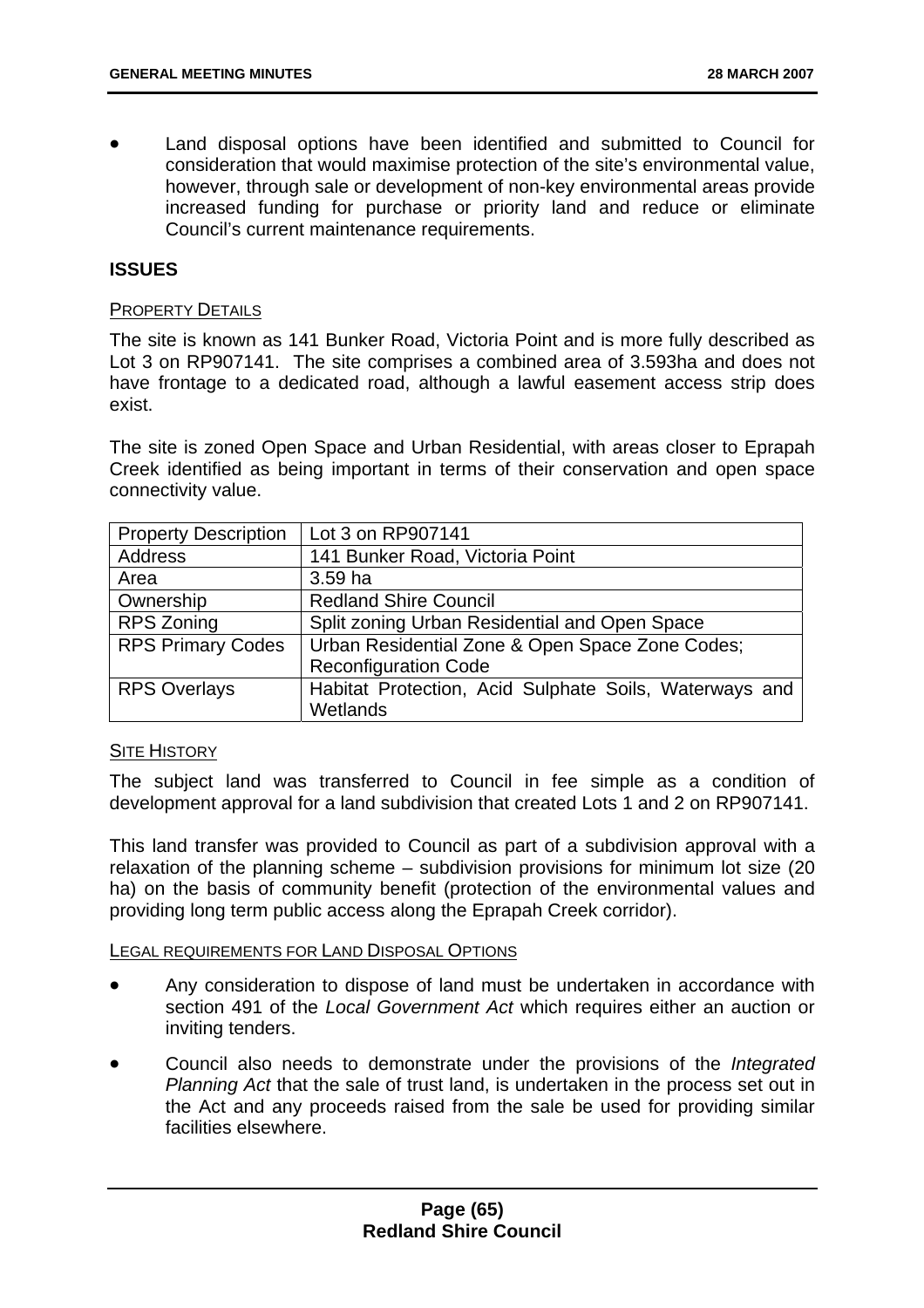- Land disposal options have been identified and submitted to Council for consideration that would maximise protection of the site's environmental value, however, through sale or development of non-key environmental areas provide increased funding for purchase or priority land and reduce or eliminate Council's current maintenance requirements.

**ISSUES**

PROPERTY DETAILS

The site is known as 141 Bunker Road, Victoria Point and is more fully described as Lot 3 on RP907141. The site comprises a combined area of 3.593ha and does not have frontage to a dedicated road, although a lawful easement access strip does exist.

The site is zoned Open Space and Urban Residential, with areas closer to Eprapah Creek identified as being important in terms of their conservation and open space connectivity value.

| Property Description | Lot 3 on RP907141 |
|---|---|
| Address | 141 Bunker Road, Victoria Point |
| Area | 3.59 ha |
| Ownership | Redland Shire Council |
| RPS Zoning | Split zoning Urban Residential and Open Space |
| RPS Primary Codes | Urban Residential Zone & Open Space Zone Codes; Reconfiguration Code |
| RPS Overlays | Habitat Protection, Acid Sulphate Soils, Waterways and Wetlands |

SITE HISTORY

The subject land was transferred to Council in fee simple as a condition of development approval for a land subdivision that created Lots 1 and 2 on RP907141.

This land transfer was provided to Council as part of a subdivision approval with a relaxation of the planning scheme – subdivision provisions for minimum lot size (20 ha) on the basis of community benefit (protection of the environmental values and providing long term public access along the Eprapah Creek corridor).

LEGAL REQUIREMENTS FOR LAND DISPOSAL OPTIONS

- Any consideration to dispose of land must be undertaken in accordance with section 491 of the *Local Government Act* which requires either an auction or inviting tenders.
- Council also needs to demonstrate under the provisions of the *Integrated Planning Act* that the sale of trust land, is undertaken in the process set out in the Act and any proceeds raised from the sale be used for providing similar facilities elsewhere.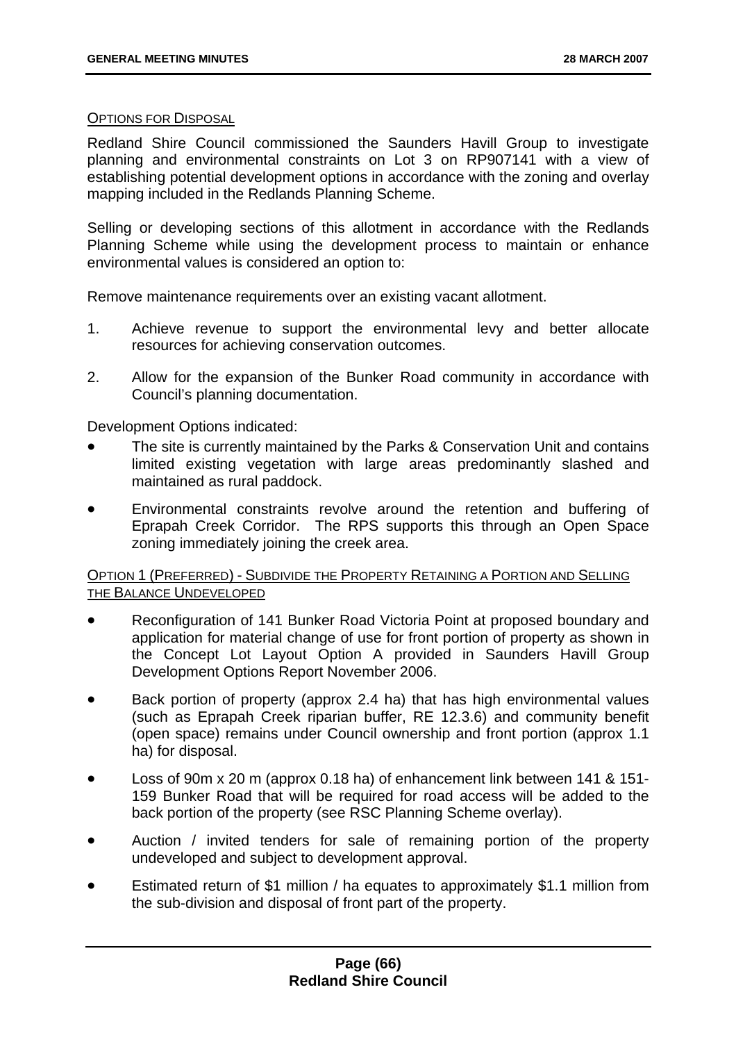OPTIONS FOR DISPOSAL

Redland Shire Council commissioned the Saunders Havill Group to investigate planning and environmental constraints on Lot 3 on RP907141 with a view of establishing potential development options in accordance with the zoning and overlay mapping included in the Redlands Planning Scheme.

Selling or developing sections of this allotment in accordance with the Redlands Planning Scheme while using the development process to maintain or enhance environmental values is considered an option to:

Remove maintenance requirements over an existing vacant allotment.

1. Achieve revenue to support the environmental levy and better allocate resources for achieving conservation outcomes.
2. Allow for the expansion of the Bunker Road community in accordance with Council's planning documentation.

Development Options indicated:

- The site is currently maintained by the Parks & Conservation Unit and contains limited existing vegetation with large areas predominantly slashed and maintained as rural paddock.
- Environmental constraints revolve around the retention and buffering of Eprapah Creek Corridor. The RPS supports this through an Open Space zoning immediately joining the creek area.

OPTION 1 (PREFERRED) - SUBDIVIDE THE PROPERTY RETAINING A PORTION AND SELLING THE BALANCE UNDEVELOPED

- Reconfiguration of 141 Bunker Road Victoria Point at proposed boundary and application for material change of use for front portion of property as shown in the Concept Lot Layout Option A provided in Saunders Havill Group Development Options Report November 2006.
- Back portion of property (approx 2.4 ha) that has high environmental values (such as Eprapah Creek riparian buffer, RE 12.3.6) and community benefit (open space) remains under Council ownership and front portion (approx 1.1 ha) for disposal.
- Loss of 90m x 20 m (approx 0.18 ha) of enhancement link between 141 & 151-159 Bunker Road that will be required for road access will be added to the back portion of the property (see RSC Planning Scheme overlay).
- Auction / invited tenders for sale of remaining portion of the property undeveloped and subject to development approval.
- Estimated return of $1 million / ha equates to approximately $1.1 million from the sub-division and disposal of front part of the property.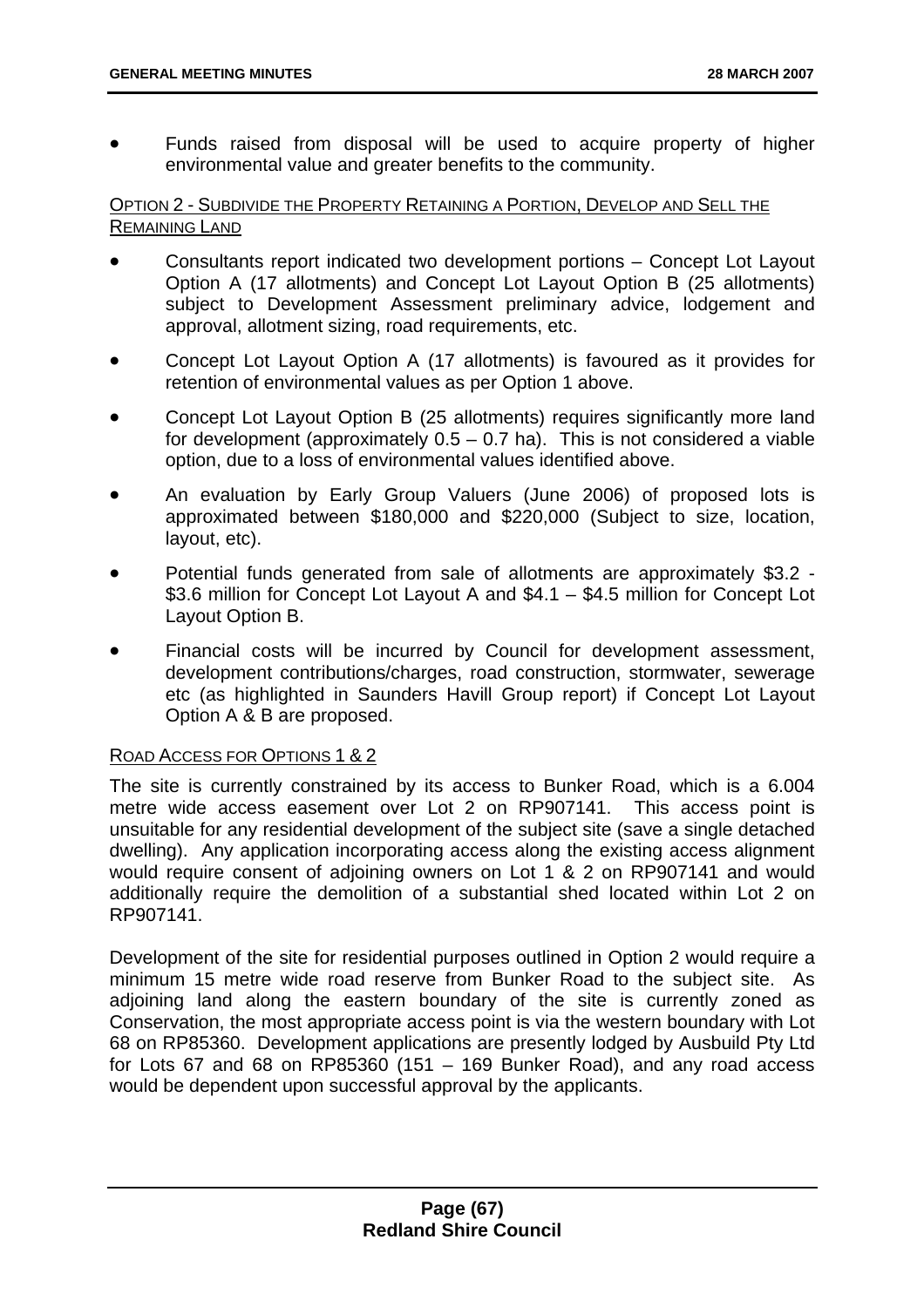- Funds raised from disposal will be used to acquire property of higher environmental value and greater benefits to the community.

OPTION 2 - SUBDIVIDE THE PROPERTY RETAINING A PORTION, DEVELOP AND SELL THE REMAINING LAND

- Consultants report indicated two development portions – Concept Lot Layout Option A (17 allotments) and Concept Lot Layout Option B (25 allotments) subject to Development Assessment preliminary advice, lodgement and approval, allotment sizing, road requirements, etc.
- Concept Lot Layout Option A (17 allotments) is favoured as it provides for retention of environmental values as per Option 1 above.
- Concept Lot Layout Option B (25 allotments) requires significantly more land for development (approximately 0.5 – 0.7 ha). This is not considered a viable option, due to a loss of environmental values identified above.
- An evaluation by Early Group Valuers (June 2006) of proposed lots is approximated between $180,000 and $220,000 (Subject to size, location, layout, etc).
- Potential funds generated from sale of allotments are approximately $3.2 - $3.6 million for Concept Lot Layout A and $4.1 – $4.5 million for Concept Lot Layout Option B.
- Financial costs will be incurred by Council for development assessment, development contributions/charges, road construction, stormwater, sewerage etc (as highlighted in Saunders Havill Group report) if Concept Lot Layout Option A & B are proposed.

ROAD ACCESS FOR OPTIONS 1 & 2

The site is currently constrained by its access to Bunker Road, which is a 6.004 metre wide access easement over Lot 2 on RP907141. This access point is unsuitable for any residential development of the subject site (save a single detached dwelling). Any application incorporating access along the existing access alignment would require consent of adjoining owners on Lot 1 & 2 on RP907141 and would additionally require the demolition of a substantial shed located within Lot 2 on RP907141.

Development of the site for residential purposes outlined in Option 2 would require a minimum 15 metre wide road reserve from Bunker Road to the subject site. As adjoining land along the eastern boundary of the site is currently zoned as Conservation, the most appropriate access point is via the western boundary with Lot 68 on RP85360. Development applications are presently lodged by Ausbuild Pty Ltd for Lots 67 and 68 on RP85360 (151 – 169 Bunker Road), and any road access would be dependent upon successful approval by the applicants.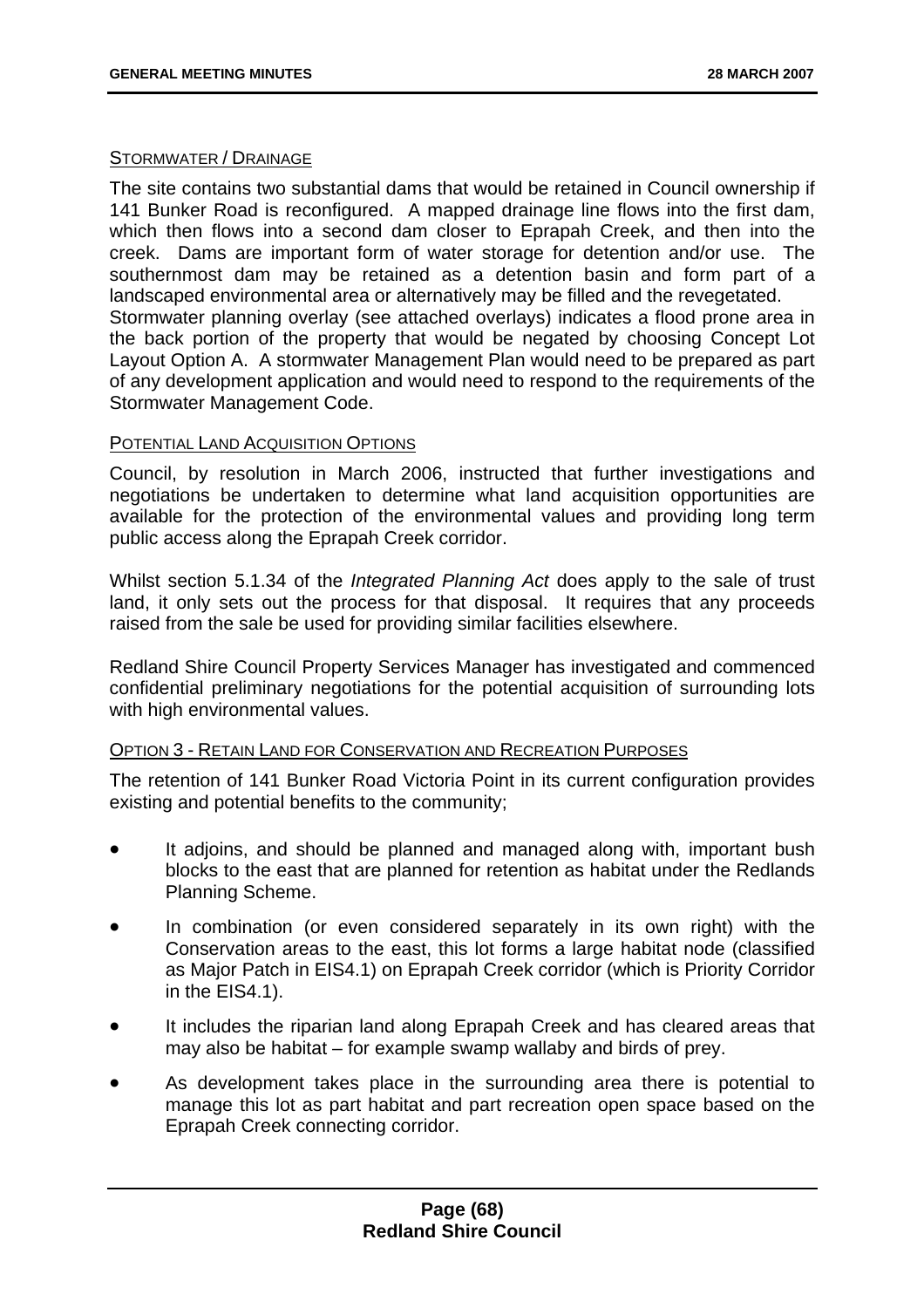STORMWATER / DRAINAGE

The site contains two substantial dams that would be retained in Council ownership if 141 Bunker Road is reconfigured. A mapped drainage line flows into the first dam, which then flows into a second dam closer to Eprapah Creek, and then into the creek. Dams are important form of water storage for detention and/or use. The southernmost dam may be retained as a detention basin and form part of a landscaped environmental area or alternatively may be filled and the revegetated.
Stormwater planning overlay (see attached overlays) indicates a flood prone area in the back portion of the property that would be negated by choosing Concept Lot Layout Option A. A stormwater Management Plan would need to be prepared as part of any development application and would need to respond to the requirements of the Stormwater Management Code.

POTENTIAL LAND ACQUISITION OPTIONS

Council, by resolution in March 2006, instructed that further investigations and negotiations be undertaken to determine what land acquisition opportunities are available for the protection of the environmental values and providing long term public access along the Eprapah Creek corridor.

Whilst section 5.1.34 of the *Integrated Planning Act* does apply to the sale of trust land, it only sets out the process for that disposal. It requires that any proceeds raised from the sale be used for providing similar facilities elsewhere.

Redland Shire Council Property Services Manager has investigated and commenced confidential preliminary negotiations for the potential acquisition of surrounding lots with high environmental values.

OPTION 3 - RETAIN LAND FOR CONSERVATION AND RECREATION PURPOSES

The retention of 141 Bunker Road Victoria Point in its current configuration provides existing and potential benefits to the community;

- It adjoins, and should be planned and managed along with, important bush blocks to the east that are planned for retention as habitat under the Redlands Planning Scheme.
- In combination (or even considered separately in its own right) with the Conservation areas to the east, this lot forms a large habitat node (classified as Major Patch in EIS4.1) on Eprapah Creek corridor (which is Priority Corridor in the EIS4.1).
- It includes the riparian land along Eprapah Creek and has cleared areas that may also be habitat – for example swamp wallaby and birds of prey.
- As development takes place in the surrounding area there is potential to manage this lot as part habitat and part recreation open space based on the Eprapah Creek connecting corridor.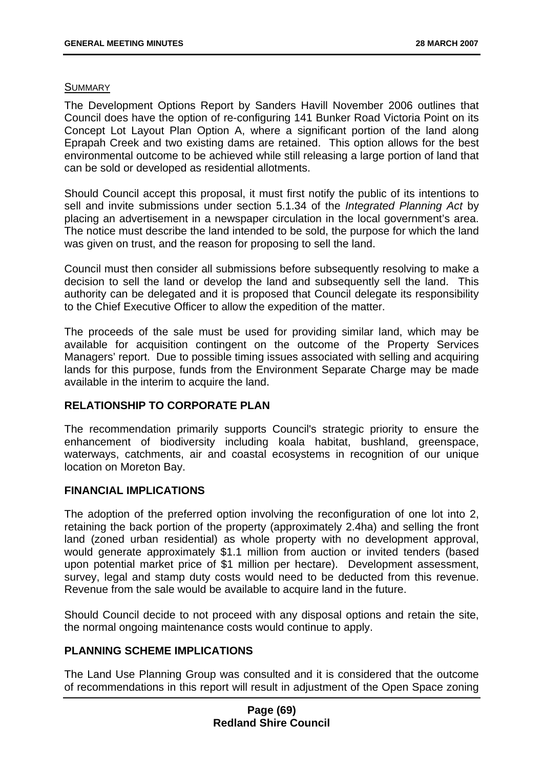<u>SUMMARY</u>

The Development Options Report by Sanders Havill November 2006 outlines that Council does have the option of re-configuring 141 Bunker Road Victoria Point on its Concept Lot Layout Plan Option A, where a significant portion of the land along Eprapah Creek and two existing dams are retained. This option allows for the best environmental outcome to be achieved while still releasing a large portion of land that can be sold or developed as residential allotments.

Should Council accept this proposal, it must first notify the public of its intentions to sell and invite submissions under section 5.1.34 of the *Integrated Planning Act* by placing an advertisement in a newspaper circulation in the local government's area. The notice must describe the land intended to be sold, the purpose for which the land was given on trust, and the reason for proposing to sell the land.

Council must then consider all submissions before subsequently resolving to make a decision to sell the land or develop the land and subsequently sell the land. This authority can be delegated and it is proposed that Council delegate its responsibility to the Chief Executive Officer to allow the expedition of the matter.

The proceeds of the sale must be used for providing similar land, which may be available for acquisition contingent on the outcome of the Property Services Managers' report. Due to possible timing issues associated with selling and acquiring lands for this purpose, funds from the Environment Separate Charge may be made available in the interim to acquire the land.

## RELATIONSHIP TO CORPORATE PLAN

The recommendation primarily supports Council's strategic priority to ensure the enhancement of biodiversity including koala habitat, bushland, greenspace, waterways, catchments, air and coastal ecosystems in recognition of our unique location on Moreton Bay.

## FINANCIAL IMPLICATIONS

The adoption of the preferred option involving the reconfiguration of one lot into 2, retaining the back portion of the property (approximately 2.4ha) and selling the front land (zoned urban residential) as whole property with no development approval, would generate approximately $1.1 million from auction or invited tenders (based upon potential market price of $1 million per hectare). Development assessment, survey, legal and stamp duty costs would need to be deducted from this revenue. Revenue from the sale would be available to acquire land in the future.

Should Council decide to not proceed with any disposal options and retain the site, the normal ongoing maintenance costs would continue to apply.

## PLANNING SCHEME IMPLICATIONS

The Land Use Planning Group was consulted and it is considered that the outcome of recommendations in this report will result in adjustment of the Open Space zoning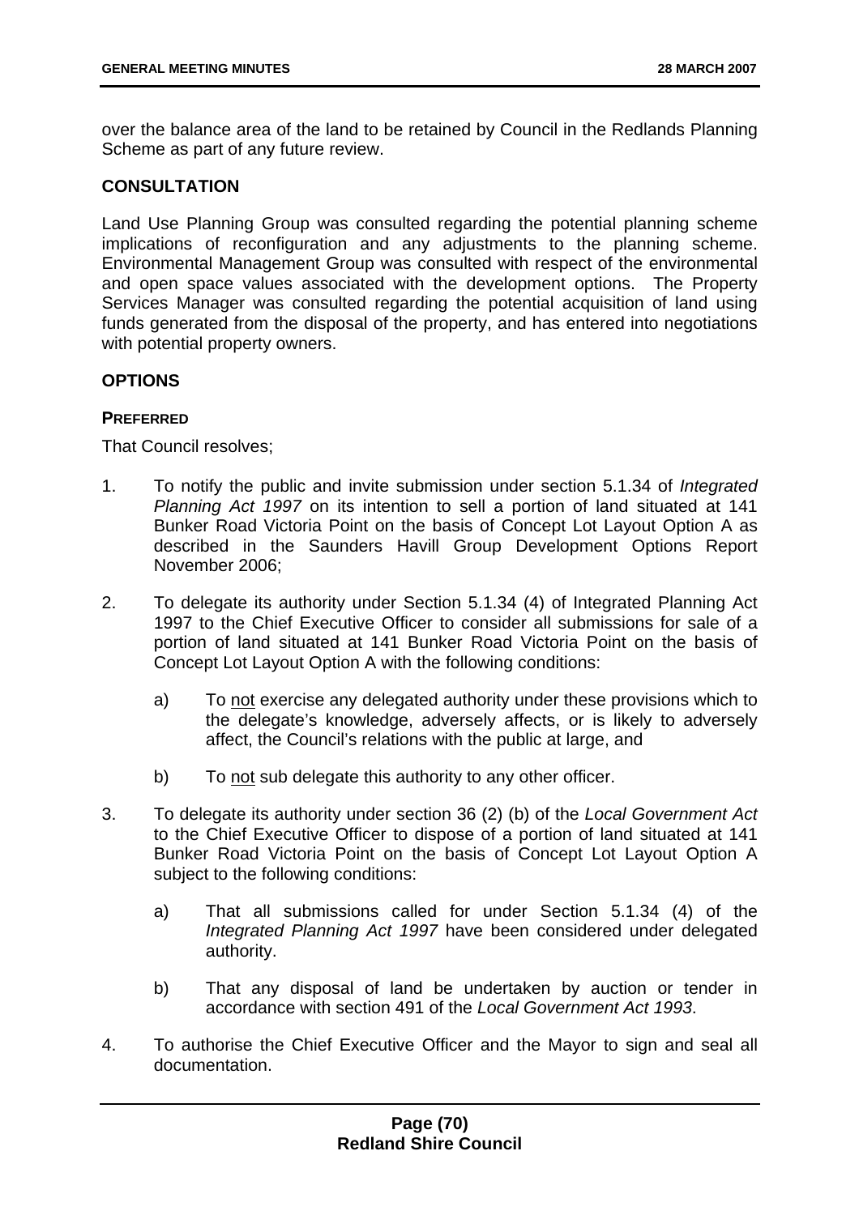over the balance area of the land to be retained by Council in the Redlands Planning Scheme as part of any future review.

## CONSULTATION

Land Use Planning Group was consulted regarding the potential planning scheme implications of reconfiguration and any adjustments to the planning scheme. Environmental Management Group was consulted with respect of the environmental and open space values associated with the development options. The Property Services Manager was consulted regarding the potential acquisition of land using funds generated from the disposal of the property, and has entered into negotiations with potential property owners.

## OPTIONS

### PREFERRED

That Council resolves;

1. To notify the public and invite submission under section 5.1.34 of *Integrated Planning Act 1997* on its intention to sell a portion of land situated at 141 Bunker Road Victoria Point on the basis of Concept Lot Layout Option A as described in the Saunders Havill Group Development Options Report November 2006;

2. To delegate its authority under Section 5.1.34 (4) of Integrated Planning Act 1997 to the Chief Executive Officer to consider all submissions for sale of a portion of land situated at 141 Bunker Road Victoria Point on the basis of Concept Lot Layout Option A with the following conditions:

   a) To <u>not</u> exercise any delegated authority under these provisions which to the delegate's knowledge, adversely affects, or is likely to adversely affect, the Council's relations with the public at large, and

   b) To <u>not</u> sub delegate this authority to any other officer.

3. To delegate its authority under section 36 (2) (b) of the *Local Government Act* to the Chief Executive Officer to dispose of a portion of land situated at 141 Bunker Road Victoria Point on the basis of Concept Lot Layout Option A subject to the following conditions:

   a) That all submissions called for under Section 5.1.34 (4) of the *Integrated Planning Act 1997* have been considered under delegated authority.

   b) That any disposal of land be undertaken by auction or tender in accordance with section 491 of the *Local Government Act 1993*.

4. To authorise the Chief Executive Officer and the Mayor to sign and seal all documentation.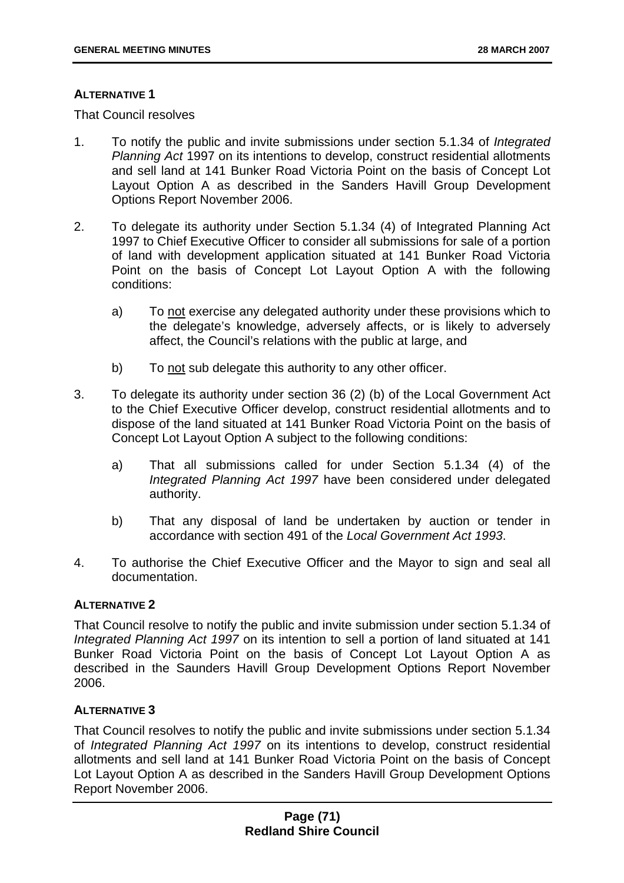**ALTERNATIVE 1**

That Council resolves

1. To notify the public and invite submissions under section 5.1.34 of *Integrated Planning Act* 1997 on its intentions to develop, construct residential allotments and sell land at 141 Bunker Road Victoria Point on the basis of Concept Lot Layout Option A as described in the Sanders Havill Group Development Options Report November 2006.

2. To delegate its authority under Section 5.1.34 (4) of Integrated Planning Act 1997 to Chief Executive Officer to consider all submissions for sale of a portion of land with development application situated at 141 Bunker Road Victoria Point on the basis of Concept Lot Layout Option A with the following conditions:

   a) To <u>not</u> exercise any delegated authority under these provisions which to the delegate's knowledge, adversely affects, or is likely to adversely affect, the Council's relations with the public at large, and

   b) To <u>not</u> sub delegate this authority to any other officer.

3. To delegate its authority under section 36 (2) (b) of the Local Government Act to the Chief Executive Officer develop, construct residential allotments and to dispose of the land situated at 141 Bunker Road Victoria Point on the basis of Concept Lot Layout Option A subject to the following conditions:

   a) That all submissions called for under Section 5.1.34 (4) of the *Integrated Planning Act 1997* have been considered under delegated authority.

   b) That any disposal of land be undertaken by auction or tender in accordance with section 491 of the *Local Government Act 1993*.

4. To authorise the Chief Executive Officer and the Mayor to sign and seal all documentation.

**ALTERNATIVE 2**

That Council resolve to notify the public and invite submission under section 5.1.34 of *Integrated Planning Act 1997* on its intention to sell a portion of land situated at 141 Bunker Road Victoria Point on the basis of Concept Lot Layout Option A as described in the Saunders Havill Group Development Options Report November 2006.

**ALTERNATIVE 3**

That Council resolves to notify the public and invite submissions under section 5.1.34 of *Integrated Planning Act 1997* on its intentions to develop, construct residential allotments and sell land at 141 Bunker Road Victoria Point on the basis of Concept Lot Layout Option A as described in the Sanders Havill Group Development Options Report November 2006.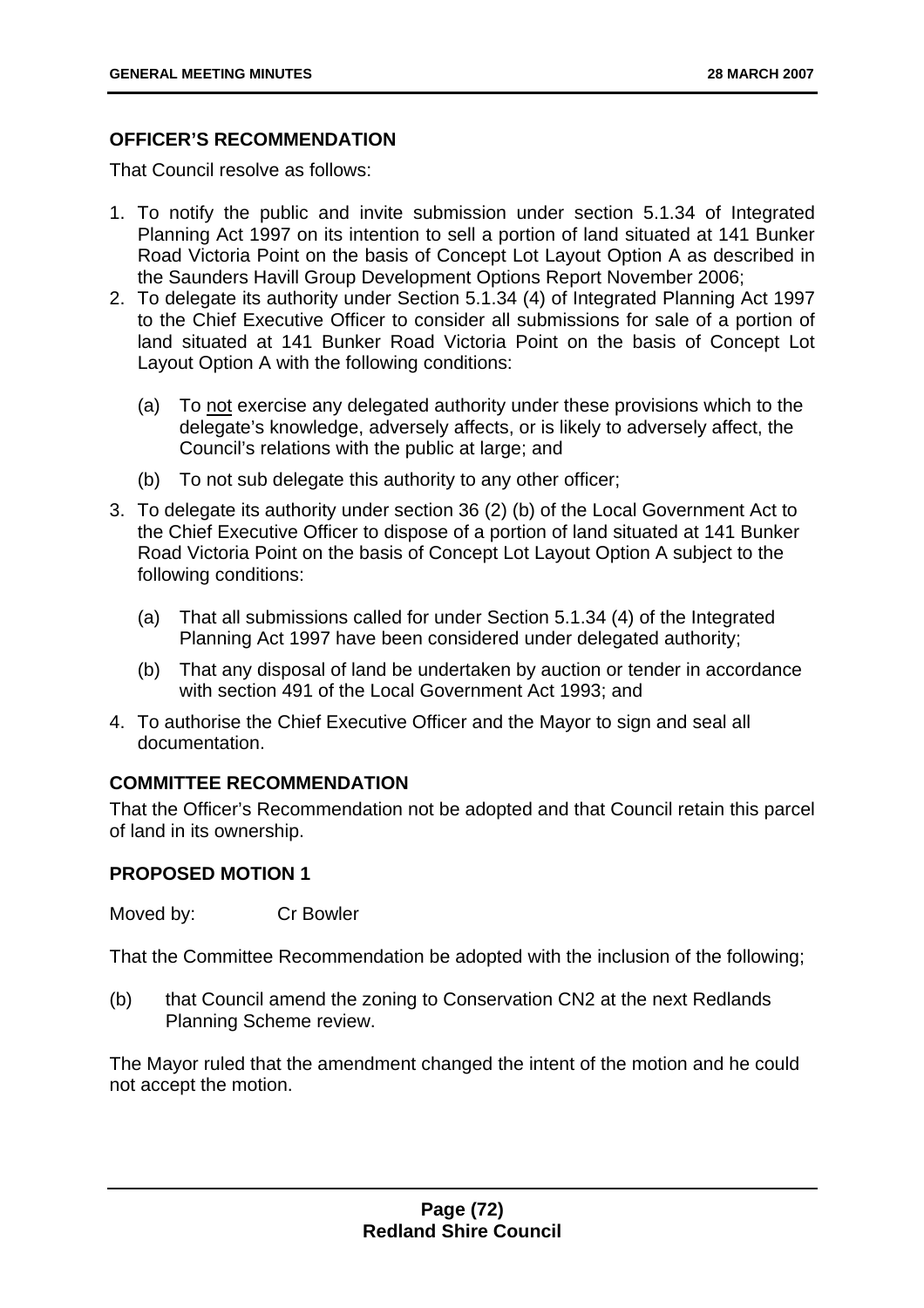**OFFICER'S RECOMMENDATION**

That Council resolve as follows:

1. To notify the public and invite submission under section 5.1.34 of Integrated Planning Act 1997 on its intention to sell a portion of land situated at 141 Bunker Road Victoria Point on the basis of Concept Lot Layout Option A as described in the Saunders Havill Group Development Options Report November 2006;
2. To delegate its authority under Section 5.1.34 (4) of Integrated Planning Act 1997 to the Chief Executive Officer to consider all submissions for sale of a portion of land situated at 141 Bunker Road Victoria Point on the basis of Concept Lot Layout Option A with the following conditions:

   (a) To not exercise any delegated authority under these provisions which to the delegate's knowledge, adversely affects, or is likely to adversely affect, the Council's relations with the public at large; and

   (b) To not sub delegate this authority to any other officer;

3. To delegate its authority under section 36 (2) (b) of the Local Government Act to the Chief Executive Officer to dispose of a portion of land situated at 141 Bunker Road Victoria Point on the basis of Concept Lot Layout Option A subject to the following conditions:

   (a) That all submissions called for under Section 5.1.34 (4) of the Integrated Planning Act 1997 have been considered under delegated authority;

   (b) That any disposal of land be undertaken by auction or tender in accordance with section 491 of the Local Government Act 1993; and

4. To authorise the Chief Executive Officer and the Mayor to sign and seal all documentation.

**COMMITTEE RECOMMENDATION**

That the Officer's Recommendation not be adopted and that Council retain this parcel of land in its ownership.

**PROPOSED MOTION 1**

Moved by: Cr Bowler

That the Committee Recommendation be adopted with the inclusion of the following;

(b) that Council amend the zoning to Conservation CN2 at the next Redlands Planning Scheme review.

The Mayor ruled that the amendment changed the intent of the motion and he could not accept the motion.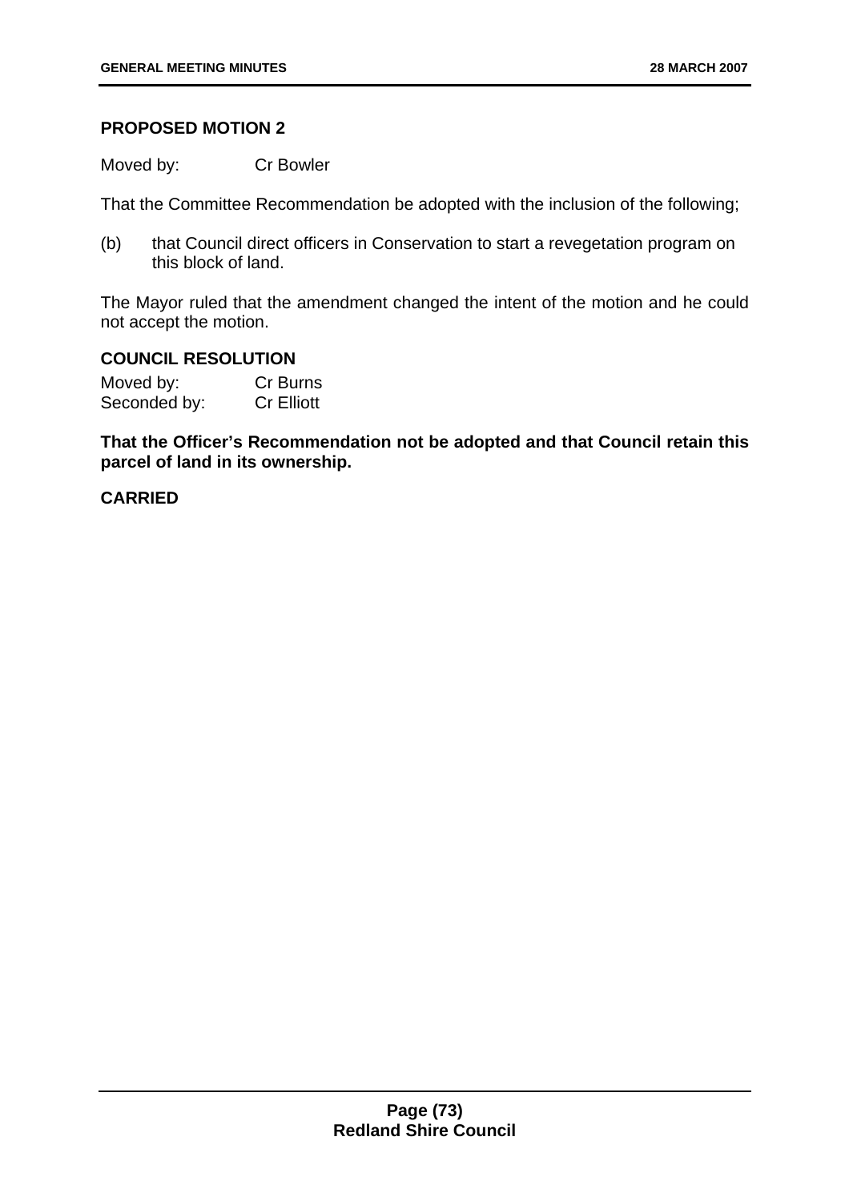**PROPOSED MOTION 2**

Moved by: Cr Bowler

That the Committee Recommendation be adopted with the inclusion of the following;

(b) that Council direct officers in Conservation to start a revegetation program on this block of land.

The Mayor ruled that the amendment changed the intent of the motion and he could not accept the motion.

**COUNCIL RESOLUTION**

Moved by: Cr Burns
Seconded by: Cr Elliott

**That the Officer's Recommendation not be adopted and that Council retain this parcel of land in its ownership.**

**CARRIED**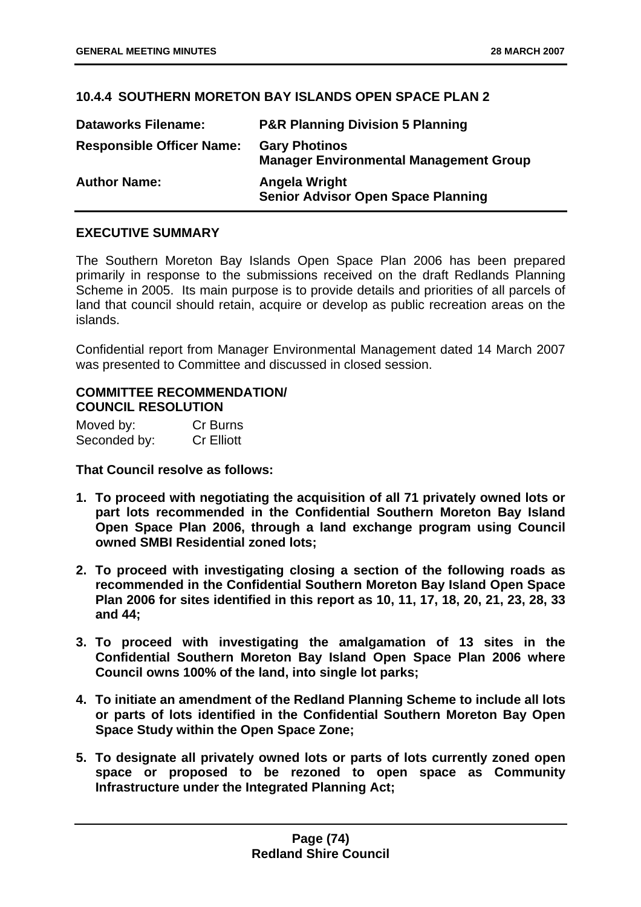### 10.4.4 SOUTHERN MORETON BAY ISLANDS OPEN SPACE PLAN 2

| | |
|---|---|
| **Dataworks Filename:** | **P&R Planning Division 5 Planning** |
| **Responsible Officer Name:** | **Gary Photinos**<br>**Manager Environmental Management Group** |
| **Author Name:** | **Angela Wright**<br>**Senior Advisor Open Space Planning** |

#### EXECUTIVE SUMMARY

The Southern Moreton Bay Islands Open Space Plan 2006 has been prepared primarily in response to the submissions received on the draft Redlands Planning Scheme in 2005. Its main purpose is to provide details and priorities of all parcels of land that council should retain, acquire or develop as public recreation areas on the islands.

Confidential report from Manager Environmental Management dated 14 March 2007 was presented to Committee and discussed in closed session.

#### COMMITTEE RECOMMENDATION/ COUNCIL RESOLUTION

Moved by: Cr Burns
Seconded by: Cr Elliott

**That Council resolve as follows:**

1. **To proceed with negotiating the acquisition of all 71 privately owned lots or part lots recommended in the Confidential Southern Moreton Bay Island Open Space Plan 2006, through a land exchange program using Council owned SMBI Residential zoned lots;**
2. **To proceed with investigating closing a section of the following roads as recommended in the Confidential Southern Moreton Bay Island Open Space Plan 2006 for sites identified in this report as 10, 11, 17, 18, 20, 21, 23, 28, 33 and 44;**
3. **To proceed with investigating the amalgamation of 13 sites in the Confidential Southern Moreton Bay Island Open Space Plan 2006 where Council owns 100% of the land, into single lot parks;**
4. **To initiate an amendment of the Redland Planning Scheme to include all lots or parts of lots identified in the Confidential Southern Moreton Bay Open Space Study within the Open Space Zone;**
5. **To designate all privately owned lots or parts of lots currently zoned open space or proposed to be rezoned to open space as Community Infrastructure under the Integrated Planning Act;**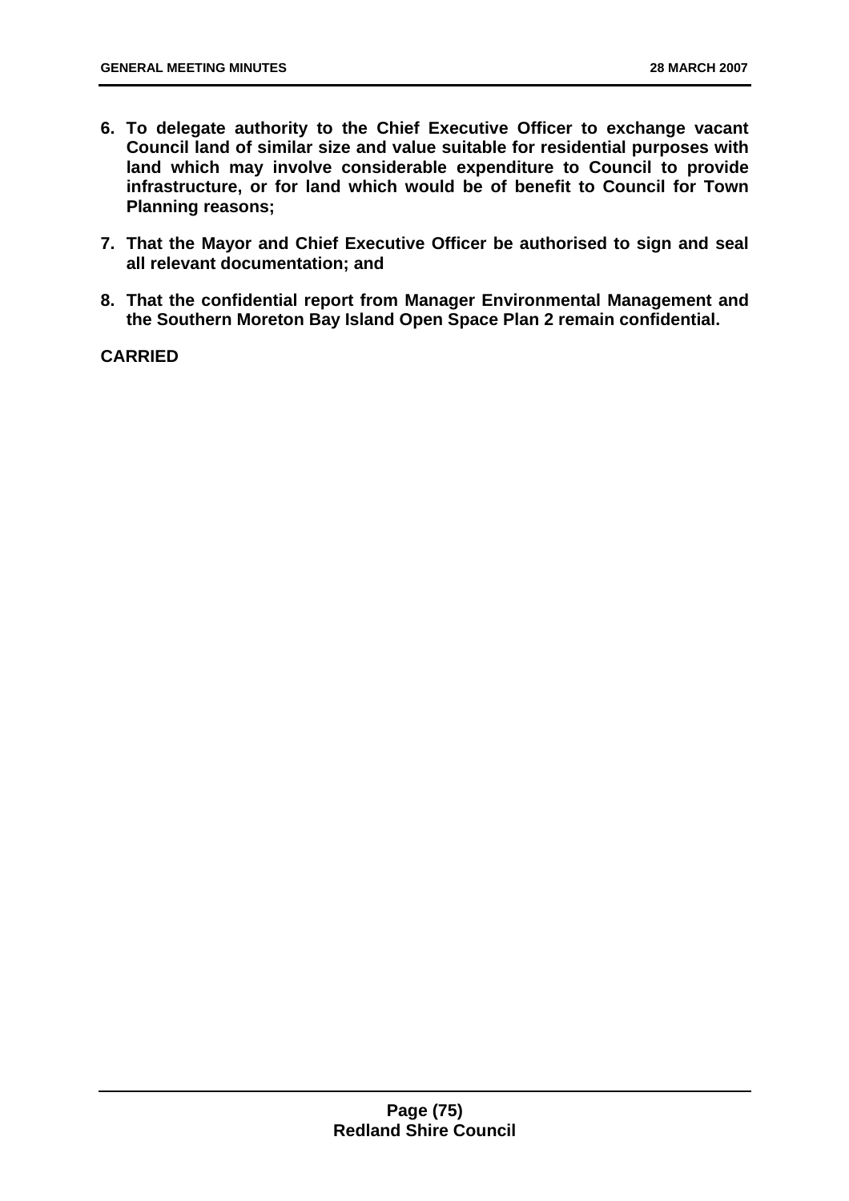6. **To delegate authority to the Chief Executive Officer to exchange vacant Council land of similar size and value suitable for residential purposes with land which may involve considerable expenditure to Council to provide infrastructure, or for land which would be of benefit to Council for Town Planning reasons;**

7. **That the Mayor and Chief Executive Officer be authorised to sign and seal all relevant documentation; and**

8. **That the confidential report from Manager Environmental Management and the Southern Moreton Bay Island Open Space Plan 2 remain confidential.**

**CARRIED**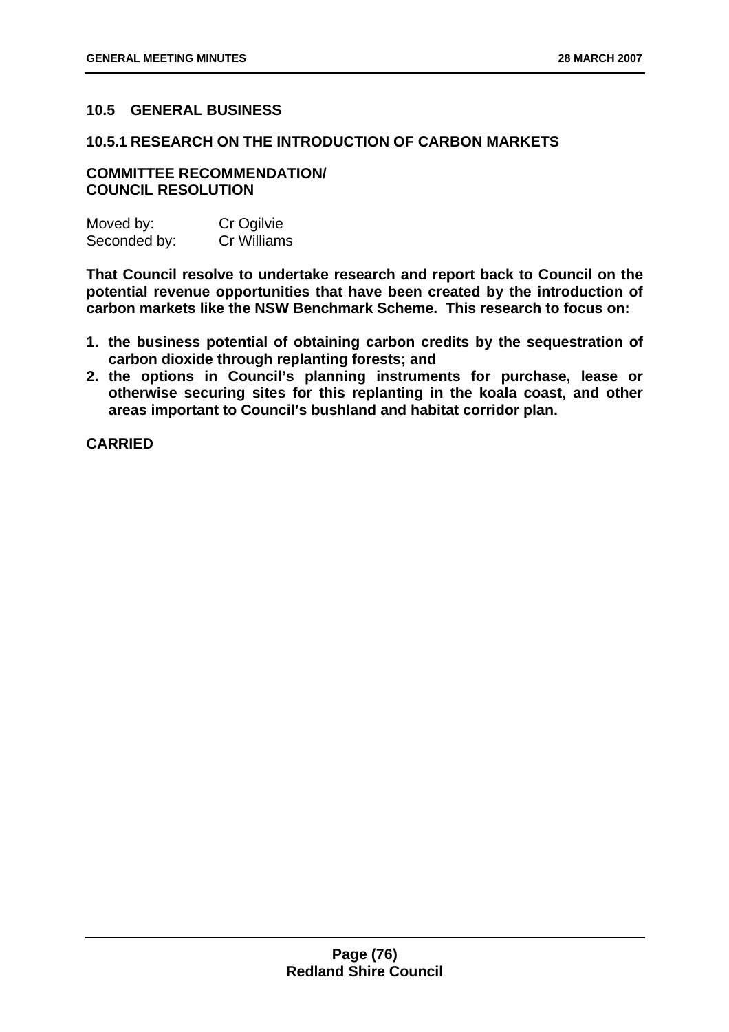## 10.5 GENERAL BUSINESS

### 10.5.1 RESEARCH ON THE INTRODUCTION OF CARBON MARKETS

**COMMITTEE RECOMMENDATION/ COUNCIL RESOLUTION**

| Moved by: | Cr Ogilvie |
|---|---|
| Seconded by: | Cr Williams |

**That Council resolve to undertake research and report back to Council on the potential revenue opportunities that have been created by the introduction of carbon markets like the NSW Benchmark Scheme. This research to focus on:**

1. **the business potential of obtaining carbon credits by the sequestration of carbon dioxide through replanting forests; and**
2. **the options in Council's planning instruments for purchase, lease or otherwise securing sites for this replanting in the koala coast, and other areas important to Council's bushland and habitat corridor plan.**

**CARRIED**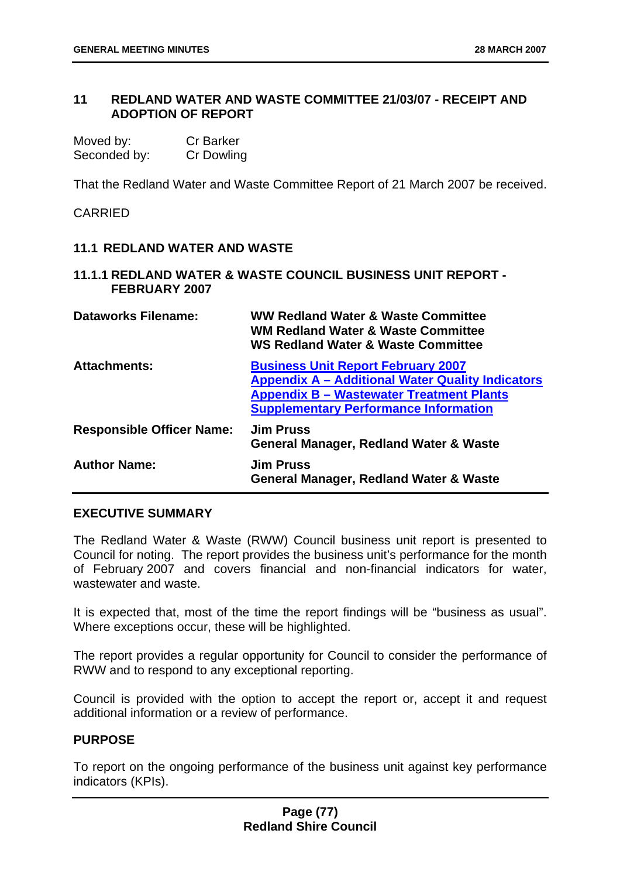## 11 REDLAND WATER AND WASTE COMMITTEE 21/03/07 - RECEIPT AND ADOPTION OF REPORT

Moved by: Cr Barker
Seconded by: Cr Dowling

That the Redland Water and Waste Committee Report of 21 March 2007 be received.

CARRIED

### 11.1 REDLAND WATER AND WASTE

#### 11.1.1 REDLAND WATER & WASTE COUNCIL BUSINESS UNIT REPORT - FEBRUARY 2007

| | |
|---|---|
| **Dataworks Filename:** | **WW Redland Water & Waste Committee**<br>**WM Redland Water & Waste Committee**<br>**WS Redland Water & Waste Committee** |
| **Attachments:** | **Business Unit Report February 2007**<br>**Appendix A – Additional Water Quality Indicators**<br>**Appendix B – Wastewater Treatment Plants Supplementary Performance Information** |
| **Responsible Officer Name:** | **Jim Pruss**<br>**General Manager, Redland Water & Waste** |
| **Author Name:** | **Jim Pruss**<br>**General Manager, Redland Water & Waste** |

**EXECUTIVE SUMMARY**

The Redland Water & Waste (RWW) Council business unit report is presented to Council for noting. The report provides the business unit's performance for the month of February 2007 and covers financial and non-financial indicators for water, wastewater and waste.

It is expected that, most of the time the report findings will be "business as usual". Where exceptions occur, these will be highlighted.

The report provides a regular opportunity for Council to consider the performance of RWW and to respond to any exceptional reporting.

Council is provided with the option to accept the report or, accept it and request additional information or a review of performance.

**PURPOSE**

To report on the ongoing performance of the business unit against key performance indicators (KPIs).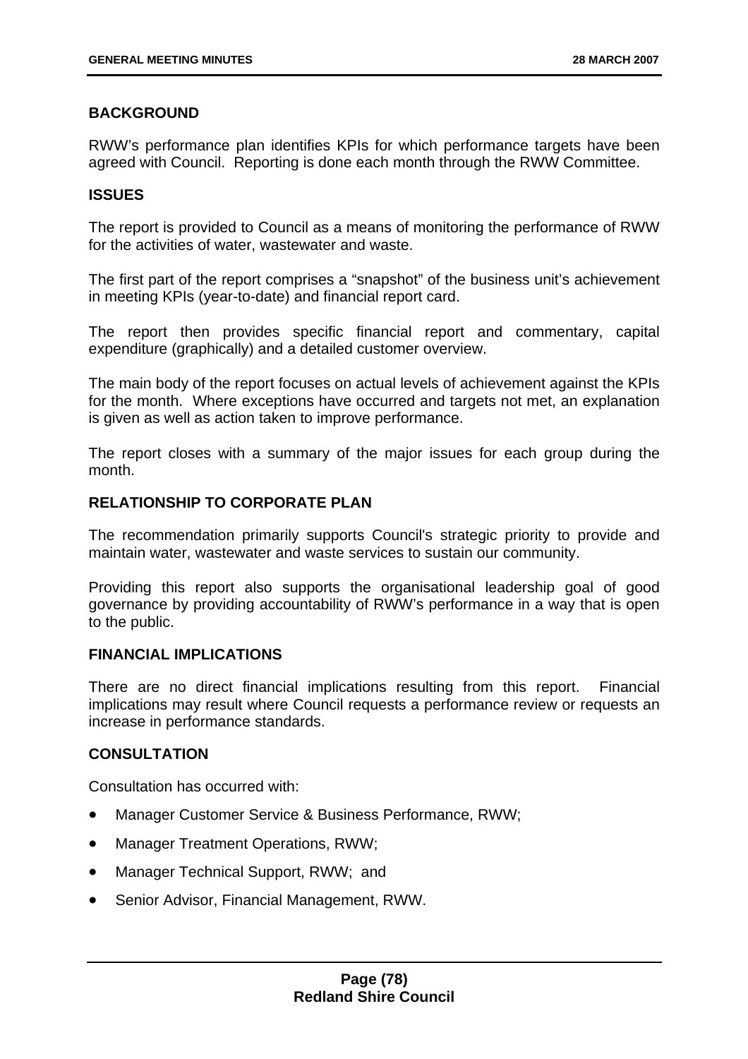## BACKGROUND

RWW's performance plan identifies KPIs for which performance targets have been agreed with Council. Reporting is done each month through the RWW Committee.

## ISSUES

The report is provided to Council as a means of monitoring the performance of RWW for the activities of water, wastewater and waste.

The first part of the report comprises a "snapshot" of the business unit's achievement in meeting KPIs (year-to-date) and financial report card.

The report then provides specific financial report and commentary, capital expenditure (graphically) and a detailed customer overview.

The main body of the report focuses on actual levels of achievement against the KPIs for the month. Where exceptions have occurred and targets not met, an explanation is given as well as action taken to improve performance.

The report closes with a summary of the major issues for each group during the month.

## RELATIONSHIP TO CORPORATE PLAN

The recommendation primarily supports Council's strategic priority to provide and maintain water, wastewater and waste services to sustain our community.

Providing this report also supports the organisational leadership goal of good governance by providing accountability of RWW's performance in a way that is open to the public.

## FINANCIAL IMPLICATIONS

There are no direct financial implications resulting from this report. Financial implications may result where Council requests a performance review or requests an increase in performance standards.

## CONSULTATION

Consultation has occurred with:

- Manager Customer Service & Business Performance, RWW;
- Manager Treatment Operations, RWW;
- Manager Technical Support, RWW; and
- Senior Advisor, Financial Management, RWW.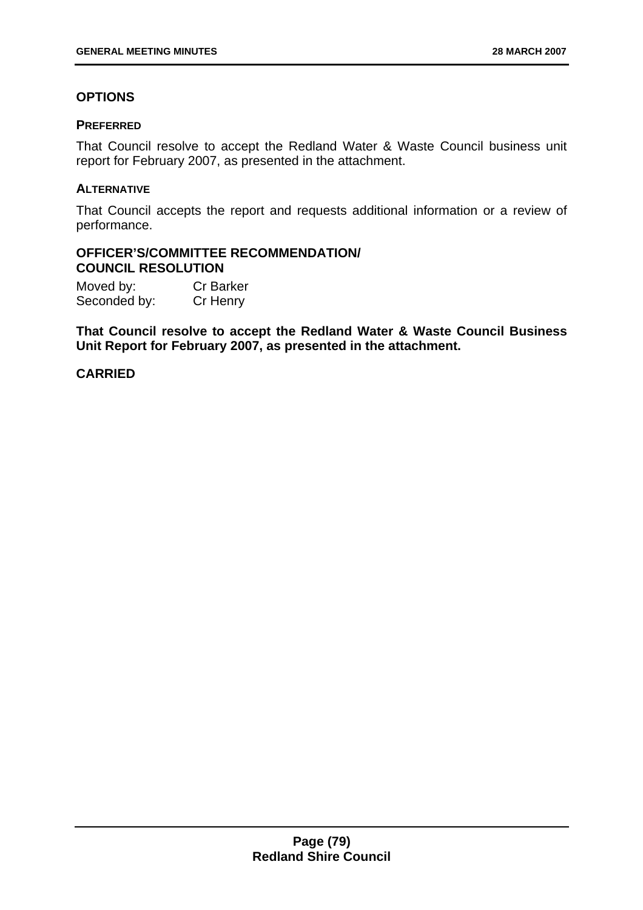## OPTIONS

### PREFERRED

That Council resolve to accept the Redland Water & Waste Council business unit report for February 2007, as presented in the attachment.

### ALTERNATIVE

That Council accepts the report and requests additional information or a review of performance.

## OFFICER'S/COMMITTEE RECOMMENDATION/ COUNCIL RESOLUTION

Moved by: Cr Barker
Seconded by: Cr Henry

**That Council resolve to accept the Redland Water & Waste Council Business Unit Report for February 2007, as presented in the attachment.**

**CARRIED**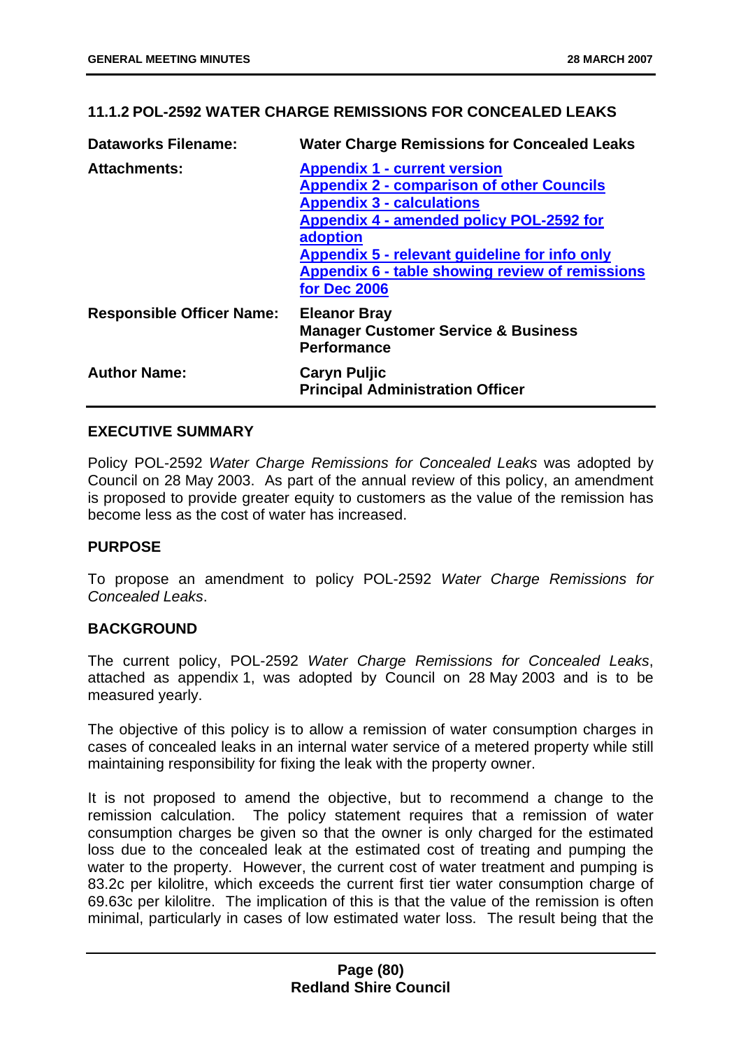## 11.1.2 POL-2592 WATER CHARGE REMISSIONS FOR CONCEALED LEAKS

| | |
|---|---|
| **Dataworks Filename:** | **Water Charge Remissions for Concealed Leaks** |
| **Attachments:** | **Appendix 1 - current version**<br>**Appendix 2 - comparison of other Councils**<br>**Appendix 3 - calculations**<br>**Appendix 4 - amended policy POL-2592 for adoption**<br>**Appendix 5 - relevant guideline for info only**<br>**Appendix 6 - table showing review of remissions for Dec 2006** |
| **Responsible Officer Name:** | **Eleanor Bray**<br>**Manager Customer Service & Business Performance** |
| **Author Name:** | **Caryn Puljic**<br>**Principal Administration Officer** |

### EXECUTIVE SUMMARY

Policy POL-2592 *Water Charge Remissions for Concealed Leaks* was adopted by Council on 28 May 2003. As part of the annual review of this policy, an amendment is proposed to provide greater equity to customers as the value of the remission has become less as the cost of water has increased.

### PURPOSE

To propose an amendment to policy POL-2592 *Water Charge Remissions for Concealed Leaks*.

### BACKGROUND

The current policy, POL-2592 *Water Charge Remissions for Concealed Leaks*, attached as appendix 1, was adopted by Council on 28 May 2003 and is to be measured yearly.

The objective of this policy is to allow a remission of water consumption charges in cases of concealed leaks in an internal water service of a metered property while still maintaining responsibility for fixing the leak with the property owner.

It is not proposed to amend the objective, but to recommend a change to the remission calculation. The policy statement requires that a remission of water consumption charges be given so that the owner is only charged for the estimated loss due to the concealed leak at the estimated cost of treating and pumping the water to the property. However, the current cost of water treatment and pumping is 83.2c per kilolitre, which exceeds the current first tier water consumption charge of 69.63c per kilolitre. The implication of this is that the value of the remission is often minimal, particularly in cases of low estimated water loss. The result being that the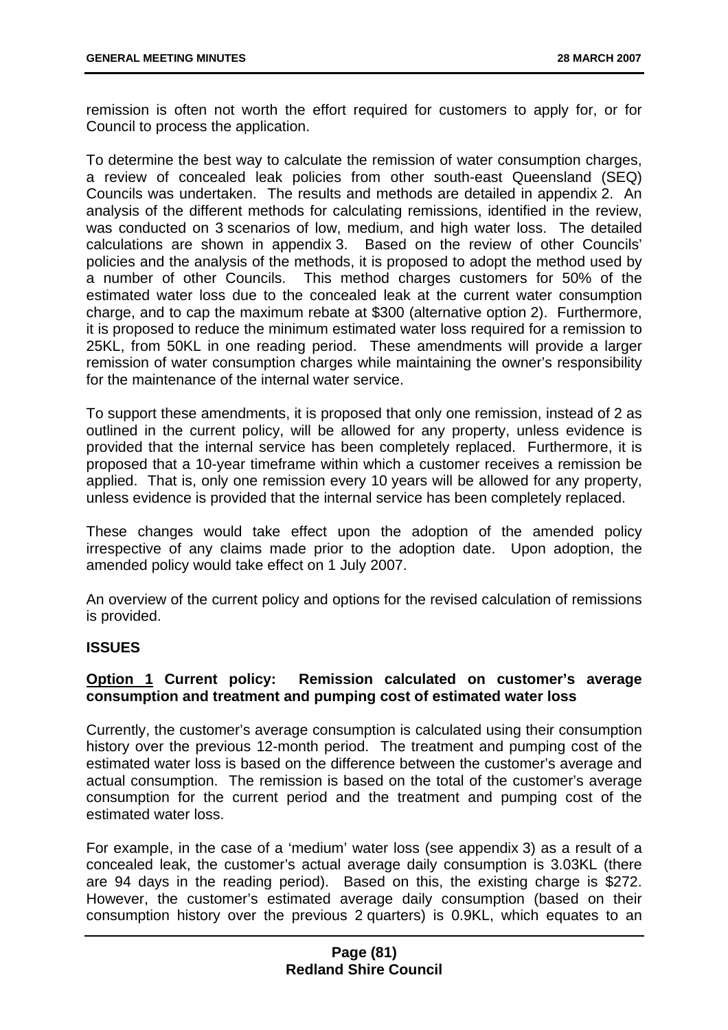remission is often not worth the effort required for customers to apply for, or for Council to process the application.

To determine the best way to calculate the remission of water consumption charges, a review of concealed leak policies from other south-east Queensland (SEQ) Councils was undertaken. The results and methods are detailed in appendix 2. An analysis of the different methods for calculating remissions, identified in the review, was conducted on 3 scenarios of low, medium, and high water loss. The detailed calculations are shown in appendix 3. Based on the review of other Councils' policies and the analysis of the methods, it is proposed to adopt the method used by a number of other Councils. This method charges customers for 50% of the estimated water loss due to the concealed leak at the current water consumption charge, and to cap the maximum rebate at $300 (alternative option 2). Furthermore, it is proposed to reduce the minimum estimated water loss required for a remission to 25KL, from 50KL in one reading period. These amendments will provide a larger remission of water consumption charges while maintaining the owner's responsibility for the maintenance of the internal water service.

To support these amendments, it is proposed that only one remission, instead of 2 as outlined in the current policy, will be allowed for any property, unless evidence is provided that the internal service has been completely replaced. Furthermore, it is proposed that a 10-year timeframe within which a customer receives a remission be applied. That is, only one remission every 10 years will be allowed for any property, unless evidence is provided that the internal service has been completely replaced.

These changes would take effect upon the adoption of the amended policy irrespective of any claims made prior to the adoption date. Upon adoption, the amended policy would take effect on 1 July 2007.

An overview of the current policy and options for the revised calculation of remissions is provided.

**ISSUES**

**<u>Option 1</u> Current policy: Remission calculated on customer's average consumption and treatment and pumping cost of estimated water loss**

Currently, the customer's average consumption is calculated using their consumption history over the previous 12-month period. The treatment and pumping cost of the estimated water loss is based on the difference between the customer's average and actual consumption. The remission is based on the total of the customer's average consumption for the current period and the treatment and pumping cost of the estimated water loss.

For example, in the case of a 'medium' water loss (see appendix 3) as a result of a concealed leak, the customer's actual average daily consumption is 3.03KL (there are 94 days in the reading period). Based on this, the existing charge is $272. However, the customer's estimated average daily consumption (based on their consumption history over the previous 2 quarters) is 0.9KL, which equates to an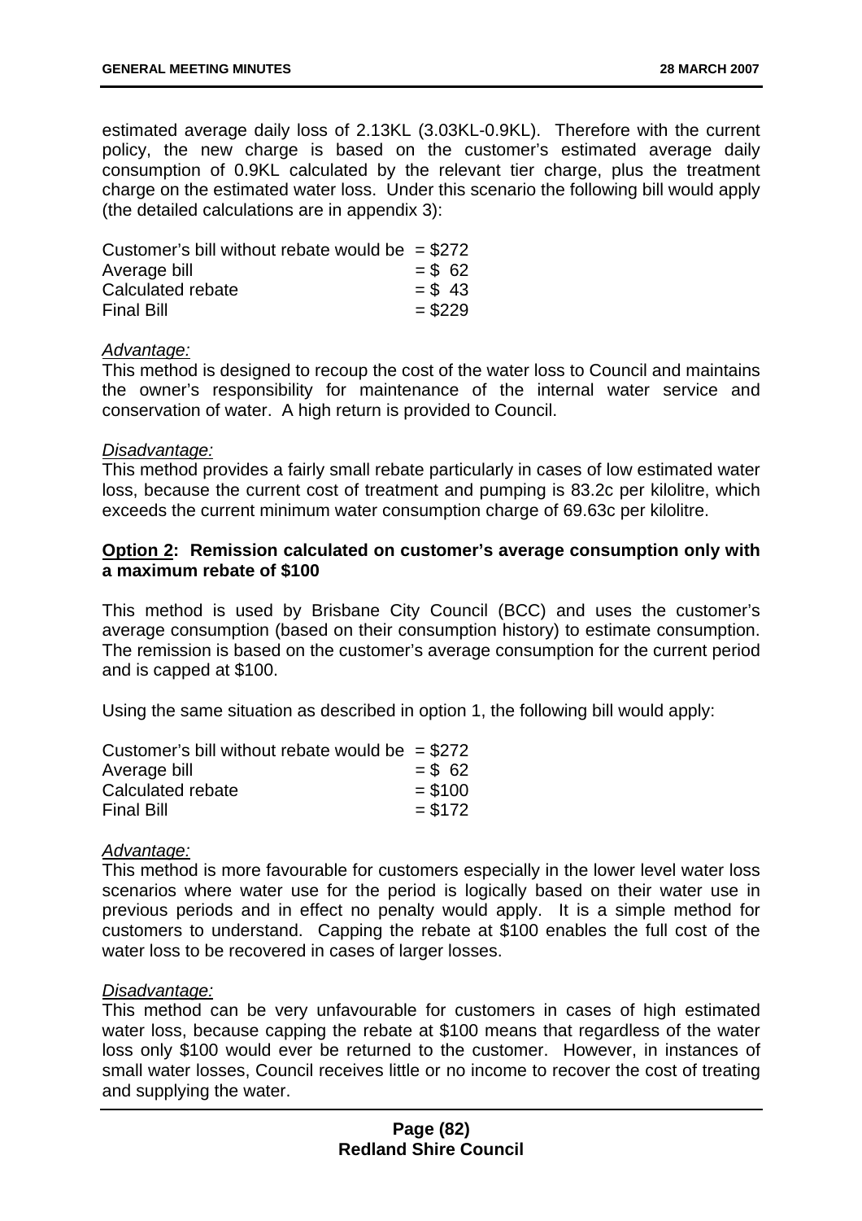estimated average daily loss of 2.13KL (3.03KL-0.9KL). Therefore with the current policy, the new charge is based on the customer's estimated average daily consumption of 0.9KL calculated by the relevant tier charge, plus the treatment charge on the estimated water loss. Under this scenario the following bill would apply (the detailed calculations are in appendix 3):

| | |
|---|---|
| Customer's bill without rebate would be | = $272 |
| Average bill | = $ 62 |
| Calculated rebate | = $ 43 |
| Final Bill | = $229 |

*Advantage:*
This method is designed to recoup the cost of the water loss to Council and maintains the owner's responsibility for maintenance of the internal water service and conservation of water. A high return is provided to Council.

*Disadvantage:*
This method provides a fairly small rebate particularly in cases of low estimated water loss, because the current cost of treatment and pumping is 83.2c per kilolitre, which exceeds the current minimum water consumption charge of 69.63c per kilolitre.

**Option 2: Remission calculated on customer's average consumption only with a maximum rebate of $100**

This method is used by Brisbane City Council (BCC) and uses the customer's average consumption (based on their consumption history) to estimate consumption. The remission is based on the customer's average consumption for the current period and is capped at $100.

Using the same situation as described in option 1, the following bill would apply:

| | |
|---|---|
| Customer's bill without rebate would be | = $272 |
| Average bill | = $ 62 |
| Calculated rebate | = $100 |
| Final Bill | = $172 |

*Advantage:*
This method is more favourable for customers especially in the lower level water loss scenarios where water use for the period is logically based on their water use in previous periods and in effect no penalty would apply. It is a simple method for customers to understand. Capping the rebate at $100 enables the full cost of the water loss to be recovered in cases of larger losses.

*Disadvantage:*
This method can be very unfavourable for customers in cases of high estimated water loss, because capping the rebate at $100 means that regardless of the water loss only $100 would ever be returned to the customer. However, in instances of small water losses, Council receives little or no income to recover the cost of treating and supplying the water.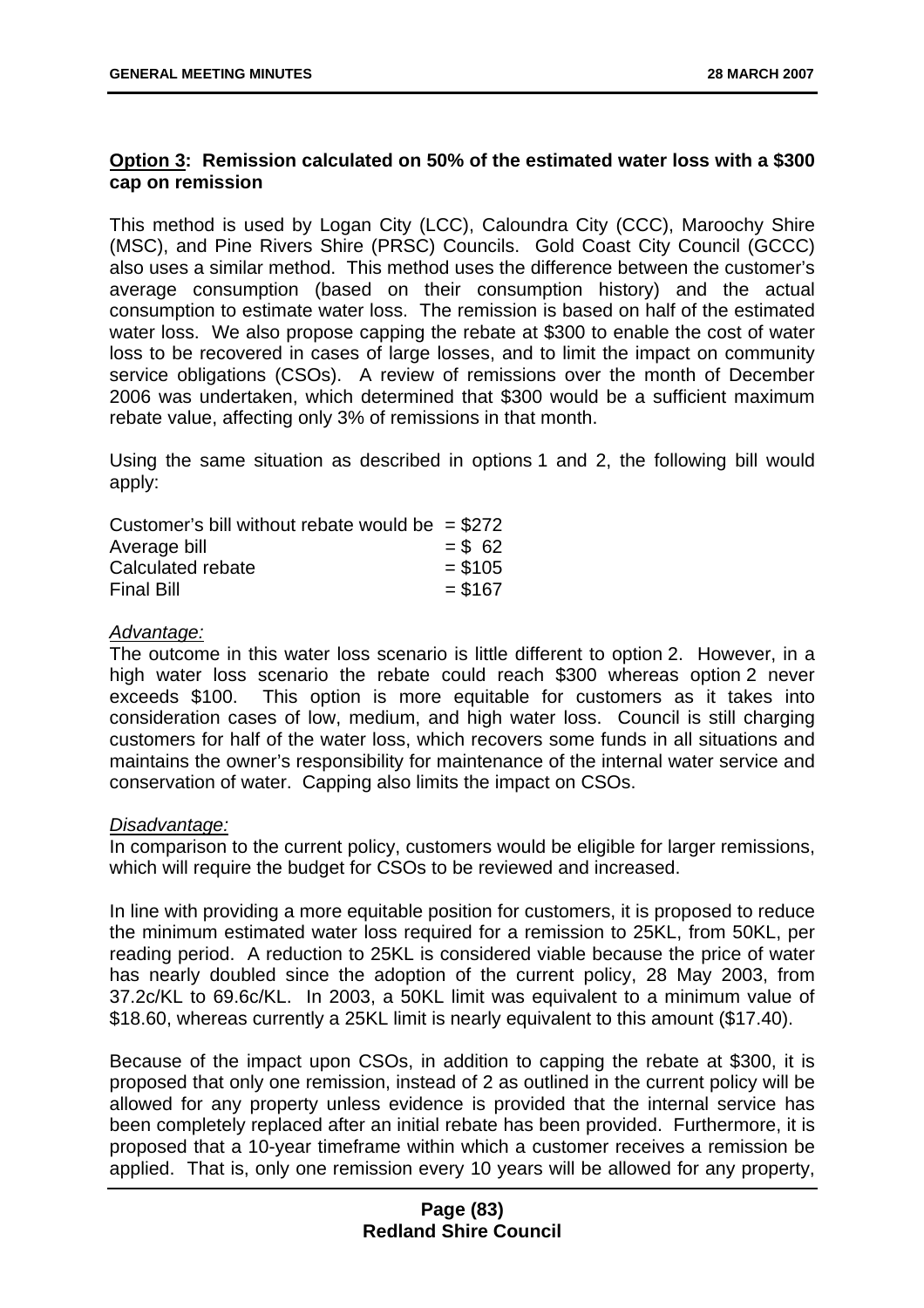**<u>Option 3</u>: Remission calculated on 50% of the estimated water loss with a $300 cap on remission**

This method is used by Logan City (LCC), Caloundra City (CCC), Maroochy Shire (MSC), and Pine Rivers Shire (PRSC) Councils. Gold Coast City Council (GCCC) also uses a similar method. This method uses the difference between the customer's average consumption (based on their consumption history) and the actual consumption to estimate water loss. The remission is based on half of the estimated water loss. We also propose capping the rebate at $300 to enable the cost of water loss to be recovered in cases of large losses, and to limit the impact on community service obligations (CSOs). A review of remissions over the month of December 2006 was undertaken, which determined that $300 would be a sufficient maximum rebate value, affecting only 3% of remissions in that month.

Using the same situation as described in options 1 and 2, the following bill would apply:

| | |
|---|---|
| Customer's bill without rebate would be | = $272 |
| Average bill | = $ 62 |
| Calculated rebate | = $105 |
| Final Bill | = $167 |

*<u>Advantage:</u>*
The outcome in this water loss scenario is little different to option 2. However, in a high water loss scenario the rebate could reach $300 whereas option 2 never exceeds $100. This option is more equitable for customers as it takes into consideration cases of low, medium, and high water loss. Council is still charging customers for half of the water loss, which recovers some funds in all situations and maintains the owner's responsibility for maintenance of the internal water service and conservation of water. Capping also limits the impact on CSOs.

*<u>Disadvantage:</u>*
In comparison to the current policy, customers would be eligible for larger remissions, which will require the budget for CSOs to be reviewed and increased.

In line with providing a more equitable position for customers, it is proposed to reduce the minimum estimated water loss required for a remission to 25KL, from 50KL, per reading period. A reduction to 25KL is considered viable because the price of water has nearly doubled since the adoption of the current policy, 28 May 2003, from 37.2c/KL to 69.6c/KL. In 2003, a 50KL limit was equivalent to a minimum value of $18.60, whereas currently a 25KL limit is nearly equivalent to this amount ($17.40).

Because of the impact upon CSOs, in addition to capping the rebate at $300, it is proposed that only one remission, instead of 2 as outlined in the current policy will be allowed for any property unless evidence is provided that the internal service has been completely replaced after an initial rebate has been provided. Furthermore, it is proposed that a 10-year timeframe within which a customer receives a remission be applied. That is, only one remission every 10 years will be allowed for any property,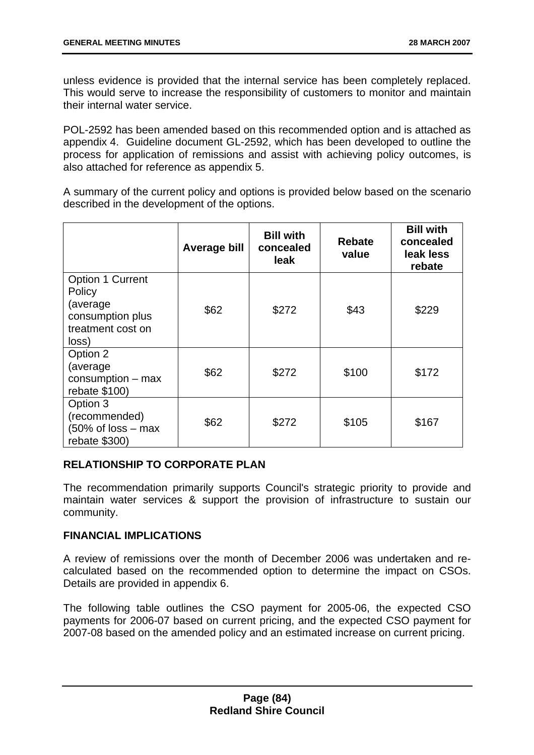unless evidence is provided that the internal service has been completely replaced. This would serve to increase the responsibility of customers to monitor and maintain their internal water service.

POL-2592 has been amended based on this recommended option and is attached as appendix 4. Guideline document GL-2592, which has been developed to outline the process for application of remissions and assist with achieving policy outcomes, is also attached for reference as appendix 5.

A summary of the current policy and options is provided below based on the scenario described in the development of the options.

| | Average bill | Bill with concealed leak | Rebate value | Bill with concealed leak less rebate |
|---|---|---|---|---|
| Option 1 Current Policy (average consumption plus treatment cost on loss) | $62 | $272 | $43 | $229 |
| Option 2 (average consumption – max rebate $100) | $62 | $272 | $100 | $172 |
| Option 3 (recommended) (50% of loss – max rebate $300) | $62 | $272 | $105 | $167 |

**RELATIONSHIP TO CORPORATE PLAN**

The recommendation primarily supports Council's strategic priority to provide and maintain water services & support the provision of infrastructure to sustain our community.

**FINANCIAL IMPLICATIONS**

A review of remissions over the month of December 2006 was undertaken and re-calculated based on the recommended option to determine the impact on CSOs. Details are provided in appendix 6.

The following table outlines the CSO payment for 2005-06, the expected CSO payments for 2006-07 based on current pricing, and the expected CSO payment for 2007-08 based on the amended policy and an estimated increase on current pricing.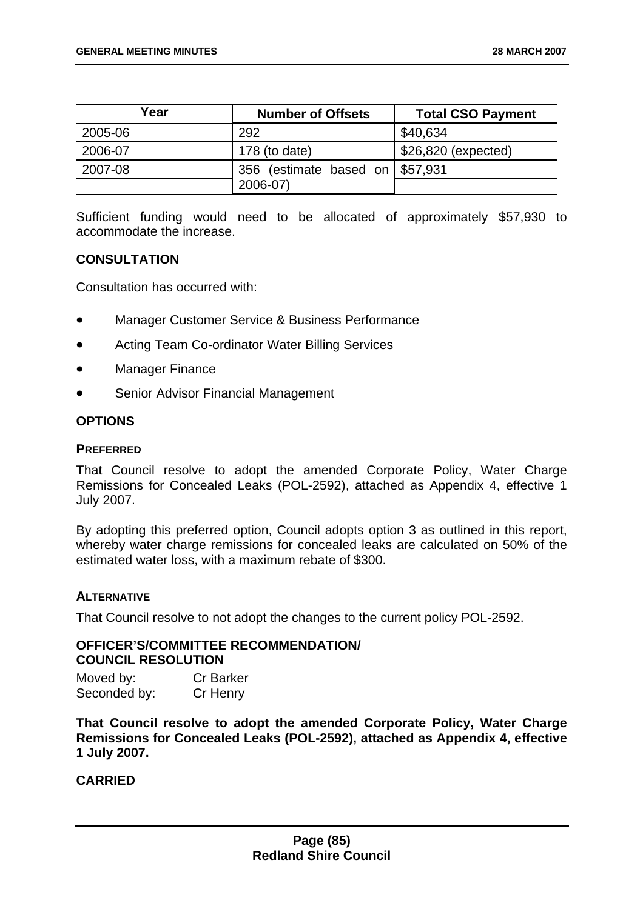| Year | Number of Offsets | Total CSO Payment |
| --- | --- | --- |
| 2005-06 | 292 | $40,634 |
| 2006-07 | 178 (to date) | $26,820 (expected) |
| 2007-08 | 356 (estimate based on 2006-07) | $57,931 |

Sufficient funding would need to be allocated of approximately $57,930 to accommodate the increase.

## CONSULTATION

Consultation has occurred with:

- Manager Customer Service & Business Performance
- Acting Team Co-ordinator Water Billing Services
- Manager Finance
- Senior Advisor Financial Management

## OPTIONS

### PREFERRED

That Council resolve to adopt the amended Corporate Policy, Water Charge Remissions for Concealed Leaks (POL-2592), attached as Appendix 4, effective 1 July 2007.

By adopting this preferred option, Council adopts option 3 as outlined in this report, whereby water charge remissions for concealed leaks are calculated on 50% of the estimated water loss, with a maximum rebate of $300.

### ALTERNATIVE

That Council resolve to not adopt the changes to the current policy POL-2592.

## OFFICER'S/COMMITTEE RECOMMENDATION/ COUNCIL RESOLUTION

Moved by: Cr Barker
Seconded by: Cr Henry

**That Council resolve to adopt the amended Corporate Policy, Water Charge Remissions for Concealed Leaks (POL-2592), attached as Appendix 4, effective 1 July 2007.**

**CARRIED**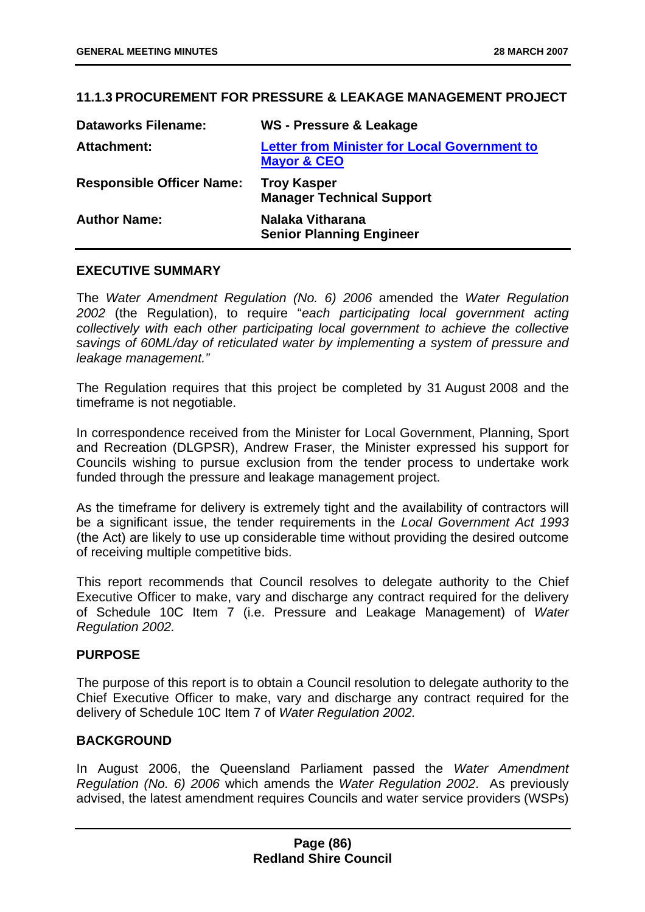## 11.1.3 PROCUREMENT FOR PRESSURE & LEAKAGE MANAGEMENT PROJECT

| | |
|---|---|
| **Dataworks Filename:** | **WS - Pressure & Leakage** |
| **Attachment:** | **Letter from Minister for Local Government to Mayor & CEO** |
| **Responsible Officer Name:** | **Troy Kasper**<br>**Manager Technical Support** |
| **Author Name:** | **Nalaka Vitharana**<br>**Senior Planning Engineer** |

### EXECUTIVE SUMMARY

The *Water Amendment Regulation (No. 6) 2006* amended the *Water Regulation 2002* (the Regulation), to require "*each participating local government acting collectively with each other participating local government to achieve the collective savings of 60ML/day of reticulated water by implementing a system of pressure and leakage management."*

The Regulation requires that this project be completed by 31 August 2008 and the timeframe is not negotiable.

In correspondence received from the Minister for Local Government, Planning, Sport and Recreation (DLGPSR), Andrew Fraser, the Minister expressed his support for Councils wishing to pursue exclusion from the tender process to undertake work funded through the pressure and leakage management project.

As the timeframe for delivery is extremely tight and the availability of contractors will be a significant issue, the tender requirements in the *Local Government Act 1993* (the Act) are likely to use up considerable time without providing the desired outcome of receiving multiple competitive bids.

This report recommends that Council resolves to delegate authority to the Chief Executive Officer to make, vary and discharge any contract required for the delivery of Schedule 10C Item 7 (i.e. Pressure and Leakage Management) of *Water Regulation 2002.*

### PURPOSE

The purpose of this report is to obtain a Council resolution to delegate authority to the Chief Executive Officer to make, vary and discharge any contract required for the delivery of Schedule 10C Item 7 of *Water Regulation 2002.*

### BACKGROUND

In August 2006, the Queensland Parliament passed the *Water Amendment Regulation (No. 6) 2006* which amends the *Water Regulation 2002*. As previously advised, the latest amendment requires Councils and water service providers (WSPs)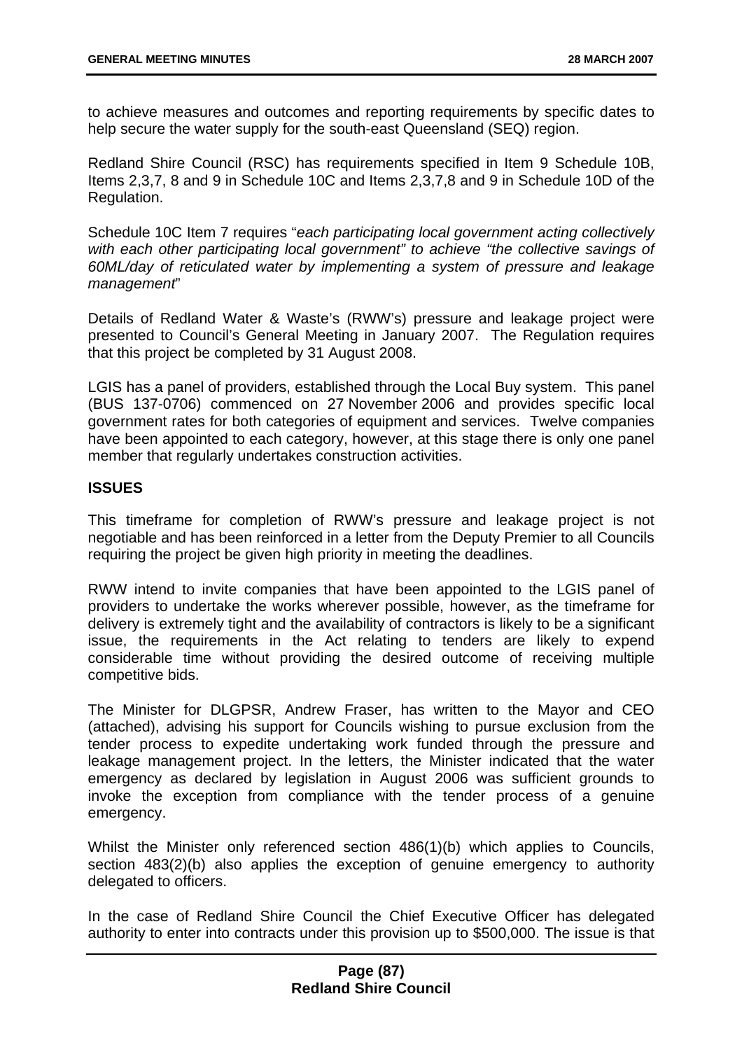to achieve measures and outcomes and reporting requirements by specific dates to help secure the water supply for the south-east Queensland (SEQ) region.

Redland Shire Council (RSC) has requirements specified in Item 9 Schedule 10B, Items 2,3,7, 8 and 9 in Schedule 10C and Items 2,3,7,8 and 9 in Schedule 10D of the Regulation.

Schedule 10C Item 7 requires "*each participating local government acting collectively with each other participating local government" to achieve "the collective savings of 60ML/day of reticulated water by implementing a system of pressure and leakage management*"

Details of Redland Water & Waste's (RWW's) pressure and leakage project were presented to Council's General Meeting in January 2007. The Regulation requires that this project be completed by 31 August 2008.

LGIS has a panel of providers, established through the Local Buy system. This panel (BUS 137-0706) commenced on 27 November 2006 and provides specific local government rates for both categories of equipment and services. Twelve companies have been appointed to each category, however, at this stage there is only one panel member that regularly undertakes construction activities.

**ISSUES**

This timeframe for completion of RWW's pressure and leakage project is not negotiable and has been reinforced in a letter from the Deputy Premier to all Councils requiring the project be given high priority in meeting the deadlines.

RWW intend to invite companies that have been appointed to the LGIS panel of providers to undertake the works wherever possible, however, as the timeframe for delivery is extremely tight and the availability of contractors is likely to be a significant issue, the requirements in the Act relating to tenders are likely to expend considerable time without providing the desired outcome of receiving multiple competitive bids.

The Minister for DLGPSR, Andrew Fraser, has written to the Mayor and CEO (attached), advising his support for Councils wishing to pursue exclusion from the tender process to expedite undertaking work funded through the pressure and leakage management project. In the letters, the Minister indicated that the water emergency as declared by legislation in August 2006 was sufficient grounds to invoke the exception from compliance with the tender process of a genuine emergency.

Whilst the Minister only referenced section 486(1)(b) which applies to Councils, section 483(2)(b) also applies the exception of genuine emergency to authority delegated to officers.

In the case of Redland Shire Council the Chief Executive Officer has delegated authority to enter into contracts under this provision up to $500,000. The issue is that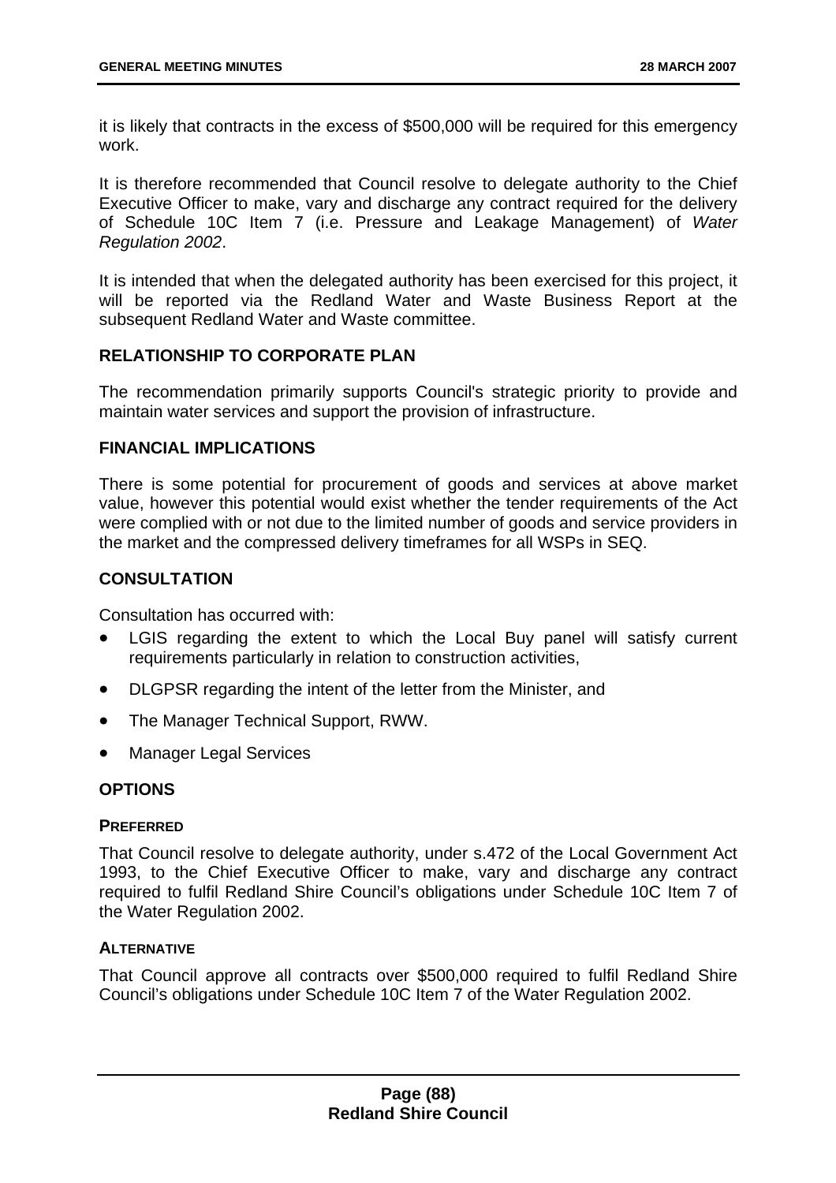it is likely that contracts in the excess of $500,000 will be required for this emergency work.

It is therefore recommended that Council resolve to delegate authority to the Chief Executive Officer to make, vary and discharge any contract required for the delivery of Schedule 10C Item 7 (i.e. Pressure and Leakage Management) of *Water Regulation 2002*.

It is intended that when the delegated authority has been exercised for this project, it will be reported via the Redland Water and Waste Business Report at the subsequent Redland Water and Waste committee.

## RELATIONSHIP TO CORPORATE PLAN

The recommendation primarily supports Council's strategic priority to provide and maintain water services and support the provision of infrastructure.

## FINANCIAL IMPLICATIONS

There is some potential for procurement of goods and services at above market value, however this potential would exist whether the tender requirements of the Act were complied with or not due to the limited number of goods and service providers in the market and the compressed delivery timeframes for all WSPs in SEQ.

## CONSULTATION

Consultation has occurred with:

- LGIS regarding the extent to which the Local Buy panel will satisfy current requirements particularly in relation to construction activities,
- DLGPSR regarding the intent of the letter from the Minister, and
- The Manager Technical Support, RWW.
- Manager Legal Services

## OPTIONS

### PREFERRED

That Council resolve to delegate authority, under s.472 of the Local Government Act 1993, to the Chief Executive Officer to make, vary and discharge any contract required to fulfil Redland Shire Council's obligations under Schedule 10C Item 7 of the Water Regulation 2002.

### ALTERNATIVE

That Council approve all contracts over $500,000 required to fulfil Redland Shire Council's obligations under Schedule 10C Item 7 of the Water Regulation 2002.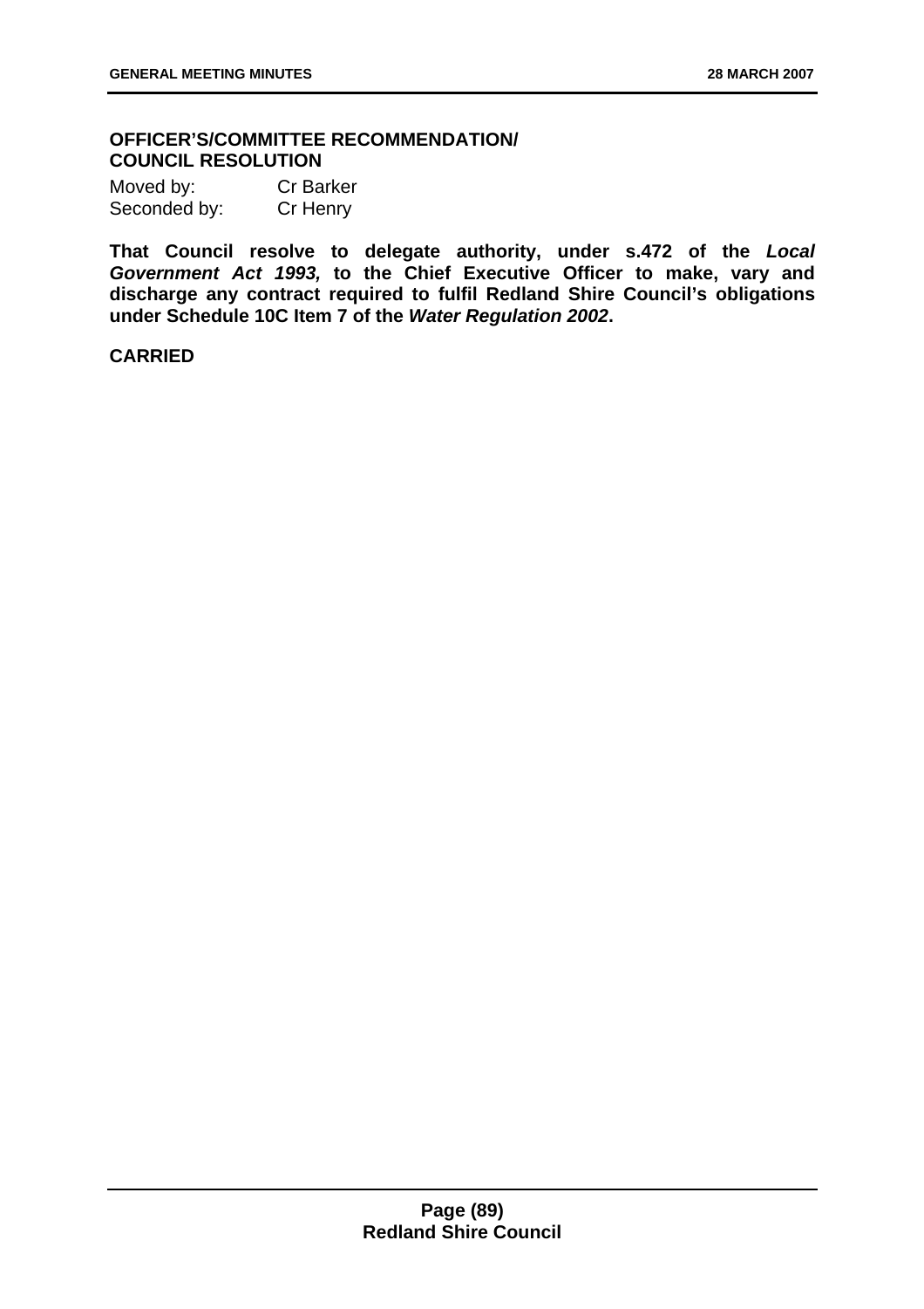**OFFICER'S/COMMITTEE RECOMMENDATION/ COUNCIL RESOLUTION**

Moved by: Cr Barker
Seconded by: Cr Henry

**That Council resolve to delegate authority, under s.472 of the *Local Government Act 1993,* to the Chief Executive Officer to make, vary and discharge any contract required to fulfil Redland Shire Council's obligations under Schedule 10C Item 7 of the *Water Regulation 2002*.**

**CARRIED**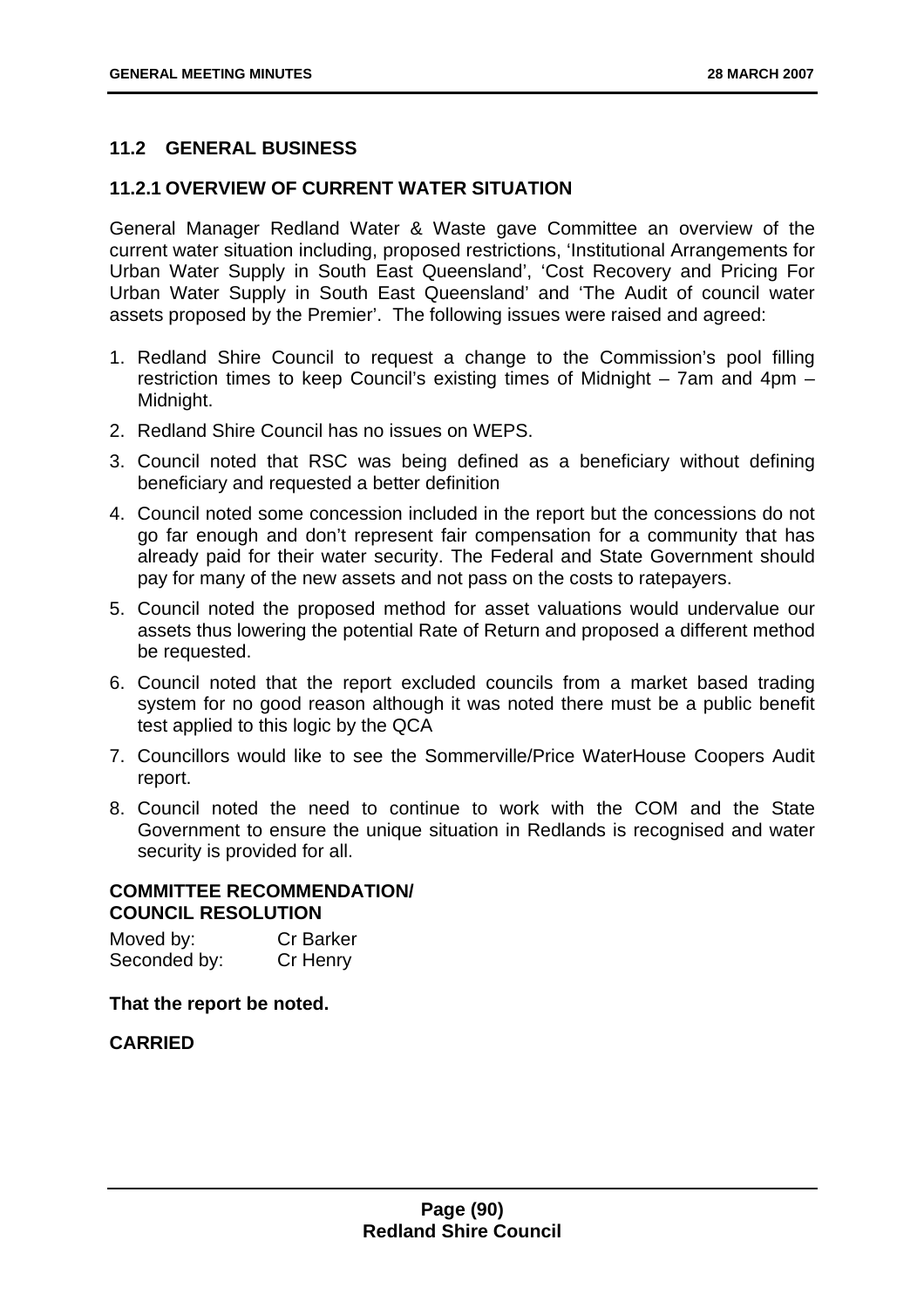## 11.2 GENERAL BUSINESS

### 11.2.1 OVERVIEW OF CURRENT WATER SITUATION

General Manager Redland Water & Waste gave Committee an overview of the current water situation including, proposed restrictions, 'Institutional Arrangements for Urban Water Supply in South East Queensland', 'Cost Recovery and Pricing For Urban Water Supply in South East Queensland' and 'The Audit of council water assets proposed by the Premier'. The following issues were raised and agreed:

1. Redland Shire Council to request a change to the Commission's pool filling restriction times to keep Council's existing times of Midnight – 7am and 4pm – Midnight.
2. Redland Shire Council has no issues on WEPS.
3. Council noted that RSC was being defined as a beneficiary without defining beneficiary and requested a better definition
4. Council noted some concession included in the report but the concessions do not go far enough and don't represent fair compensation for a community that has already paid for their water security. The Federal and State Government should pay for many of the new assets and not pass on the costs to ratepayers.
5. Council noted the proposed method for asset valuations would undervalue our assets thus lowering the potential Rate of Return and proposed a different method be requested.
6. Council noted that the report excluded councils from a market based trading system for no good reason although it was noted there must be a public benefit test applied to this logic by the QCA
7. Councillors would like to see the Sommerville/Price WaterHouse Coopers Audit report.
8. Council noted the need to continue to work with the COM and the State Government to ensure the unique situation in Redlands is recognised and water security is provided for all.

**COMMITTEE RECOMMENDATION/ COUNCIL RESOLUTION**

Moved by: Cr Barker
Seconded by: Cr Henry

**That the report be noted.**

**CARRIED**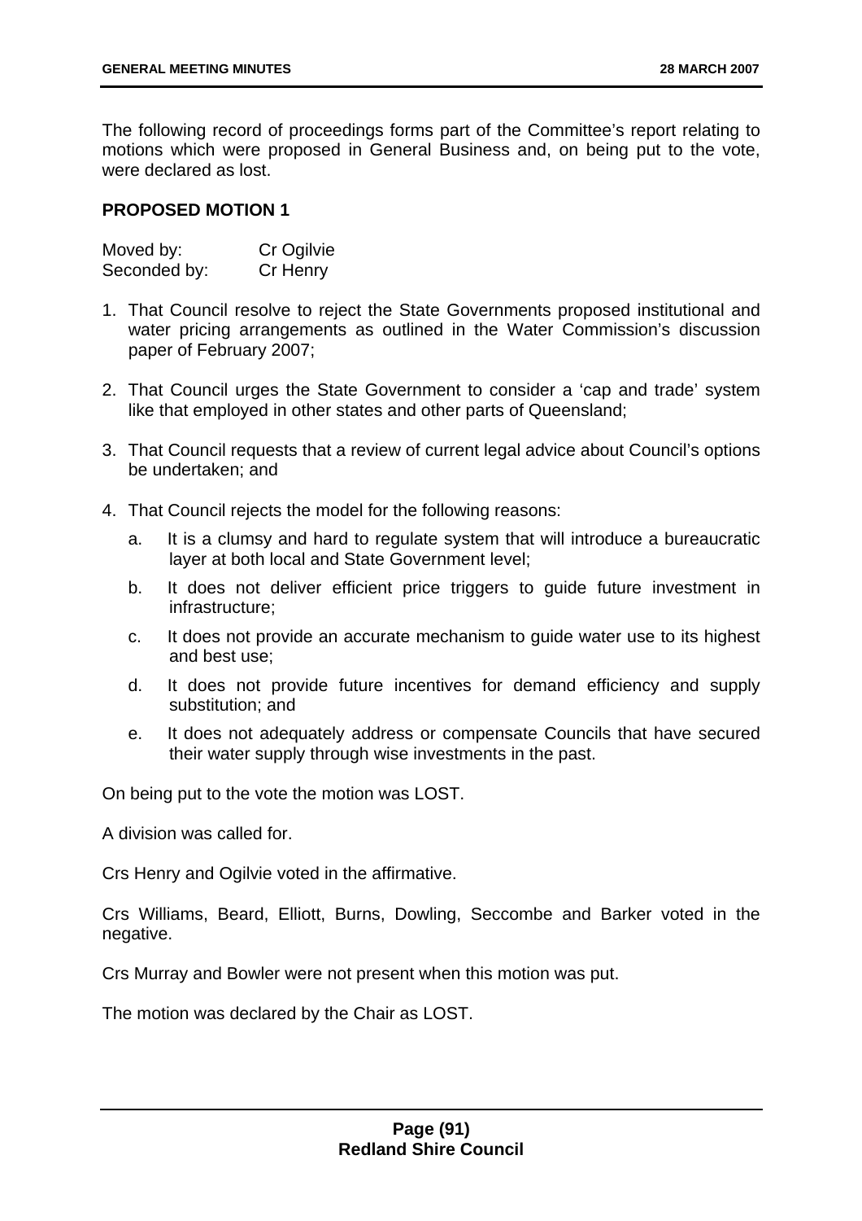The following record of proceedings forms part of the Committee's report relating to motions which were proposed in General Business and, on being put to the vote, were declared as lost.

**PROPOSED MOTION 1**

Moved by: Cr Ogilvie
Seconded by: Cr Henry

1. That Council resolve to reject the State Governments proposed institutional and water pricing arrangements as outlined in the Water Commission's discussion paper of February 2007;

2. That Council urges the State Government to consider a 'cap and trade' system like that employed in other states and other parts of Queensland;

3. That Council requests that a review of current legal advice about Council's options be undertaken; and

4. That Council rejects the model for the following reasons:

   a. It is a clumsy and hard to regulate system that will introduce a bureaucratic layer at both local and State Government level;

   b. It does not deliver efficient price triggers to guide future investment in infrastructure;

   c. It does not provide an accurate mechanism to guide water use to its highest and best use;

   d. It does not provide future incentives for demand efficiency and supply substitution; and

   e. It does not adequately address or compensate Councils that have secured their water supply through wise investments in the past.

On being put to the vote the motion was LOST.

A division was called for.

Crs Henry and Ogilvie voted in the affirmative.

Crs Williams, Beard, Elliott, Burns, Dowling, Seccombe and Barker voted in the negative.

Crs Murray and Bowler were not present when this motion was put.

The motion was declared by the Chair as LOST.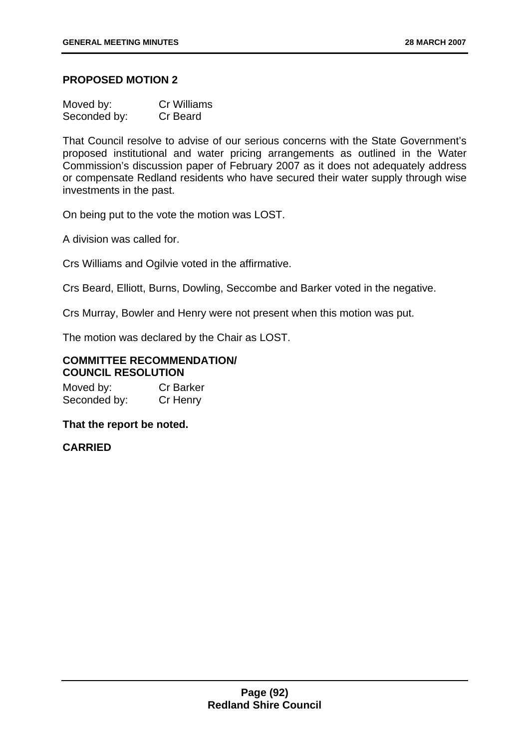**PROPOSED MOTION 2**

Moved by: Cr Williams
Seconded by: Cr Beard

That Council resolve to advise of our serious concerns with the State Government's proposed institutional and water pricing arrangements as outlined in the Water Commission's discussion paper of February 2007 as it does not adequately address or compensate Redland residents who have secured their water supply through wise investments in the past.

On being put to the vote the motion was LOST.

A division was called for.

Crs Williams and Ogilvie voted in the affirmative.

Crs Beard, Elliott, Burns, Dowling, Seccombe and Barker voted in the negative.

Crs Murray, Bowler and Henry were not present when this motion was put.

The motion was declared by the Chair as LOST.

**COMMITTEE RECOMMENDATION/
COUNCIL RESOLUTION**

Moved by: Cr Barker
Seconded by: Cr Henry

**That the report be noted.**

**CARRIED**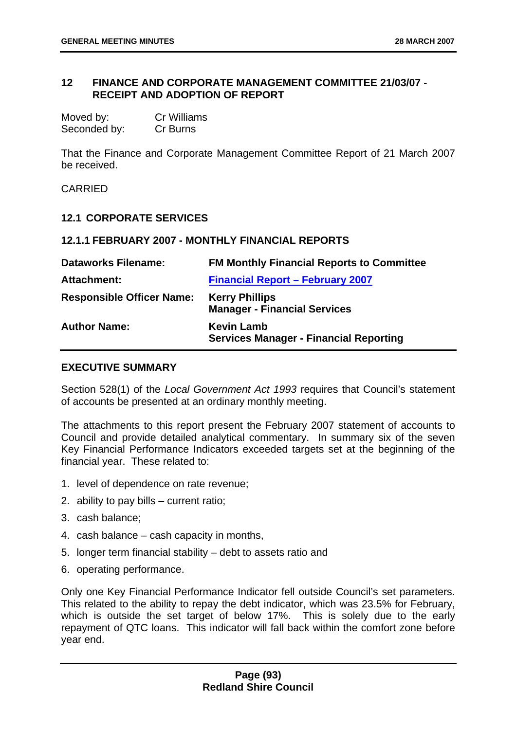## 12 FINANCE AND CORPORATE MANAGEMENT COMMITTEE 21/03/07 - RECEIPT AND ADOPTION OF REPORT

Moved by: Cr Williams
Seconded by: Cr Burns

That the Finance and Corporate Management Committee Report of 21 March 2007 be received.

CARRIED

### 12.1 CORPORATE SERVICES

### 12.1.1 FEBRUARY 2007 - MONTHLY FINANCIAL REPORTS

| | |
|---|---|
| **Dataworks Filename:** | **FM Monthly Financial Reports to Committee** |
| **Attachment:** | **Financial Report – February 2007** |
| **Responsible Officer Name:** | **Kerry Phillips**<br>**Manager - Financial Services** |
| **Author Name:** | **Kevin Lamb**<br>**Services Manager - Financial Reporting** |

**EXECUTIVE SUMMARY**

Section 528(1) of the *Local Government Act 1993* requires that Council's statement of accounts be presented at an ordinary monthly meeting.

The attachments to this report present the February 2007 statement of accounts to Council and provide detailed analytical commentary. In summary six of the seven Key Financial Performance Indicators exceeded targets set at the beginning of the financial year. These related to:

1. level of dependence on rate revenue;
2. ability to pay bills – current ratio;
3. cash balance;
4. cash balance – cash capacity in months,
5. longer term financial stability – debt to assets ratio and
6. operating performance.

Only one Key Financial Performance Indicator fell outside Council's set parameters. This related to the ability to repay the debt indicator, which was 23.5% for February, which is outside the set target of below 17%. This is solely due to the early repayment of QTC loans. This indicator will fall back within the comfort zone before year end.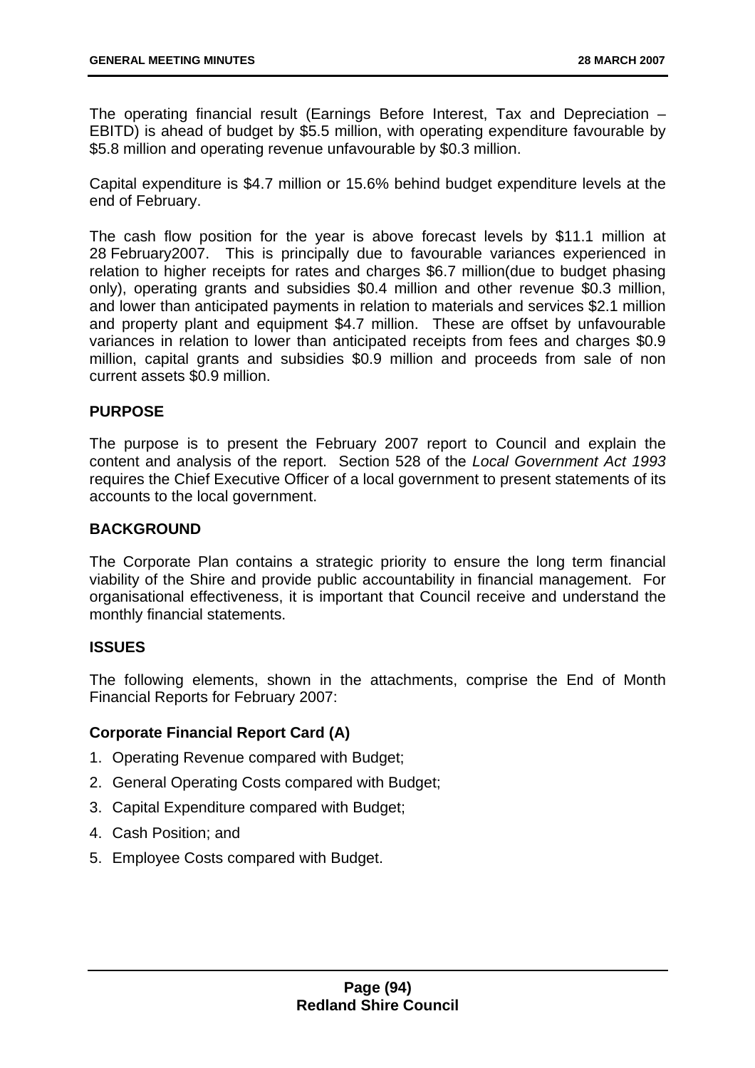The operating financial result (Earnings Before Interest, Tax and Depreciation – EBITD) is ahead of budget by $5.5 million, with operating expenditure favourable by $5.8 million and operating revenue unfavourable by $0.3 million.

Capital expenditure is $4.7 million or 15.6% behind budget expenditure levels at the end of February.

The cash flow position for the year is above forecast levels by $11.1 million at 28 February2007. This is principally due to favourable variances experienced in relation to higher receipts for rates and charges $6.7 million(due to budget phasing only), operating grants and subsidies $0.4 million and other revenue $0.3 million, and lower than anticipated payments in relation to materials and services $2.1 million and property plant and equipment $4.7 million. These are offset by unfavourable variances in relation to lower than anticipated receipts from fees and charges $0.9 million, capital grants and subsidies $0.9 million and proceeds from sale of non current assets $0.9 million.

## PURPOSE

The purpose is to present the February 2007 report to Council and explain the content and analysis of the report. Section 528 of the *Local Government Act 1993* requires the Chief Executive Officer of a local government to present statements of its accounts to the local government.

## BACKGROUND

The Corporate Plan contains a strategic priority to ensure the long term financial viability of the Shire and provide public accountability in financial management. For organisational effectiveness, it is important that Council receive and understand the monthly financial statements.

## ISSUES

The following elements, shown in the attachments, comprise the End of Month Financial Reports for February 2007:

### Corporate Financial Report Card (A)

1. Operating Revenue compared with Budget;
2. General Operating Costs compared with Budget;
3. Capital Expenditure compared with Budget;
4. Cash Position; and
5. Employee Costs compared with Budget.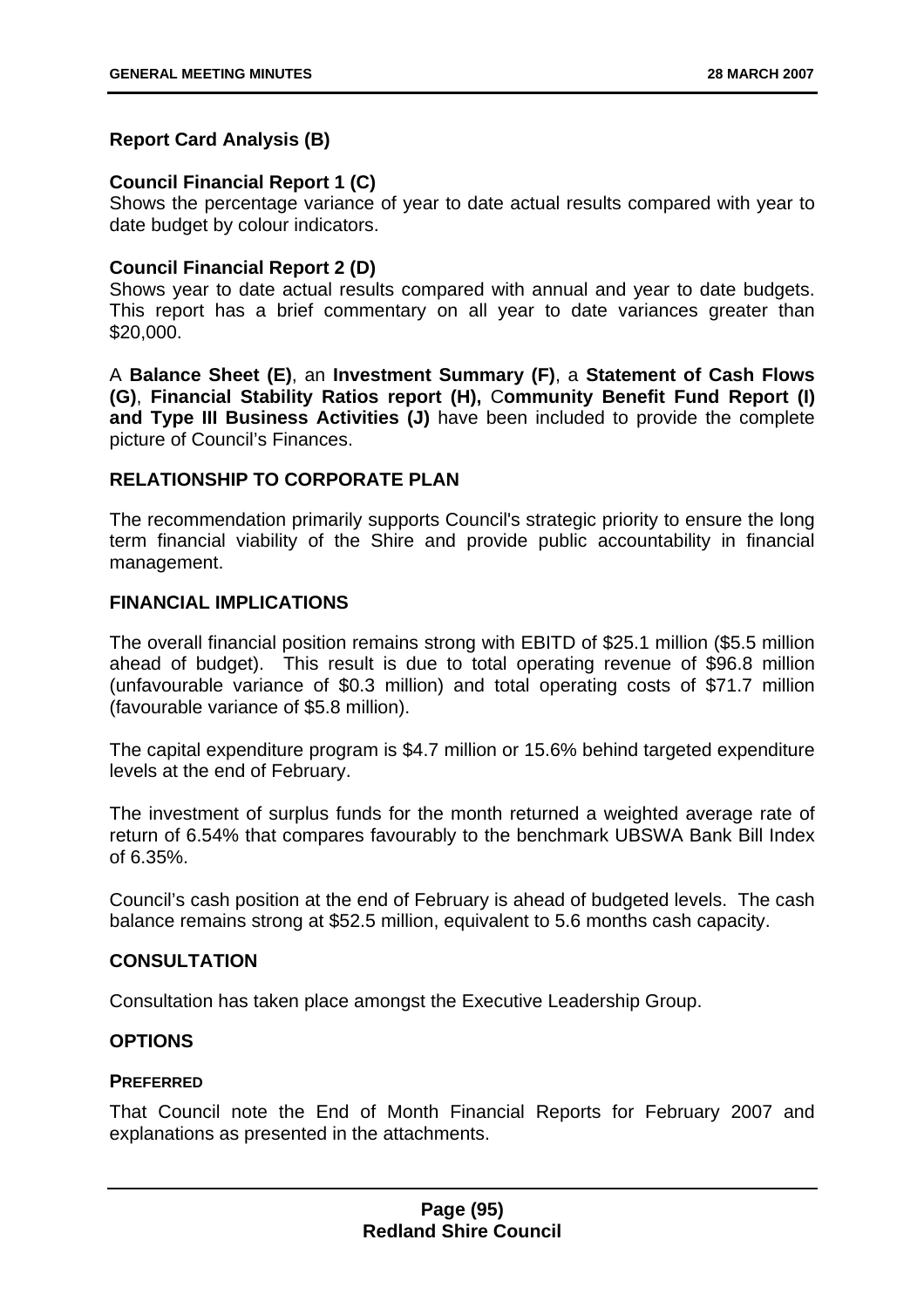**Report Card Analysis (B)**

**Council Financial Report 1 (C)**
Shows the percentage variance of year to date actual results compared with year to date budget by colour indicators.

**Council Financial Report 2 (D)**
Shows year to date actual results compared with annual and year to date budgets. This report has a brief commentary on all year to date variances greater than $20,000.

A **Balance Sheet (E)**, an **Investment Summary (F)**, a **Statement of Cash Flows (G)**, **Financial Stability Ratios report (H),** C**ommunity Benefit Fund Report (I) and Type III Business Activities (J)** have been included to provide the complete picture of Council's Finances.

## RELATIONSHIP TO CORPORATE PLAN

The recommendation primarily supports Council's strategic priority to ensure the long term financial viability of the Shire and provide public accountability in financial management.

## FINANCIAL IMPLICATIONS

The overall financial position remains strong with EBITD of $25.1 million ($5.5 million ahead of budget). This result is due to total operating revenue of $96.8 million (unfavourable variance of $0.3 million) and total operating costs of $71.7 million (favourable variance of $5.8 million).

The capital expenditure program is $4.7 million or 15.6% behind targeted expenditure levels at the end of February.

The investment of surplus funds for the month returned a weighted average rate of return of 6.54% that compares favourably to the benchmark UBSWA Bank Bill Index of 6.35%.

Council's cash position at the end of February is ahead of budgeted levels. The cash balance remains strong at $52.5 million, equivalent to 5.6 months cash capacity.

## CONSULTATION

Consultation has taken place amongst the Executive Leadership Group.

## OPTIONS

### PREFERRED

That Council note the End of Month Financial Reports for February 2007 and explanations as presented in the attachments.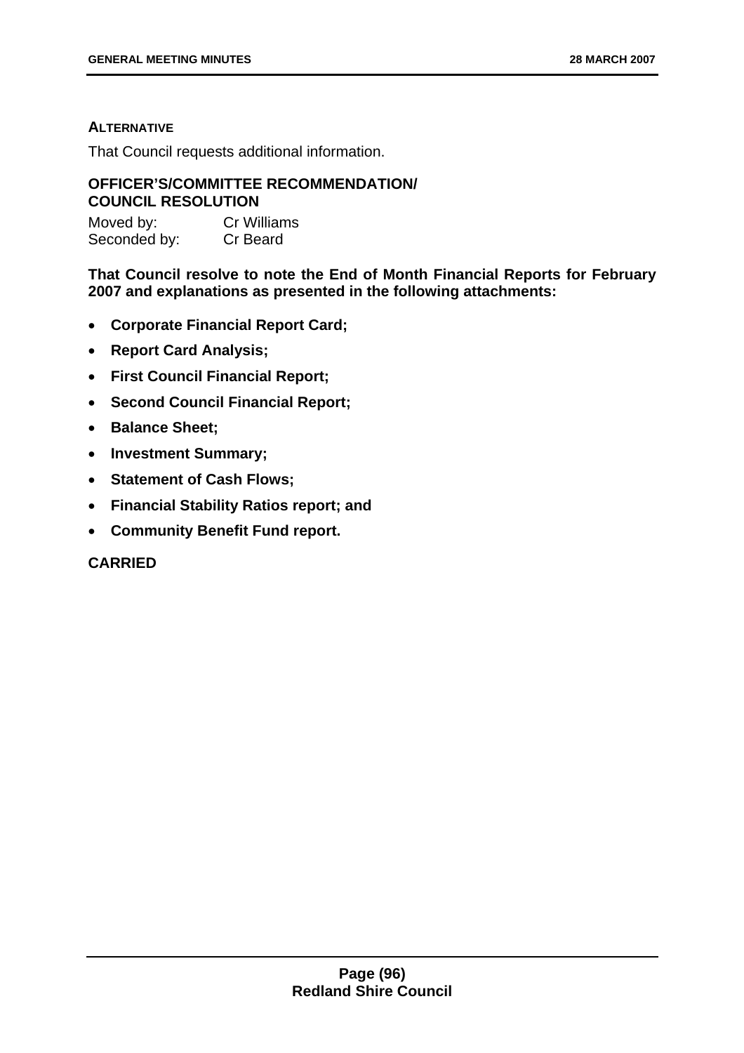**ALTERNATIVE**

That Council requests additional information.

**OFFICER'S/COMMITTEE RECOMMENDATION/ COUNCIL RESOLUTION**

Moved by: Cr Williams
Seconded by: Cr Beard

**That Council resolve to note the End of Month Financial Reports for February 2007 and explanations as presented in the following attachments:**

- **Corporate Financial Report Card;**
- **Report Card Analysis;**
- **First Council Financial Report;**
- **Second Council Financial Report;**
- **Balance Sheet;**
- **Investment Summary;**
- **Statement of Cash Flows;**
- **Financial Stability Ratios report; and**
- **Community Benefit Fund report.**

**CARRIED**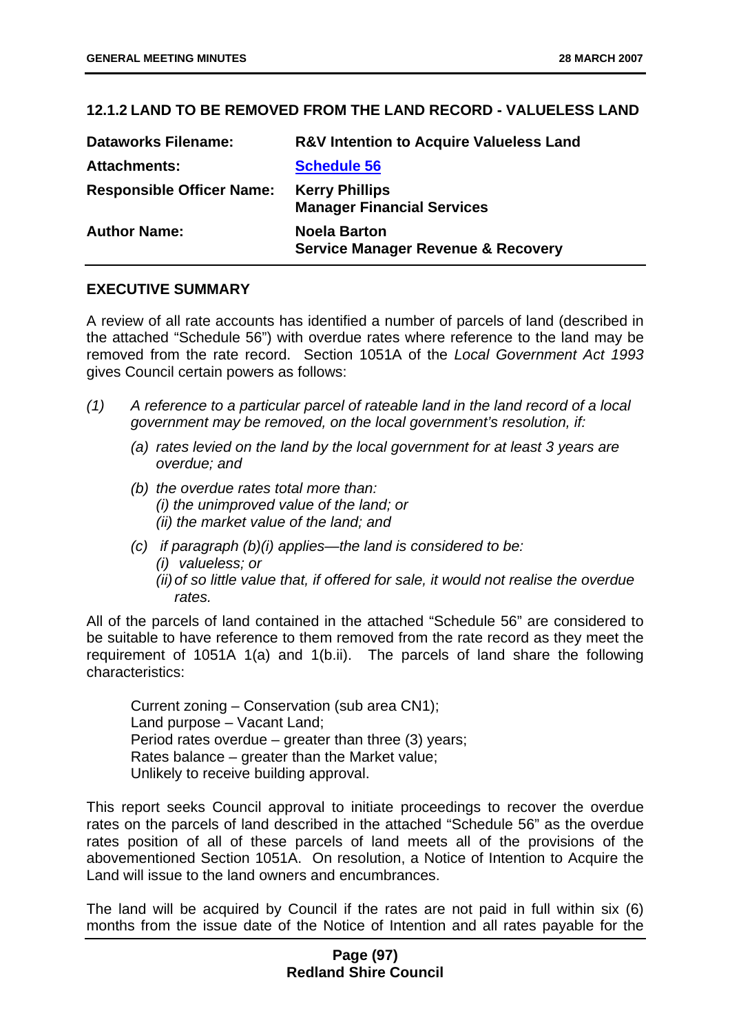### 12.1.2 LAND TO BE REMOVED FROM THE LAND RECORD - VALUELESS LAND

| | |
|---|---|
| **Dataworks Filename:** | **R&V Intention to Acquire Valueless Land** |
| **Attachments:** | **Schedule 56** |
| **Responsible Officer Name:** | **Kerry Phillips**<br>**Manager Financial Services** |
| **Author Name:** | **Noela Barton**<br>**Service Manager Revenue & Recovery** |

#### EXECUTIVE SUMMARY

A review of all rate accounts has identified a number of parcels of land (described in the attached "Schedule 56") with overdue rates where reference to the land may be removed from the rate record. Section 1051A of the *Local Government Act 1993* gives Council certain powers as follows:

*(1) A reference to a particular parcel of rateable land in the land record of a local government may be removed, on the local government's resolution, if:*

- *(a) rates levied on the land by the local government for at least 3 years are overdue; and*
- *(b) the overdue rates total more than:*
  - *(i) the unimproved value of the land; or*
  - *(ii) the market value of the land; and*
- *(c) if paragraph (b)(i) applies—the land is considered to be:*
  - *(i) valueless; or*
  - *(ii) of so little value that, if offered for sale, it would not realise the overdue rates.*

All of the parcels of land contained in the attached "Schedule 56" are considered to be suitable to have reference to them removed from the rate record as they meet the requirement of 1051A 1(a) and 1(b.ii). The parcels of land share the following characteristics:

Current zoning – Conservation (sub area CN1);
Land purpose – Vacant Land;
Period rates overdue – greater than three (3) years;
Rates balance – greater than the Market value;
Unlikely to receive building approval.

This report seeks Council approval to initiate proceedings to recover the overdue rates on the parcels of land described in the attached "Schedule 56" as the overdue rates position of all of these parcels of land meets all of the provisions of the abovementioned Section 1051A. On resolution, a Notice of Intention to Acquire the Land will issue to the land owners and encumbrances.

The land will be acquired by Council if the rates are not paid in full within six (6) months from the issue date of the Notice of Intention and all rates payable for the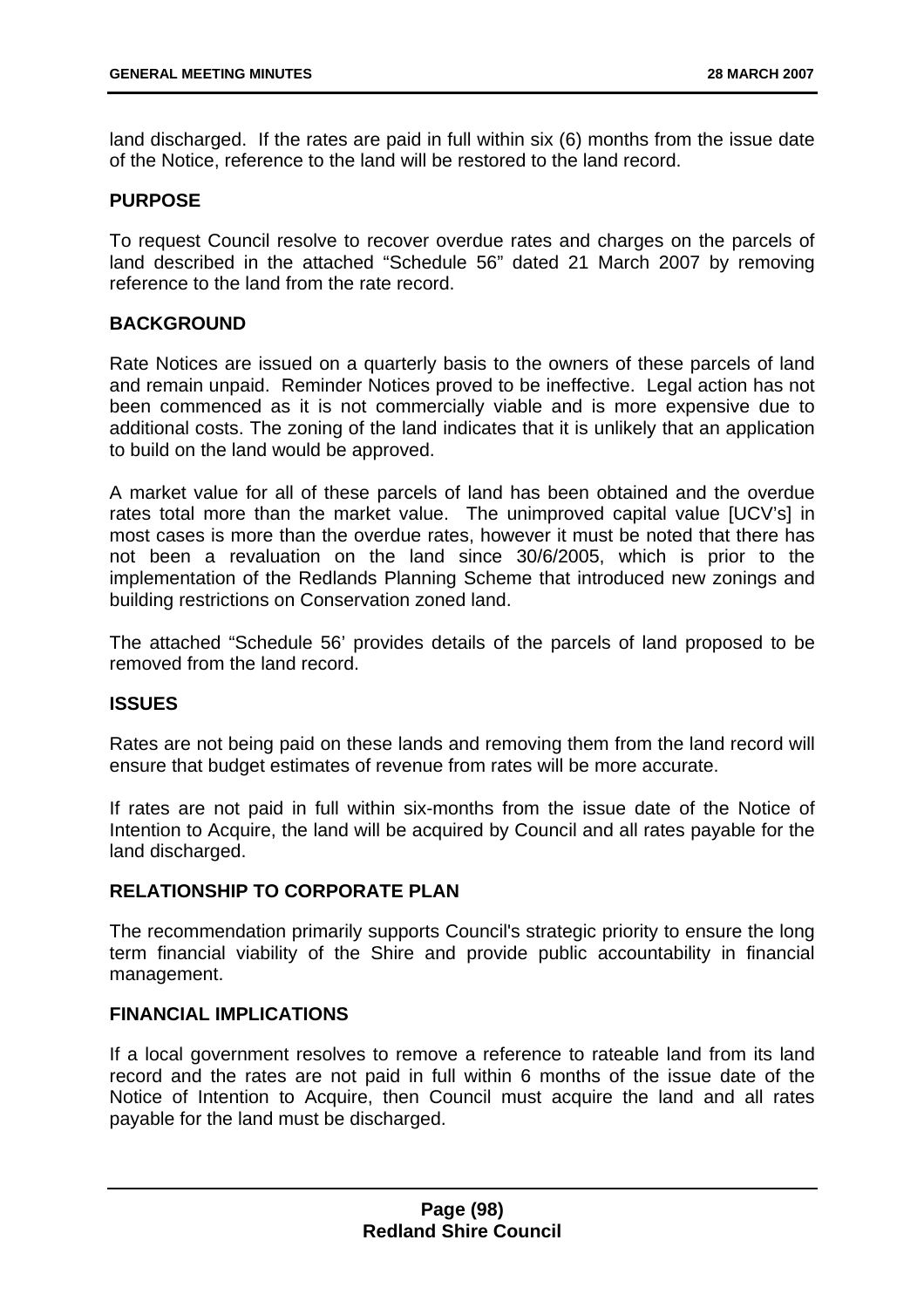land discharged. If the rates are paid in full within six (6) months from the issue date of the Notice, reference to the land will be restored to the land record.

### PURPOSE

To request Council resolve to recover overdue rates and charges on the parcels of land described in the attached "Schedule 56" dated 21 March 2007 by removing reference to the land from the rate record.

### BACKGROUND

Rate Notices are issued on a quarterly basis to the owners of these parcels of land and remain unpaid. Reminder Notices proved to be ineffective. Legal action has not been commenced as it is not commercially viable and is more expensive due to additional costs. The zoning of the land indicates that it is unlikely that an application to build on the land would be approved.

A market value for all of these parcels of land has been obtained and the overdue rates total more than the market value. The unimproved capital value [UCV's] in most cases is more than the overdue rates, however it must be noted that there has not been a revaluation on the land since 30/6/2005, which is prior to the implementation of the Redlands Planning Scheme that introduced new zonings and building restrictions on Conservation zoned land.

The attached "Schedule 56' provides details of the parcels of land proposed to be removed from the land record.

### ISSUES

Rates are not being paid on these lands and removing them from the land record will ensure that budget estimates of revenue from rates will be more accurate.

If rates are not paid in full within six-months from the issue date of the Notice of Intention to Acquire, the land will be acquired by Council and all rates payable for the land discharged.

### RELATIONSHIP TO CORPORATE PLAN

The recommendation primarily supports Council's strategic priority to ensure the long term financial viability of the Shire and provide public accountability in financial management.

### FINANCIAL IMPLICATIONS

If a local government resolves to remove a reference to rateable land from its land record and the rates are not paid in full within 6 months of the issue date of the Notice of Intention to Acquire, then Council must acquire the land and all rates payable for the land must be discharged.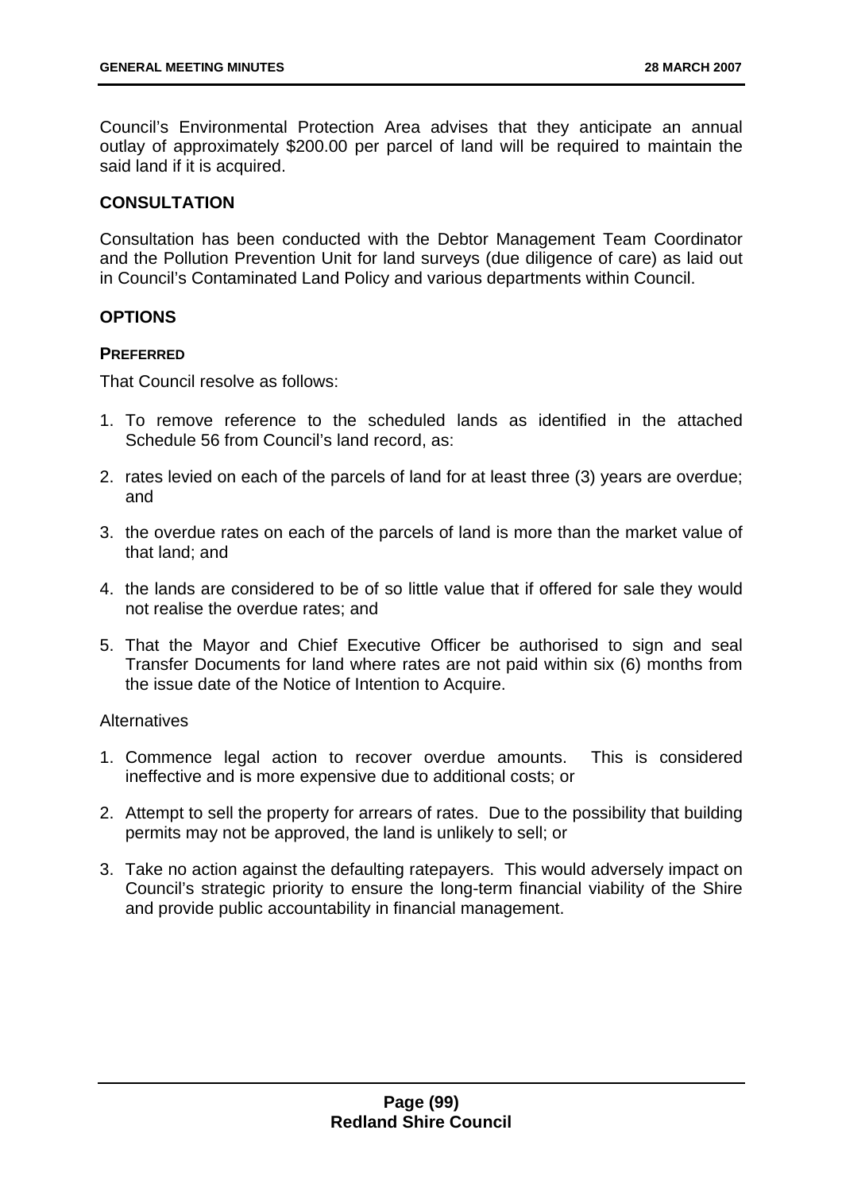Council's Environmental Protection Area advises that they anticipate an annual outlay of approximately $200.00 per parcel of land will be required to maintain the said land if it is acquired.

## CONSULTATION

Consultation has been conducted with the Debtor Management Team Coordinator and the Pollution Prevention Unit for land surveys (due diligence of care) as laid out in Council's Contaminated Land Policy and various departments within Council.

## OPTIONS

### PREFERRED

That Council resolve as follows:

1. To remove reference to the scheduled lands as identified in the attached Schedule 56 from Council's land record, as:
2. rates levied on each of the parcels of land for at least three (3) years are overdue; and
3. the overdue rates on each of the parcels of land is more than the market value of that land; and
4. the lands are considered to be of so little value that if offered for sale they would not realise the overdue rates; and
5. That the Mayor and Chief Executive Officer be authorised to sign and seal Transfer Documents for land where rates are not paid within six (6) months from the issue date of the Notice of Intention to Acquire.

Alternatives

1. Commence legal action to recover overdue amounts. This is considered ineffective and is more expensive due to additional costs; or
2. Attempt to sell the property for arrears of rates. Due to the possibility that building permits may not be approved, the land is unlikely to sell; or
3. Take no action against the defaulting ratepayers. This would adversely impact on Council's strategic priority to ensure the long-term financial viability of the Shire and provide public accountability in financial management.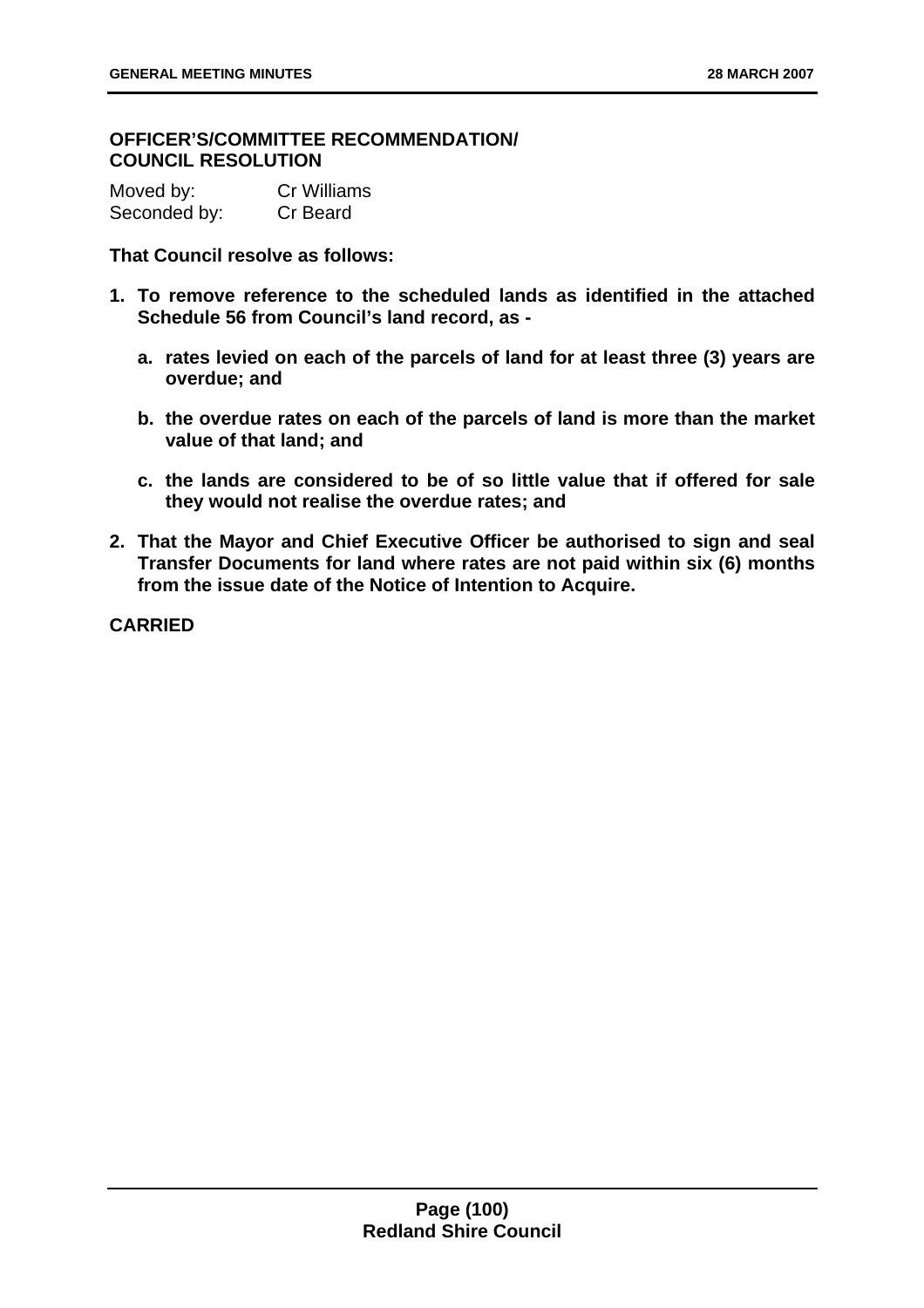**OFFICER'S/COMMITTEE RECOMMENDATION/ COUNCIL RESOLUTION**

Moved by: Cr Williams
Seconded by: Cr Beard

**That Council resolve as follows:**

1. **To remove reference to the scheduled lands as identified in the attached Schedule 56 from Council's land record, as -**

   a. **rates levied on each of the parcels of land for at least three (3) years are overdue; and**

   b. **the overdue rates on each of the parcels of land is more than the market value of that land; and**

   c. **the lands are considered to be of so little value that if offered for sale they would not realise the overdue rates; and**

2. **That the Mayor and Chief Executive Officer be authorised to sign and seal Transfer Documents for land where rates are not paid within six (6) months from the issue date of the Notice of Intention to Acquire.**

**CARRIED**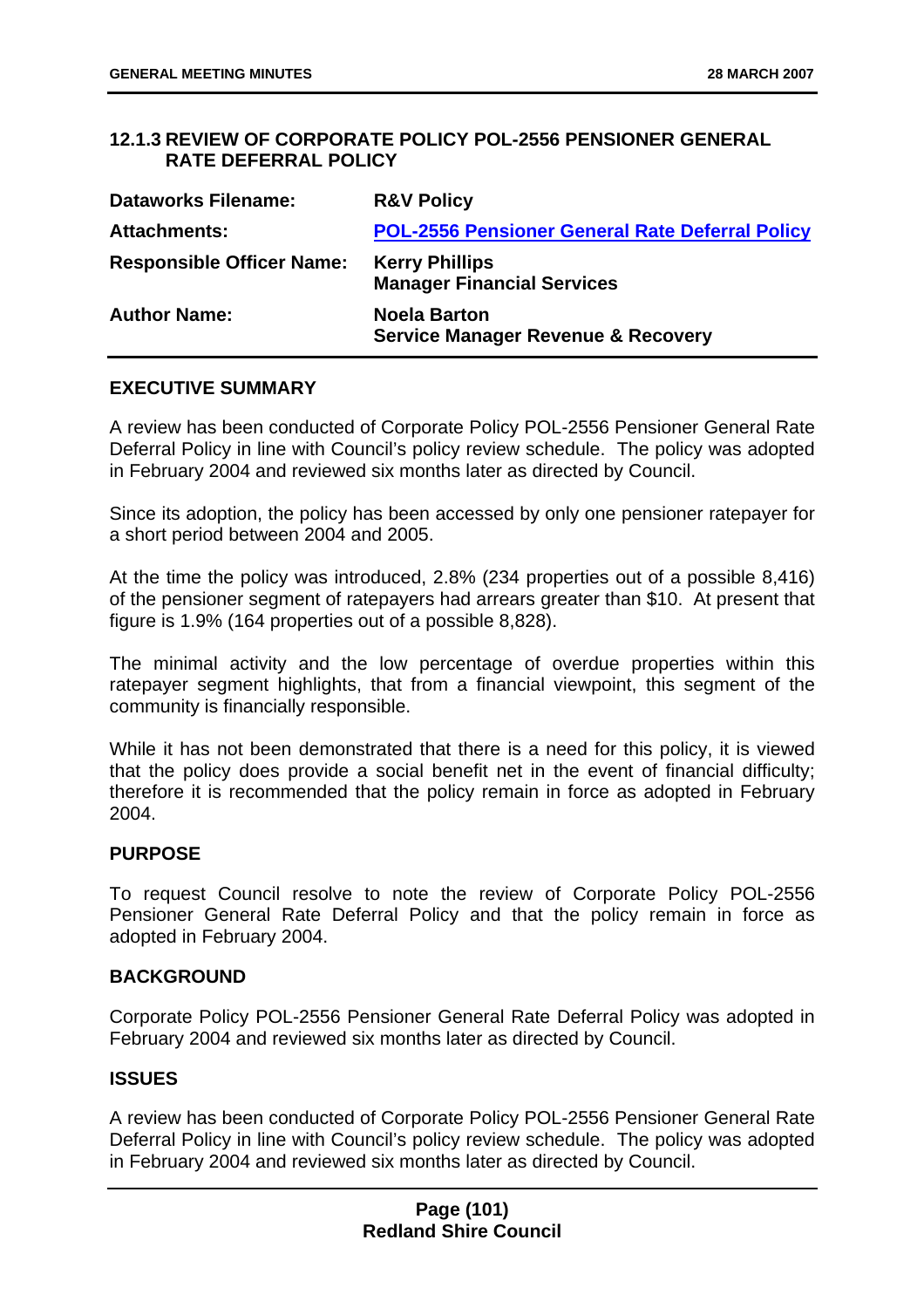## 12.1.3 REVIEW OF CORPORATE POLICY POL-2556 PENSIONER GENERAL RATE DEFERRAL POLICY

| | |
|---|---|
| **Dataworks Filename:** | **R&V Policy** |
| **Attachments:** | **POL-2556 Pensioner General Rate Deferral Policy** |
| **Responsible Officer Name:** | **Kerry Phillips**<br>**Manager Financial Services** |
| **Author Name:** | **Noela Barton**<br>**Service Manager Revenue & Recovery** |

### EXECUTIVE SUMMARY

A review has been conducted of Corporate Policy POL-2556 Pensioner General Rate Deferral Policy in line with Council's policy review schedule. The policy was adopted in February 2004 and reviewed six months later as directed by Council.

Since its adoption, the policy has been accessed by only one pensioner ratepayer for a short period between 2004 and 2005.

At the time the policy was introduced, 2.8% (234 properties out of a possible 8,416) of the pensioner segment of ratepayers had arrears greater than $10. At present that figure is 1.9% (164 properties out of a possible 8,828).

The minimal activity and the low percentage of overdue properties within this ratepayer segment highlights, that from a financial viewpoint, this segment of the community is financially responsible.

While it has not been demonstrated that there is a need for this policy, it is viewed that the policy does provide a social benefit net in the event of financial difficulty; therefore it is recommended that the policy remain in force as adopted in February 2004.

### PURPOSE

To request Council resolve to note the review of Corporate Policy POL-2556 Pensioner General Rate Deferral Policy and that the policy remain in force as adopted in February 2004.

### BACKGROUND

Corporate Policy POL-2556 Pensioner General Rate Deferral Policy was adopted in February 2004 and reviewed six months later as directed by Council.

### ISSUES

A review has been conducted of Corporate Policy POL-2556 Pensioner General Rate Deferral Policy in line with Council's policy review schedule. The policy was adopted in February 2004 and reviewed six months later as directed by Council.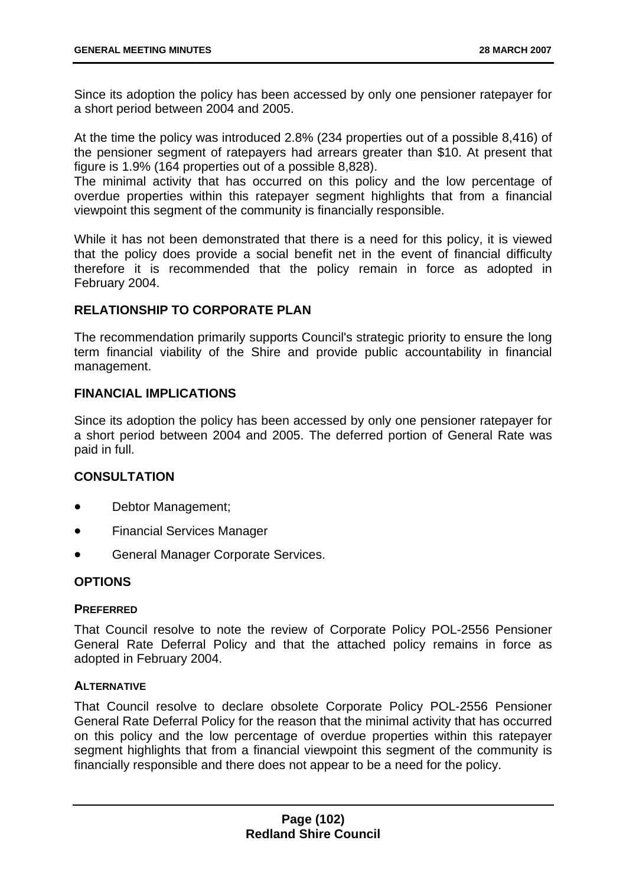Since its adoption the policy has been accessed by only one pensioner ratepayer for a short period between 2004 and 2005.

At the time the policy was introduced 2.8% (234 properties out of a possible 8,416) of the pensioner segment of ratepayers had arrears greater than $10. At present that figure is 1.9% (164 properties out of a possible 8,828).
The minimal activity that has occurred on this policy and the low percentage of overdue properties within this ratepayer segment highlights that from a financial viewpoint this segment of the community is financially responsible.

While it has not been demonstrated that there is a need for this policy, it is viewed that the policy does provide a social benefit net in the event of financial difficulty therefore it is recommended that the policy remain in force as adopted in February 2004.

## RELATIONSHIP TO CORPORATE PLAN

The recommendation primarily supports Council's strategic priority to ensure the long term financial viability of the Shire and provide public accountability in financial management.

## FINANCIAL IMPLICATIONS

Since its adoption the policy has been accessed by only one pensioner ratepayer for a short period between 2004 and 2005. The deferred portion of General Rate was paid in full.

## CONSULTATION

- Debtor Management;
- Financial Services Manager
- General Manager Corporate Services.

## OPTIONS

### PREFERRED

That Council resolve to note the review of Corporate Policy POL-2556 Pensioner General Rate Deferral Policy and that the attached policy remains in force as adopted in February 2004.

### ALTERNATIVE

That Council resolve to declare obsolete Corporate Policy POL-2556 Pensioner General Rate Deferral Policy for the reason that the minimal activity that has occurred on this policy and the low percentage of overdue properties within this ratepayer segment highlights that from a financial viewpoint this segment of the community is financially responsible and there does not appear to be a need for the policy.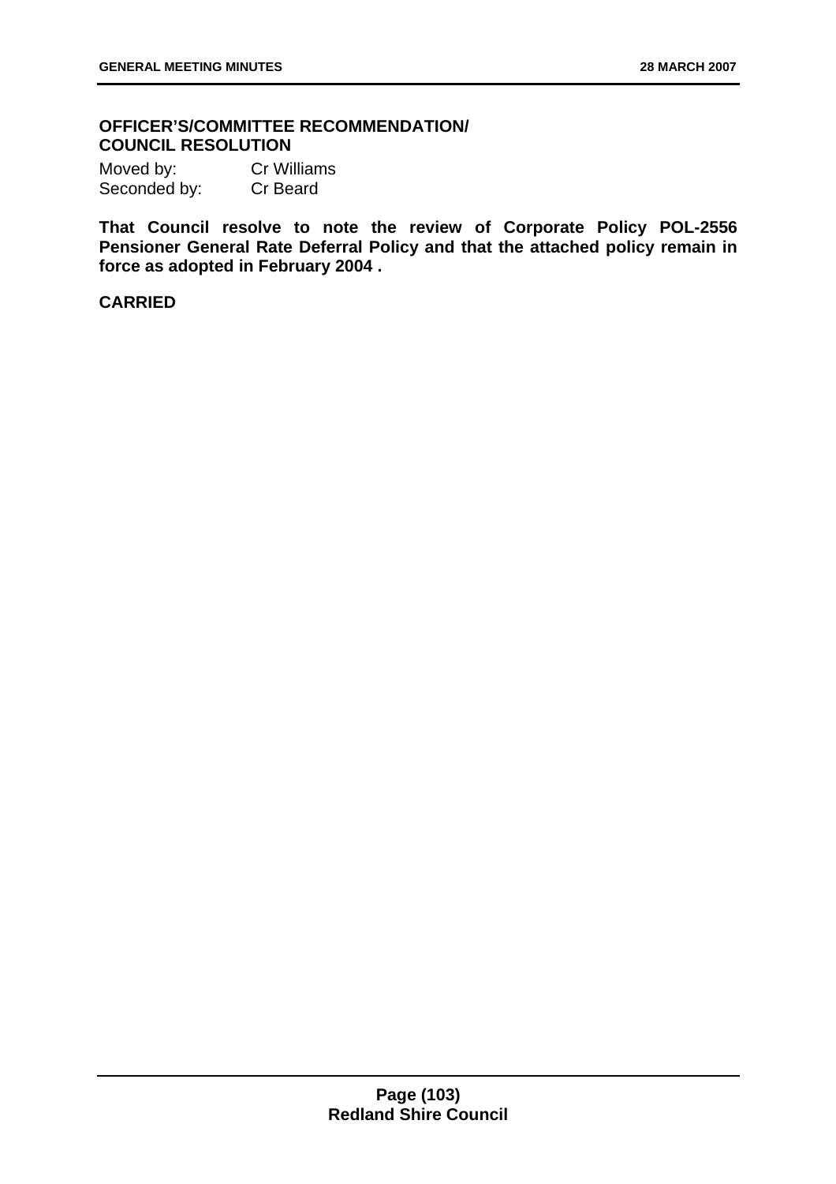**OFFICER'S/COMMITTEE RECOMMENDATION/ COUNCIL RESOLUTION**

Moved by: Cr Williams
Seconded by: Cr Beard

**That Council resolve to note the review of Corporate Policy POL-2556 Pensioner General Rate Deferral Policy and that the attached policy remain in force as adopted in February 2004 .**

**CARRIED**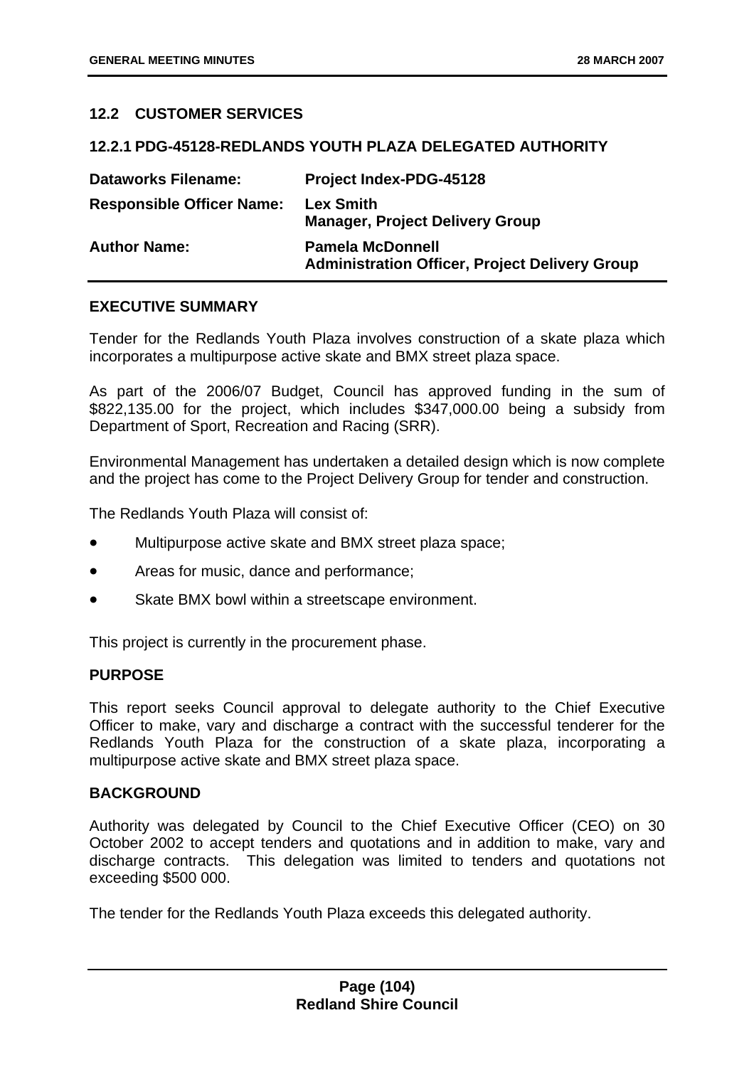## 12.2 CUSTOMER SERVICES

### 12.2.1 PDG-45128-REDLANDS YOUTH PLAZA DELEGATED AUTHORITY

| | |
|---|---|
| **Dataworks Filename:** | **Project Index-PDG-45128** |
| **Responsible Officer Name:** | **Lex Smith**<br>**Manager, Project Delivery Group** |
| **Author Name:** | **Pamela McDonnell**<br>**Administration Officer, Project Delivery Group** |

#### EXECUTIVE SUMMARY

Tender for the Redlands Youth Plaza involves construction of a skate plaza which incorporates a multipurpose active skate and BMX street plaza space.

As part of the 2006/07 Budget, Council has approved funding in the sum of $822,135.00 for the project, which includes $347,000.00 being a subsidy from Department of Sport, Recreation and Racing (SRR).

Environmental Management has undertaken a detailed design which is now complete and the project has come to the Project Delivery Group for tender and construction.

The Redlands Youth Plaza will consist of:

- Multipurpose active skate and BMX street plaza space;
- Areas for music, dance and performance;
- Skate BMX bowl within a streetscape environment.

This project is currently in the procurement phase.

#### PURPOSE

This report seeks Council approval to delegate authority to the Chief Executive Officer to make, vary and discharge a contract with the successful tenderer for the Redlands Youth Plaza for the construction of a skate plaza, incorporating a multipurpose active skate and BMX street plaza space.

#### BACKGROUND

Authority was delegated by Council to the Chief Executive Officer (CEO) on 30 October 2002 to accept tenders and quotations and in addition to make, vary and discharge contracts. This delegation was limited to tenders and quotations not exceeding $500 000.

The tender for the Redlands Youth Plaza exceeds this delegated authority.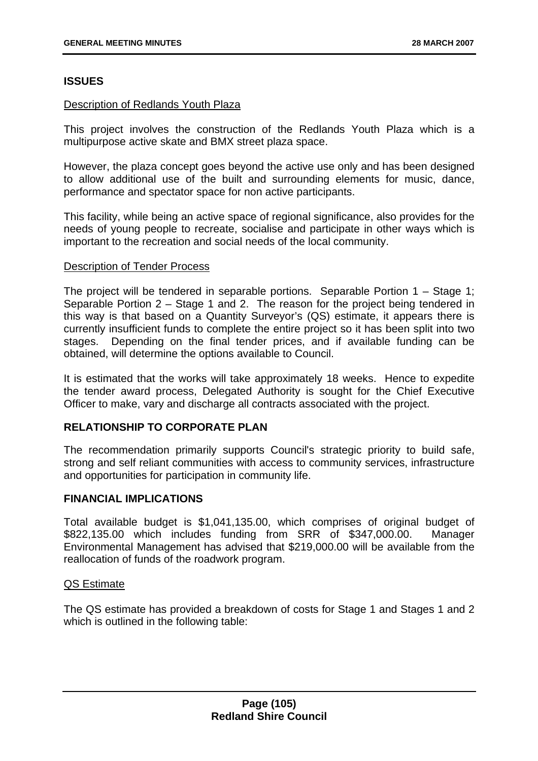## ISSUES

Description of Redlands Youth Plaza

This project involves the construction of the Redlands Youth Plaza which is a multipurpose active skate and BMX street plaza space.

However, the plaza concept goes beyond the active use only and has been designed to allow additional use of the built and surrounding elements for music, dance, performance and spectator space for non active participants.

This facility, while being an active space of regional significance, also provides for the needs of young people to recreate, socialise and participate in other ways which is important to the recreation and social needs of the local community.

Description of Tender Process

The project will be tendered in separable portions. Separable Portion 1 – Stage 1; Separable Portion 2 – Stage 1 and 2. The reason for the project being tendered in this way is that based on a Quantity Surveyor's (QS) estimate, it appears there is currently insufficient funds to complete the entire project so it has been split into two stages. Depending on the final tender prices, and if available funding can be obtained, will determine the options available to Council.

It is estimated that the works will take approximately 18 weeks. Hence to expedite the tender award process, Delegated Authority is sought for the Chief Executive Officer to make, vary and discharge all contracts associated with the project.

## RELATIONSHIP TO CORPORATE PLAN

The recommendation primarily supports Council's strategic priority to build safe, strong and self reliant communities with access to community services, infrastructure and opportunities for participation in community life.

## FINANCIAL IMPLICATIONS

Total available budget is $1,041,135.00, which comprises of original budget of $822,135.00 which includes funding from SRR of $347,000.00. Manager Environmental Management has advised that $219,000.00 will be available from the reallocation of funds of the roadwork program.

QS Estimate

The QS estimate has provided a breakdown of costs for Stage 1 and Stages 1 and 2 which is outlined in the following table: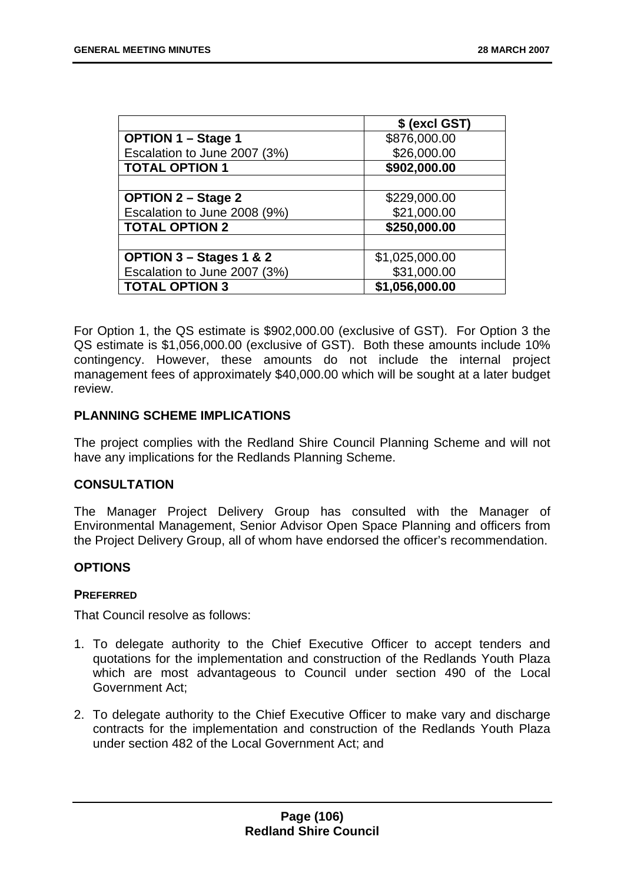| | $ (excl GST) |
|---|---|
| **OPTION 1 – Stage 1** | $876,000.00 |
| Escalation to June 2007 (3%) | $26,000.00 |
| **TOTAL OPTION 1** | **$902,000.00** |
| | |
| **OPTION 2 – Stage 2** | $229,000.00 |
| Escalation to June 2008 (9%) | $21,000.00 |
| **TOTAL OPTION 2** | **$250,000.00** |
| | |
| **OPTION 3 – Stages 1 & 2** | $1,025,000.00 |
| Escalation to June 2007 (3%) | $31,000.00 |
| **TOTAL OPTION 3** | **$1,056,000.00** |

For Option 1, the QS estimate is $902,000.00 (exclusive of GST). For Option 3 the QS estimate is $1,056,000.00 (exclusive of GST). Both these amounts include 10% contingency. However, these amounts do not include the internal project management fees of approximately $40,000.00 which will be sought at a later budget review.

## PLANNING SCHEME IMPLICATIONS

The project complies with the Redland Shire Council Planning Scheme and will not have any implications for the Redlands Planning Scheme.

## CONSULTATION

The Manager Project Delivery Group has consulted with the Manager of Environmental Management, Senior Advisor Open Space Planning and officers from the Project Delivery Group, all of whom have endorsed the officer's recommendation.

## OPTIONS

### PREFERRED

That Council resolve as follows:

1. To delegate authority to the Chief Executive Officer to accept tenders and quotations for the implementation and construction of the Redlands Youth Plaza which are most advantageous to Council under section 490 of the Local Government Act;
2. To delegate authority to the Chief Executive Officer to make vary and discharge contracts for the implementation and construction of the Redlands Youth Plaza under section 482 of the Local Government Act; and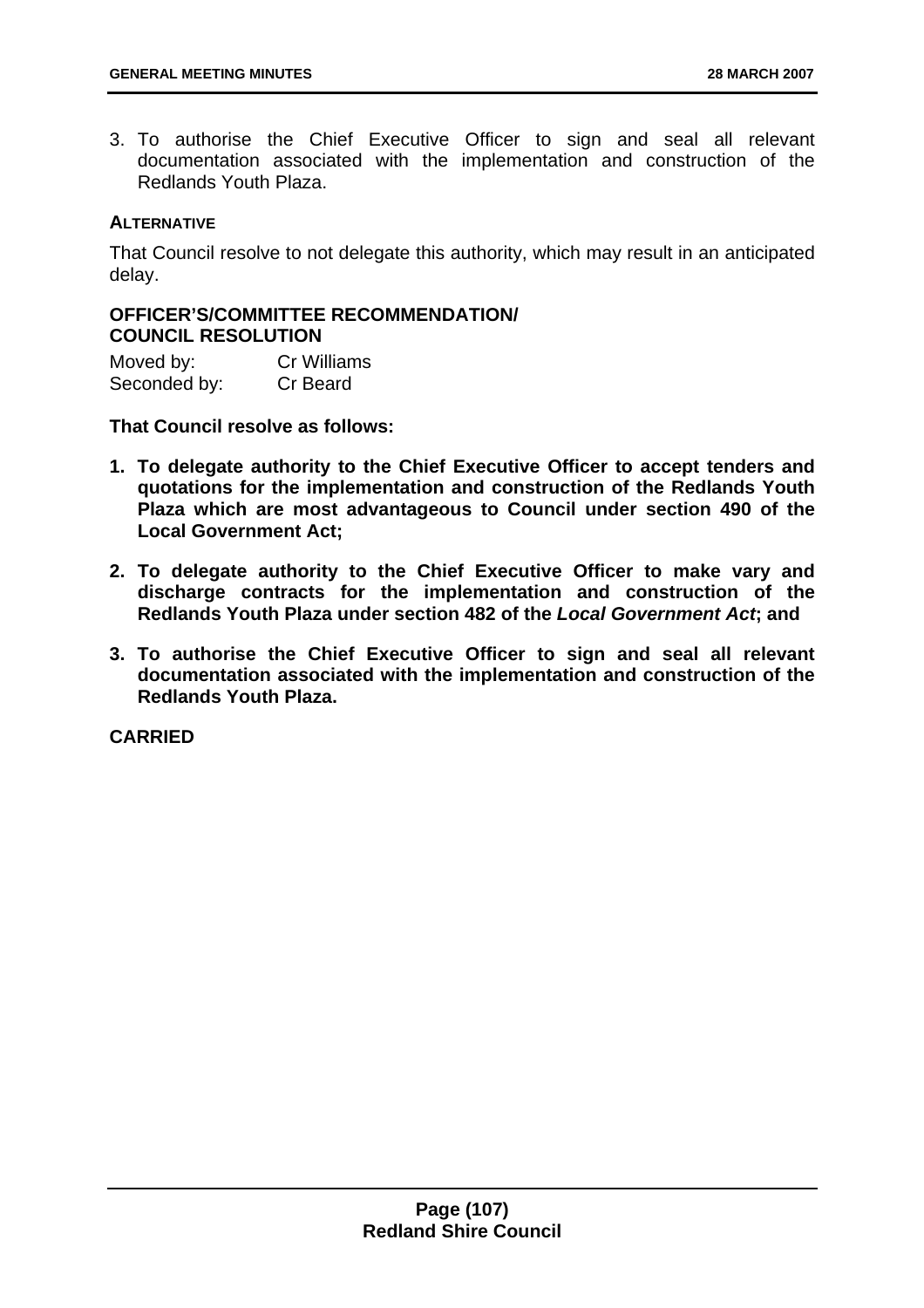3. To authorise the Chief Executive Officer to sign and seal all relevant documentation associated with the implementation and construction of the Redlands Youth Plaza.

**ALTERNATIVE**

That Council resolve to not delegate this authority, which may result in an anticipated delay.

**OFFICER'S/COMMITTEE RECOMMENDATION/ COUNCIL RESOLUTION**

Moved by: Cr Williams
Seconded by: Cr Beard

**That Council resolve as follows:**

1. **To delegate authority to the Chief Executive Officer to accept tenders and quotations for the implementation and construction of the Redlands Youth Plaza which are most advantageous to Council under section 490 of the Local Government Act;**

2. **To delegate authority to the Chief Executive Officer to make vary and discharge contracts for the implementation and construction of the Redlands Youth Plaza under section 482 of the *Local Government Act*; and**

3. **To authorise the Chief Executive Officer to sign and seal all relevant documentation associated with the implementation and construction of the Redlands Youth Plaza.**

**CARRIED**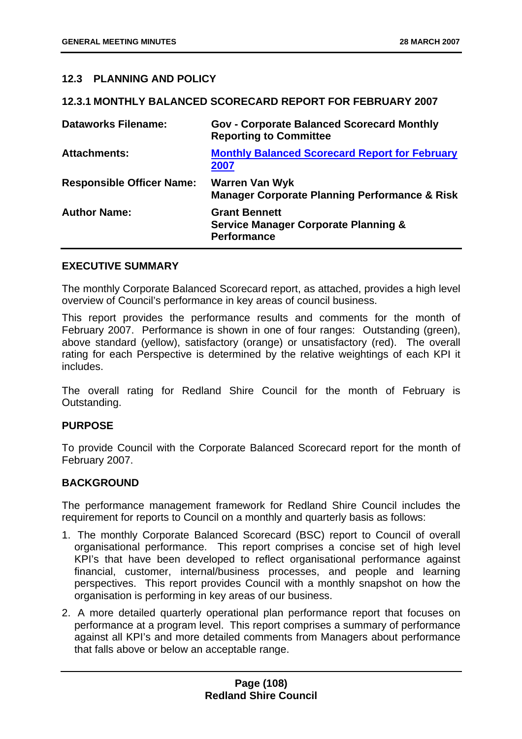## 12.3 PLANNING AND POLICY

### 12.3.1 MONTHLY BALANCED SCORECARD REPORT FOR FEBRUARY 2007

| | |
|---|---|
| **Dataworks Filename:** | **Gov - Corporate Balanced Scorecard Monthly Reporting to Committee** |
| **Attachments:** | **Monthly Balanced Scorecard Report for February 2007** |
| **Responsible Officer Name:** | **Warren Van Wyk**<br>**Manager Corporate Planning Performance & Risk** |
| **Author Name:** | **Grant Bennett**<br>**Service Manager Corporate Planning & Performance** |

**EXECUTIVE SUMMARY**

The monthly Corporate Balanced Scorecard report, as attached, provides a high level overview of Council's performance in key areas of council business.

This report provides the performance results and comments for the month of February 2007. Performance is shown in one of four ranges: Outstanding (green), above standard (yellow), satisfactory (orange) or unsatisfactory (red). The overall rating for each Perspective is determined by the relative weightings of each KPI it includes.

The overall rating for Redland Shire Council for the month of February is Outstanding.

**PURPOSE**

To provide Council with the Corporate Balanced Scorecard report for the month of February 2007.

**BACKGROUND**

The performance management framework for Redland Shire Council includes the requirement for reports to Council on a monthly and quarterly basis as follows:

1. The monthly Corporate Balanced Scorecard (BSC) report to Council of overall organisational performance. This report comprises a concise set of high level KPI's that have been developed to reflect organisational performance against financial, customer, internal/business processes, and people and learning perspectives. This report provides Council with a monthly snapshot on how the organisation is performing in key areas of our business.
2. A more detailed quarterly operational plan performance report that focuses on performance at a program level. This report comprises a summary of performance against all KPI's and more detailed comments from Managers about performance that falls above or below an acceptable range.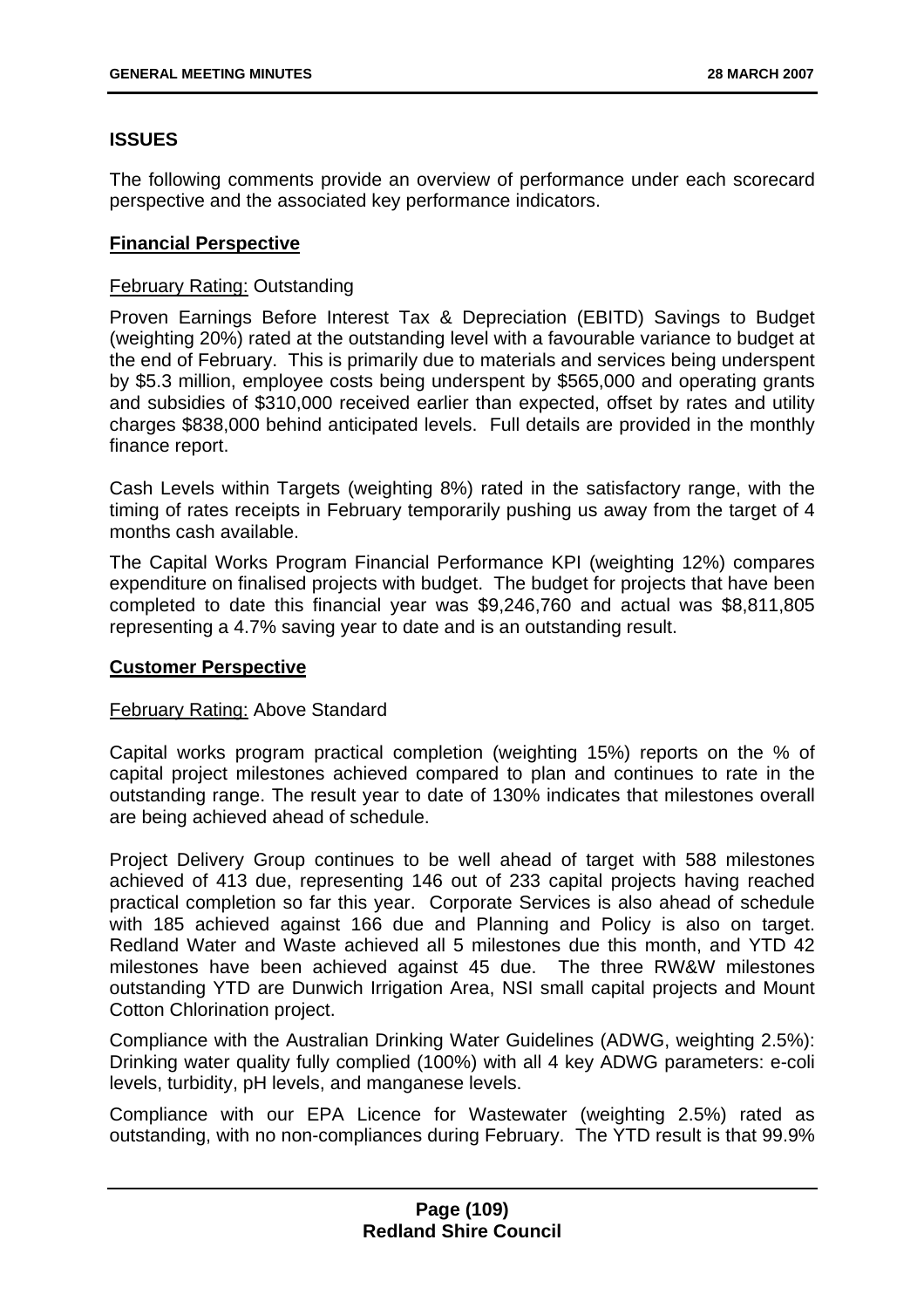## ISSUES

The following comments provide an overview of performance under each scorecard perspective and the associated key performance indicators.

### Financial Perspective

February Rating: Outstanding

Proven Earnings Before Interest Tax & Depreciation (EBITD) Savings to Budget (weighting 20%) rated at the outstanding level with a favourable variance to budget at the end of February. This is primarily due to materials and services being underspent by $5.3 million, employee costs being underspent by $565,000 and operating grants and subsidies of $310,000 received earlier than expected, offset by rates and utility charges $838,000 behind anticipated levels. Full details are provided in the monthly finance report.

Cash Levels within Targets (weighting 8%) rated in the satisfactory range, with the timing of rates receipts in February temporarily pushing us away from the target of 4 months cash available.

The Capital Works Program Financial Performance KPI (weighting 12%) compares expenditure on finalised projects with budget. The budget for projects that have been completed to date this financial year was $9,246,760 and actual was $8,811,805 representing a 4.7% saving year to date and is an outstanding result.

### Customer Perspective

February Rating: Above Standard

Capital works program practical completion (weighting 15%) reports on the % of capital project milestones achieved compared to plan and continues to rate in the outstanding range. The result year to date of 130% indicates that milestones overall are being achieved ahead of schedule.

Project Delivery Group continues to be well ahead of target with 588 milestones achieved of 413 due, representing 146 out of 233 capital projects having reached practical completion so far this year. Corporate Services is also ahead of schedule with 185 achieved against 166 due and Planning and Policy is also on target. Redland Water and Waste achieved all 5 milestones due this month, and YTD 42 milestones have been achieved against 45 due. The three RW&W milestones outstanding YTD are Dunwich Irrigation Area, NSI small capital projects and Mount Cotton Chlorination project.

Compliance with the Australian Drinking Water Guidelines (ADWG, weighting 2.5%): Drinking water quality fully complied (100%) with all 4 key ADWG parameters: e-coli levels, turbidity, pH levels, and manganese levels.

Compliance with our EPA Licence for Wastewater (weighting 2.5%) rated as outstanding, with no non-compliances during February. The YTD result is that 99.9%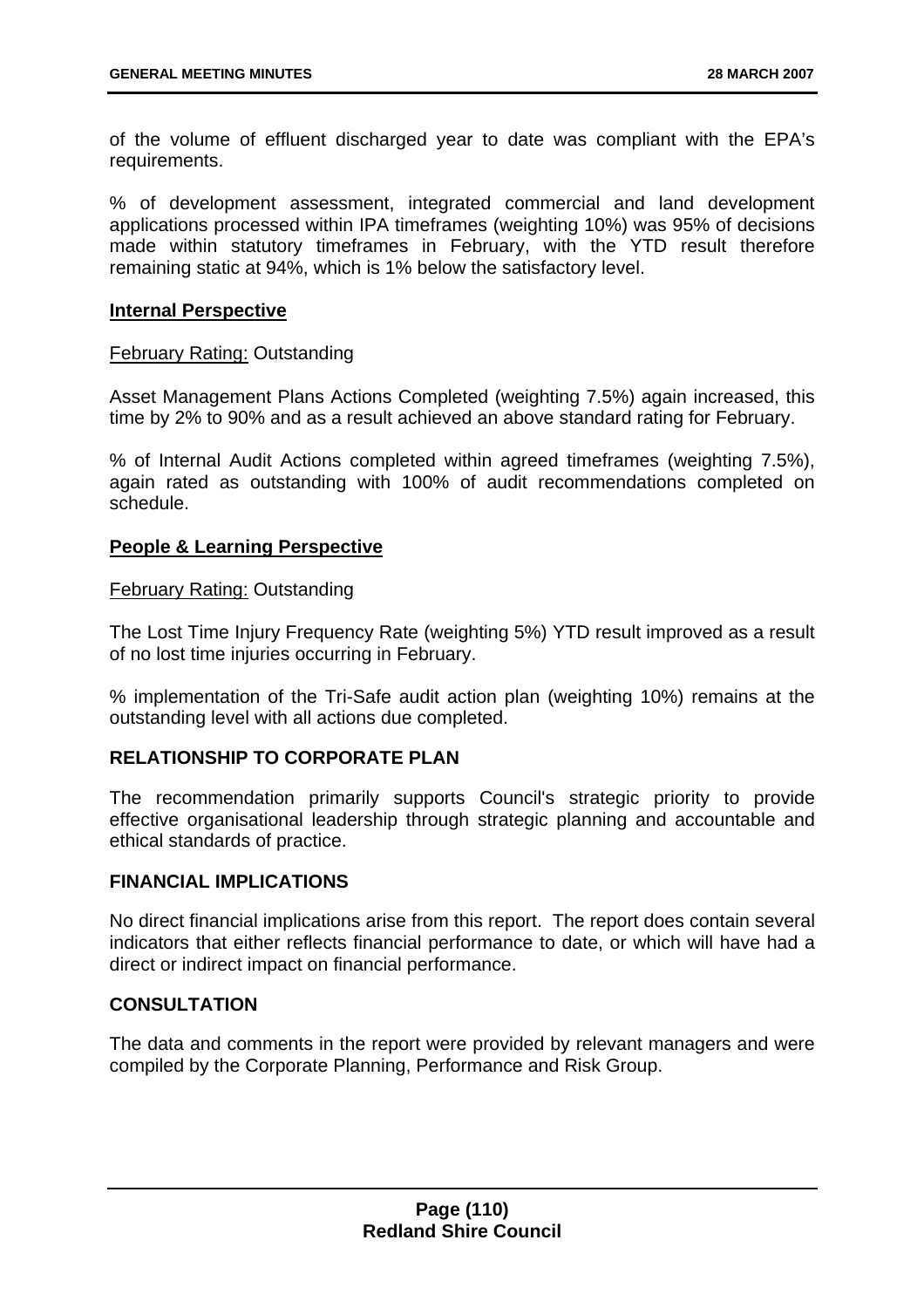of the volume of effluent discharged year to date was compliant with the EPA's requirements.

% of development assessment, integrated commercial and land development applications processed within IPA timeframes (weighting 10%) was 95% of decisions made within statutory timeframes in February, with the YTD result therefore remaining static at 94%, which is 1% below the satisfactory level.

**Internal Perspective**

February Rating: Outstanding

Asset Management Plans Actions Completed (weighting 7.5%) again increased, this time by 2% to 90% and as a result achieved an above standard rating for February.

% of Internal Audit Actions completed within agreed timeframes (weighting 7.5%), again rated as outstanding with 100% of audit recommendations completed on schedule.

**People & Learning Perspective**

February Rating: Outstanding

The Lost Time Injury Frequency Rate (weighting 5%) YTD result improved as a result of no lost time injuries occurring in February.

% implementation of the Tri-Safe audit action plan (weighting 10%) remains at the outstanding level with all actions due completed.

## RELATIONSHIP TO CORPORATE PLAN

The recommendation primarily supports Council's strategic priority to provide effective organisational leadership through strategic planning and accountable and ethical standards of practice.

## FINANCIAL IMPLICATIONS

No direct financial implications arise from this report. The report does contain several indicators that either reflects financial performance to date, or which will have had a direct or indirect impact on financial performance.

## CONSULTATION

The data and comments in the report were provided by relevant managers and were compiled by the Corporate Planning, Performance and Risk Group.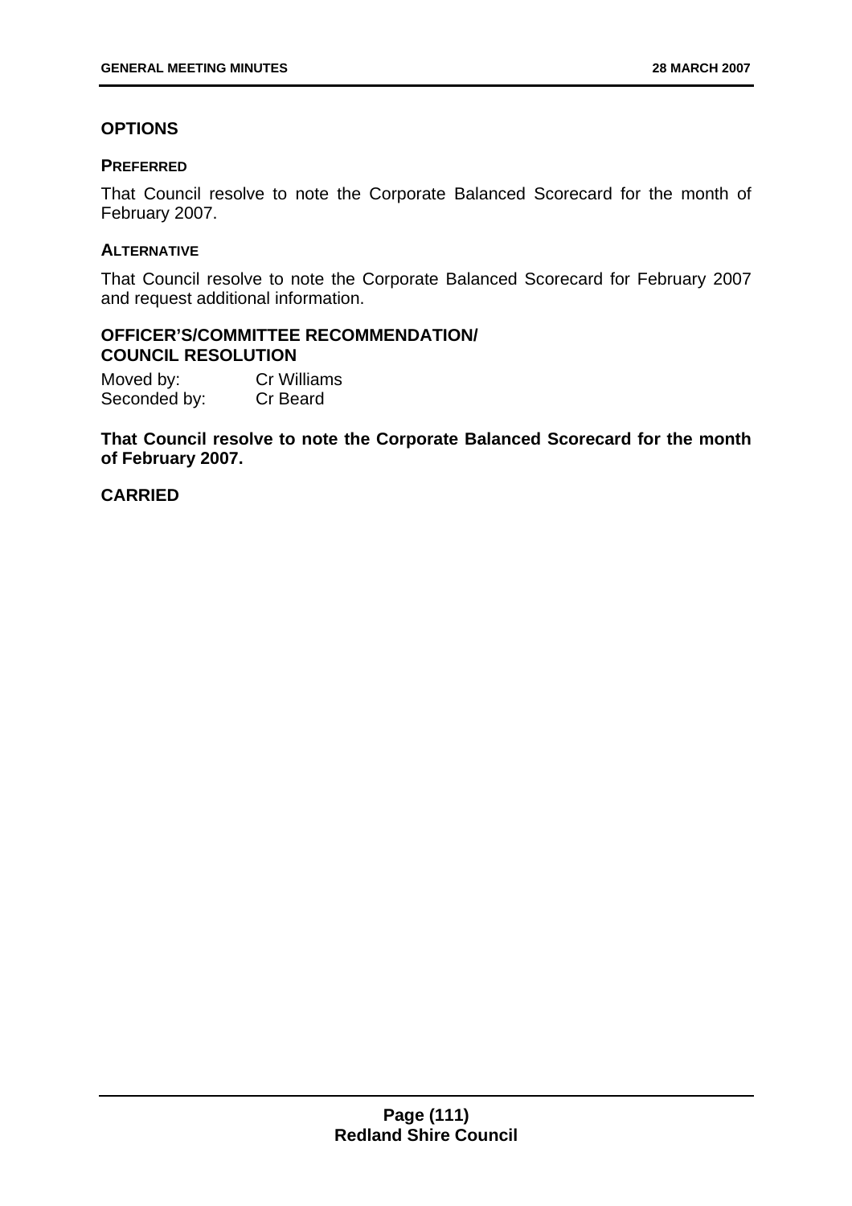## OPTIONS

### PREFERRED

That Council resolve to note the Corporate Balanced Scorecard for the month of February 2007.

### ALTERNATIVE

That Council resolve to note the Corporate Balanced Scorecard for February 2007 and request additional information.

## OFFICER'S/COMMITTEE RECOMMENDATION/ COUNCIL RESOLUTION

Moved by: Cr Williams
Seconded by: Cr Beard

**That Council resolve to note the Corporate Balanced Scorecard for the month of February 2007.**

**CARRIED**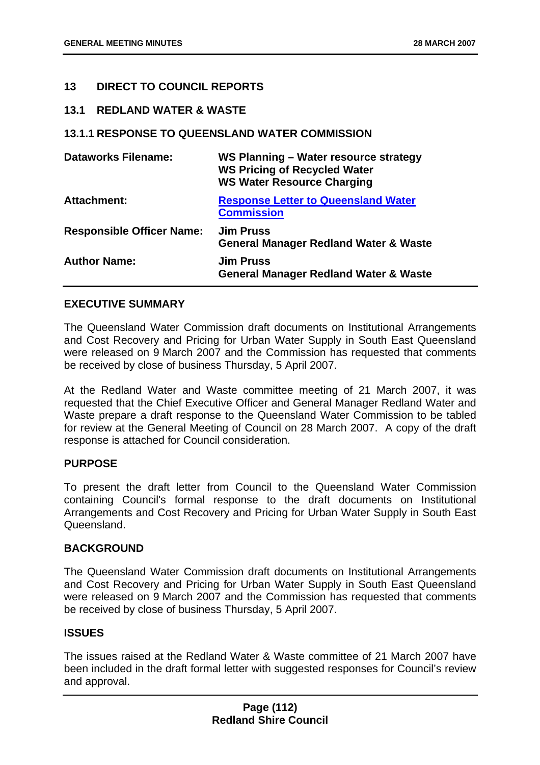## 13 DIRECT TO COUNCIL REPORTS

### 13.1 REDLAND WATER & WASTE

#### 13.1.1 RESPONSE TO QUEENSLAND WATER COMMISSION

| | |
|---|---|
| **Dataworks Filename:** | **WS Planning – Water resource strategy**<br>**WS Pricing of Recycled Water**<br>**WS Water Resource Charging** |
| **Attachment:** | **Response Letter to Queensland Water Commission** |
| **Responsible Officer Name:** | **Jim Pruss**<br>**General Manager Redland Water & Waste** |
| **Author Name:** | **Jim Pruss**<br>**General Manager Redland Water & Waste** |

**EXECUTIVE SUMMARY**

The Queensland Water Commission draft documents on Institutional Arrangements and Cost Recovery and Pricing for Urban Water Supply in South East Queensland were released on 9 March 2007 and the Commission has requested that comments be received by close of business Thursday, 5 April 2007.

At the Redland Water and Waste committee meeting of 21 March 2007, it was requested that the Chief Executive Officer and General Manager Redland Water and Waste prepare a draft response to the Queensland Water Commission to be tabled for review at the General Meeting of Council on 28 March 2007. A copy of the draft response is attached for Council consideration.

**PURPOSE**

To present the draft letter from Council to the Queensland Water Commission containing Council's formal response to the draft documents on Institutional Arrangements and Cost Recovery and Pricing for Urban Water Supply in South East Queensland.

**BACKGROUND**

The Queensland Water Commission draft documents on Institutional Arrangements and Cost Recovery and Pricing for Urban Water Supply in South East Queensland were released on 9 March 2007 and the Commission has requested that comments be received by close of business Thursday, 5 April 2007.

**ISSUES**

The issues raised at the Redland Water & Waste committee of 21 March 2007 have been included in the draft formal letter with suggested responses for Council's review and approval.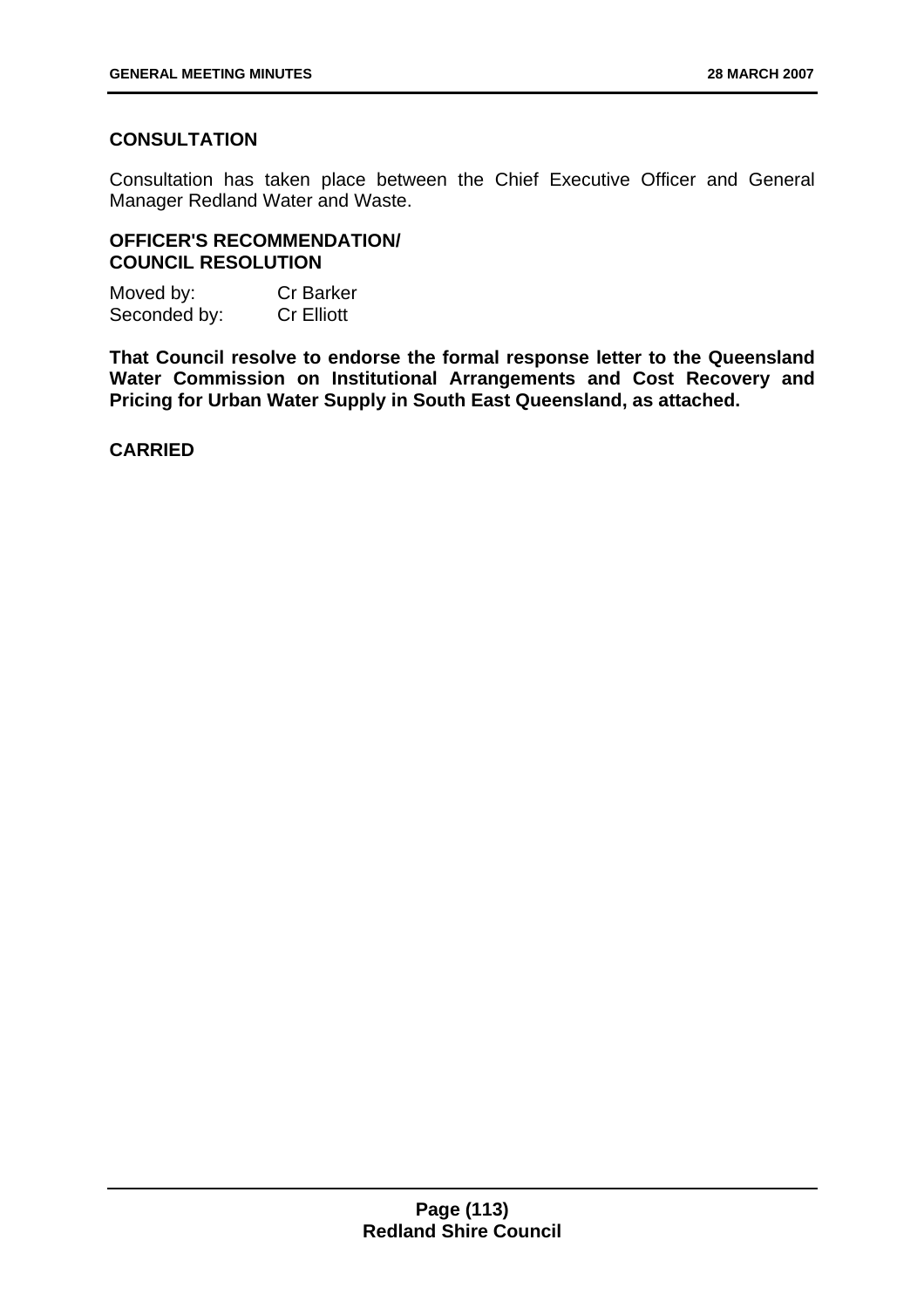**CONSULTATION**

Consultation has taken place between the Chief Executive Officer and General Manager Redland Water and Waste.

**OFFICER'S RECOMMENDATION/**
**COUNCIL RESOLUTION**

Moved by: Cr Barker
Seconded by: Cr Elliott

**That Council resolve to endorse the formal response letter to the Queensland Water Commission on Institutional Arrangements and Cost Recovery and Pricing for Urban Water Supply in South East Queensland, as attached.**

**CARRIED**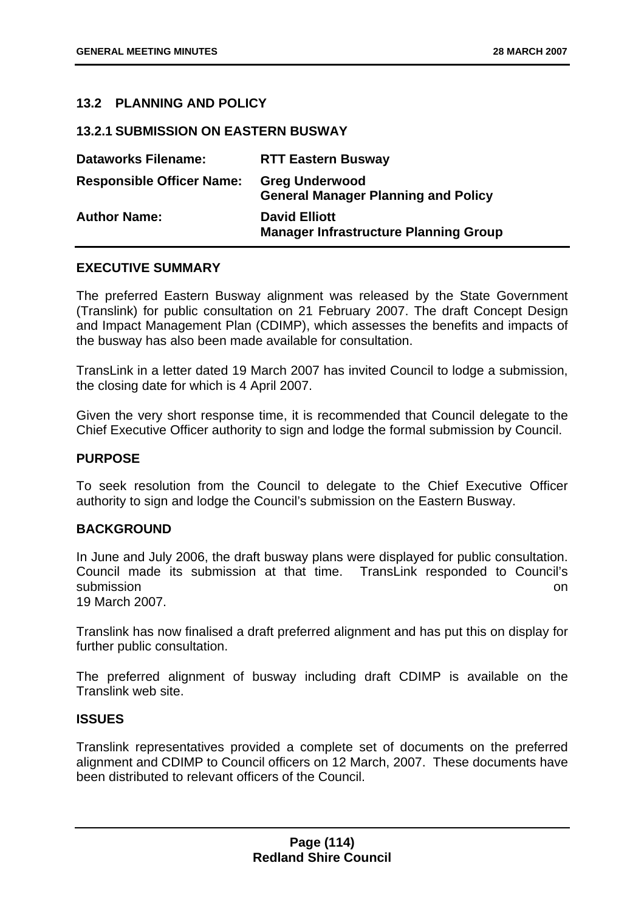## 13.2 PLANNING AND POLICY

### 13.2.1 SUBMISSION ON EASTERN BUSWAY

| | |
|---|---|
| **Dataworks Filename:** | **RTT Eastern Busway** |
| **Responsible Officer Name:** | **Greg Underwood**<br>**General Manager Planning and Policy** |
| **Author Name:** | **David Elliott**<br>**Manager Infrastructure Planning Group** |

#### EXECUTIVE SUMMARY

The preferred Eastern Busway alignment was released by the State Government (Translink) for public consultation on 21 February 2007. The draft Concept Design and Impact Management Plan (CDIMP), which assesses the benefits and impacts of the busway has also been made available for consultation.

TransLink in a letter dated 19 March 2007 has invited Council to lodge a submission, the closing date for which is 4 April 2007.

Given the very short response time, it is recommended that Council delegate to the Chief Executive Officer authority to sign and lodge the formal submission by Council.

#### PURPOSE

To seek resolution from the Council to delegate to the Chief Executive Officer authority to sign and lodge the Council's submission on the Eastern Busway.

#### BACKGROUND

In June and July 2006, the draft busway plans were displayed for public consultation. Council made its submission at that time. TransLink responded to Council's submission on 19 March 2007.

Translink has now finalised a draft preferred alignment and has put this on display for further public consultation.

The preferred alignment of busway including draft CDIMP is available on the Translink web site.

#### ISSUES

Translink representatives provided a complete set of documents on the preferred alignment and CDIMP to Council officers on 12 March, 2007. These documents have been distributed to relevant officers of the Council.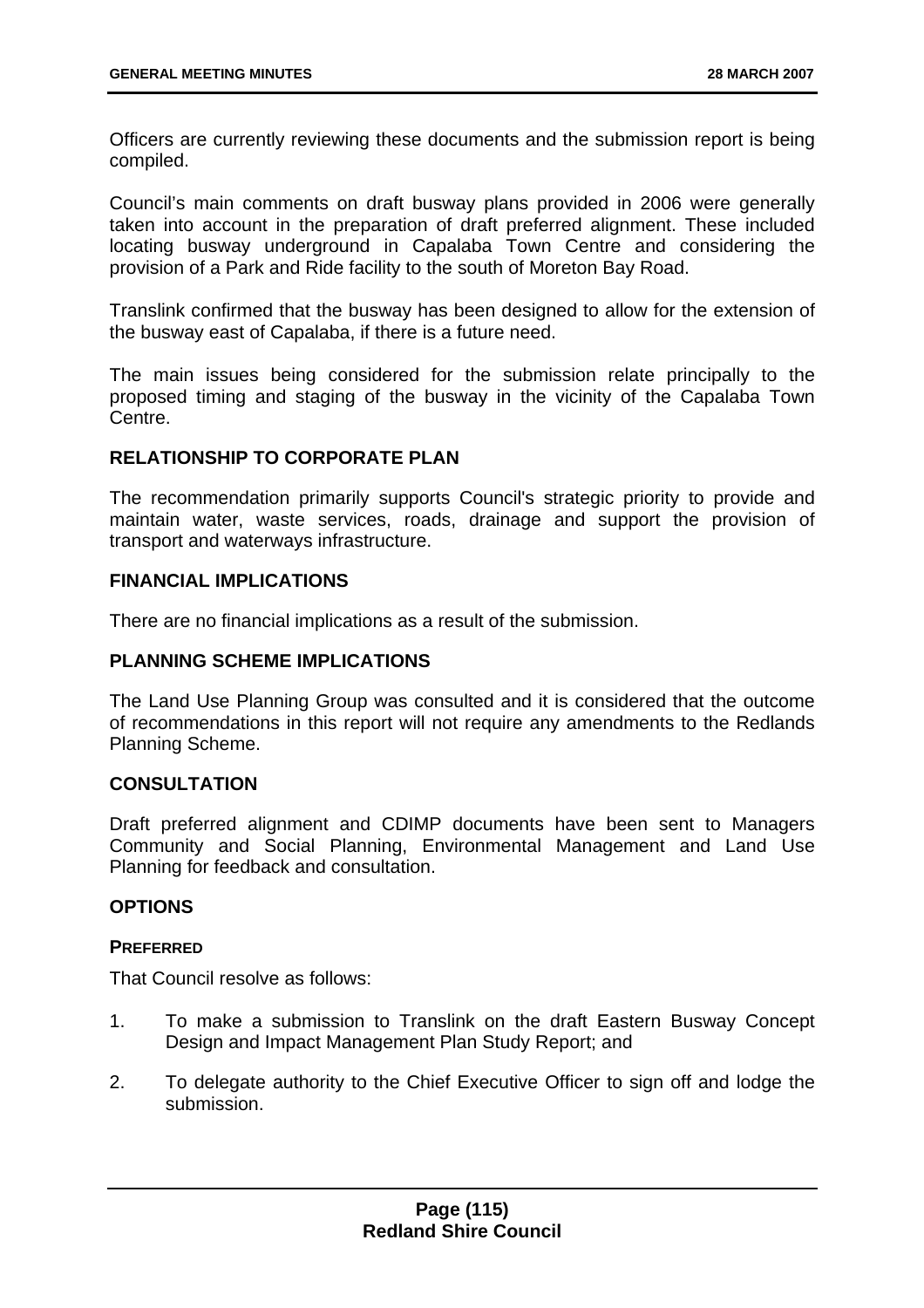Officers are currently reviewing these documents and the submission report is being compiled.

Council's main comments on draft busway plans provided in 2006 were generally taken into account in the preparation of draft preferred alignment. These included locating busway underground in Capalaba Town Centre and considering the provision of a Park and Ride facility to the south of Moreton Bay Road.

Translink confirmed that the busway has been designed to allow for the extension of the busway east of Capalaba, if there is a future need.

The main issues being considered for the submission relate principally to the proposed timing and staging of the busway in the vicinity of the Capalaba Town Centre.

## RELATIONSHIP TO CORPORATE PLAN

The recommendation primarily supports Council's strategic priority to provide and maintain water, waste services, roads, drainage and support the provision of transport and waterways infrastructure.

## FINANCIAL IMPLICATIONS

There are no financial implications as a result of the submission.

## PLANNING SCHEME IMPLICATIONS

The Land Use Planning Group was consulted and it is considered that the outcome of recommendations in this report will not require any amendments to the Redlands Planning Scheme.

## CONSULTATION

Draft preferred alignment and CDIMP documents have been sent to Managers Community and Social Planning, Environmental Management and Land Use Planning for feedback and consultation.

## OPTIONS

### PREFERRED

That Council resolve as follows:

1. To make a submission to Translink on the draft Eastern Busway Concept Design and Impact Management Plan Study Report; and
2. To delegate authority to the Chief Executive Officer to sign off and lodge the submission.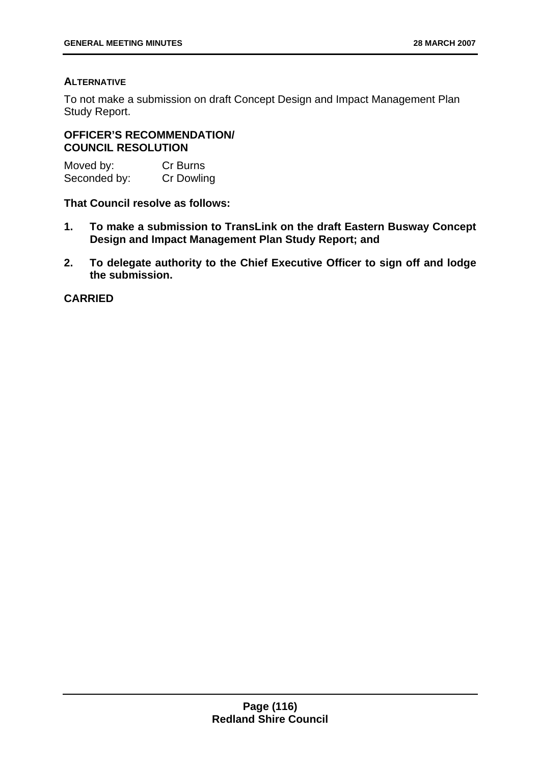**ALTERNATIVE**

To not make a submission on draft Concept Design and Impact Management Plan Study Report.

**OFFICER'S RECOMMENDATION/ COUNCIL RESOLUTION**

Moved by: Cr Burns
Seconded by: Cr Dowling

**That Council resolve as follows:**

1. **To make a submission to TransLink on the draft Eastern Busway Concept Design and Impact Management Plan Study Report; and**
2. **To delegate authority to the Chief Executive Officer to sign off and lodge the submission.**

**CARRIED**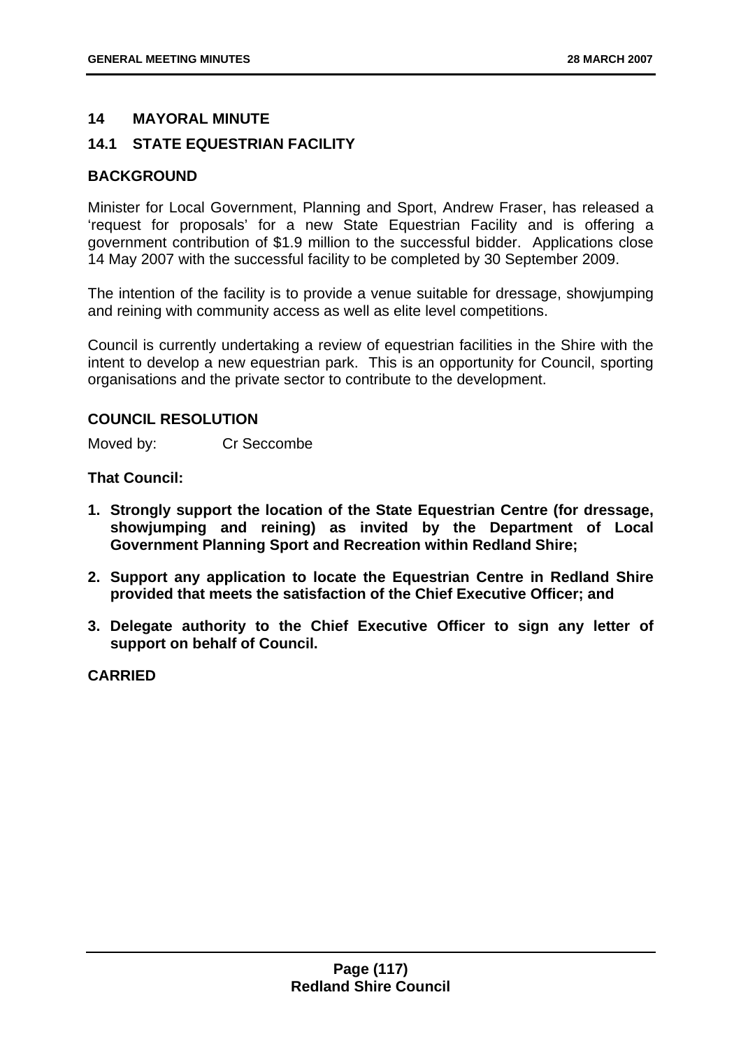## 14 MAYORAL MINUTE

### 14.1 STATE EQUESTRIAN FACILITY

**BACKGROUND**

Minister for Local Government, Planning and Sport, Andrew Fraser, has released a 'request for proposals' for a new State Equestrian Facility and is offering a government contribution of $1.9 million to the successful bidder. Applications close 14 May 2007 with the successful facility to be completed by 30 September 2009.

The intention of the facility is to provide a venue suitable for dressage, showjumping and reining with community access as well as elite level competitions.

Council is currently undertaking a review of equestrian facilities in the Shire with the intent to develop a new equestrian park. This is an opportunity for Council, sporting organisations and the private sector to contribute to the development.

**COUNCIL RESOLUTION**

Moved by: Cr Seccombe

**That Council:**

1. **Strongly support the location of the State Equestrian Centre (for dressage, showjumping and reining) as invited by the Department of Local Government Planning Sport and Recreation within Redland Shire;**
2. **Support any application to locate the Equestrian Centre in Redland Shire provided that meets the satisfaction of the Chief Executive Officer; and**
3. **Delegate authority to the Chief Executive Officer to sign any letter of support on behalf of Council.**

**CARRIED**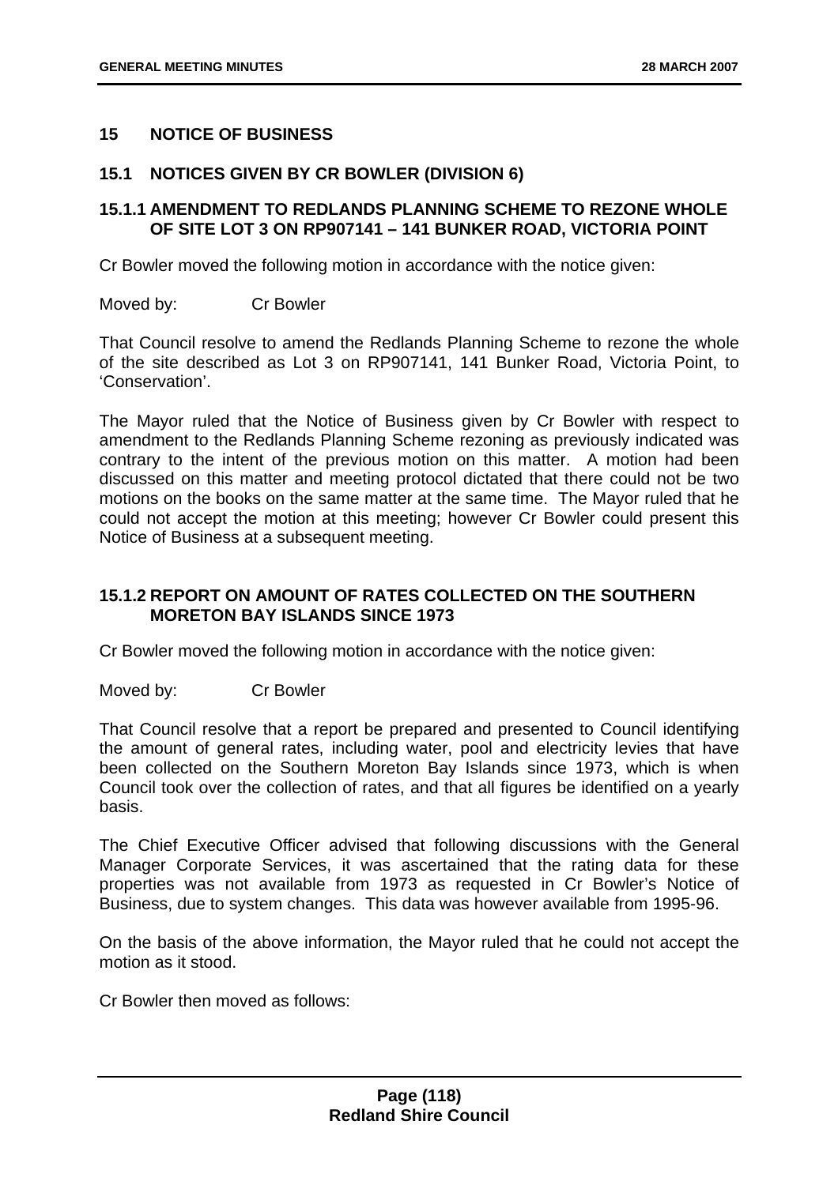## 15 NOTICE OF BUSINESS

### 15.1 NOTICES GIVEN BY CR BOWLER (DIVISION 6)

#### 15.1.1 AMENDMENT TO REDLANDS PLANNING SCHEME TO REZONE WHOLE OF SITE LOT 3 ON RP907141 – 141 BUNKER ROAD, VICTORIA POINT

Cr Bowler moved the following motion in accordance with the notice given:

Moved by: Cr Bowler

That Council resolve to amend the Redlands Planning Scheme to rezone the whole of the site described as Lot 3 on RP907141, 141 Bunker Road, Victoria Point, to 'Conservation'.

The Mayor ruled that the Notice of Business given by Cr Bowler with respect to amendment to the Redlands Planning Scheme rezoning as previously indicated was contrary to the intent of the previous motion on this matter. A motion had been discussed on this matter and meeting protocol dictated that there could not be two motions on the books on the same matter at the same time. The Mayor ruled that he could not accept the motion at this meeting; however Cr Bowler could present this Notice of Business at a subsequent meeting.

#### 15.1.2 REPORT ON AMOUNT OF RATES COLLECTED ON THE SOUTHERN MORETON BAY ISLANDS SINCE 1973

Cr Bowler moved the following motion in accordance with the notice given:

Moved by: Cr Bowler

That Council resolve that a report be prepared and presented to Council identifying the amount of general rates, including water, pool and electricity levies that have been collected on the Southern Moreton Bay Islands since 1973, which is when Council took over the collection of rates, and that all figures be identified on a yearly basis.

The Chief Executive Officer advised that following discussions with the General Manager Corporate Services, it was ascertained that the rating data for these properties was not available from 1973 as requested in Cr Bowler's Notice of Business, due to system changes. This data was however available from 1995-96.

On the basis of the above information, the Mayor ruled that he could not accept the motion as it stood.

Cr Bowler then moved as follows: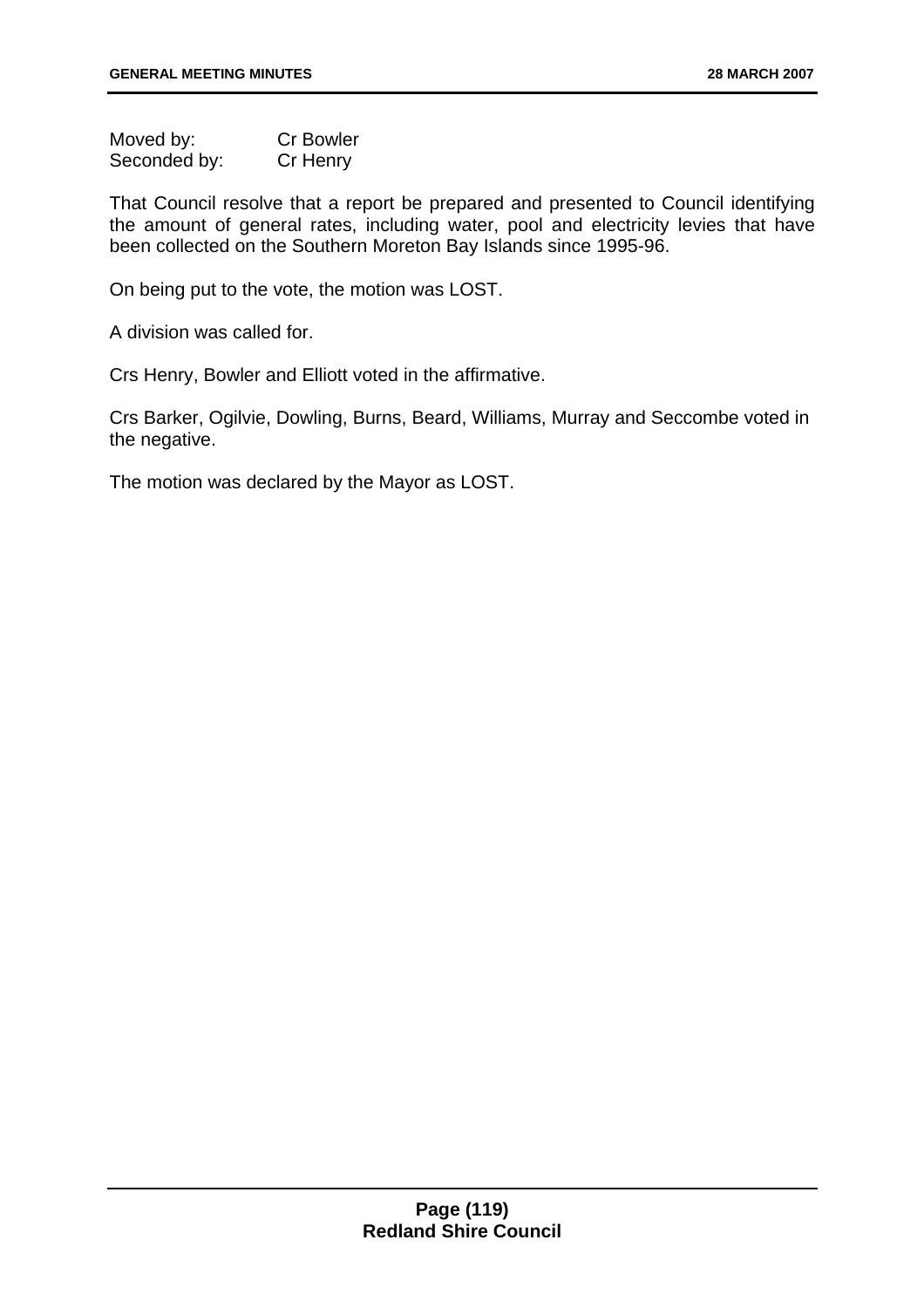| | |
|---|---|
| Moved by: | Cr Bowler |
| Seconded by: | Cr Henry |

That Council resolve that a report be prepared and presented to Council identifying the amount of general rates, including water, pool and electricity levies that have been collected on the Southern Moreton Bay Islands since 1995-96.

On being put to the vote, the motion was LOST.

A division was called for.

Crs Henry, Bowler and Elliott voted in the affirmative.

Crs Barker, Ogilvie, Dowling, Burns, Beard, Williams, Murray and Seccombe voted in the negative.

The motion was declared by the Mayor as LOST.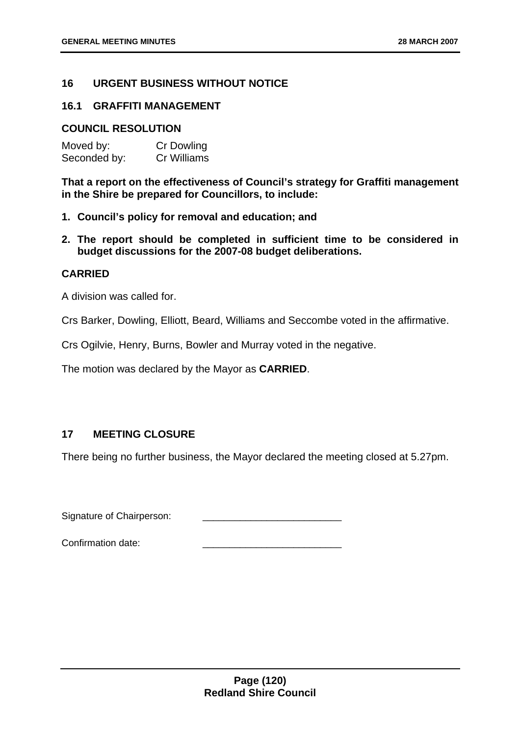## 16 URGENT BUSINESS WITHOUT NOTICE

### 16.1 GRAFFITI MANAGEMENT

**COUNCIL RESOLUTION**

| | |
|---|---|
| Moved by: | Cr Dowling |
| Seconded by: | Cr Williams |

**That a report on the effectiveness of Council's strategy for Graffiti management in the Shire be prepared for Councillors, to include:**

1. **Council's policy for removal and education; and**
2. **The report should be completed in sufficient time to be considered in budget discussions for the 2007-08 budget deliberations.**

**CARRIED**

A division was called for.

Crs Barker, Dowling, Elliott, Beard, Williams and Seccombe voted in the affirmative.

Crs Ogilvie, Henry, Burns, Bowler and Murray voted in the negative.

The motion was declared by the Mayor as **CARRIED**.

## 17 MEETING CLOSURE

There being no further business, the Mayor declared the meeting closed at 5.27pm.

Signature of Chairperson: \_\_\_\_\_\_\_\_\_\_\_\_\_\_\_\_\_\_\_\_\_\_\_\_\_\_

Confirmation date: \_\_\_\_\_\_\_\_\_\_\_\_\_\_\_\_\_\_\_\_\_\_\_\_\_\_